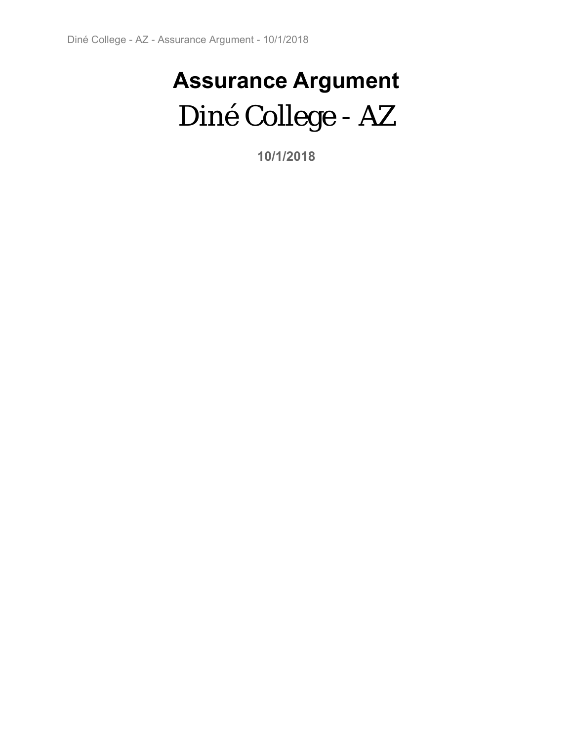# Assurance Argument

# Diné College - AZ

**10/1/2018**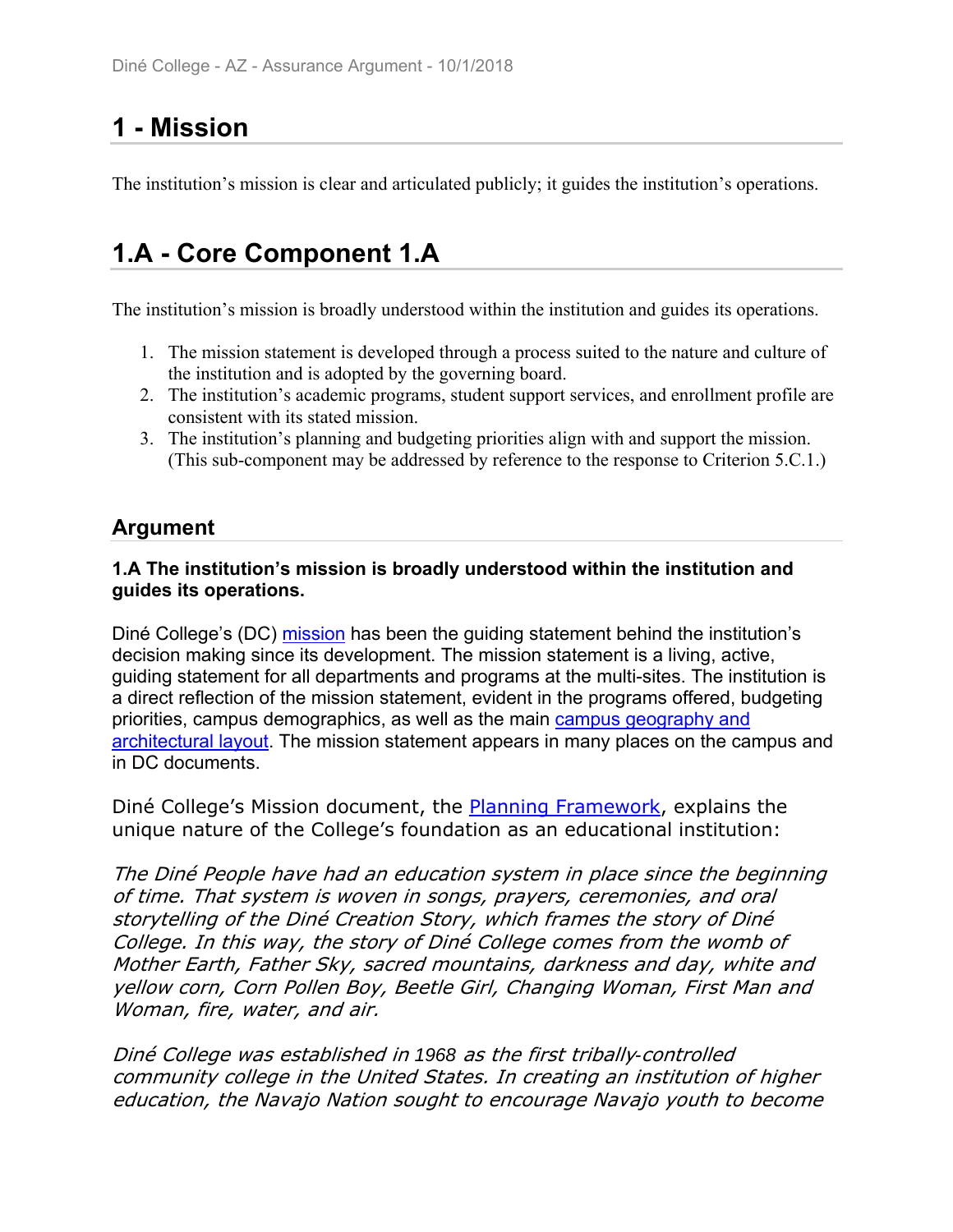# 1 - Mission

The institution's mission is clear and articulated publicly; it guides the institution's operations.

# 1.A - Core Component 1.A

The institution's mission is broadly understood within the institution and guides its operations.

1. The mission statement is developed through a process suited to the nature and culture of the institution and is adopted by the governing board.
2. The institution's academic programs, student support services, and enrollment profile are consistent with its stated mission.
3. The institution's planning and budgeting priorities align with and support the mission. (This sub-component may be addressed by reference to the response to Criterion 5.C.1.)

## Argument

**1.A The institution's mission is broadly understood within the institution and guides its operations.**

Diné College's (DC) mission has been the guiding statement behind the institution's decision making since its development. The mission statement is a living, active, guiding statement for all departments and programs at the multi-sites. The institution is a direct reflection of the mission statement, evident in the programs offered, budgeting priorities, campus demographics, as well as the main campus geography and architectural layout. The mission statement appears in many places on the campus and in DC documents.

Diné College's Mission document, the Planning Framework, explains the unique nature of the College's foundation as an educational institution:

*The Diné People have had an education system in place since the beginning of time. That system is woven in songs, prayers, ceremonies, and oral storytelling of the Diné Creation Story, which frames the story of Diné College. In this way, the story of Diné College comes from the womb of Mother Earth, Father Sky, sacred mountains, darkness and day, white and yellow corn, Corn Pollen Boy, Beetle Girl, Changing Woman, First Man and Woman, fire, water, and air.*

*Diné College was established in 1968 as the first tribally-controlled community college in the United States. In creating an institution of higher education, the Navajo Nation sought to encourage Navajo youth to become*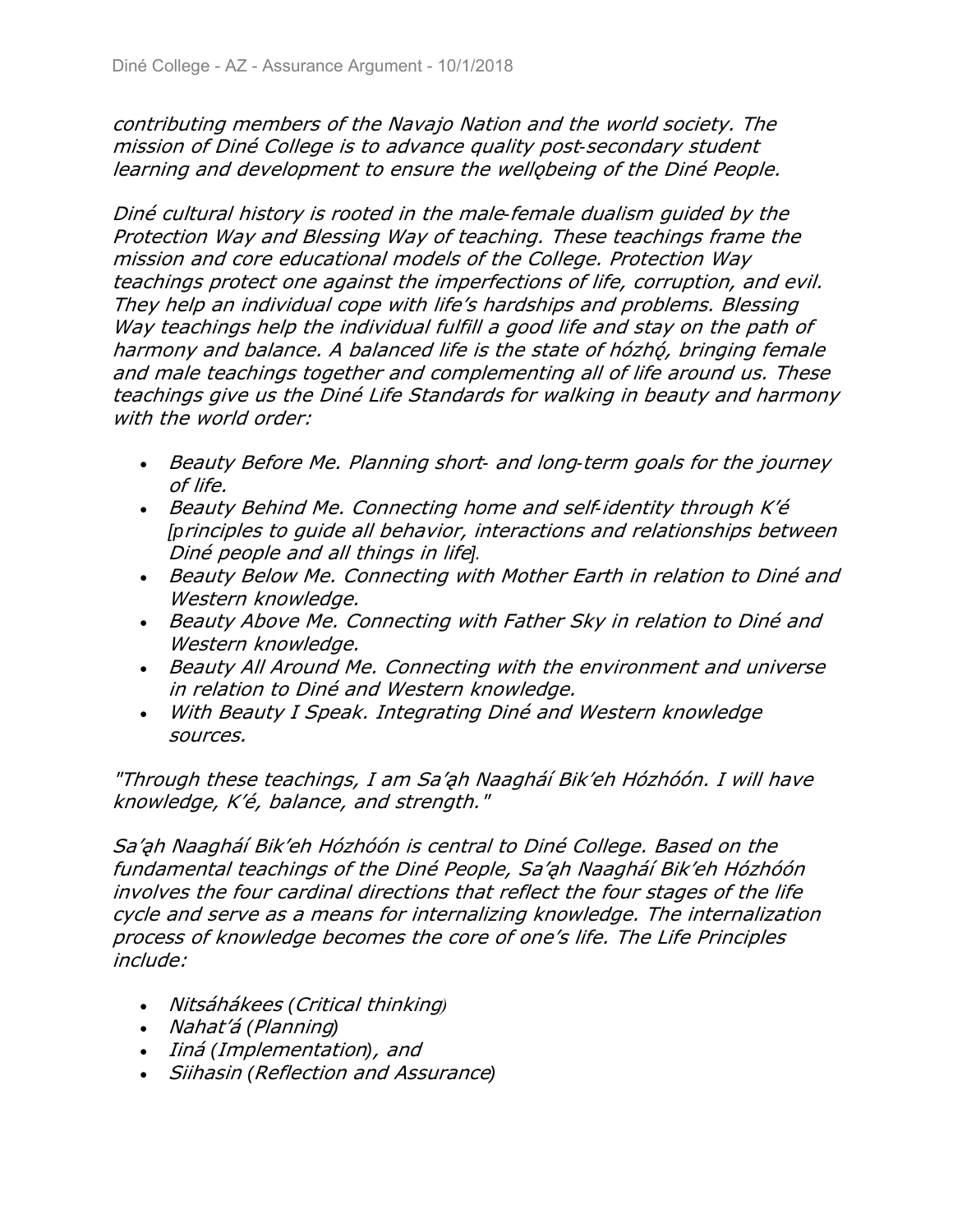*contributing members of the Navajo Nation and the world society. The mission of Diné College is to advance quality post-secondary student learning and development to ensure the wellǫbeing of the Diné People.*

*Diné cultural history is rooted in the male-female dualism guided by the Protection Way and Blessing Way of teaching. These teachings frame the mission and core educational models of the College. Protection Way teachings protect one against the imperfections of life, corruption, and evil. They help an individual cope with life's hardships and problems. Blessing Way teachings help the individual fulfill a good life and stay on the path of harmony and balance. A balanced life is the state of hózhǫ́, bringing female and male teachings together and complementing all of life around us. These teachings give us the Diné Life Standards for walking in beauty and harmony with the world order:*

- *Beauty Before Me. Planning short- and long-term goals for the journey of life.*
- *Beauty Behind Me. Connecting home and self-identity through K'é [principles to guide all behavior, interactions and relationships between Diné people and all things in life].*
- *Beauty Below Me. Connecting with Mother Earth in relation to Diné and Western knowledge.*
- *Beauty Above Me. Connecting with Father Sky in relation to Diné and Western knowledge.*
- *Beauty All Around Me. Connecting with the environment and universe in relation to Diné and Western knowledge.*
- *With Beauty I Speak. Integrating Diné and Western knowledge sources.*

*"Through these teachings, I am Sa'ąh Naagháí Bik'eh Hózhóón. I will have knowledge, K'é, balance, and strength."*

*Sa'ąh Naagháí Bik'eh Hózhóón is central to Diné College. Based on the fundamental teachings of the Diné People, Sa'ąh Naagháí Bik'eh Hózhóón involves the four cardinal directions that reflect the four stages of the life cycle and serve as a means for internalizing knowledge. The internalization process of knowledge becomes the core of one's life. The Life Principles include:*

- *Nitsáhákees (Critical thinking)*
- *Nahat'á (Planning)*
- *Iiná (Implementation), and*
- *Siihasin (Reflection and Assurance)*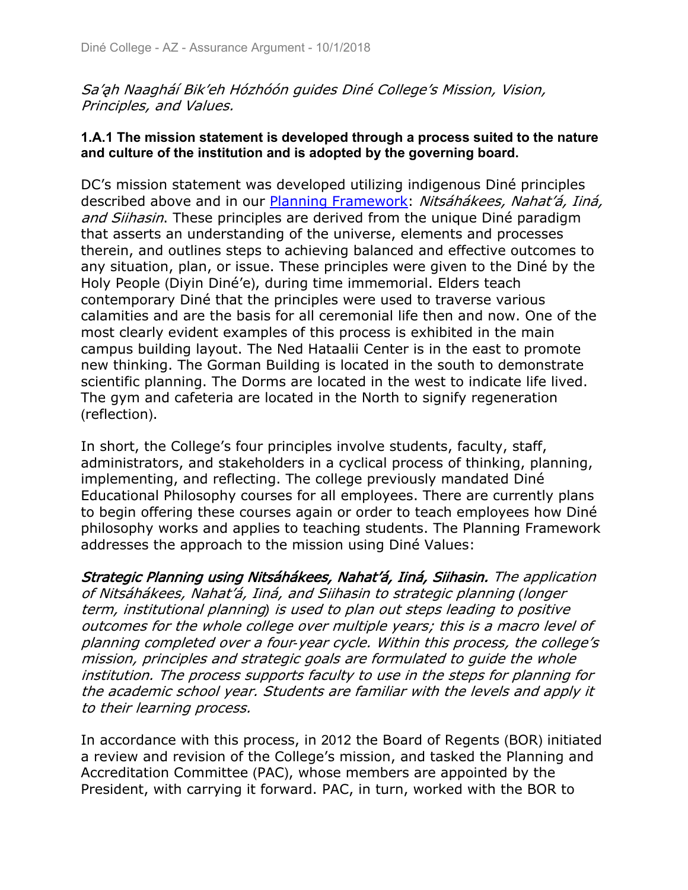*Sa'ąh Naagháí Bik'eh Hózhóón guides Diné College's Mission, Vision, Principles, and Values.*

**1.A.1 The mission statement is developed through a process suited to the nature and culture of the institution and is adopted by the governing board.**

DC's mission statement was developed utilizing indigenous Diné principles described above and in our Planning Framework: *Nitsáhákees, Nahat'á, Iiná, and Siihasin*. These principles are derived from the unique Diné paradigm that asserts an understanding of the universe, elements and processes therein, and outlines steps to achieving balanced and effective outcomes to any situation, plan, or issue. These principles were given to the Diné by the Holy People (Diyin Diné'e), during time immemorial. Elders teach contemporary Diné that the principles were used to traverse various calamities and are the basis for all ceremonial life then and now. One of the most clearly evident examples of this process is exhibited in the main campus building layout. The Ned Hataalii Center is in the east to promote new thinking. The Gorman Building is located in the south to demonstrate scientific planning. The Dorms are located in the west to indicate life lived. The gym and cafeteria are located in the North to signify regeneration (reflection).

In short, the College's four principles involve students, faculty, staff, administrators, and stakeholders in a cyclical process of thinking, planning, implementing, and reflecting. The college previously mandated Diné Educational Philosophy courses for all employees. There are currently plans to begin offering these courses again or order to teach employees how Diné philosophy works and applies to teaching students. The Planning Framework addresses the approach to the mission using Diné Values:

***Strategic Planning using Nitsáhákees, Nahat'á, Iiná, Siihasin.*** *The application of Nitsáhákees, Nahat'á, Iiná, and Siihasin to strategic planning (longer term, institutional planning) is used to plan out steps leading to positive outcomes for the whole college over multiple years; this is a macro level of planning completed over a four-year cycle. Within this process, the college's mission, principles and strategic goals are formulated to guide the whole institution. The process supports faculty to use in the steps for planning for the academic school year. Students are familiar with the levels and apply it to their learning process.*

In accordance with this process, in 2012 the Board of Regents (BOR) initiated a review and revision of the College's mission, and tasked the Planning and Accreditation Committee (PAC), whose members are appointed by the President, with carrying it forward. PAC, in turn, worked with the BOR to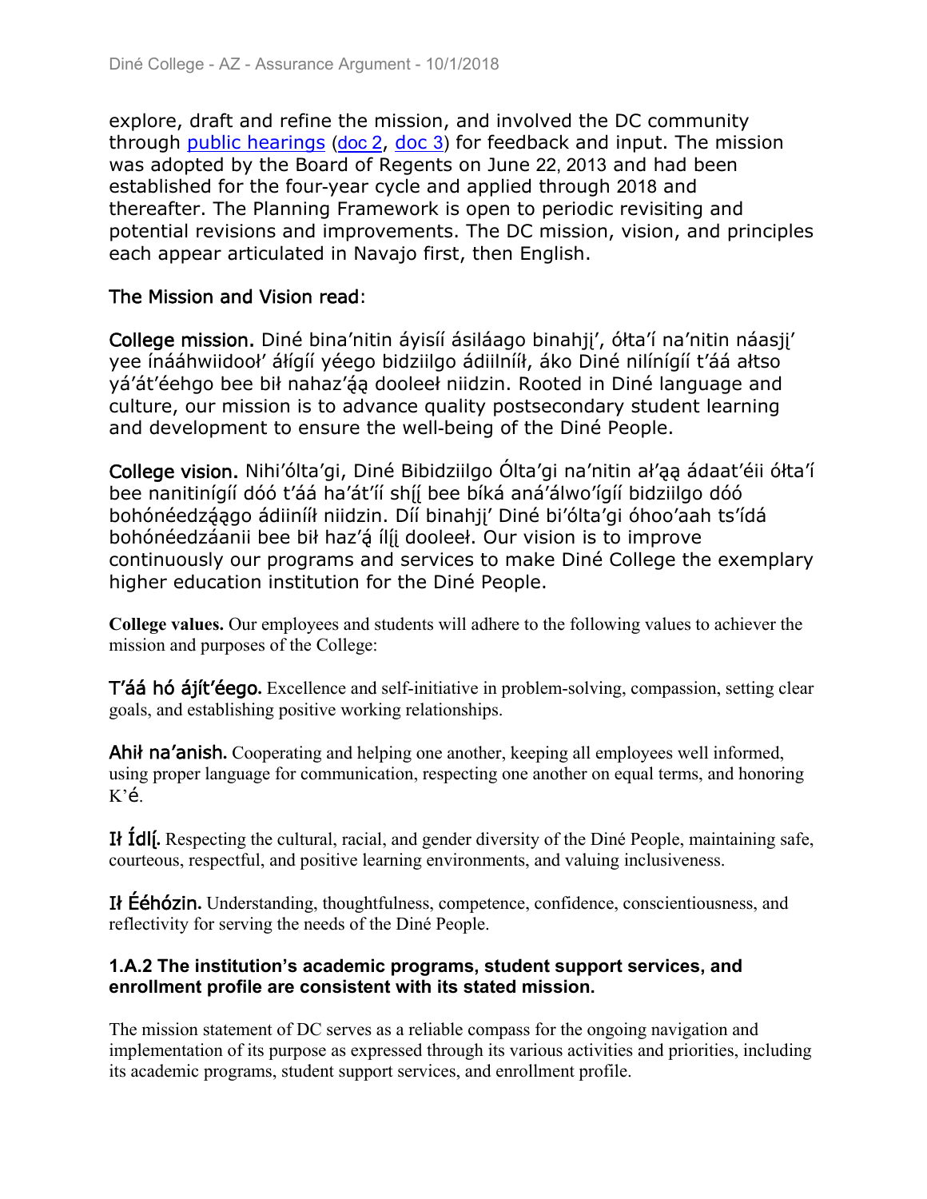explore, draft and refine the mission, and involved the DC community through public hearings (doc 2, doc 3) for feedback and input. The mission was adopted by the Board of Regents on June 22, 2013 and had been established for the four-year cycle and applied through 2018 and thereafter. The Planning Framework is open to periodic revisiting and potential revisions and improvements. The DC mission, vision, and principles each appear articulated in Navajo first, then English.

The Mission and Vision read:

**College mission.** Diné bina'nitin áyisíí ásiláago binahjį', ółta'í na'nitin náasjį' yee ínááhwiidooł' áłígíí yéego bidziilgo ádiilnííł, áko Diné nilínígíí t'áá ałtso yá'át'éehgo bee bił nahaz'ą́ą dooleeł niidzin. Rooted in Diné language and culture, our mission is to advance quality postsecondary student learning and development to ensure the well-being of the Diné People.

**College vision.** Nihi'ólta'gi, Diné Bibidziilgo Ólta'gi na'nitin ał'ąą ádaat'éii ółta'í bee nanitinígíí dóó t'áá ha'át'íí shį́į bee bíká aná'álwo'ígíí bidziilgo dóó bohónéedzą́ągo ádiiníił niidzin. Díí binahjį' Diné bi'ólta'gi óhoo'aah ts'ídá bohónéedzáanii bee bił haz'ą́ ílį́į dooleeł. Our vision is to improve continuously our programs and services to make Diné College the exemplary higher education institution for the Diné People.

**College values.** Our employees and students will adhere to the following values to achiever the mission and purposes of the College:

**T'áá hó ájít'éego.** Excellence and self-initiative in problem-solving, compassion, setting clear goals, and establishing positive working relationships.

**Ahił na'anish.** Cooperating and helping one another, keeping all employees well informed, using proper language for communication, respecting one another on equal terms, and honoring K'é.

**Ił Ídlį́.** Respecting the cultural, racial, and gender diversity of the Diné People, maintaining safe, courteous, respectful, and positive learning environments, and valuing inclusiveness.

**Ił Éého̧zin.** Understanding, thoughtfulness, competence, confidence, conscientiousness, and reflectivity for serving the needs of the Diné People.

### 1.A.2 The institution's academic programs, student support services, and enrollment profile are consistent with its stated mission.

The mission statement of DC serves as a reliable compass for the ongoing navigation and implementation of its purpose as expressed through its various activities and priorities, including its academic programs, student support services, and enrollment profile.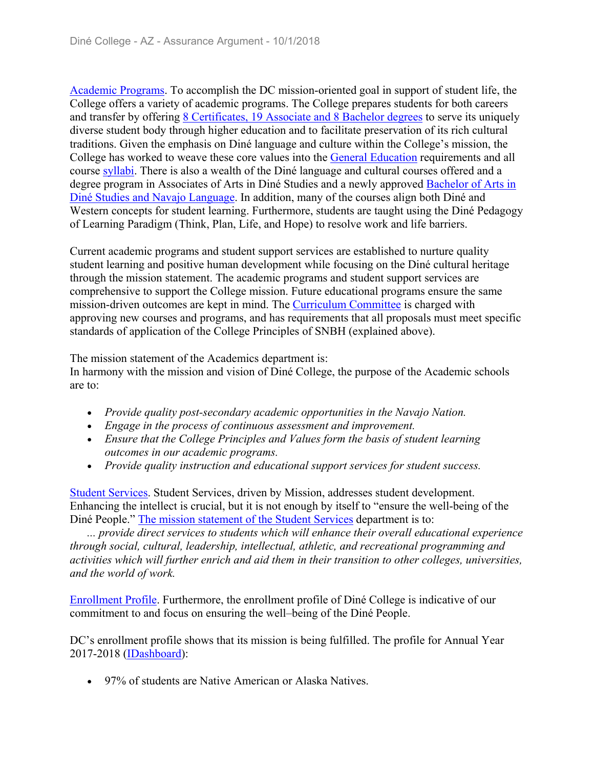Academic Programs. To accomplish the DC mission-oriented goal in support of student life, the College offers a variety of academic programs. The College prepares students for both careers and transfer by offering 8 Certificates, 19 Associate and 8 Bachelor degrees to serve its uniquely diverse student body through higher education and to facilitate preservation of its rich cultural traditions. Given the emphasis on Diné language and culture within the College's mission, the College has worked to weave these core values into the General Education requirements and all course syllabi. There is also a wealth of the Diné language and cultural courses offered and a degree program in Associates of Arts in Diné Studies and a newly approved Bachelor of Arts in Diné Studies and Navajo Language. In addition, many of the courses align both Diné and Western concepts for student learning. Furthermore, students are taught using the Diné Pedagogy of Learning Paradigm (Think, Plan, Life, and Hope) to resolve work and life barriers.

Current academic programs and student support services are established to nurture quality student learning and positive human development while focusing on the Diné cultural heritage through the mission statement. The academic programs and student support services are comprehensive to support the College mission. Future educational programs ensure the same mission-driven outcomes are kept in mind. The Curriculum Committee is charged with approving new courses and programs, and has requirements that all proposals must meet specific standards of application of the College Principles of SNBH (explained above).

The mission statement of the Academics department is:
In harmony with the mission and vision of Diné College, the purpose of the Academic schools are to:

- *Provide quality post-secondary academic opportunities in the Navajo Nation.*
- *Engage in the process of continuous assessment and improvement.*
- *Ensure that the College Principles and Values form the basis of student learning outcomes in our academic programs.*
- *Provide quality instruction and educational support services for student success.*

Student Services. Student Services, driven by Mission, addresses student development. Enhancing the intellect is crucial, but it is not enough by itself to "ensure the well-being of the Diné People." The mission statement of the Student Services department is to:
*... provide direct services to students which will enhance their overall educational experience through social, cultural, leadership, intellectual, athletic, and recreational programming and activities which will further enrich and aid them in their transition to other colleges, universities, and the world of work.*

Enrollment Profile. Furthermore, the enrollment profile of Diné College is indicative of our commitment to and focus on ensuring the well–being of the Diné People.

DC's enrollment profile shows that its mission is being fulfilled. The profile for Annual Year 2017-2018 (IDashboard):

- 97% of students are Native American or Alaska Natives.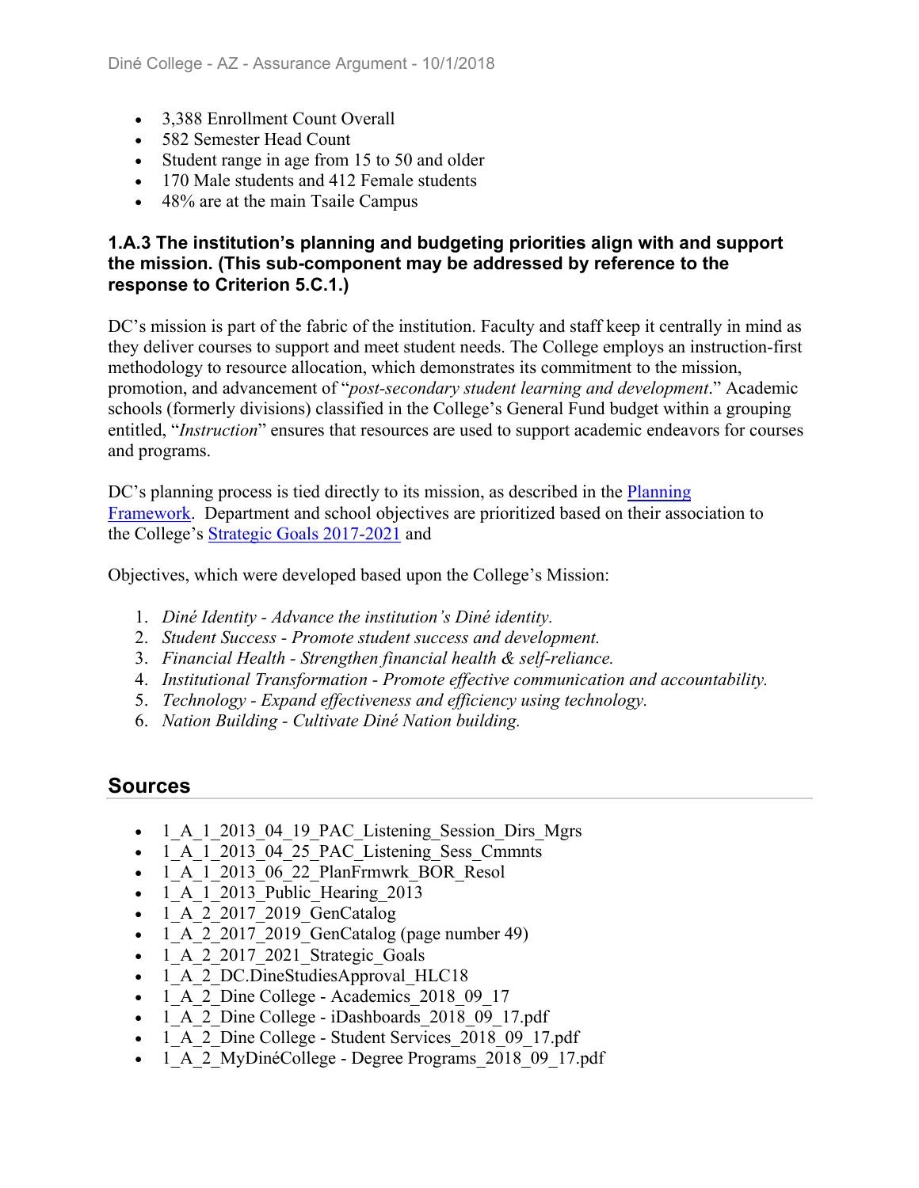- 3,388 Enrollment Count Overall
- 582 Semester Head Count
- Student range in age from 15 to 50 and older
- 170 Male students and 412 Female students
- 48% are at the main Tsaile Campus

### 1.A.3 The institution's planning and budgeting priorities align with and support the mission. (This sub-component may be addressed by reference to the response to Criterion 5.C.1.)

DC's mission is part of the fabric of the institution. Faculty and staff keep it centrally in mind as they deliver courses to support and meet student needs. The College employs an instruction-first methodology to resource allocation, which demonstrates its commitment to the mission, promotion, and advancement of "*post-secondary student learning and development*." Academic schools (formerly divisions) classified in the College's General Fund budget within a grouping entitled, "*Instruction*" ensures that resources are used to support academic endeavors for courses and programs.

DC's planning process is tied directly to its mission, as described in the Planning Framework. Department and school objectives are prioritized based on their association to the College's Strategic Goals 2017-2021 and

Objectives, which were developed based upon the College's Mission:

1. *Diné Identity - Advance the institution's Diné identity.*
2. *Student Success - Promote student success and development.*
3. *Financial Health - Strengthen financial health & self-reliance.*
4. *Institutional Transformation - Promote effective communication and accountability.*
5. *Technology - Expand effectiveness and efficiency using technology.*
6. *Nation Building - Cultivate Diné Nation building.*

## Sources

- 1_A_1_2013_04_19_PAC_Listening_Session_Dirs_Mgrs
- 1_A_1_2013_04_25_PAC_Listening_Sess_Cmmnts
- 1_A_1_2013_06_22_PlanFrmwrk_BOR_Resol
- 1_A_1_2013_Public_Hearing_2013
- 1_A_2_2017_2019_GenCatalog
- 1_A_2_2017_2019_GenCatalog (page number 49)
- 1_A_2_2017_2021_Strategic_Goals
- 1_A_2_DC.DineStudiesApproval_HLC18
- 1_A_2_Dine College - Academics_2018_09_17
- 1_A_2_Dine College - iDashboards_2018_09_17.pdf
- 1_A_2_Dine College - Student Services_2018_09_17.pdf
- 1_A_2_MyDinéCollege - Degree Programs_2018_09_17.pdf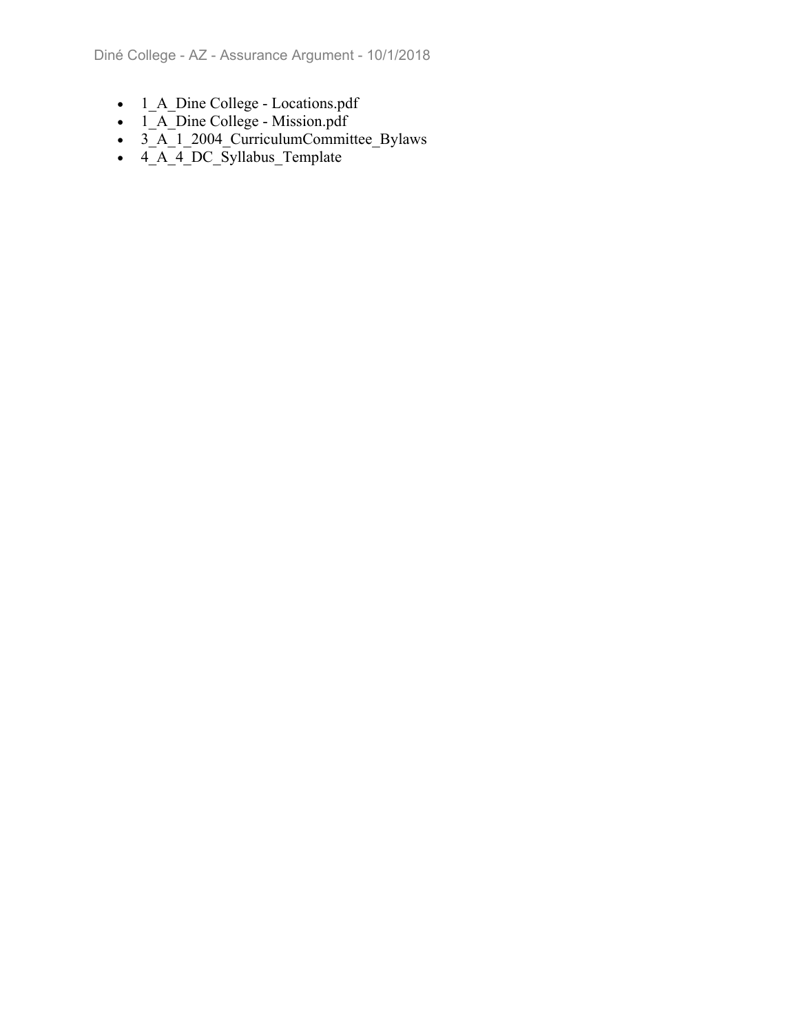- 1_A_Dine College - Locations.pdf
- 1_A_Dine College - Mission.pdf
- 3_A_1_2004_CurriculumCommittee_Bylaws
- 4_A_4_DC_Syllabus_Template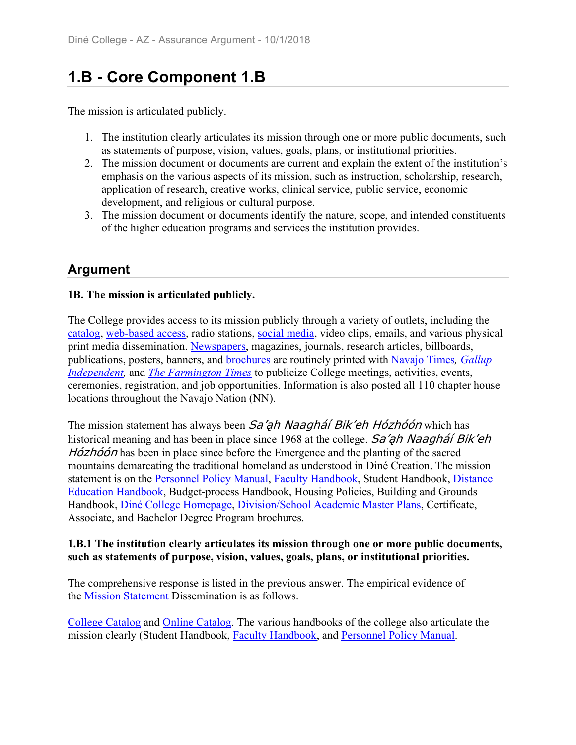# 1.B - Core Component 1.B

The mission is articulated publicly.

1. The institution clearly articulates its mission through one or more public documents, such as statements of purpose, vision, values, goals, plans, or institutional priorities.
2. The mission document or documents are current and explain the extent of the institution's emphasis on the various aspects of its mission, such as instruction, scholarship, research, application of research, creative works, clinical service, public service, economic development, and religious or cultural purpose.
3. The mission document or documents identify the nature, scope, and intended constituents of the higher education programs and services the institution provides.

## Argument

**1B. The mission is articulated publicly.**

The College provides access to its mission publicly through a variety of outlets, including the catalog, web-based access, radio stations, social media, video clips, emails, and various physical print media dissemination. Newspapers, magazines, journals, research articles, billboards, publications, posters, banners, and brochures are routinely printed with Navajo Times, *Gallup Independent,* and *The Farmington Times* to publicize College meetings, activities, events, ceremonies, registration, and job opportunities. Information is also posted all 110 chapter house locations throughout the Navajo Nation (NN).

The mission statement has always been *Sa'ąh Naagháí Bik'eh Hózhóón* which has historical meaning and has been in place since 1968 at the college. *Sa'ąh Naagháí Bik'eh Hózhóón* has been in place since before the Emergence and the planting of the sacred mountains demarcating the traditional homeland as understood in Diné Creation. The mission statement is on the Personnel Policy Manual, Faculty Handbook, Student Handbook, Distance Education Handbook, Budget-process Handbook, Housing Policies, Building and Grounds Handbook, Diné College Homepage, Division/School Academic Master Plans, Certificate, Associate, and Bachelor Degree Program brochures.

**1.B.1 The institution clearly articulates its mission through one or more public documents, such as statements of purpose, vision, values, goals, plans, or institutional priorities.**

The comprehensive response is listed in the previous answer. The empirical evidence of the Mission Statement Dissemination is as follows.

College Catalog and Online Catalog. The various handbooks of the college also articulate the mission clearly (Student Handbook, Faculty Handbook, and Personnel Policy Manual.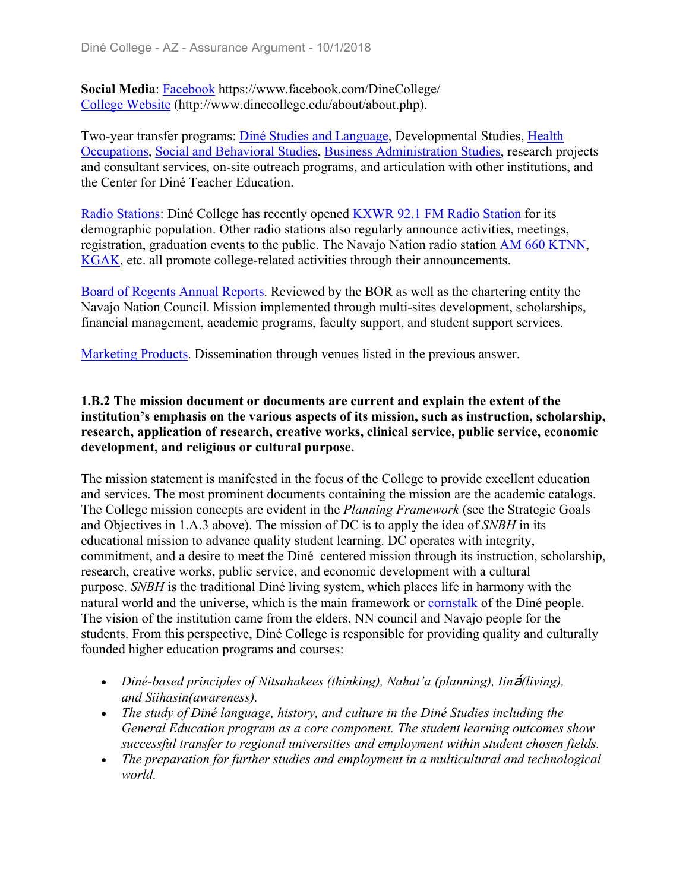**Social Media**: Facebook https://www.facebook.com/DineCollege/
College Website (http://www.dinecollege.edu/about/about.php).

Two-year transfer programs: Diné Studies and Language, Developmental Studies, Health Occupations, Social and Behavioral Studies, Business Administration Studies, research projects and consultant services, on-site outreach programs, and articulation with other institutions, and the Center for Diné Teacher Education.

Radio Stations: Diné College has recently opened KXWR 92.1 FM Radio Station for its demographic population. Other radio stations also regularly announce activities, meetings, registration, graduation events to the public. The Navajo Nation radio station AM 660 KTNN, KGAK, etc. all promote college-related activities through their announcements.

Board of Regents Annual Reports. Reviewed by the BOR as well as the chartering entity the Navajo Nation Council. Mission implemented through multi-sites development, scholarships, financial management, academic programs, faculty support, and student support services.

Marketing Products. Dissemination through venues listed in the previous answer.

**1.B.2 The mission document or documents are current and explain the extent of the institution's emphasis on the various aspects of its mission, such as instruction, scholarship, research, application of research, creative works, clinical service, public service, economic development, and religious or cultural purpose.**

The mission statement is manifested in the focus of the College to provide excellent education and services. The most prominent documents containing the mission are the academic catalogs. The College mission concepts are evident in the *Planning Framework* (see the Strategic Goals and Objectives in 1.A.3 above). The mission of DC is to apply the idea of *SNBH* in its educational mission to advance quality student learning. DC operates with integrity, commitment, and a desire to meet the Diné–centered mission through its instruction, scholarship, research, creative works, public service, and economic development with a cultural purpose. *SNBH* is the traditional Diné living system, which places life in harmony with the natural world and the universe, which is the main framework or cornstalk of the Diné people. The vision of the institution came from the elders, NN council and Navajo people for the students. From this perspective, Diné College is responsible for providing quality and culturally founded higher education programs and courses:

- *Diné-based principles of Nitsahakees (thinking), Nahat'a (planning), Iiná(living), and Siihasin(awareness).*
- *The study of Diné language, history, and culture in the Diné Studies including the General Education program as a core component. The student learning outcomes show successful transfer to regional universities and employment within student chosen fields.*
- *The preparation for further studies and employment in a multicultural and technological world.*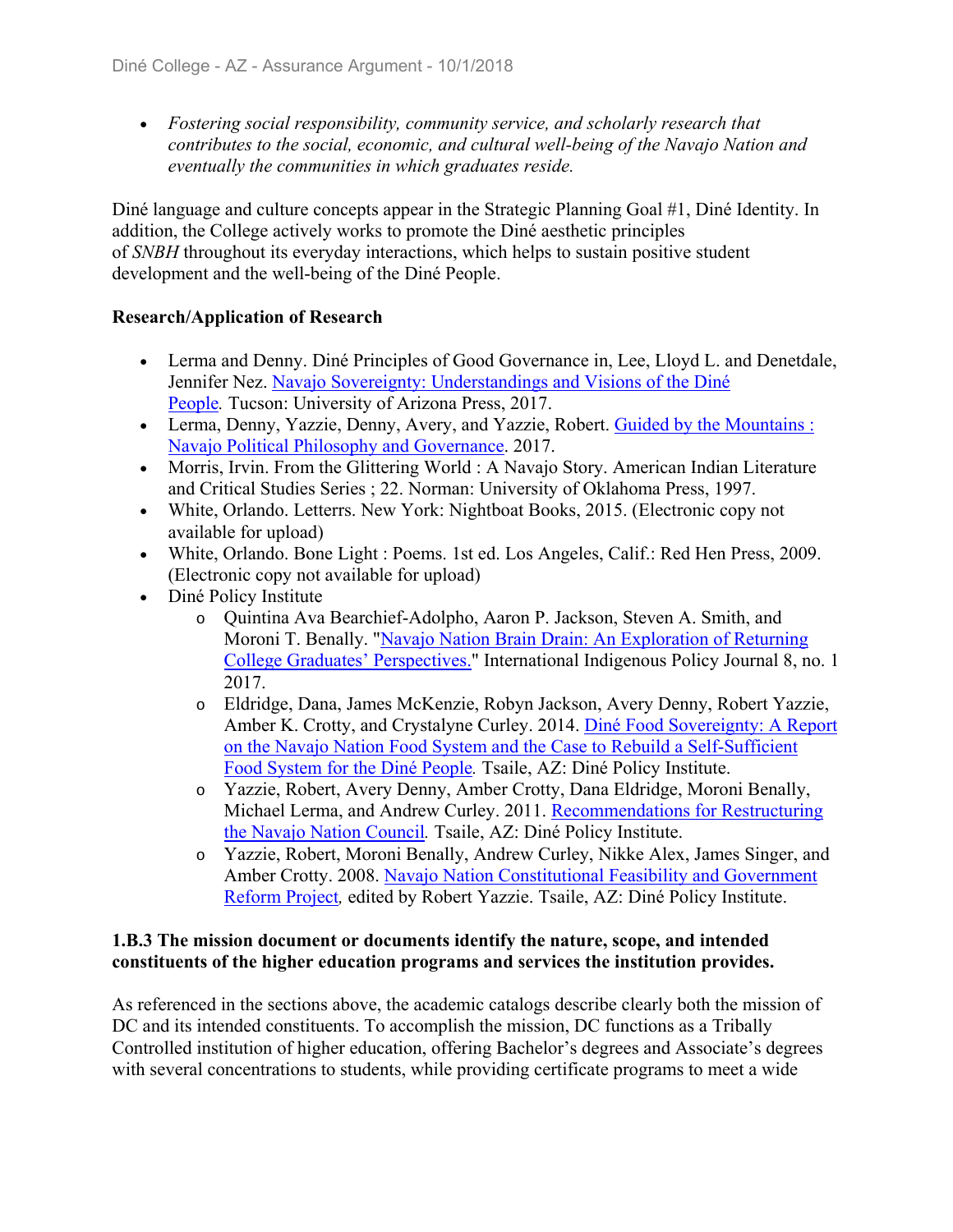- *Fostering social responsibility, community service, and scholarly research that contributes to the social, economic, and cultural well-being of the Navajo Nation and eventually the communities in which graduates reside.*

Diné language and culture concepts appear in the Strategic Planning Goal #1, Diné Identity. In addition, the College actively works to promote the Diné aesthetic principles of *SNBH* throughout its everyday interactions, which helps to sustain positive student development and the well-being of the Diné People.

**Research/Application of Research**

- Lerma and Denny. Diné Principles of Good Governance in, Lee, Lloyd L. and Denetdale, Jennifer Nez. Navajo Sovereignty: Understandings and Visions of the Diné People*.* Tucson: University of Arizona Press, 2017.
- Lerma, Denny, Yazzie, Denny, Avery, and Yazzie, Robert. Guided by the Mountains : Navajo Political Philosophy and Governance. 2017.
- Morris, Irvin. From the Glittering World : A Navajo Story. American Indian Literature and Critical Studies Series ; 22. Norman: University of Oklahoma Press, 1997.
- White, Orlando. Letterrs. New York: Nightboat Books, 2015. (Electronic copy not available for upload)
- White, Orlando. Bone Light : Poems. 1st ed. Los Angeles, Calif.: Red Hen Press, 2009. (Electronic copy not available for upload)
- Diné Policy Institute
  - Quintina Ava Bearchief-Adolpho, Aaron P. Jackson, Steven A. Smith, and Moroni T. Benally. "Navajo Nation Brain Drain: An Exploration of Returning College Graduates' Perspectives." International Indigenous Policy Journal 8, no. 1 2017.
  - Eldridge, Dana, James McKenzie, Robyn Jackson, Avery Denny, Robert Yazzie, Amber K. Crotty, and Crystalyne Curley. 2014. Diné Food Sovereignty: A Report on the Navajo Nation Food System and the Case to Rebuild a Self-Sufficient Food System for the Diné People*.* Tsaile, AZ: Diné Policy Institute.
  - Yazzie, Robert, Avery Denny, Amber Crotty, Dana Eldridge, Moroni Benally, Michael Lerma, and Andrew Curley. 2011. Recommendations for Restructuring the Navajo Nation Council*.* Tsaile, AZ: Diné Policy Institute.
  - Yazzie, Robert, Moroni Benally, Andrew Curley, Nikke Alex, James Singer, and Amber Crotty. 2008. Navajo Nation Constitutional Feasibility and Government Reform Project*,* edited by Robert Yazzie. Tsaile, AZ: Diné Policy Institute.

**1.B.3 The mission document or documents identify the nature, scope, and intended constituents of the higher education programs and services the institution provides.**

As referenced in the sections above, the academic catalogs describe clearly both the mission of DC and its intended constituents. To accomplish the mission, DC functions as a Tribally Controlled institution of higher education, offering Bachelor's degrees and Associate's degrees with several concentrations to students, while providing certificate programs to meet a wide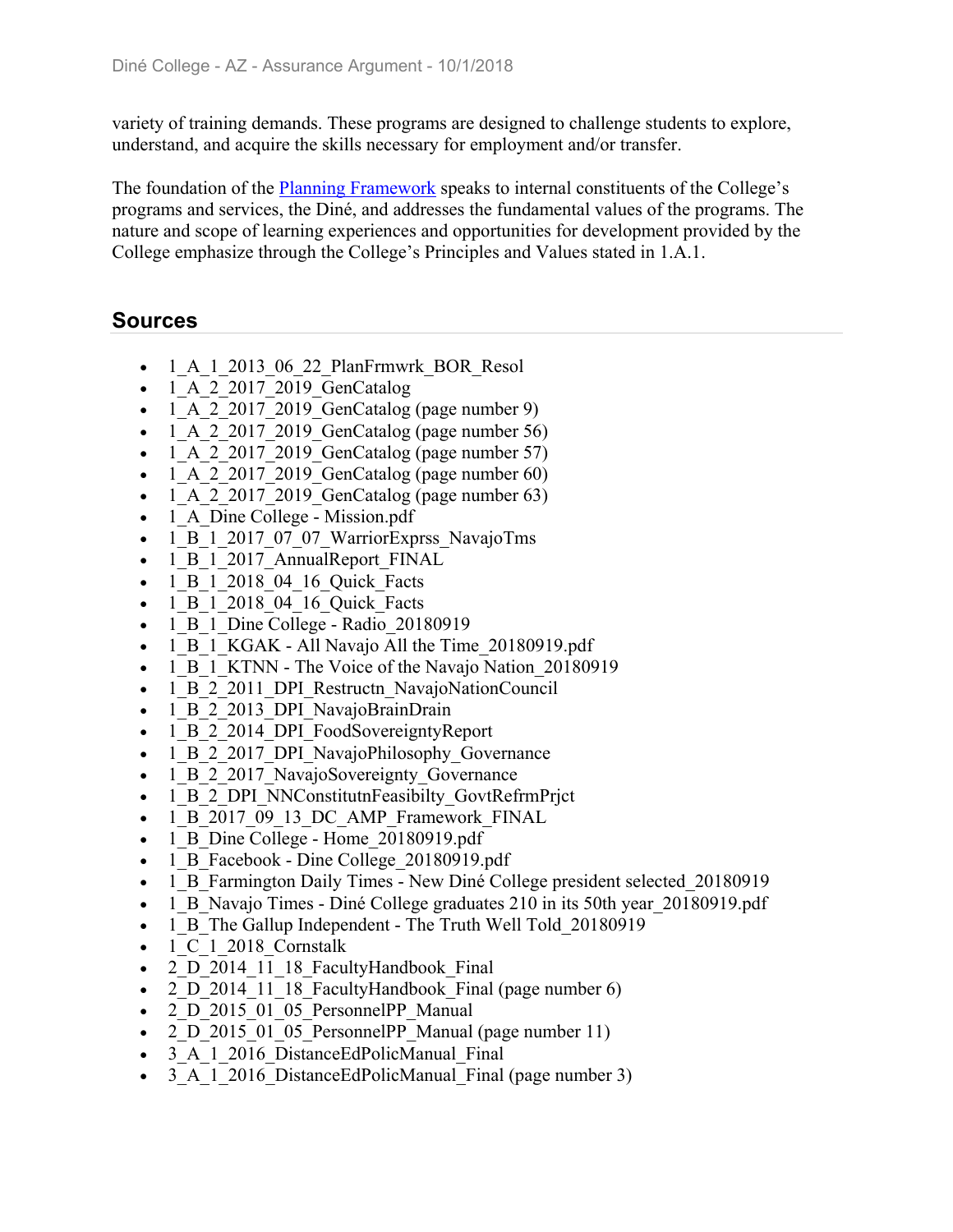variety of training demands. These programs are designed to challenge students to explore, understand, and acquire the skills necessary for employment and/or transfer.

The foundation of the Planning Framework speaks to internal constituents of the College's programs and services, the Diné, and addresses the fundamental values of the programs. The nature and scope of learning experiences and opportunities for development provided by the College emphasize through the College's Principles and Values stated in 1.A.1.

## Sources

- 1_A_1_2013_06_22_PlanFrmwrk_BOR_Resol
- 1_A_2_2017_2019_GenCatalog
- 1_A_2_2017_2019_GenCatalog (page number 9)
- 1_A_2_2017_2019_GenCatalog (page number 56)
- 1_A_2_2017_2019_GenCatalog (page number 57)
- 1_A_2_2017_2019_GenCatalog (page number 60)
- 1_A_2_2017_2019_GenCatalog (page number 63)
- 1_A_Dine College - Mission.pdf
- 1_B_1_2017_07_07_WarriorExprss_NavajoTms
- 1_B_1_2017_AnnualReport_FINAL
- 1_B_1_2018_04_16_Quick_Facts
- 1_B_1_2018_04_16_Quick_Facts
- 1_B_1_Dine College - Radio_20180919
- 1_B_1_KGAK - All Navajo All the Time_20180919.pdf
- 1_B_1_KTNN - The Voice of the Navajo Nation_20180919
- 1_B_2_2011_DPI_Restructn_NavajoNationCouncil
- 1_B_2_2013_DPI_NavajoBrainDrain
- 1_B_2_2014_DPI_FoodSovereigntyReport
- 1_B_2_2017_DPI_NavajoPhilosophy_Governance
- 1_B_2_2017_NavajoSovereignty_Governance
- 1_B_2_DPI_NNConstitutnFeasibilty_GovtRefrmPrjct
- 1_B_2017_09_13_DC_AMP_Framework_FINAL
- 1_B_Dine College - Home_20180919.pdf
- 1_B_Facebook - Dine College_20180919.pdf
- 1_B_Farmington Daily Times - New Diné College president selected_20180919
- 1_B_Navajo Times - Diné College graduates 210 in its 50th year_20180919.pdf
- 1_B_The Gallup Independent - The Truth Well Told_20180919
- 1_C_1_2018_Cornstalk
- 2_D_2014_11_18_FacultyHandbook_Final
- 2_D_2014_11_18_FacultyHandbook_Final (page number 6)
- 2_D_2015_01_05_PersonnelPP_Manual
- 2_D_2015_01_05_PersonnelPP_Manual (page number 11)
- 3_A_1_2016_DistanceEdPolicManual_Final
- 3_A_1_2016_DistanceEdPolicManual_Final (page number 3)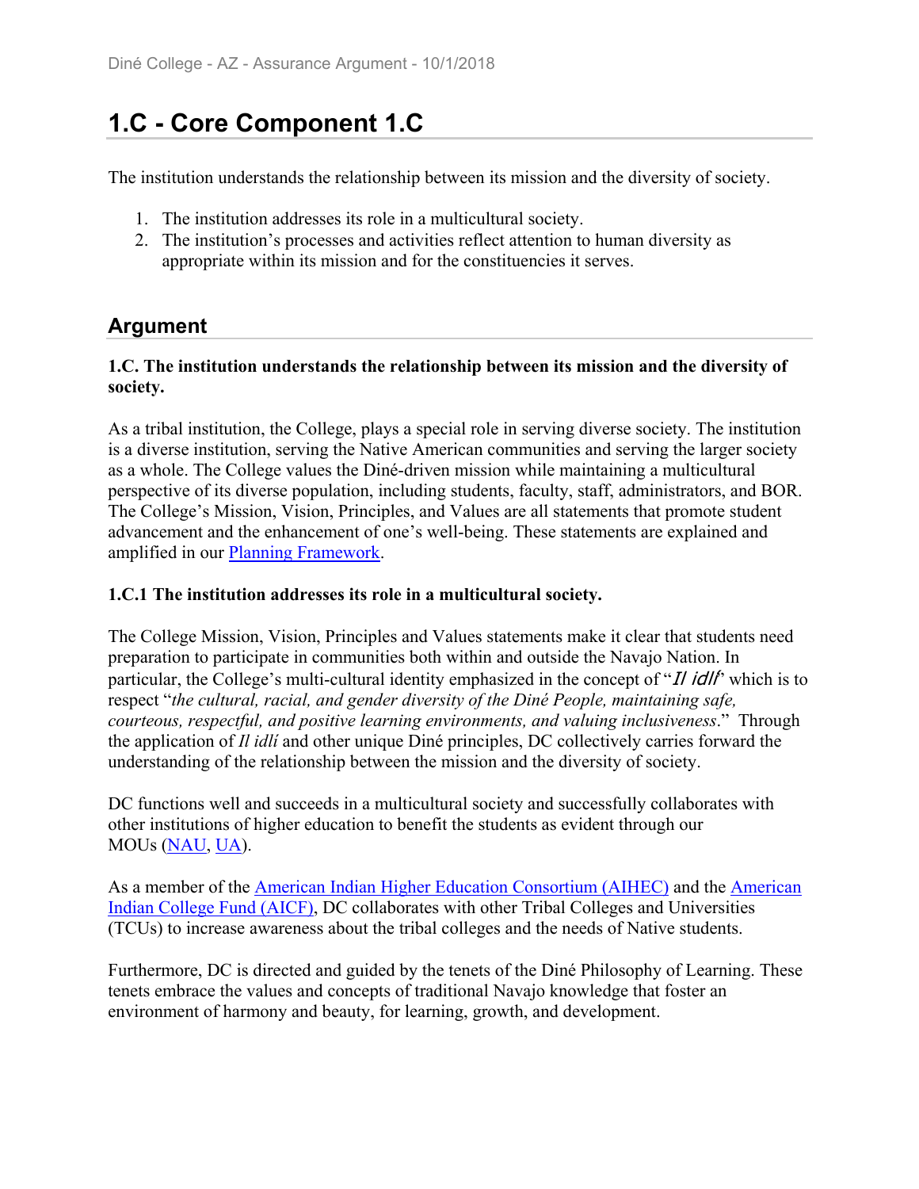# 1.C - Core Component 1.C

The institution understands the relationship between its mission and the diversity of society.

1. The institution addresses its role in a multicultural society.
2. The institution's processes and activities reflect attention to human diversity as appropriate within its mission and for the constituencies it serves.

## Argument

**1.C. The institution understands the relationship between its mission and the diversity of society.**

As a tribal institution, the College, plays a special role in serving diverse society. The institution is a diverse institution, serving the Native American communities and serving the larger society as a whole. The College values the Diné-driven mission while maintaining a multicultural perspective of its diverse population, including students, faculty, staff, administrators, and BOR. The College's Mission, Vision, Principles, and Values are all statements that promote student advancement and the enhancement of one's well-being. These statements are explained and amplified in our Planning Framework.

**1.C.1 The institution addresses its role in a multicultural society.**

The College Mission, Vision, Principles and Values statements make it clear that students need preparation to participate in communities both within and outside the Navajo Nation. In particular, the College's multi-cultural identity emphasized in the concept of "*Il idlí*" which is to respect "*the cultural, racial, and gender diversity of the Diné People, maintaining safe, courteous, respectful, and positive learning environments, and valuing inclusiveness*." Through the application of *Il idlí* and other unique Diné principles, DC collectively carries forward the understanding of the relationship between the mission and the diversity of society.

DC functions well and succeeds in a multicultural society and successfully collaborates with other institutions of higher education to benefit the students as evident through our MOUs (NAU, UA).

As a member of the American Indian Higher Education Consortium (AIHEC) and the American Indian College Fund (AICF), DC collaborates with other Tribal Colleges and Universities (TCUs) to increase awareness about the tribal colleges and the needs of Native students.

Furthermore, DC is directed and guided by the tenets of the Diné Philosophy of Learning. These tenets embrace the values and concepts of traditional Navajo knowledge that foster an environment of harmony and beauty, for learning, growth, and development.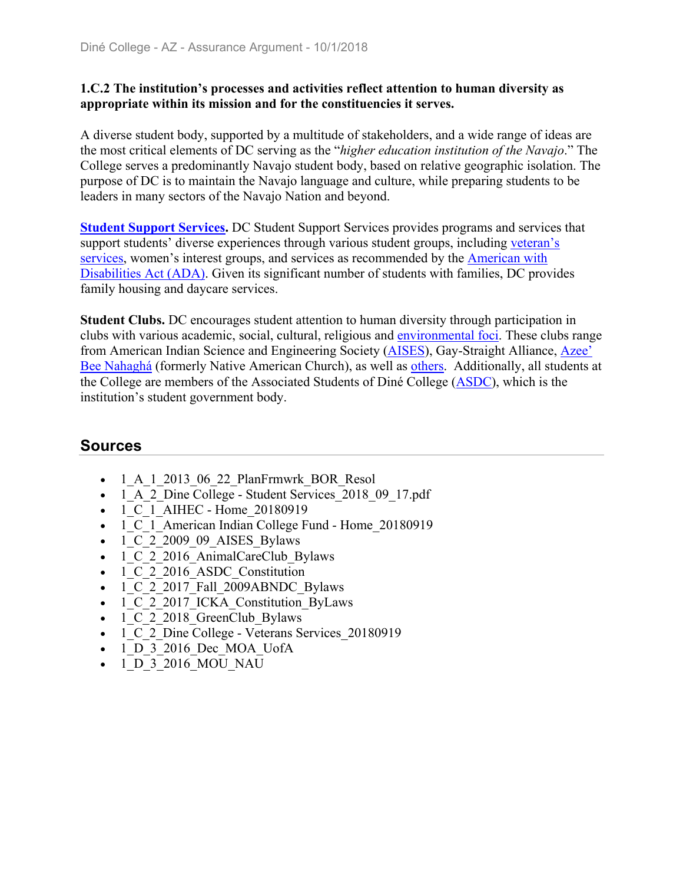**1.C.2 The institution's processes and activities reflect attention to human diversity as appropriate within its mission and for the constituencies it serves.**

A diverse student body, supported by a multitude of stakeholders, and a wide range of ideas are the most critical elements of DC serving as the "*higher education institution of the Navajo*." The College serves a predominantly Navajo student body, based on relative geographic isolation. The purpose of DC is to maintain the Navajo language and culture, while preparing students to be leaders in many sectors of the Navajo Nation and beyond.

**Student Support Services.** DC Student Support Services provides programs and services that support students' diverse experiences through various student groups, including veteran's services, women's interest groups, and services as recommended by the American with Disabilities Act (ADA). Given its significant number of students with families, DC provides family housing and daycare services.

**Student Clubs.** DC encourages student attention to human diversity through participation in clubs with various academic, social, cultural, religious and environmental foci. These clubs range from American Indian Science and Engineering Society (AISES), Gay-Straight Alliance, Azee' Bee Nahaghá (formerly Native American Church), as well as others.  Additionally, all students at the College are members of the Associated Students of Diné College (ASDC), which is the institution's student government body.

## Sources

- 1_A_1_2013_06_22_PlanFrmwrk_BOR_Resol
- 1_A_2_Dine College - Student Services_2018_09_17.pdf
- 1_C_1_AIHEC - Home_20180919
- 1_C_1_American Indian College Fund - Home_20180919
- 1_C_2_2009_09_AISES_Bylaws
- 1_C_2_2016_AnimalCareClub_Bylaws
- 1_C_2_2016_ASDC_Constitution
- 1_C_2_2017_Fall_2009ABNDC_Bylaws
- 1_C_2_2017_ICKA_Constitution_ByLaws
- 1_C_2_2018_GreenClub_Bylaws
- 1_C_2_Dine College - Veterans Services_20180919
- 1_D_3_2016_Dec_MOA_UofA
- 1_D_3_2016_MOU_NAU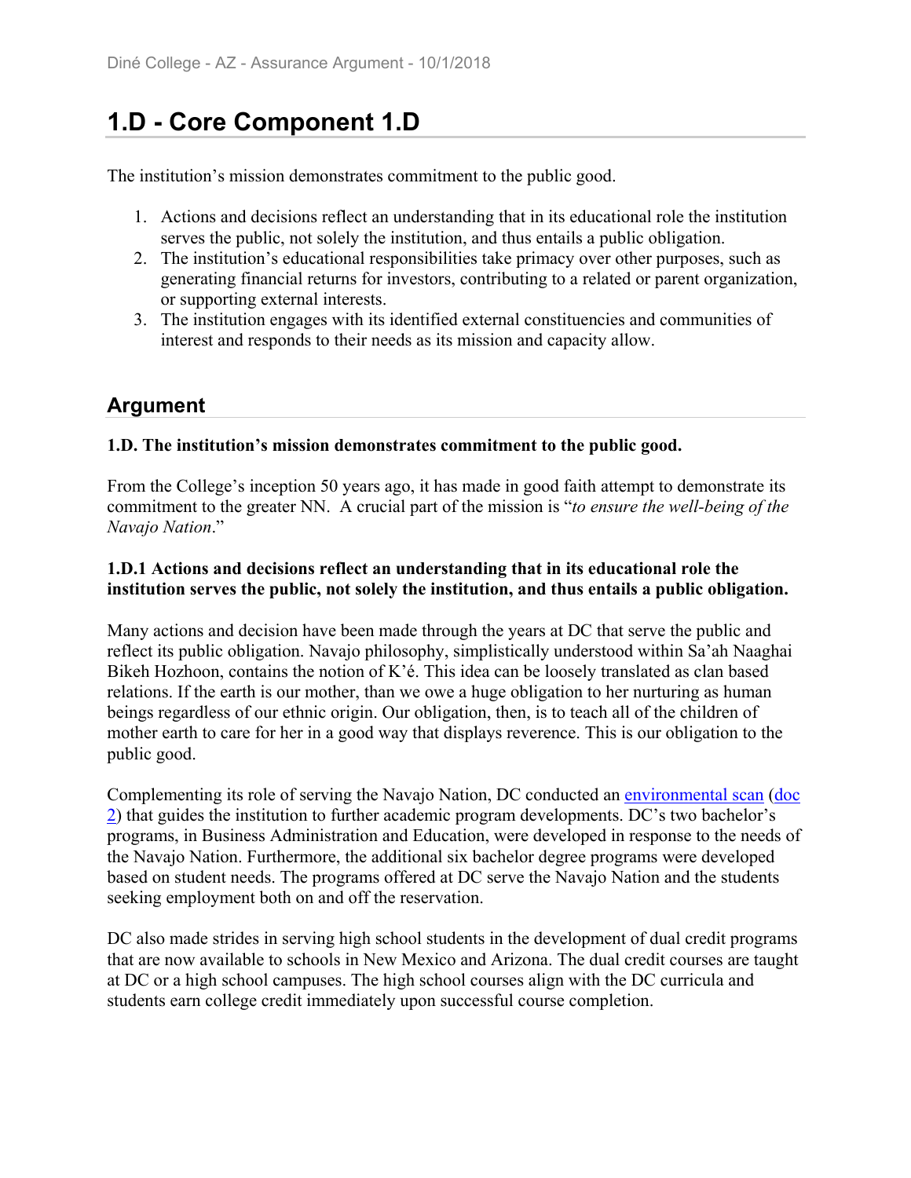# 1.D - Core Component 1.D

The institution's mission demonstrates commitment to the public good.

1. Actions and decisions reflect an understanding that in its educational role the institution serves the public, not solely the institution, and thus entails a public obligation.
2. The institution's educational responsibilities take primacy over other purposes, such as generating financial returns for investors, contributing to a related or parent organization, or supporting external interests.
3. The institution engages with its identified external constituencies and communities of interest and responds to their needs as its mission and capacity allow.

## Argument

**1.D. The institution's mission demonstrates commitment to the public good.**

From the College's inception 50 years ago, it has made in good faith attempt to demonstrate its commitment to the greater NN. A crucial part of the mission is "*to ensure the well-being of the Navajo Nation*."

**1.D.1 Actions and decisions reflect an understanding that in its educational role the institution serves the public, not solely the institution, and thus entails a public obligation.**

Many actions and decision have been made through the years at DC that serve the public and reflect its public obligation. Navajo philosophy, simplistically understood within Sa'ah Naaghai Bikeh Hozhoon, contains the notion of K'é. This idea can be loosely translated as clan based relations. If the earth is our mother, than we owe a huge obligation to her nurturing as human beings regardless of our ethnic origin. Our obligation, then, is to teach all of the children of mother earth to care for her in a good way that displays reverence. This is our obligation to the public good.

Complementing its role of serving the Navajo Nation, DC conducted an environmental scan (doc 2) that guides the institution to further academic program developments. DC's two bachelor's programs, in Business Administration and Education, were developed in response to the needs of the Navajo Nation. Furthermore, the additional six bachelor degree programs were developed based on student needs. The programs offered at DC serve the Navajo Nation and the students seeking employment both on and off the reservation.

DC also made strides in serving high school students in the development of dual credit programs that are now available to schools in New Mexico and Arizona. The dual credit courses are taught at DC or a high school campuses. The high school courses align with the DC curricula and students earn college credit immediately upon successful course completion.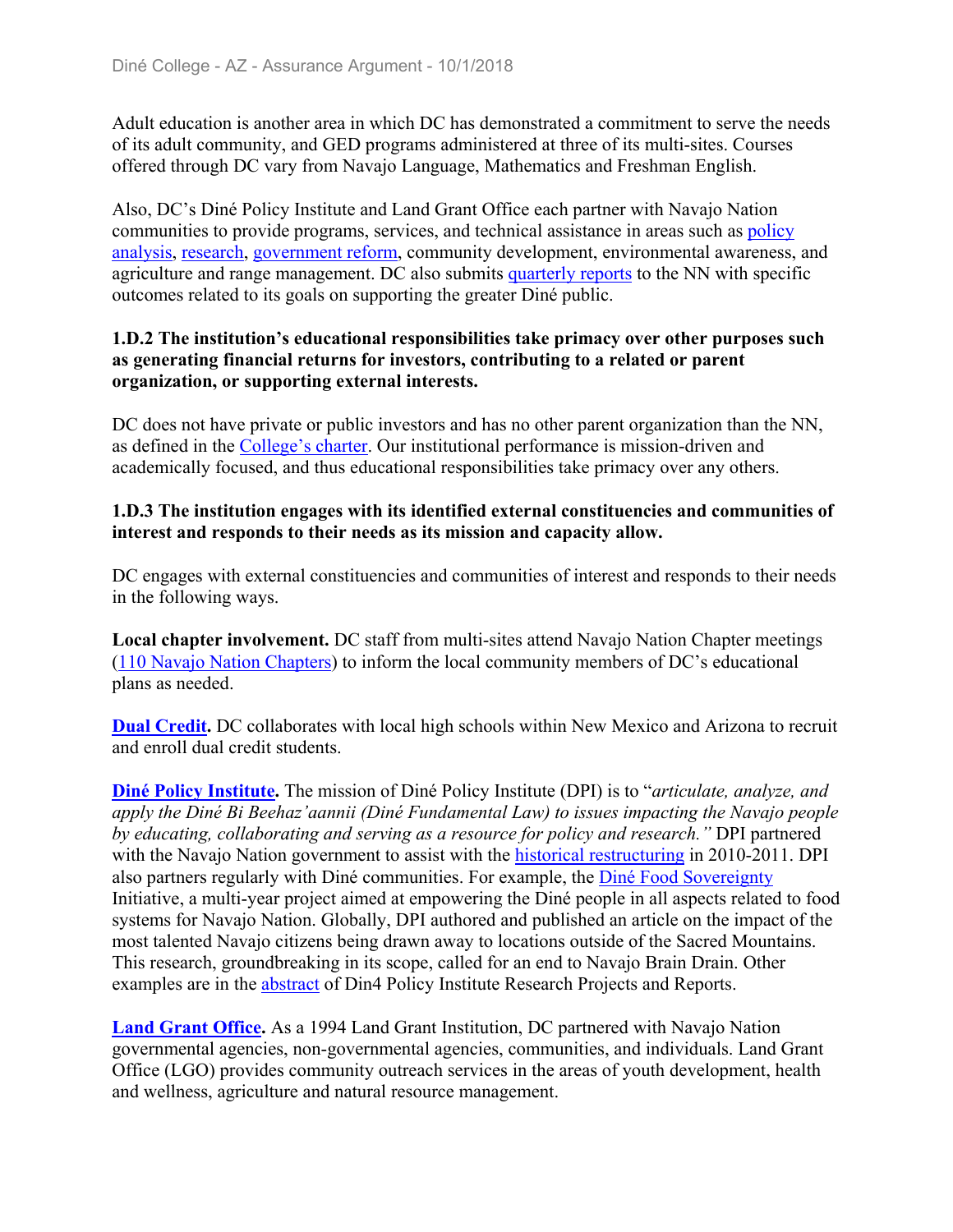Adult education is another area in which DC has demonstrated a commitment to serve the needs of its adult community, and GED programs administered at three of its multi-sites. Courses offered through DC vary from Navajo Language, Mathematics and Freshman English.

Also, DC's Diné Policy Institute and Land Grant Office each partner with Navajo Nation communities to provide programs, services, and technical assistance in areas such as policy analysis, research, government reform, community development, environmental awareness, and agriculture and range management. DC also submits quarterly reports to the NN with specific outcomes related to its goals on supporting the greater Diné public.

**1.D.2 The institution's educational responsibilities take primacy over other purposes such as generating financial returns for investors, contributing to a related or parent organization, or supporting external interests.**

DC does not have private or public investors and has no other parent organization than the NN, as defined in the College's charter. Our institutional performance is mission-driven and academically focused, and thus educational responsibilities take primacy over any others.

**1.D.3 The institution engages with its identified external constituencies and communities of interest and responds to their needs as its mission and capacity allow.**

DC engages with external constituencies and communities of interest and responds to their needs in the following ways.

**Local chapter involvement.** DC staff from multi-sites attend Navajo Nation Chapter meetings (110 Navajo Nation Chapters) to inform the local community members of DC's educational plans as needed.

**Dual Credit.** DC collaborates with local high schools within New Mexico and Arizona to recruit and enroll dual credit students.

**Diné Policy Institute.** The mission of Diné Policy Institute (DPI) is to "*articulate, analyze, and apply the Diné Bi Beehaz'aannii (Diné Fundamental Law) to issues impacting the Navajo people by educating, collaborating and serving as a resource for policy and research.*" DPI partnered with the Navajo Nation government to assist with the historical restructuring in 2010-2011. DPI also partners regularly with Diné communities. For example, the Diné Food Sovereignty Initiative, a multi-year project aimed at empowering the Diné people in all aspects related to food systems for Navajo Nation. Globally, DPI authored and published an article on the impact of the most talented Navajo citizens being drawn away to locations outside of the Sacred Mountains. This research, groundbreaking in its scope, called for an end to Navajo Brain Drain. Other examples are in the abstract of Din4 Policy Institute Research Projects and Reports.

**Land Grant Office.** As a 1994 Land Grant Institution, DC partnered with Navajo Nation governmental agencies, non-governmental agencies, communities, and individuals. Land Grant Office (LGO) provides community outreach services in the areas of youth development, health and wellness, agriculture and natural resource management.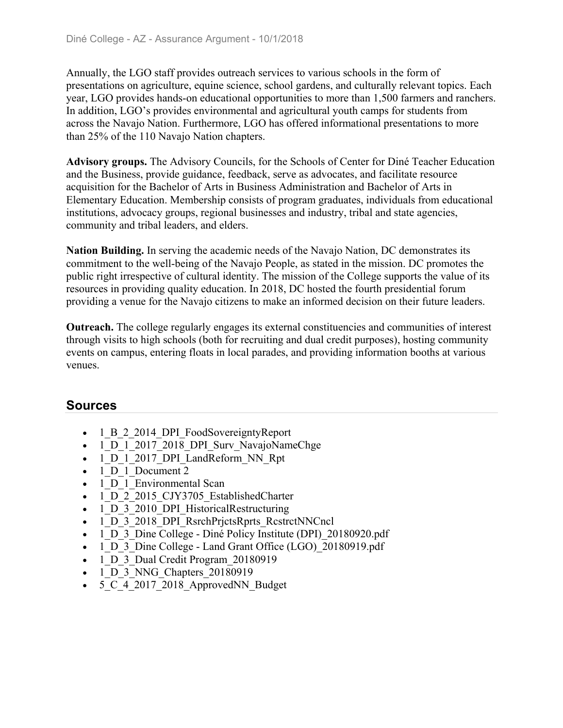Annually, the LGO staff provides outreach services to various schools in the form of presentations on agriculture, equine science, school gardens, and culturally relevant topics. Each year, LGO provides hands-on educational opportunities to more than 1,500 farmers and ranchers. In addition, LGO's provides environmental and agricultural youth camps for students from across the Navajo Nation. Furthermore, LGO has offered informational presentations to more than 25% of the 110 Navajo Nation chapters.

**Advisory groups.** The Advisory Councils, for the Schools of Center for Diné Teacher Education and the Business, provide guidance, feedback, serve as advocates, and facilitate resource acquisition for the Bachelor of Arts in Business Administration and Bachelor of Arts in Elementary Education. Membership consists of program graduates, individuals from educational institutions, advocacy groups, regional businesses and industry, tribal and state agencies, community and tribal leaders, and elders.

**Nation Building.** In serving the academic needs of the Navajo Nation, DC demonstrates its commitment to the well-being of the Navajo People, as stated in the mission. DC promotes the public right irrespective of cultural identity. The mission of the College supports the value of its resources in providing quality education. In 2018, DC hosted the fourth presidential forum providing a venue for the Navajo citizens to make an informed decision on their future leaders.

**Outreach.** The college regularly engages its external constituencies and communities of interest through visits to high schools (both for recruiting and dual credit purposes), hosting community events on campus, entering floats in local parades, and providing information booths at various venues.

## Sources

- 1_B_2_2014_DPI_FoodSovereigntyReport
- 1_D_1_2017_2018_DPI_Surv_NavajoNameChge
- 1_D_1_2017_DPI_LandReform_NN_Rpt
- 1_D_1_Document 2
- 1_D_1_Environmental Scan
- 1_D_2_2015_CJY3705_EstablishedCharter
- 1_D_3_2010_DPI_HistoricalRestructuring
- 1_D_3_2018_DPI_RsrchPrjctsRprts_RcstrctNNCncl
- 1_D_3_Dine College - Diné Policy Institute (DPI)_20180920.pdf
- 1_D_3_Dine College - Land Grant Office (LGO)_20180919.pdf
- 1_D_3_Dual Credit Program_20180919
- 1_D_3_NNG_Chapters_20180919
- 5_C_4_2017_2018_ApprovedNN_Budget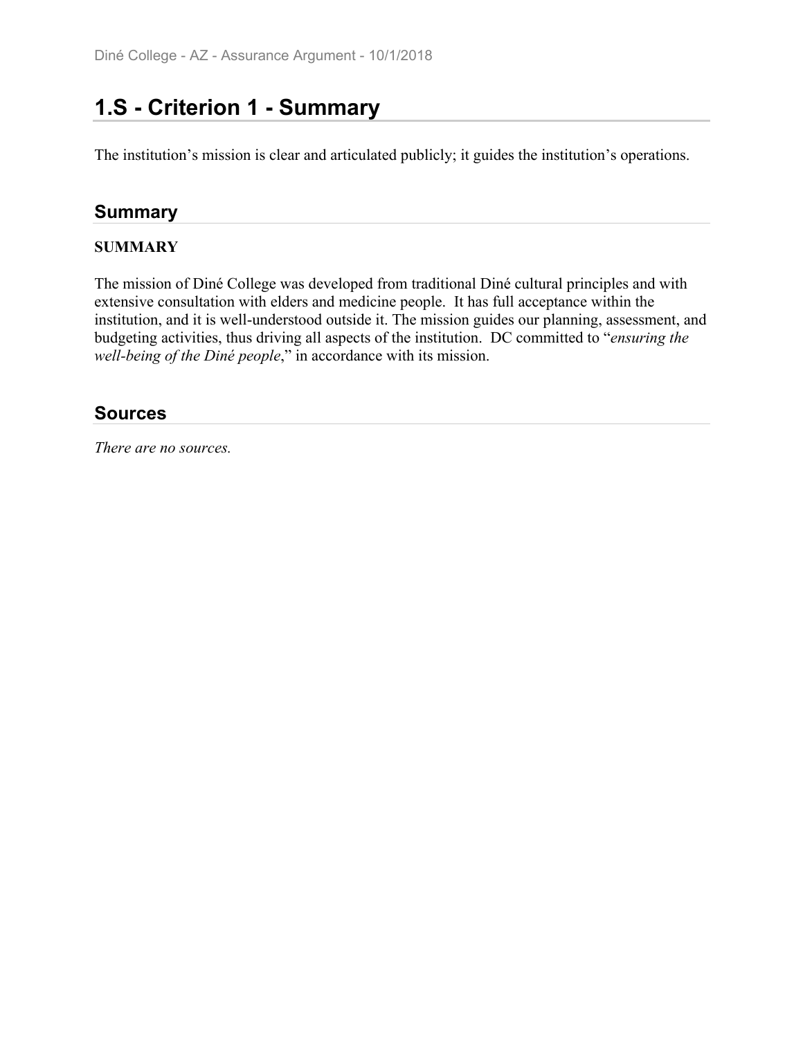# 1.S - Criterion 1 - Summary

The institution's mission is clear and articulated publicly; it guides the institution's operations.

## Summary

**SUMMARY**

The mission of Diné College was developed from traditional Diné cultural principles and with extensive consultation with elders and medicine people.  It has full acceptance within the institution, and it is well-understood outside it. The mission guides our planning, assessment, and budgeting activities, thus driving all aspects of the institution.  DC committed to "*ensuring the well-being of the Diné people*," in accordance with its mission.

## Sources

*There are no sources.*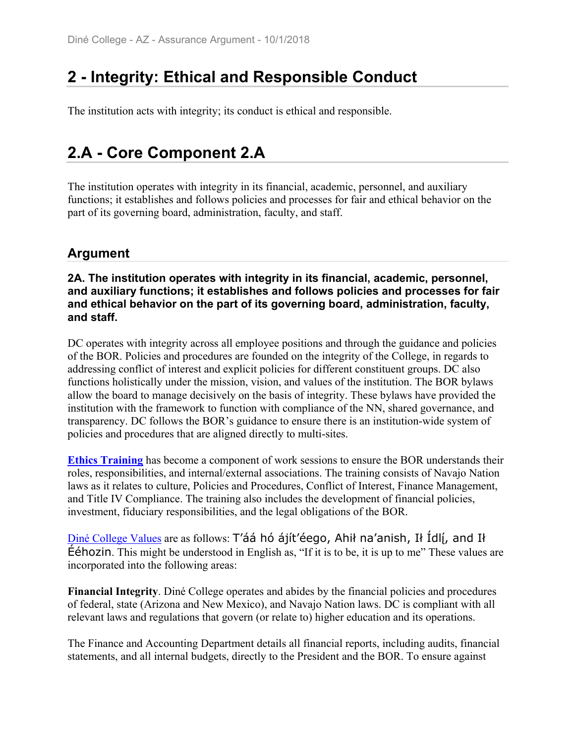# 2 - Integrity: Ethical and Responsible Conduct

The institution acts with integrity; its conduct is ethical and responsible.

# 2.A - Core Component 2.A

The institution operates with integrity in its financial, academic, personnel, and auxiliary functions; it establishes and follows policies and processes for fair and ethical behavior on the part of its governing board, administration, faculty, and staff.

## Argument

**2A. The institution operates with integrity in its financial, academic, personnel, and auxiliary functions; it establishes and follows policies and processes for fair and ethical behavior on the part of its governing board, administration, faculty, and staff.**

DC operates with integrity across all employee positions and through the guidance and policies of the BOR. Policies and procedures are founded on the integrity of the College, in regards to addressing conflict of interest and explicit policies for different constituent groups. DC also functions holistically under the mission, vision, and values of the institution. The BOR bylaws allow the board to manage decisively on the basis of integrity. These bylaws have provided the institution with the framework to function with compliance of the NN, shared governance, and transparency. DC follows the BOR's guidance to ensure there is an institution-wide system of policies and procedures that are aligned directly to multi-sites.

**Ethics Training** has become a component of work sessions to ensure the BOR understands their roles, responsibilities, and internal/external associations. The training consists of Navajo Nation laws as it relates to culture, Policies and Procedures, Conflict of Interest, Finance Management, and Title IV Compliance. The training also includes the development of financial policies, investment, fiduciary responsibilities, and the legal obligations of the BOR.

Diné College Values are as follows: T'áá hó ájít'éego, Ahił na'anish, Ił ídlį́, and Ił Ééhozin. This might be understood in English as, "If it is to be, it is up to me" These values are incorporated into the following areas:

**Financial Integrity**. Diné College operates and abides by the financial policies and procedures of federal, state (Arizona and New Mexico), and Navajo Nation laws. DC is compliant with all relevant laws and regulations that govern (or relate to) higher education and its operations.

The Finance and Accounting Department details all financial reports, including audits, financial statements, and all internal budgets, directly to the President and the BOR. To ensure against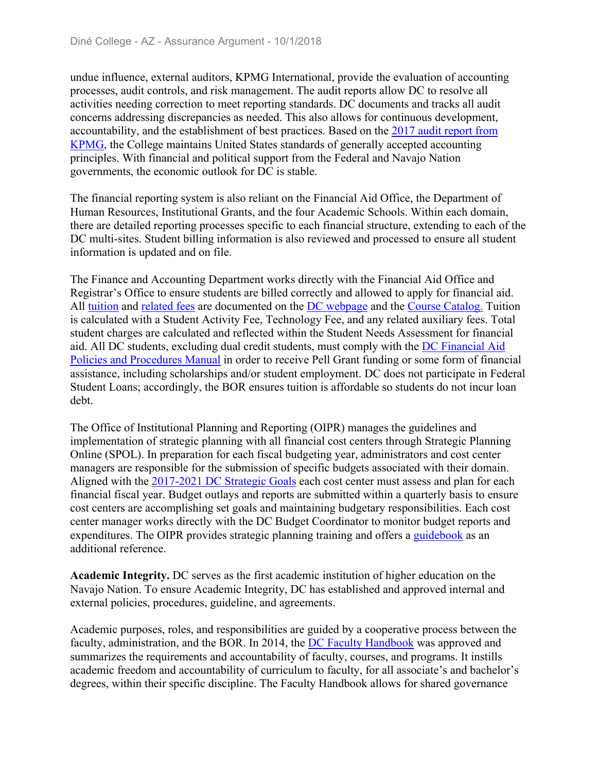undue influence, external auditors, KPMG International, provide the evaluation of accounting processes, audit controls, and risk management. The audit reports allow DC to resolve all activities needing correction to meet reporting standards. DC documents and tracks all audit concerns addressing discrepancies as needed. This also allows for continuous development, accountability, and the establishment of best practices. Based on the 2017 audit report from KPMG, the College maintains United States standards of generally accepted accounting principles. With financial and political support from the Federal and Navajo Nation governments, the economic outlook for DC is stable.

The financial reporting system is also reliant on the Financial Aid Office, the Department of Human Resources, Institutional Grants, and the four Academic Schools. Within each domain, there are detailed reporting processes specific to each financial structure, extending to each of the DC multi-sites. Student billing information is also reviewed and processed to ensure all student information is updated and on file.

The Finance and Accounting Department works directly with the Financial Aid Office and Registrar's Office to ensure students are billed correctly and allowed to apply for financial aid. All tuition and related fees are documented on the DC webpage and the Course Catalog. Tuition is calculated with a Student Activity Fee, Technology Fee, and any related auxiliary fees. Total student charges are calculated and reflected within the Student Needs Assessment for financial aid. All DC students, excluding dual credit students, must comply with the DC Financial Aid Policies and Procedures Manual in order to receive Pell Grant funding or some form of financial assistance, including scholarships and/or student employment. DC does not participate in Federal Student Loans; accordingly, the BOR ensures tuition is affordable so students do not incur loan debt.

The Office of Institutional Planning and Reporting (OIPR) manages the guidelines and implementation of strategic planning with all financial cost centers through Strategic Planning Online (SPOL). In preparation for each fiscal budgeting year, administrators and cost center managers are responsible for the submission of specific budgets associated with their domain. Aligned with the 2017-2021 DC Strategic Goals each cost center must assess and plan for each financial fiscal year. Budget outlays and reports are submitted within a quarterly basis to ensure cost centers are accomplishing set goals and maintaining budgetary responsibilities. Each cost center manager works directly with the DC Budget Coordinator to monitor budget reports and expenditures. The OIPR provides strategic planning training and offers a guidebook as an additional reference.

**Academic Integrity.** DC serves as the first academic institution of higher education on the Navajo Nation. To ensure Academic Integrity, DC has established and approved internal and external policies, procedures, guideline, and agreements.

Academic purposes, roles, and responsibilities are guided by a cooperative process between the faculty, administration, and the BOR. In 2014, the DC Faculty Handbook was approved and summarizes the requirements and accountability of faculty, courses, and programs. It instills academic freedom and accountability of curriculum to faculty, for all associate's and bachelor's degrees, within their specific discipline. The Faculty Handbook allows for shared governance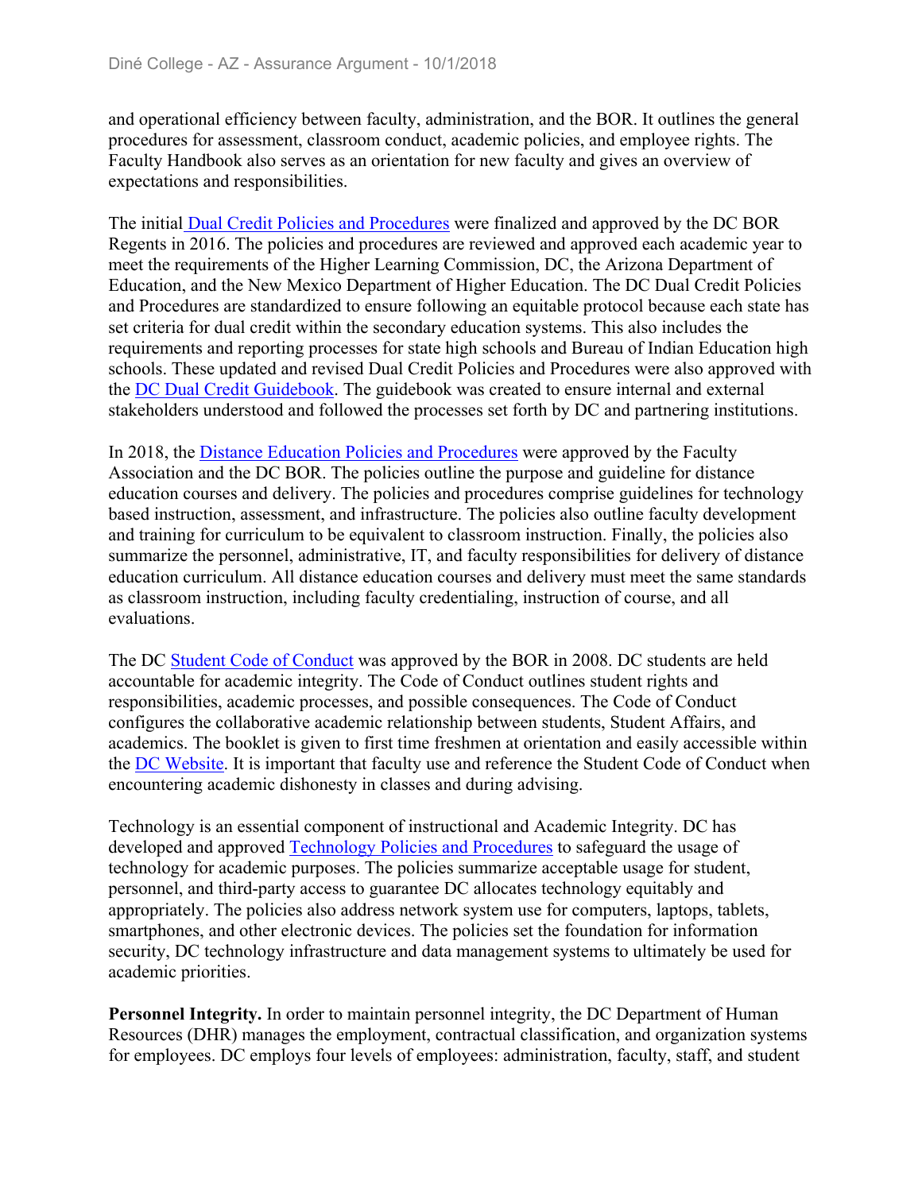and operational efficiency between faculty, administration, and the BOR. It outlines the general procedures for assessment, classroom conduct, academic policies, and employee rights. The Faculty Handbook also serves as an orientation for new faculty and gives an overview of expectations and responsibilities.

The initial Dual Credit Policies and Procedures were finalized and approved by the DC BOR Regents in 2016. The policies and procedures are reviewed and approved each academic year to meet the requirements of the Higher Learning Commission, DC, the Arizona Department of Education, and the New Mexico Department of Higher Education. The DC Dual Credit Policies and Procedures are standardized to ensure following an equitable protocol because each state has set criteria for dual credit within the secondary education systems. This also includes the requirements and reporting processes for state high schools and Bureau of Indian Education high schools. These updated and revised Dual Credit Policies and Procedures were also approved with the DC Dual Credit Guidebook. The guidebook was created to ensure internal and external stakeholders understood and followed the processes set forth by DC and partnering institutions.

In 2018, the Distance Education Policies and Procedures were approved by the Faculty Association and the DC BOR. The policies outline the purpose and guideline for distance education courses and delivery. The policies and procedures comprise guidelines for technology based instruction, assessment, and infrastructure. The policies also outline faculty development and training for curriculum to be equivalent to classroom instruction. Finally, the policies also summarize the personnel, administrative, IT, and faculty responsibilities for delivery of distance education curriculum. All distance education courses and delivery must meet the same standards as classroom instruction, including faculty credentialing, instruction of course, and all evaluations.

The DC Student Code of Conduct was approved by the BOR in 2008. DC students are held accountable for academic integrity. The Code of Conduct outlines student rights and responsibilities, academic processes, and possible consequences. The Code of Conduct configures the collaborative academic relationship between students, Student Affairs, and academics. The booklet is given to first time freshmen at orientation and easily accessible within the DC Website. It is important that faculty use and reference the Student Code of Conduct when encountering academic dishonesty in classes and during advising.

Technology is an essential component of instructional and Academic Integrity. DC has developed and approved Technology Policies and Procedures to safeguard the usage of technology for academic purposes. The policies summarize acceptable usage for student, personnel, and third-party access to guarantee DC allocates technology equitably and appropriately. The policies also address network system use for computers, laptops, tablets, smartphones, and other electronic devices. The policies set the foundation for information security, DC technology infrastructure and data management systems to ultimately be used for academic priorities.

**Personnel Integrity.** In order to maintain personnel integrity, the DC Department of Human Resources (DHR) manages the employment, contractual classification, and organization systems for employees. DC employs four levels of employees: administration, faculty, staff, and student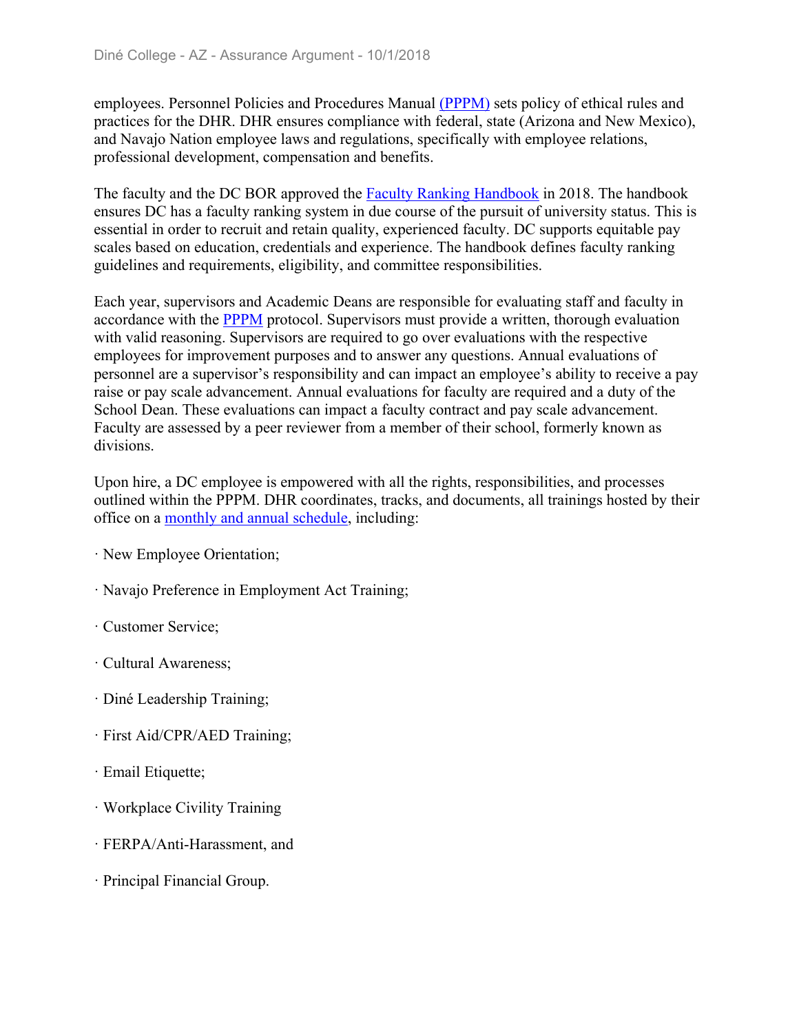employees. Personnel Policies and Procedures Manual (PPPM) sets policy of ethical rules and practices for the DHR. DHR ensures compliance with federal, state (Arizona and New Mexico), and Navajo Nation employee laws and regulations, specifically with employee relations, professional development, compensation and benefits.

The faculty and the DC BOR approved the Faculty Ranking Handbook in 2018. The handbook ensures DC has a faculty ranking system in due course of the pursuit of university status. This is essential in order to recruit and retain quality, experienced faculty. DC supports equitable pay scales based on education, credentials and experience. The handbook defines faculty ranking guidelines and requirements, eligibility, and committee responsibilities.

Each year, supervisors and Academic Deans are responsible for evaluating staff and faculty in accordance with the PPPM protocol. Supervisors must provide a written, thorough evaluation with valid reasoning. Supervisors are required to go over evaluations with the respective employees for improvement purposes and to answer any questions. Annual evaluations of personnel are a supervisor's responsibility and can impact an employee's ability to receive a pay raise or pay scale advancement. Annual evaluations for faculty are required and a duty of the School Dean. These evaluations can impact a faculty contract and pay scale advancement. Faculty are assessed by a peer reviewer from a member of their school, formerly known as divisions.

Upon hire, a DC employee is empowered with all the rights, responsibilities, and processes outlined within the PPPM. DHR coordinates, tracks, and documents, all trainings hosted by their office on a monthly and annual schedule, including:

- New Employee Orientation;
- Navajo Preference in Employment Act Training;
- Customer Service;
- Cultural Awareness;
- Diné Leadership Training;
- First Aid/CPR/AED Training;
- Email Etiquette;
- Workplace Civility Training
- FERPA/Anti-Harassment, and
- Principal Financial Group.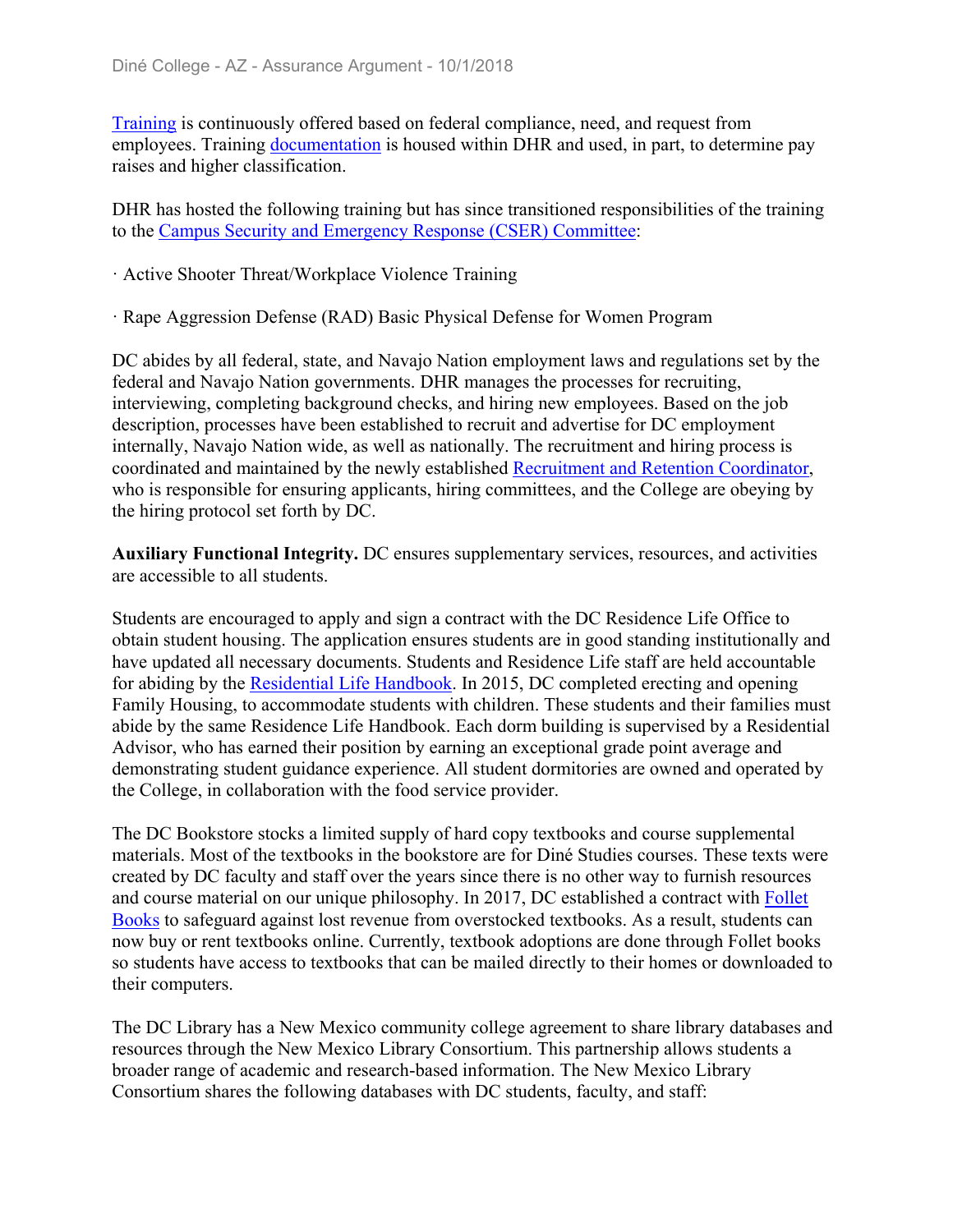Training is continuously offered based on federal compliance, need, and request from employees. Training documentation is housed within DHR and used, in part, to determine pay raises and higher classification.

DHR has hosted the following training but has since transitioned responsibilities of the training to the Campus Security and Emergency Response (CSER) Committee:

· Active Shooter Threat/Workplace Violence Training

· Rape Aggression Defense (RAD) Basic Physical Defense for Women Program

DC abides by all federal, state, and Navajo Nation employment laws and regulations set by the federal and Navajo Nation governments. DHR manages the processes for recruiting, interviewing, completing background checks, and hiring new employees. Based on the job description, processes have been established to recruit and advertise for DC employment internally, Navajo Nation wide, as well as nationally. The recruitment and hiring process is coordinated and maintained by the newly established Recruitment and Retention Coordinator, who is responsible for ensuring applicants, hiring committees, and the College are obeying by the hiring protocol set forth by DC.

**Auxiliary Functional Integrity.** DC ensures supplementary services, resources, and activities are accessible to all students.

Students are encouraged to apply and sign a contract with the DC Residence Life Office to obtain student housing. The application ensures students are in good standing institutionally and have updated all necessary documents. Students and Residence Life staff are held accountable for abiding by the Residential Life Handbook. In 2015, DC completed erecting and opening Family Housing, to accommodate students with children. These students and their families must abide by the same Residence Life Handbook. Each dorm building is supervised by a Residential Advisor, who has earned their position by earning an exceptional grade point average and demonstrating student guidance experience. All student dormitories are owned and operated by the College, in collaboration with the food service provider.

The DC Bookstore stocks a limited supply of hard copy textbooks and course supplemental materials. Most of the textbooks in the bookstore are for Diné Studies courses. These texts were created by DC faculty and staff over the years since there is no other way to furnish resources and course material on our unique philosophy. In 2017, DC established a contract with Follet Books to safeguard against lost revenue from overstocked textbooks. As a result, students can now buy or rent textbooks online. Currently, textbook adoptions are done through Follet books so students have access to textbooks that can be mailed directly to their homes or downloaded to their computers.

The DC Library has a New Mexico community college agreement to share library databases and resources through the New Mexico Library Consortium. This partnership allows students a broader range of academic and research-based information. The New Mexico Library Consortium shares the following databases with DC students, faculty, and staff: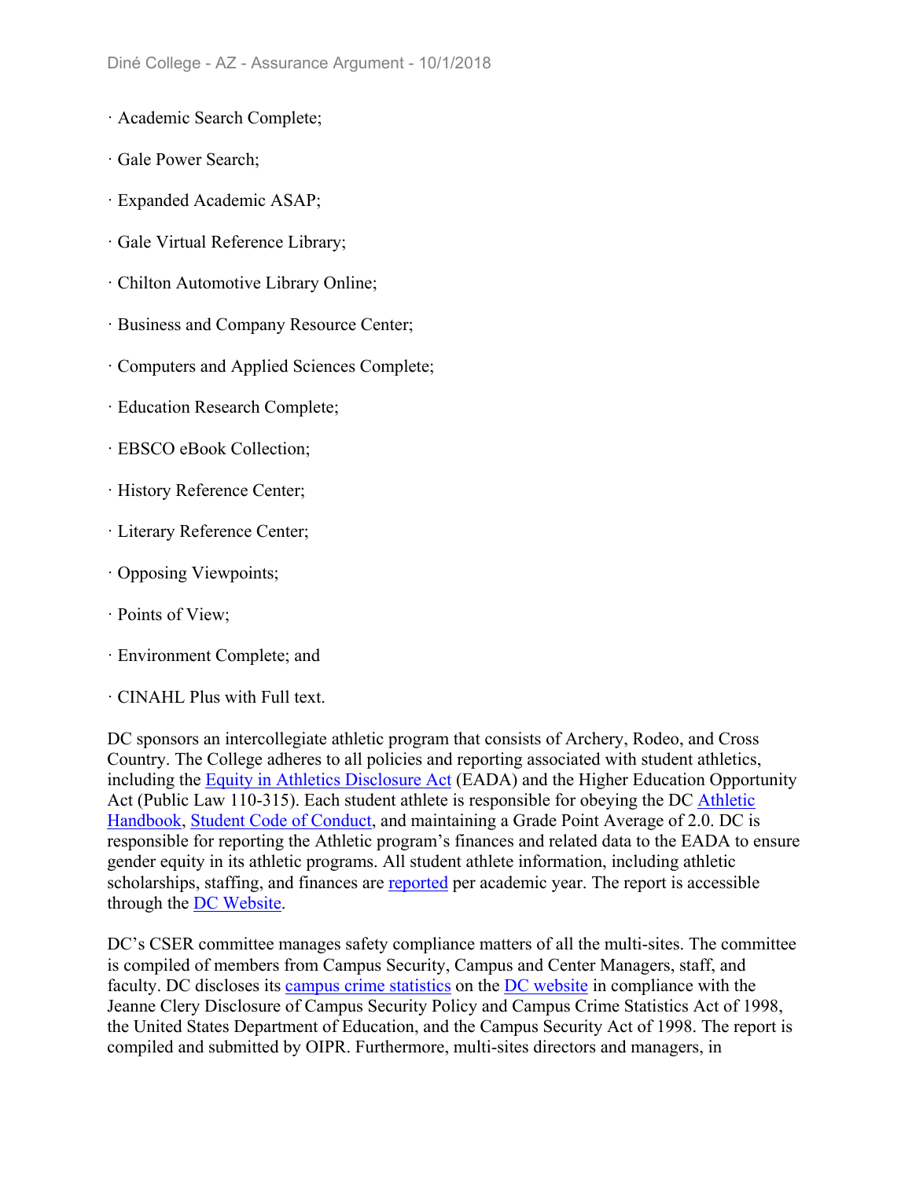· Academic Search Complete;

· Gale Power Search;

· Expanded Academic ASAP;

· Gale Virtual Reference Library;

· Chilton Automotive Library Online;

· Business and Company Resource Center;

· Computers and Applied Sciences Complete;

· Education Research Complete;

· EBSCO eBook Collection;

· History Reference Center;

· Literary Reference Center;

· Opposing Viewpoints;

· Points of View;

· Environment Complete; and

· CINAHL Plus with Full text.

DC sponsors an intercollegiate athletic program that consists of Archery, Rodeo, and Cross Country. The College adheres to all policies and reporting associated with student athletics, including the Equity in Athletics Disclosure Act (EADA) and the Higher Education Opportunity Act (Public Law 110-315). Each student athlete is responsible for obeying the DC Athletic Handbook, Student Code of Conduct, and maintaining a Grade Point Average of 2.0. DC is responsible for reporting the Athletic program's finances and related data to the EADA to ensure gender equity in its athletic programs. All student athlete information, including athletic scholarships, staffing, and finances are reported per academic year. The report is accessible through the DC Website.

DC's CSER committee manages safety compliance matters of all the multi-sites. The committee is compiled of members from Campus Security, Campus and Center Managers, staff, and faculty. DC discloses its campus crime statistics on the DC website in compliance with the Jeanne Clery Disclosure of Campus Security Policy and Campus Crime Statistics Act of 1998, the United States Department of Education, and the Campus Security Act of 1998. The report is compiled and submitted by OIPR. Furthermore, multi-sites directors and managers, in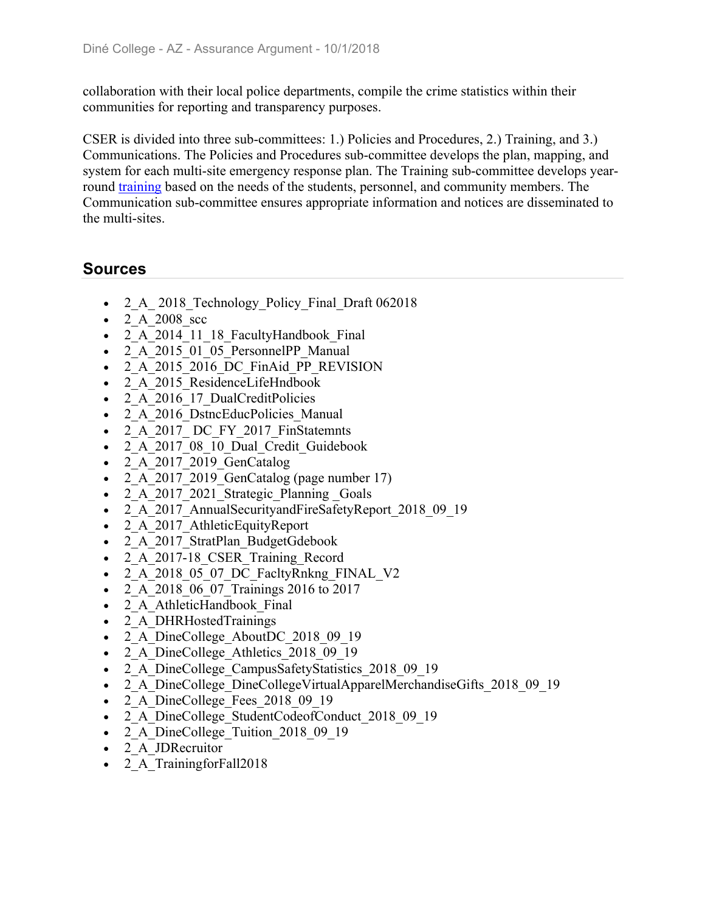collaboration with their local police departments, compile the crime statistics within their communities for reporting and transparency purposes.

CSER is divided into three sub-committees: 1.) Policies and Procedures, 2.) Training, and 3.) Communications. The Policies and Procedures sub-committee develops the plan, mapping, and system for each multi-site emergency response plan. The Training sub-committee develops year-round training based on the needs of the students, personnel, and community members. The Communication sub-committee ensures appropriate information and notices are disseminated to the multi-sites.

## Sources

- 2_A_ 2018_Technology_Policy_Final_Draft 062018
- 2_A_2008_scc
- 2_A_2014_11_18_FacultyHandbook_Final
- 2_A_2015_01_05_PersonnelPP_Manual
- 2_A_2015_2016_DC_FinAid_PP_REVISION
- 2_A_2015_ResidenceLifeHndbook
- 2_A_2016_17_DualCreditPolicies
- 2_A_2016_DstncEducPolicies_Manual
- 2_A_2017_ DC_FY_2017_FinStatemnts
- 2_A_2017_08_10_Dual_Credit_Guidebook
- 2_A_2017_2019_GenCatalog
- 2_A_2017_2019_GenCatalog (page number 17)
- 2_A_2017_2021_Strategic_Planning _Goals
- 2_A_2017_AnnualSecurityandFireSafetyReport_2018_09_19
- 2_A_2017_AthleticEquityReport
- 2_A_2017_StratPlan_BudgetGdebook
- 2_A_2017-18_CSER_Training_Record
- 2_A_2018_05_07_DC_FacltyRnkng_FINAL_V2
- 2_A_2018_06_07_Trainings 2016 to 2017
- 2_A_AthleticHandbook_Final
- 2_A_DHRHostedTrainings
- 2_A_DineCollege_AboutDC_2018_09_19
- 2_A_DineCollege_Athletics_2018_09_19
- 2_A_DineCollege_CampusSafetyStatistics_2018_09_19
- 2_A_DineCollege_DineCollegeVirtualApparelMerchandiseGifts_2018_09_19
- 2_A_DineCollege_Fees_2018_09_19
- 2_A_DineCollege_StudentCodeofConduct_2018_09_19
- 2_A_DineCollege_Tuition_2018_09_19
- 2_A_JDRecruitor
- 2_A_TrainingforFall2018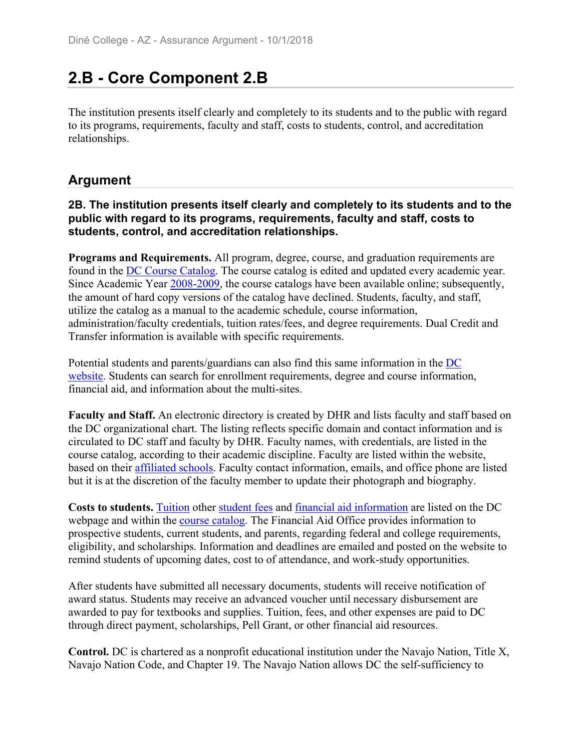## 2.B - Core Component 2.B

The institution presents itself clearly and completely to its students and to the public with regard to its programs, requirements, faculty and staff, costs to students, control, and accreditation relationships.

## Argument

### 2B. The institution presents itself clearly and completely to its students and to the public with regard to its programs, requirements, faculty and staff, costs to students, control, and accreditation relationships.

**Programs and Requirements.** All program, degree, course, and graduation requirements are found in the DC Course Catalog. The course catalog is edited and updated every academic year. Since Academic Year 2008-2009, the course catalogs have been available online; subsequently, the amount of hard copy versions of the catalog have declined. Students, faculty, and staff, utilize the catalog as a manual to the academic schedule, course information, administration/faculty credentials, tuition rates/fees, and degree requirements. Dual Credit and Transfer information is available with specific requirements.

Potential students and parents/guardians can also find this same information in the DC website. Students can search for enrollment requirements, degree and course information, financial aid, and information about the multi-sites.

**Faculty and Staff.** An electronic directory is created by DHR and lists faculty and staff based on the DC organizational chart. The listing reflects specific domain and contact information and is circulated to DC staff and faculty by DHR. Faculty names, with credentials, are listed in the course catalog, according to their academic discipline. Faculty are listed within the website, based on their affiliated schools. Faculty contact information, emails, and office phone are listed but it is at the discretion of the faculty member to update their photograph and biography.

**Costs to students.** Tuition other student fees and financial aid information are listed on the DC webpage and within the course catalog. The Financial Aid Office provides information to prospective students, current students, and parents, regarding federal and college requirements, eligibility, and scholarships. Information and deadlines are emailed and posted on the website to remind students of upcoming dates, cost to of attendance, and work-study opportunities.

After students have submitted all necessary documents, students will receive notification of award status. Students may receive an advanced voucher until necessary disbursement are awarded to pay for textbooks and supplies. Tuition, fees, and other expenses are paid to DC through direct payment, scholarships, Pell Grant, or other financial aid resources.

**Control.** DC is chartered as a nonprofit educational institution under the Navajo Nation, Title X, Navajo Nation Code, and Chapter 19. The Navajo Nation allows DC the self-sufficiency to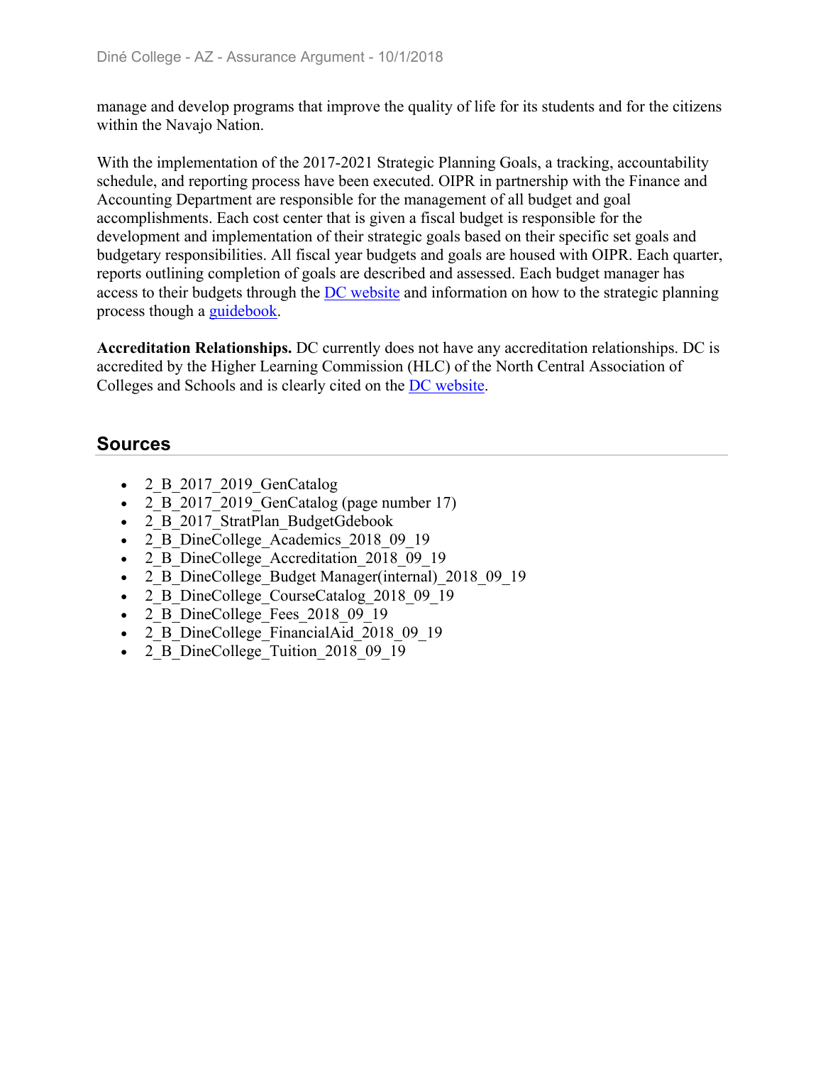manage and develop programs that improve the quality of life for its students and for the citizens within the Navajo Nation.

With the implementation of the 2017-2021 Strategic Planning Goals, a tracking, accountability schedule, and reporting process have been executed. OIPR in partnership with the Finance and Accounting Department are responsible for the management of all budget and goal accomplishments. Each cost center that is given a fiscal budget is responsible for the development and implementation of their strategic goals based on their specific set goals and budgetary responsibilities. All fiscal year budgets and goals are housed with OIPR. Each quarter, reports outlining completion of goals are described and assessed. Each budget manager has access to their budgets through the DC website and information on how to the strategic planning process though a guidebook.

**Accreditation Relationships.** DC currently does not have any accreditation relationships. DC is accredited by the Higher Learning Commission (HLC) of the North Central Association of Colleges and Schools and is clearly cited on the DC website.

## Sources

- 2_B_2017_2019_GenCatalog
- 2_B_2017_2019_GenCatalog (page number 17)
- 2_B_2017_StratPlan_BudgetGdebook
- 2_B_DineCollege_Academics_2018_09_19
- 2_B_DineCollege_Accreditation_2018_09_19
- 2_B_DineCollege_Budget Manager(internal)_2018_09_19
- 2_B_DineCollege_CourseCatalog_2018_09_19
- 2_B_DineCollege_Fees_2018_09_19
- 2_B_DineCollege_FinancialAid_2018_09_19
- 2_B_DineCollege_Tuition_2018_09_19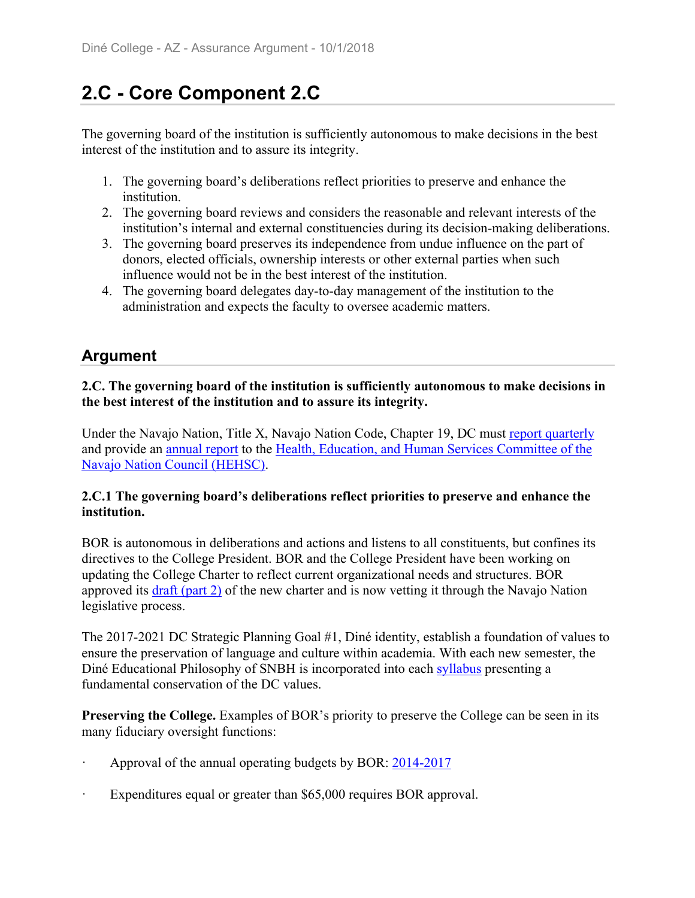# 2.C - Core Component 2.C

The governing board of the institution is sufficiently autonomous to make decisions in the best interest of the institution and to assure its integrity.

1. The governing board's deliberations reflect priorities to preserve and enhance the institution.
2. The governing board reviews and considers the reasonable and relevant interests of the institution's internal and external constituencies during its decision-making deliberations.
3. The governing board preserves its independence from undue influence on the part of donors, elected officials, ownership interests or other external parties when such influence would not be in the best interest of the institution.
4. The governing board delegates day-to-day management of the institution to the administration and expects the faculty to oversee academic matters.

## Argument

**2.C. The governing board of the institution is sufficiently autonomous to make decisions in the best interest of the institution and to assure its integrity.**

Under the Navajo Nation, Title X, Navajo Nation Code, Chapter 19, DC must report quarterly and provide an annual report to the Health, Education, and Human Services Committee of the Navajo Nation Council (HEHSC).

**2.C.1 The governing board's deliberations reflect priorities to preserve and enhance the institution.**

BOR is autonomous in deliberations and actions and listens to all constituents, but confines its directives to the College President. BOR and the College President have been working on updating the College Charter to reflect current organizational needs and structures. BOR approved its draft (part 2) of the new charter and is now vetting it through the Navajo Nation legislative process.

The 2017-2021 DC Strategic Planning Goal #1, Diné identity, establish a foundation of values to ensure the preservation of language and culture within academia. With each new semester, the Diné Educational Philosophy of SNBH is incorporated into each syllabus presenting a fundamental conservation of the DC values.

**Preserving the College.** Examples of BOR's priority to preserve the College can be seen in its many fiduciary oversight functions:

- Approval of the annual operating budgets by BOR: 2014-2017
- Expenditures equal or greater than $65,000 requires BOR approval.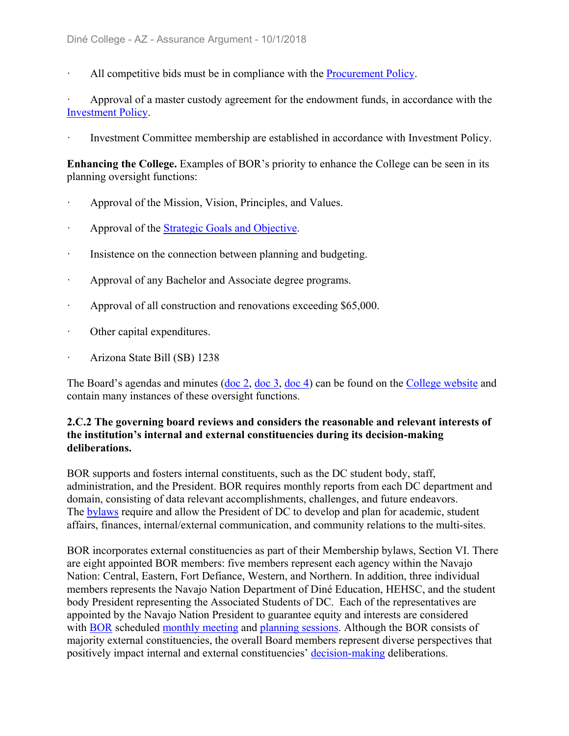- All competitive bids must be in compliance with the Procurement Policy.
- Approval of a master custody agreement for the endowment funds, in accordance with the Investment Policy.
- Investment Committee membership are established in accordance with Investment Policy.

**Enhancing the College.** Examples of BOR's priority to enhance the College can be seen in its planning oversight functions:

- Approval of the Mission, Vision, Principles, and Values.
- Approval of the Strategic Goals and Objective.
- Insistence on the connection between planning and budgeting.
- Approval of any Bachelor and Associate degree programs.
- Approval of all construction and renovations exceeding $65,000.
- Other capital expenditures.
- Arizona State Bill (SB) 1238

The Board's agendas and minutes (doc 2, doc 3, doc 4) can be found on the College website and contain many instances of these oversight functions.

**2.C.2 The governing board reviews and considers the reasonable and relevant interests of the institution's internal and external constituencies during its decision-making deliberations.**

BOR supports and fosters internal constituents, such as the DC student body, staff, administration, and the President. BOR requires monthly reports from each DC department and domain, consisting of data relevant accomplishments, challenges, and future endeavors. The bylaws require and allow the President of DC to develop and plan for academic, student affairs, finances, internal/external communication, and community relations to the multi-sites.

BOR incorporates external constituencies as part of their Membership bylaws, Section VI. There are eight appointed BOR members: five members represent each agency within the Navajo Nation: Central, Eastern, Fort Defiance, Western, and Northern. In addition, three individual members represents the Navajo Nation Department of Diné Education, HEHSC, and the student body President representing the Associated Students of DC. Each of the representatives are appointed by the Navajo Nation President to guarantee equity and interests are considered with BOR scheduled monthly meeting and planning sessions. Although the BOR consists of majority external constituencies, the overall Board members represent diverse perspectives that positively impact internal and external constituencies' decision-making deliberations.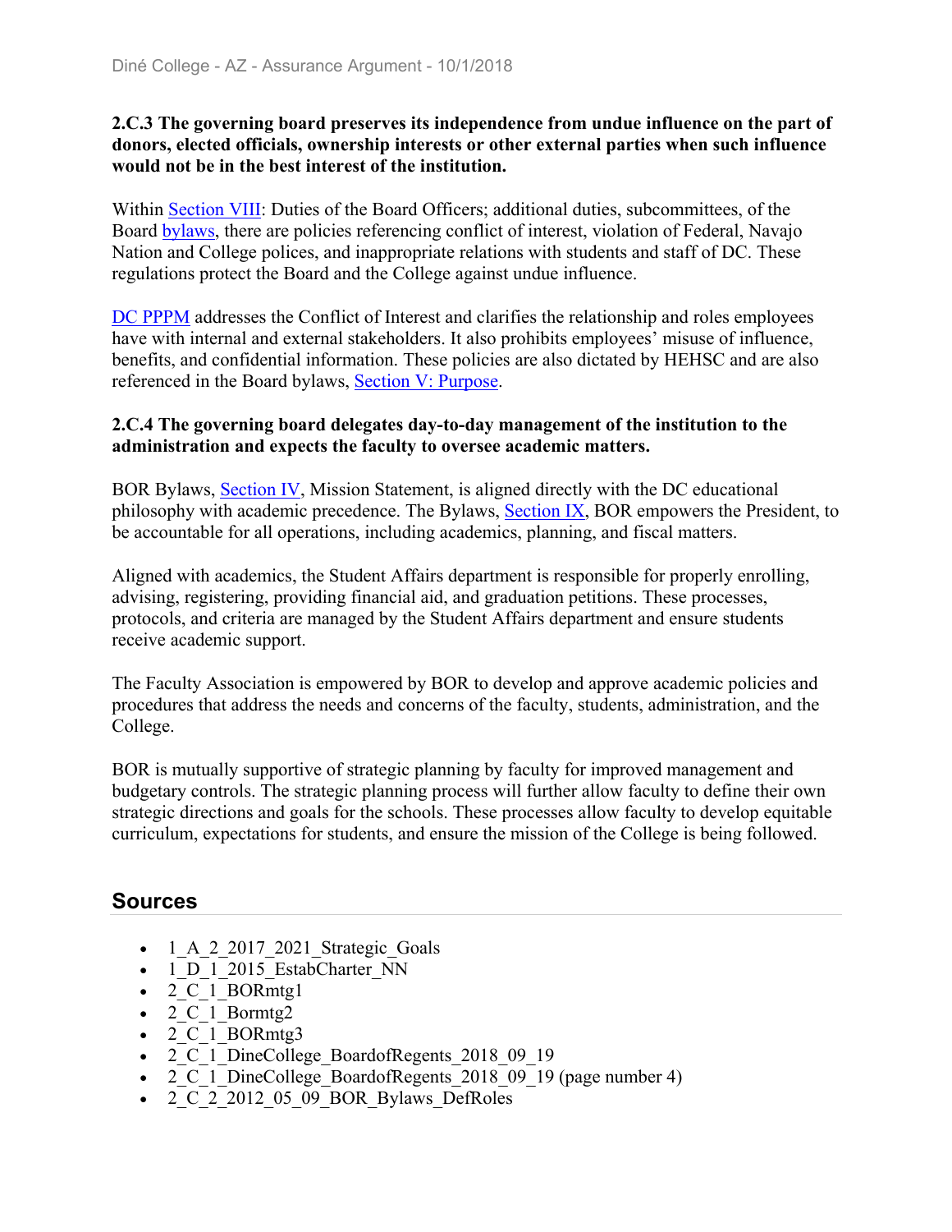**2.C.3 The governing board preserves its independence from undue influence on the part of donors, elected officials, ownership interests or other external parties when such influence would not be in the best interest of the institution.**

Within Section VIII: Duties of the Board Officers; additional duties, subcommittees, of the Board bylaws, there are policies referencing conflict of interest, violation of Federal, Navajo Nation and College polices, and inappropriate relations with students and staff of DC. These regulations protect the Board and the College against undue influence.

DC PPPM addresses the Conflict of Interest and clarifies the relationship and roles employees have with internal and external stakeholders. It also prohibits employees' misuse of influence, benefits, and confidential information. These policies are also dictated by HEHSC and are also referenced in the Board bylaws, Section V: Purpose.

**2.C.4 The governing board delegates day-to-day management of the institution to the administration and expects the faculty to oversee academic matters.**

BOR Bylaws, Section IV, Mission Statement, is aligned directly with the DC educational philosophy with academic precedence. The Bylaws, Section IX, BOR empowers the President, to be accountable for all operations, including academics, planning, and fiscal matters.

Aligned with academics, the Student Affairs department is responsible for properly enrolling, advising, registering, providing financial aid, and graduation petitions. These processes, protocols, and criteria are managed by the Student Affairs department and ensure students receive academic support.

The Faculty Association is empowered by BOR to develop and approve academic policies and procedures that address the needs and concerns of the faculty, students, administration, and the College.

BOR is mutually supportive of strategic planning by faculty for improved management and budgetary controls. The strategic planning process will further allow faculty to define their own strategic directions and goals for the schools. These processes allow faculty to develop equitable curriculum, expectations for students, and ensure the mission of the College is being followed.

## Sources

- 1_A_2_2017_2021_Strategic_Goals
- 1_D_1_2015_EstabCharter_NN
- 2_C_1_BORmtg1
- 2_C_1_Bormtg2
- 2_C_1_BORmtg3
- 2_C_1_DineCollege_BoardofRegents_2018_09_19
- 2_C_1_DineCollege_BoardofRegents_2018_09_19 (page number 4)
- 2_C_2_2012_05_09_BOR_Bylaws_DefRoles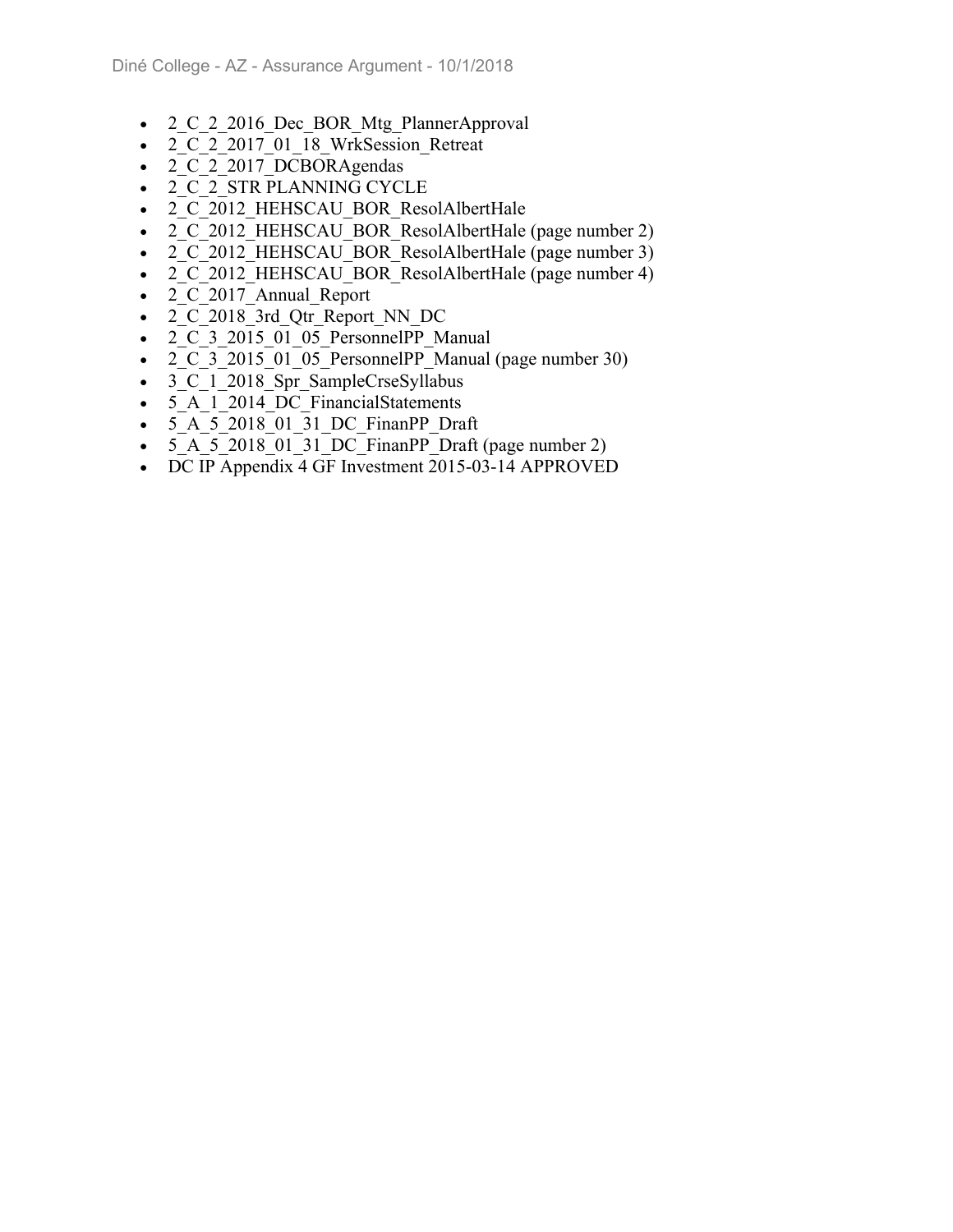- 2_C_2_2016_Dec_BOR_Mtg_PlannerApproval
- 2_C_2_2017_01_18_WrkSession_Retreat
- 2_C_2_2017_DCBORAgendas
- 2_C_2_STR PLANNING CYCLE
- 2_C_2012_HEHSCAU_BOR_ResolAlbertHale
- 2_C_2012_HEHSCAU_BOR_ResolAlbertHale (page number 2)
- 2_C_2012_HEHSCAU_BOR_ResolAlbertHale (page number 3)
- 2_C_2012_HEHSCAU_BOR_ResolAlbertHale (page number 4)
- 2_C_2017_Annual_Report
- 2_C_2018_3rd_Qtr_Report_NN_DC
- 2_C_3_2015_01_05_PersonnelPP_Manual
- 2_C_3_2015_01_05_PersonnelPP_Manual (page number 30)
- 3_C_1_2018_Spr_SampleCrseSyllabus
- 5_A_1_2014_DC_FinancialStatements
- 5_A_5_2018_01_31_DC_FinanPP_Draft
- 5_A_5_2018_01_31_DC_FinanPP_Draft (page number 2)
- DC IP Appendix 4 GF Investment 2015-03-14 APPROVED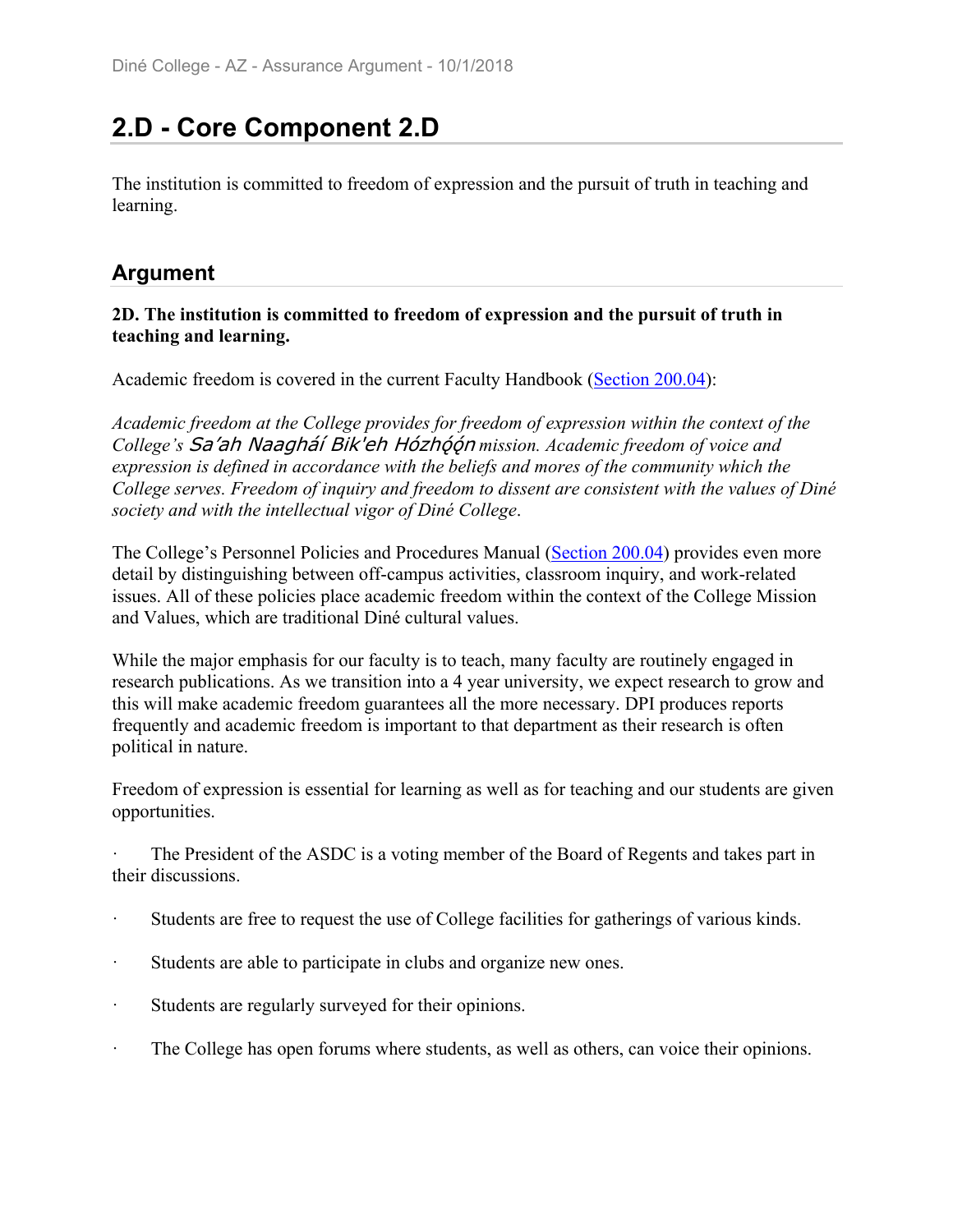## 2.D - Core Component 2.D

The institution is committed to freedom of expression and the pursuit of truth in teaching and learning.

## Argument

**2D. The institution is committed to freedom of expression and the pursuit of truth in teaching and learning.**

Academic freedom is covered in the current Faculty Handbook (Section 200.04):

*Academic freedom at the College provides for freedom of expression within the context of the College's Sa'ah Naaghéí Bik'eh Hózhǫ́ǫ́n mission. Academic freedom of voice and expression is defined in accordance with the beliefs and mores of the community which the College serves. Freedom of inquiry and freedom to dissent are consistent with the values of Diné society and with the intellectual vigor of Diné College.*

The College's Personnel Policies and Procedures Manual (Section 200.04) provides even more detail by distinguishing between off-campus activities, classroom inquiry, and work-related issues. All of these policies place academic freedom within the context of the College Mission and Values, which are traditional Diné cultural values.

While the major emphasis for our faculty is to teach, many faculty are routinely engaged in research publications. As we transition into a 4 year university, we expect research to grow and this will make academic freedom guarantees all the more necessary. DPI produces reports frequently and academic freedom is important to that department as their research is often political in nature.

Freedom of expression is essential for learning as well as for teaching and our students are given opportunities.

- The President of the ASDC is a voting member of the Board of Regents and takes part in their discussions.
- Students are free to request the use of College facilities for gatherings of various kinds.
- Students are able to participate in clubs and organize new ones.
- Students are regularly surveyed for their opinions.
- The College has open forums where students, as well as others, can voice their opinions.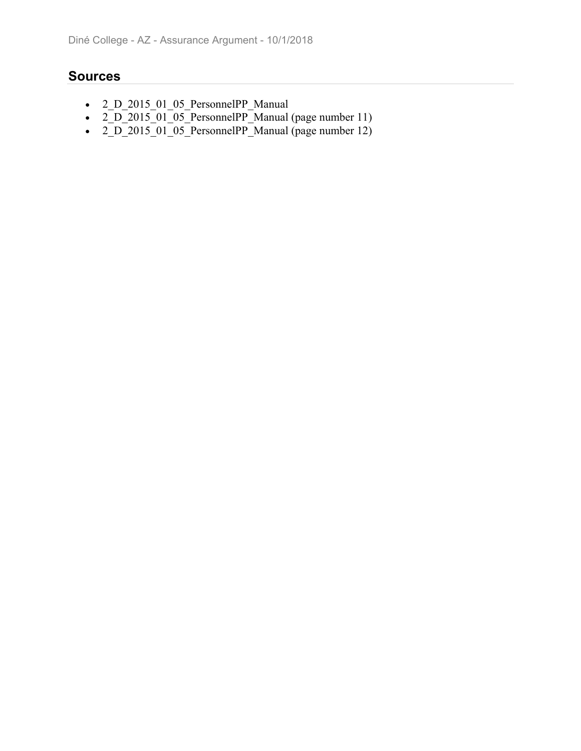## Sources

- 2_D_2015_01_05_PersonnelPP_Manual
- 2_D_2015_01_05_PersonnelPP_Manual (page number 11)
- 2_D_2015_01_05_PersonnelPP_Manual (page number 12)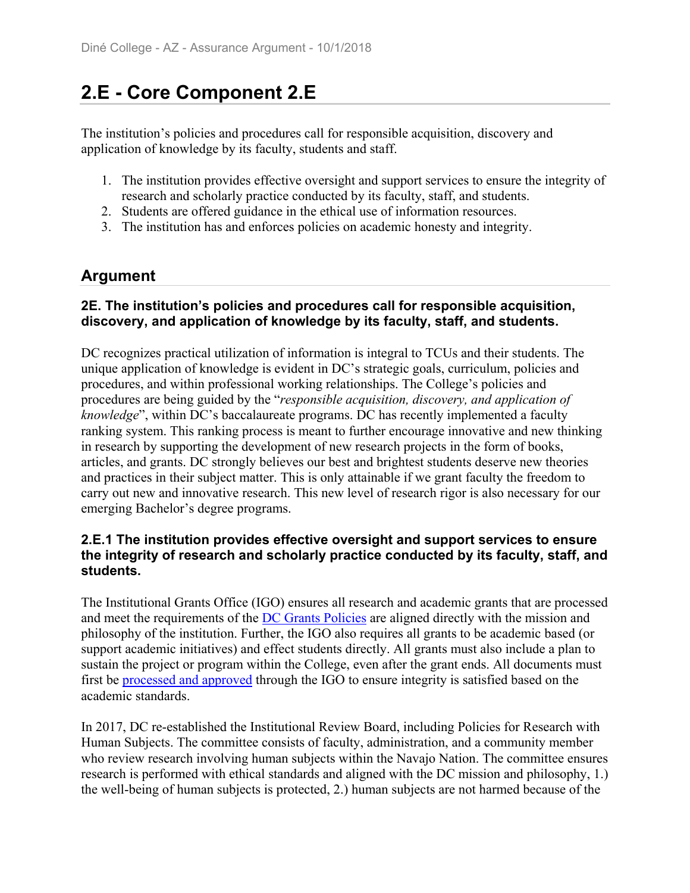## 2.E - Core Component 2.E

The institution's policies and procedures call for responsible acquisition, discovery and application of knowledge by its faculty, students and staff.

1. The institution provides effective oversight and support services to ensure the integrity of research and scholarly practice conducted by its faculty, staff, and students.
2. Students are offered guidance in the ethical use of information resources.
3. The institution has and enforces policies on academic honesty and integrity.

## Argument

### 2E. The institution's policies and procedures call for responsible acquisition, discovery, and application of knowledge by its faculty, staff, and students.

DC recognizes practical utilization of information is integral to TCUs and their students. The unique application of knowledge is evident in DC's strategic goals, curriculum, policies and procedures, and within professional working relationships. The College's policies and procedures are being guided by the "*responsible acquisition, discovery, and application of knowledge*", within DC's baccalaureate programs. DC has recently implemented a faculty ranking system. This ranking process is meant to further encourage innovative and new thinking in research by supporting the development of new research projects in the form of books, articles, and grants. DC strongly believes our best and brightest students deserve new theories and practices in their subject matter. This is only attainable if we grant faculty the freedom to carry out new and innovative research. This new level of research rigor is also necessary for our emerging Bachelor's degree programs.

### 2.E.1 The institution provides effective oversight and support services to ensure the integrity of research and scholarly practice conducted by its faculty, staff, and students.

The Institutional Grants Office (IGO) ensures all research and academic grants that are processed and meet the requirements of the DC Grants Policies are aligned directly with the mission and philosophy of the institution. Further, the IGO also requires all grants to be academic based (or support academic initiatives) and effect students directly. All grants must also include a plan to sustain the project or program within the College, even after the grant ends. All documents must first be processed and approved through the IGO to ensure integrity is satisfied based on the academic standards.

In 2017, DC re-established the Institutional Review Board, including Policies for Research with Human Subjects. The committee consists of faculty, administration, and a community member who review research involving human subjects within the Navajo Nation. The committee ensures research is performed with ethical standards and aligned with the DC mission and philosophy, 1.) the well-being of human subjects is protected, 2.) human subjects are not harmed because of the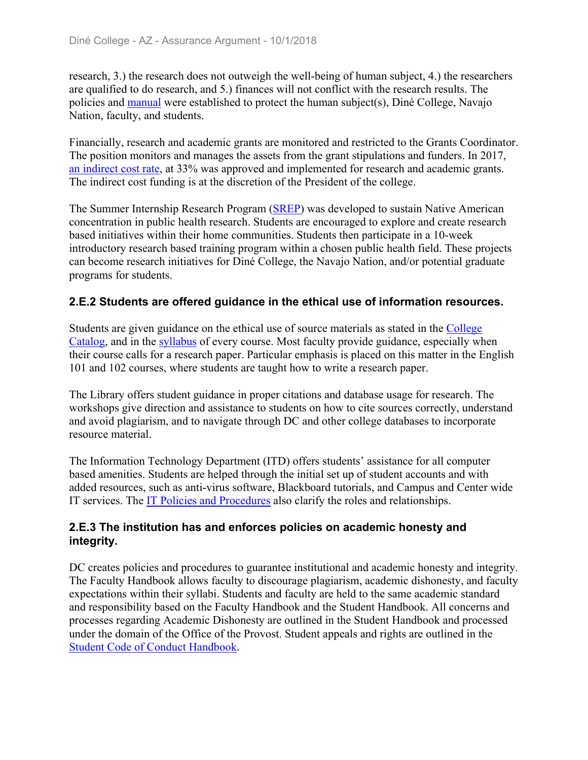research, 3.) the research does not outweigh the well-being of human subject, 4.) the researchers are qualified to do research, and 5.) finances will not conflict with the research results. The policies and manual were established to protect the human subject(s), Diné College, Navajo Nation, faculty, and students.

Financially, research and academic grants are monitored and restricted to the Grants Coordinator. The position monitors and manages the assets from the grant stipulations and funders. In 2017, an indirect cost rate, at 33% was approved and implemented for research and academic grants. The indirect cost funding is at the discretion of the President of the college.

The Summer Internship Research Program (SREP) was developed to sustain Native American concentration in public health research. Students are encouraged to explore and create research based initiatives within their home communities. Students then participate in a 10-week introductory research based training program within a chosen public health field. These projects can become research initiatives for Diné College, the Navajo Nation, and/or potential graduate programs for students.

### 2.E.2 Students are offered guidance in the ethical use of information resources.

Students are given guidance on the ethical use of source materials as stated in the College Catalog, and in the syllabus of every course. Most faculty provide guidance, especially when their course calls for a research paper. Particular emphasis is placed on this matter in the English 101 and 102 courses, where students are taught how to write a research paper.

The Library offers student guidance in proper citations and database usage for research. The workshops give direction and assistance to students on how to cite sources correctly, understand and avoid plagiarism, and to navigate through DC and other college databases to incorporate resource material.

The Information Technology Department (ITD) offers students' assistance for all computer based amenities. Students are helped through the initial set up of student accounts and with added resources, such as anti-virus software, Blackboard tutorials, and Campus and Center wide IT services. The IT Policies and Procedures also clarify the roles and relationships.

### 2.E.3 The institution has and enforces policies on academic honesty and integrity.

DC creates policies and procedures to guarantee institutional and academic honesty and integrity. The Faculty Handbook allows faculty to discourage plagiarism, academic dishonesty, and faculty expectations within their syllabi. Students and faculty are held to the same academic standard and responsibility based on the Faculty Handbook and the Student Handbook. All concerns and processes regarding Academic Dishonesty are outlined in the Student Handbook and processed under the domain of the Office of the Provost. Student appeals and rights are outlined in the Student Code of Conduct Handbook.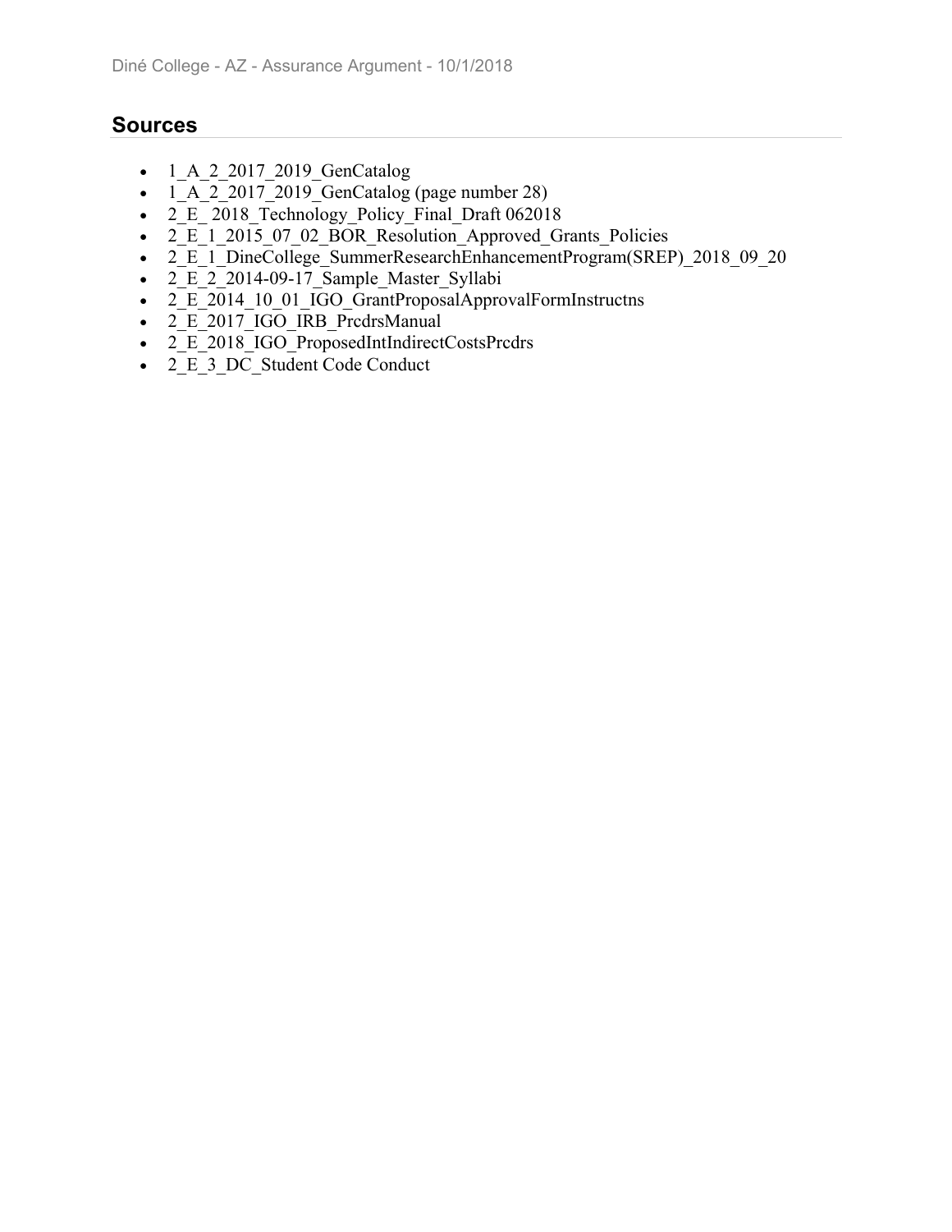## Sources

- 1_A_2_2017_2019_GenCatalog
- 1_A_2_2017_2019_GenCatalog (page number 28)
- 2_E_ 2018_Technology_Policy_Final_Draft 062018
- 2_E_1_2015_07_02_BOR_Resolution_Approved_Grants_Policies
- 2_E_1_DineCollege_SummerResearchEnhancementProgram(SREP)_2018_09_20
- 2_E_2_2014-09-17_Sample_Master_Syllabi
- 2_E_2014_10_01_IGO_GrantProposalApprovalFormInstructns
- 2_E_2017_IGO_IRB_PrcdrsManual
- 2_E_2018_IGO_ProposedIntIndirectCostsPrcdrs
- 2_E_3_DC_Student Code Conduct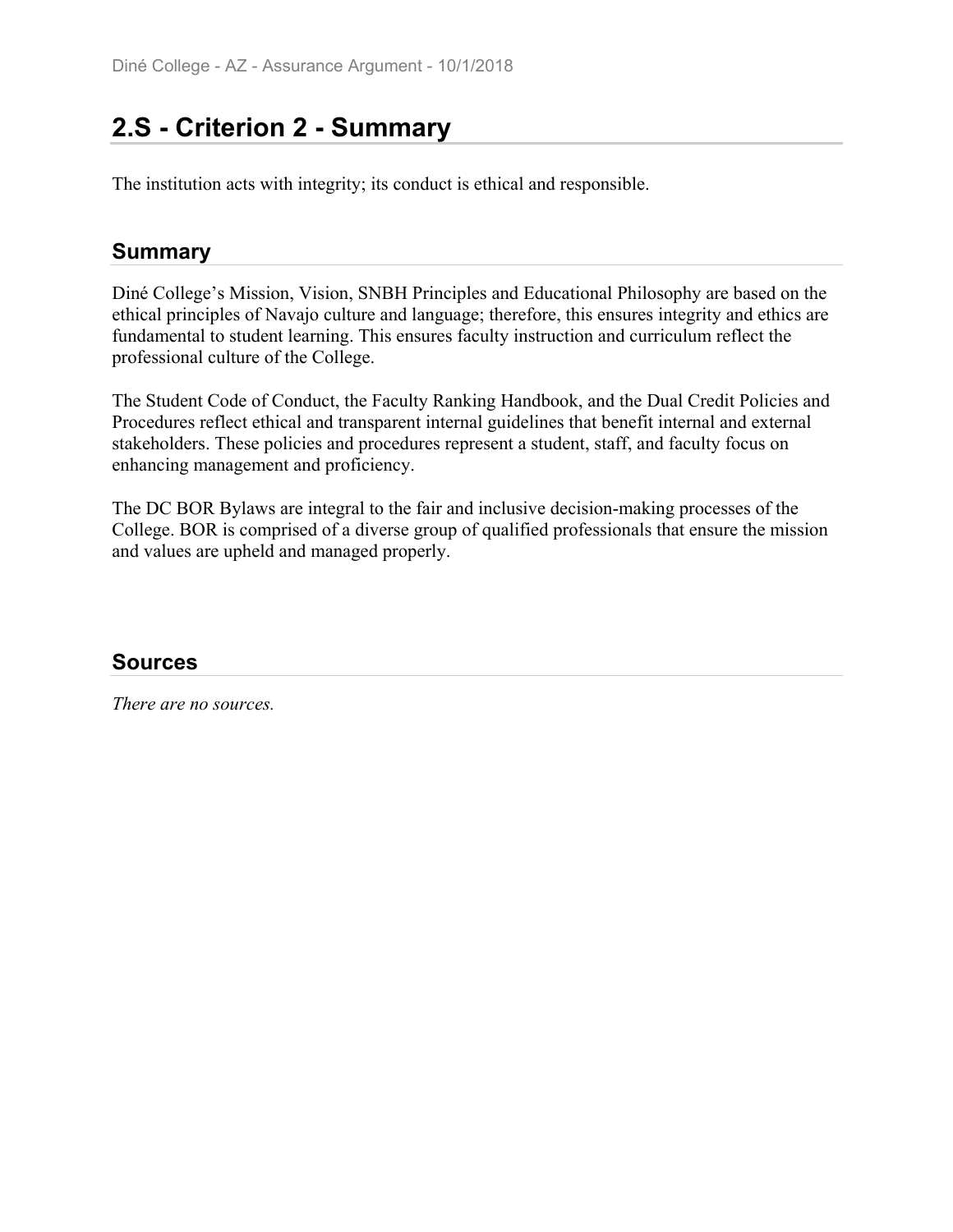# 2.S - Criterion 2 - Summary

The institution acts with integrity; its conduct is ethical and responsible.

## Summary

Diné College's Mission, Vision, SNBH Principles and Educational Philosophy are based on the ethical principles of Navajo culture and language; therefore, this ensures integrity and ethics are fundamental to student learning. This ensures faculty instruction and curriculum reflect the professional culture of the College.

The Student Code of Conduct, the Faculty Ranking Handbook, and the Dual Credit Policies and Procedures reflect ethical and transparent internal guidelines that benefit internal and external stakeholders. These policies and procedures represent a student, staff, and faculty focus on enhancing management and proficiency.

The DC BOR Bylaws are integral to the fair and inclusive decision-making processes of the College. BOR is comprised of a diverse group of qualified professionals that ensure the mission and values are upheld and managed properly.

## Sources

*There are no sources.*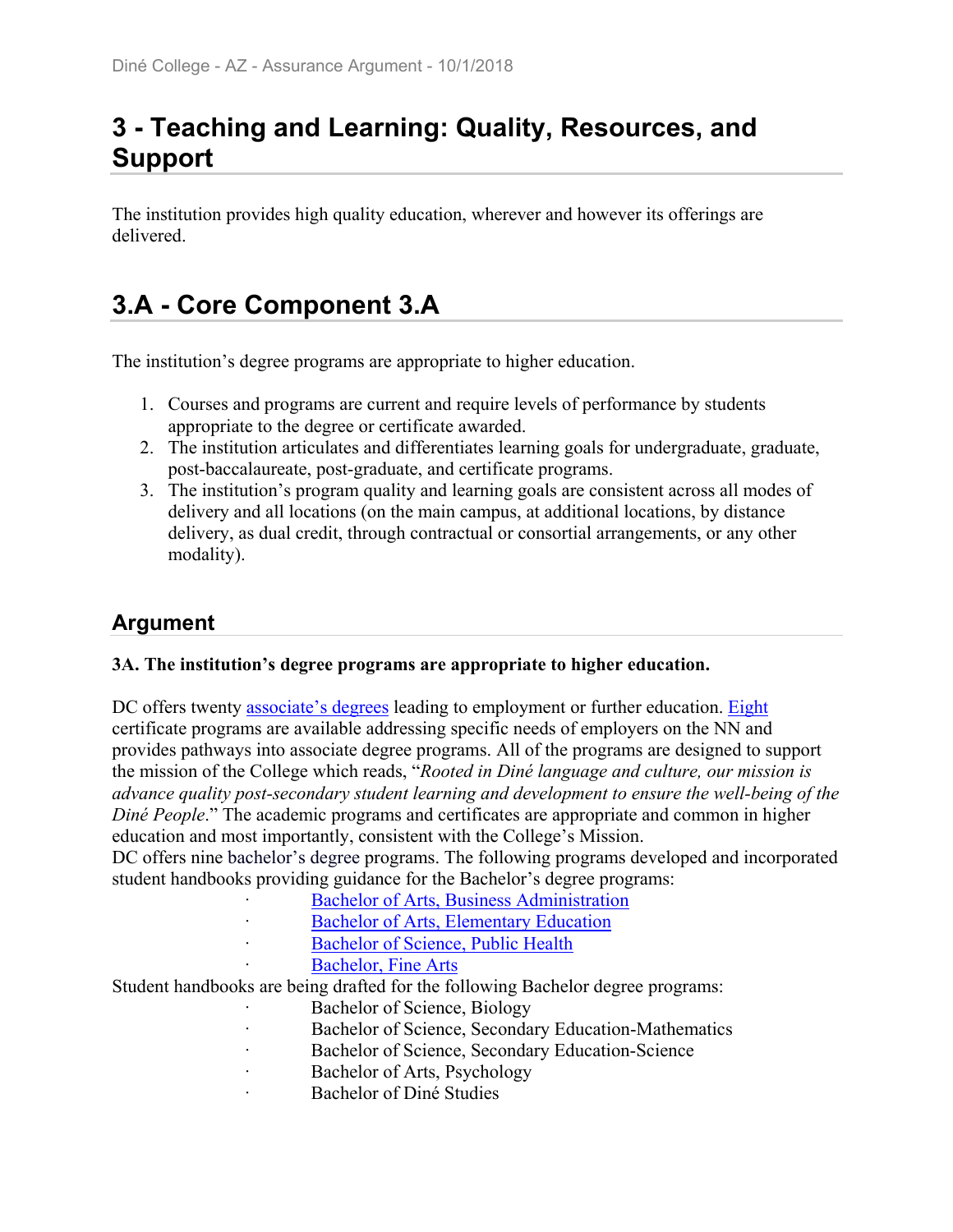# 3 - Teaching and Learning: Quality, Resources, and Support

The institution provides high quality education, wherever and however its offerings are delivered.

# 3.A - Core Component 3.A

The institution's degree programs are appropriate to higher education.

1. Courses and programs are current and require levels of performance by students appropriate to the degree or certificate awarded.
2. The institution articulates and differentiates learning goals for undergraduate, graduate, post-baccalaureate, post-graduate, and certificate programs.
3. The institution's program quality and learning goals are consistent across all modes of delivery and all locations (on the main campus, at additional locations, by distance delivery, as dual credit, through contractual or consortial arrangements, or any other modality).

## Argument

**3A. The institution's degree programs are appropriate to higher education.**

DC offers twenty associate's degrees leading to employment or further education. Eight certificate programs are available addressing specific needs of employers on the NN and provides pathways into associate degree programs. All of the programs are designed to support the mission of the College which reads, "*Rooted in Diné language and culture, our mission is advance quality post-secondary student learning and development to ensure the well-being of the Diné People*." The academic programs and certificates are appropriate and common in higher education and most importantly, consistent with the College's Mission.
DC offers nine bachelor's degree programs. The following programs developed and incorporated student handbooks providing guidance for the Bachelor's degree programs:

- Bachelor of Arts, Business Administration
- Bachelor of Arts, Elementary Education
- Bachelor of Science, Public Health
- Bachelor, Fine Arts

Student handbooks are being drafted for the following Bachelor degree programs:

- Bachelor of Science, Biology
- Bachelor of Science, Secondary Education-Mathematics
- Bachelor of Science, Secondary Education-Science
- Bachelor of Arts, Psychology
- Bachelor of Diné Studies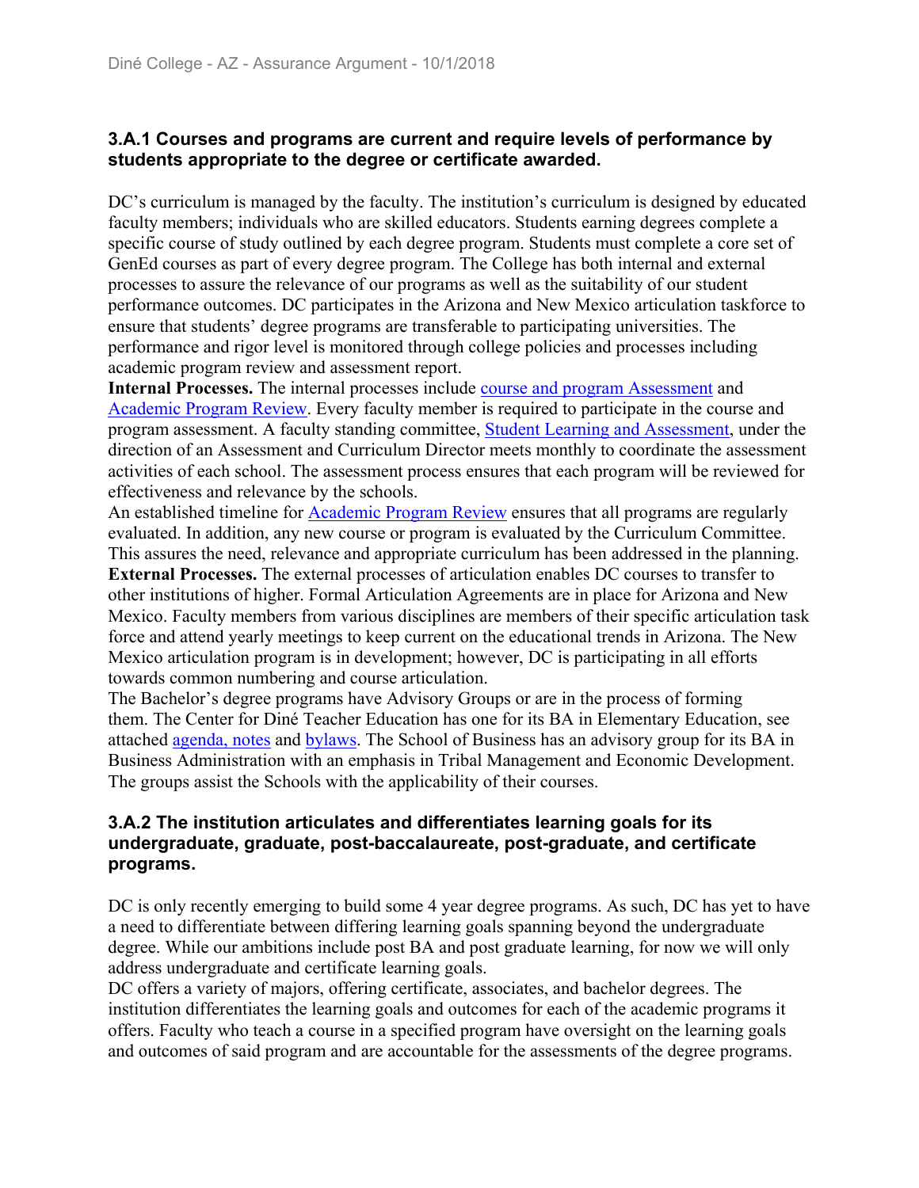### 3.A.1 Courses and programs are current and require levels of performance by students appropriate to the degree or certificate awarded.

DC's curriculum is managed by the faculty. The institution's curriculum is designed by educated faculty members; individuals who are skilled educators. Students earning degrees complete a specific course of study outlined by each degree program. Students must complete a core set of GenEd courses as part of every degree program. The College has both internal and external processes to assure the relevance of our programs as well as the suitability of our student performance outcomes. DC participates in the Arizona and New Mexico articulation taskforce to ensure that students' degree programs are transferable to participating universities. The performance and rigor level is monitored through college policies and processes including academic program review and assessment report.

**Internal Processes.** The internal processes include course and program Assessment and Academic Program Review. Every faculty member is required to participate in the course and program assessment. A faculty standing committee, Student Learning and Assessment, under the direction of an Assessment and Curriculum Director meets monthly to coordinate the assessment activities of each school. The assessment process ensures that each program will be reviewed for effectiveness and relevance by the schools.

An established timeline for Academic Program Review ensures that all programs are regularly evaluated. In addition, any new course or program is evaluated by the Curriculum Committee. This assures the need, relevance and appropriate curriculum has been addressed in the planning.

**External Processes.** The external processes of articulation enables DC courses to transfer to other institutions of higher. Formal Articulation Agreements are in place for Arizona and New Mexico. Faculty members from various disciplines are members of their specific articulation task force and attend yearly meetings to keep current on the educational trends in Arizona. The New Mexico articulation program is in development; however, DC is participating in all efforts towards common numbering and course articulation.

The Bachelor's degree programs have Advisory Groups or are in the process of forming them. The Center for Diné Teacher Education has one for its BA in Elementary Education, see attached agenda, notes and bylaws. The School of Business has an advisory group for its BA in Business Administration with an emphasis in Tribal Management and Economic Development. The groups assist the Schools with the applicability of their courses.

### 3.A.2 The institution articulates and differentiates learning goals for its undergraduate, graduate, post-baccalaureate, post-graduate, and certificate programs.

DC is only recently emerging to build some 4 year degree programs. As such, DC has yet to have a need to differentiate between differing learning goals spanning beyond the undergraduate degree. While our ambitions include post BA and post graduate learning, for now we will only address undergraduate and certificate learning goals.

DC offers a variety of majors, offering certificate, associates, and bachelor degrees. The institution differentiates the learning goals and outcomes for each of the academic programs it offers. Faculty who teach a course in a specified program have oversight on the learning goals and outcomes of said program and are accountable for the assessments of the degree programs.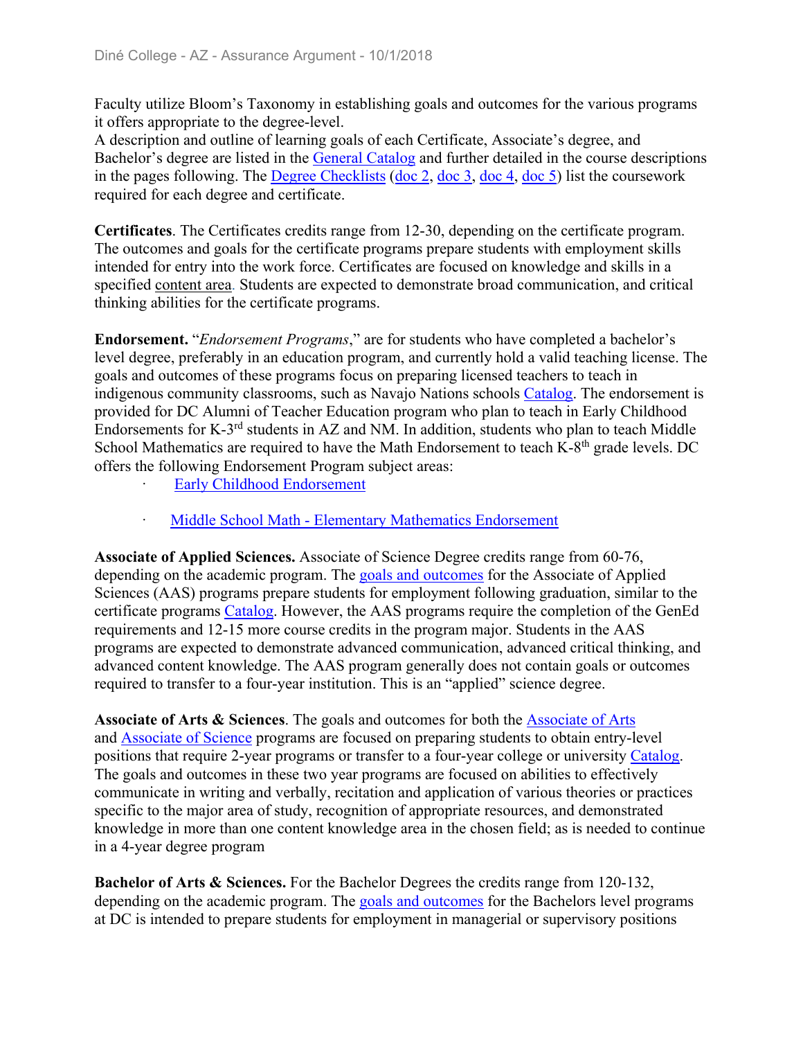Faculty utilize Bloom's Taxonomy in establishing goals and outcomes for the various programs it offers appropriate to the degree-level.
A description and outline of learning goals of each Certificate, Associate's degree, and Bachelor's degree are listed in the General Catalog and further detailed in the course descriptions in the pages following. The Degree Checklists (doc 2, doc 3, doc 4, doc 5) list the coursework required for each degree and certificate.

**Certificates**. The Certificates credits range from 12-30, depending on the certificate program. The outcomes and goals for the certificate programs prepare students with employment skills intended for entry into the work force. Certificates are focused on knowledge and skills in a specified content area. Students are expected to demonstrate broad communication, and critical thinking abilities for the certificate programs.

**Endorsement.** "*Endorsement Programs*," are for students who have completed a bachelor's level degree, preferably in an education program, and currently hold a valid teaching license. The goals and outcomes of these programs focus on preparing licensed teachers to teach in indigenous community classrooms, such as Navajo Nations schools Catalog. The endorsement is provided for DC Alumni of Teacher Education program who plan to teach in Early Childhood Endorsements for K-3rd students in AZ and NM. In addition, students who plan to teach Middle School Mathematics are required to have the Math Endorsement to teach K-8th grade levels. DC offers the following Endorsement Program subject areas:

- Early Childhood Endorsement
- Middle School Math - Elementary Mathematics Endorsement

**Associate of Applied Sciences.** Associate of Science Degree credits range from 60-76, depending on the academic program. The goals and outcomes for the Associate of Applied Sciences (AAS) programs prepare students for employment following graduation, similar to the certificate programs Catalog. However, the AAS programs require the completion of the GenEd requirements and 12-15 more course credits in the program major. Students in the AAS programs are expected to demonstrate advanced communication, advanced critical thinking, and advanced content knowledge. The AAS program generally does not contain goals or outcomes required to transfer to a four-year institution. This is an "applied" science degree.

**Associate of Arts & Sciences**. The goals and outcomes for both the Associate of Arts and Associate of Science programs are focused on preparing students to obtain entry-level positions that require 2-year programs or transfer to a four-year college or university Catalog. The goals and outcomes in these two year programs are focused on abilities to effectively communicate in writing and verbally, recitation and application of various theories or practices specific to the major area of study, recognition of appropriate resources, and demonstrated knowledge in more than one content knowledge area in the chosen field; as is needed to continue in a 4-year degree program

**Bachelor of Arts & Sciences.** For the Bachelor Degrees the credits range from 120-132, depending on the academic program. The goals and outcomes for the Bachelors level programs at DC is intended to prepare students for employment in managerial or supervisory positions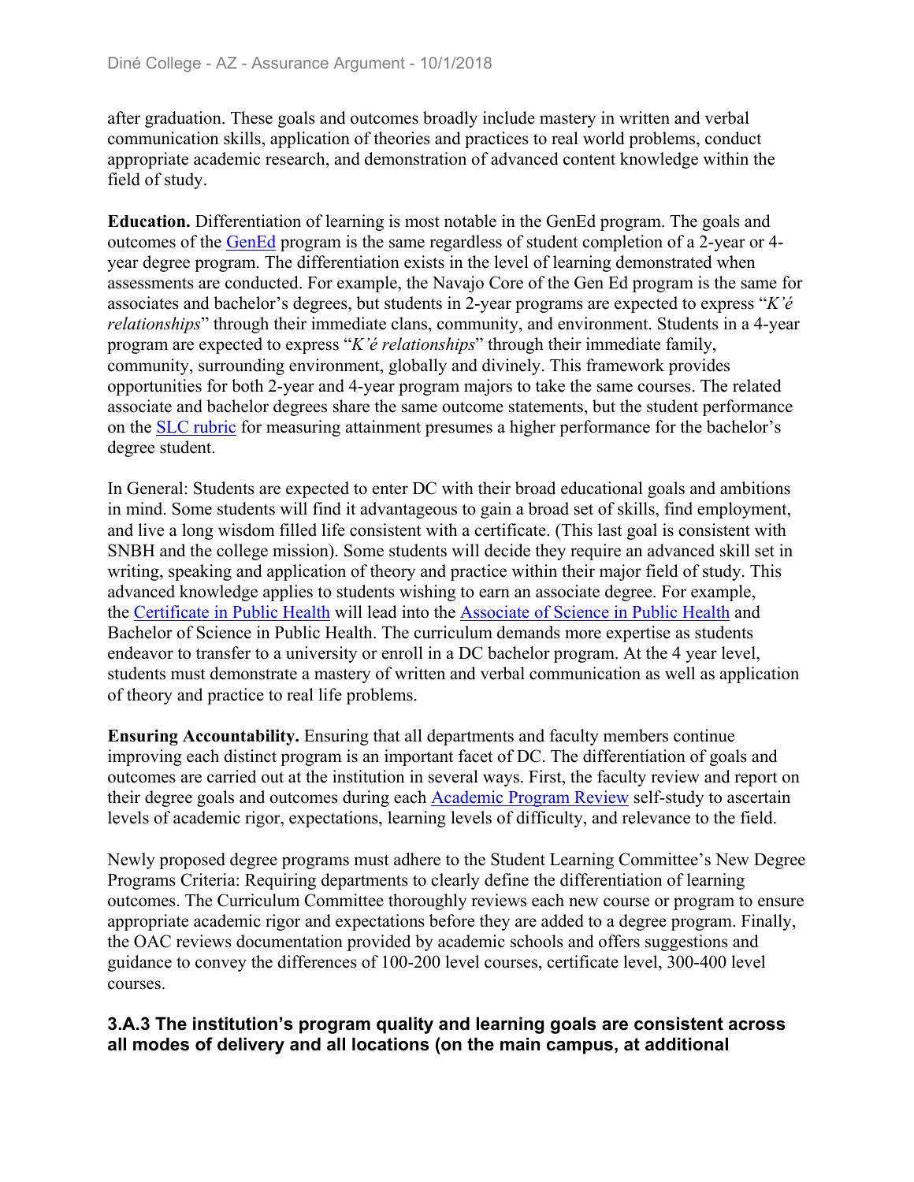after graduation. These goals and outcomes broadly include mastery in written and verbal communication skills, application of theories and practices to real world problems, conduct appropriate academic research, and demonstration of advanced content knowledge within the field of study.

**Education.** Differentiation of learning is most notable in the GenEd program. The goals and outcomes of the GenEd program is the same regardless of student completion of a 2-year or 4-year degree program. The differentiation exists in the level of learning demonstrated when assessments are conducted. For example, the Navajo Core of the Gen Ed program is the same for associates and bachelor's degrees, but students in 2-year programs are expected to express "*K'é relationships*" through their immediate clans, community, and environment. Students in a 4-year program are expected to express "*K'é relationships*" through their immediate family, community, surrounding environment, globally and divinely. This framework provides opportunities for both 2-year and 4-year program majors to take the same courses. The related associate and bachelor degrees share the same outcome statements, but the student performance on the SLC rubric for measuring attainment presumes a higher performance for the bachelor's degree student.

In General: Students are expected to enter DC with their broad educational goals and ambitions in mind. Some students will find it advantageous to gain a broad set of skills, find employment, and live a long wisdom filled life consistent with a certificate. (This last goal is consistent with SNBH and the college mission). Some students will decide they require an advanced skill set in writing, speaking and application of theory and practice within their major field of study. This advanced knowledge applies to students wishing to earn an associate degree. For example, the Certificate in Public Health will lead into the Associate of Science in Public Health and Bachelor of Science in Public Health. The curriculum demands more expertise as students endeavor to transfer to a university or enroll in a DC bachelor program. At the 4 year level, students must demonstrate a mastery of written and verbal communication as well as application of theory and practice to real life problems.

**Ensuring Accountability.** Ensuring that all departments and faculty members continue improving each distinct program is an important facet of DC. The differentiation of goals and outcomes are carried out at the institution in several ways. First, the faculty review and report on their degree goals and outcomes during each Academic Program Review self-study to ascertain levels of academic rigor, expectations, learning levels of difficulty, and relevance to the field.

Newly proposed degree programs must adhere to the Student Learning Committee's New Degree Programs Criteria: Requiring departments to clearly define the differentiation of learning outcomes. The Curriculum Committee thoroughly reviews each new course or program to ensure appropriate academic rigor and expectations before they are added to a degree program. Finally, the OAC reviews documentation provided by academic schools and offers suggestions and guidance to convey the differences of 100-200 level courses, certificate level, 300-400 level courses.

### 3.A.3 The institution's program quality and learning goals are consistent across all modes of delivery and all locations (on the main campus, at additional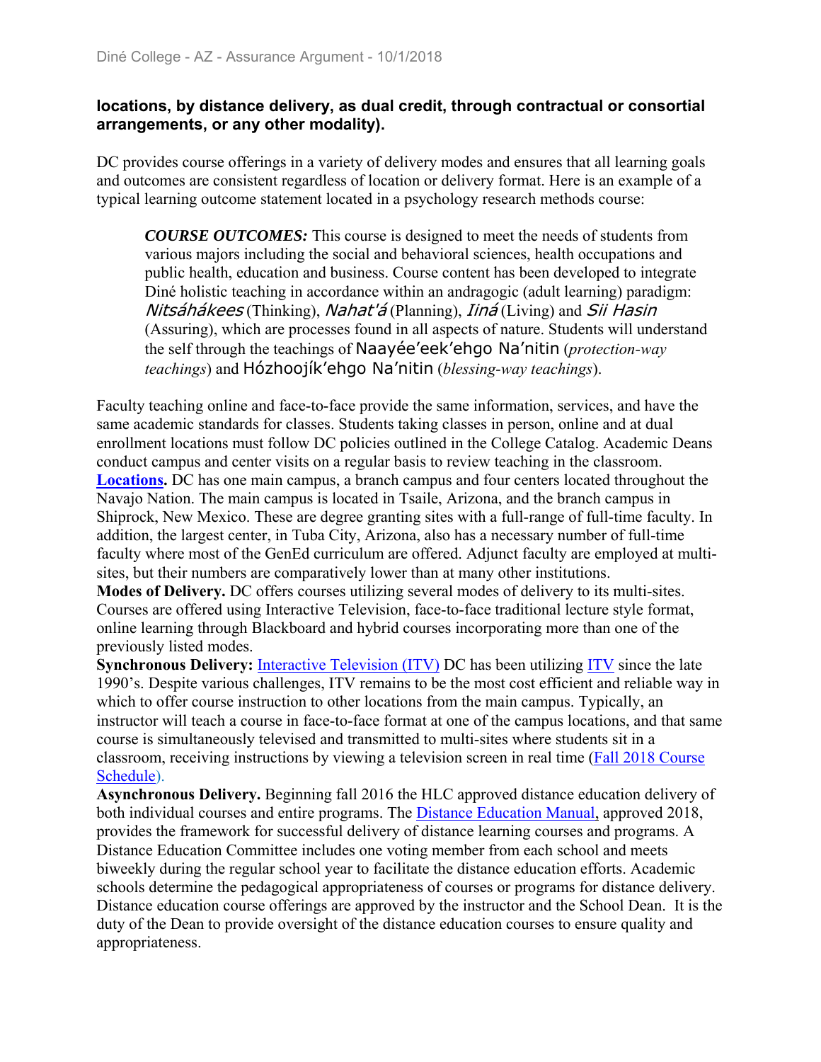**locations, by distance delivery, as dual credit, through contractual or consortial arrangements, or any other modality).**

DC provides course offerings in a variety of delivery modes and ensures that all learning goals and outcomes are consistent regardless of location or delivery format. Here is an example of a typical learning outcome statement located in a psychology research methods course:

> ***COURSE OUTCOMES:*** This course is designed to meet the needs of students from various majors including the social and behavioral sciences, health occupations and public health, education and business. Course content has been developed to integrate Diné holistic teaching in accordance within an andragogic (adult learning) paradigm: *Nitsáhákees* (Thinking), *Nahat'á* (Planning), *Iiná* (Living) and *Sii Hasin* (Assuring), which are processes found in all aspects of nature. Students will understand the self through the teachings of Naayée'eek'ehgo Na'nitin (*protection-way teachings*) and Hózhoojík'ehgo Na'nitin (*blessing-way teachings*).

Faculty teaching online and face-to-face provide the same information, services, and have the same academic standards for classes. Students taking classes in person, online and at dual enrollment locations must follow DC policies outlined in the College Catalog. Academic Deans conduct campus and center visits on a regular basis to review teaching in the classroom.

**Locations.** DC has one main campus, a branch campus and four centers located throughout the Navajo Nation. The main campus is located in Tsaile, Arizona, and the branch campus in Shiprock, New Mexico. These are degree granting sites with a full-range of full-time faculty. In addition, the largest center, in Tuba City, Arizona, also has a necessary number of full-time faculty where most of the GenEd curriculum are offered. Adjunct faculty are employed at multi-sites, but their numbers are comparatively lower than at many other institutions.

**Modes of Delivery.** DC offers courses utilizing several modes of delivery to its multi-sites. Courses are offered using Interactive Television, face-to-face traditional lecture style format, online learning through Blackboard and hybrid courses incorporating more than one of the previously listed modes.

**Synchronous Delivery:** Interactive Television (ITV) DC has been utilizing ITV since the late 1990's. Despite various challenges, ITV remains to be the most cost efficient and reliable way in which to offer course instruction to other locations from the main campus. Typically, an instructor will teach a course in face-to-face format at one of the campus locations, and that same course is simultaneously televised and transmitted to multi-sites where students sit in a classroom, receiving instructions by viewing a television screen in real time (Fall 2018 Course Schedule).

**Asynchronous Delivery.** Beginning fall 2016 the HLC approved distance education delivery of both individual courses and entire programs. The Distance Education Manual, approved 2018, provides the framework for successful delivery of distance learning courses and programs. A Distance Education Committee includes one voting member from each school and meets biweekly during the regular school year to facilitate the distance education efforts. Academic schools determine the pedagogical appropriateness of courses or programs for distance delivery. Distance education course offerings are approved by the instructor and the School Dean. It is the duty of the Dean to provide oversight of the distance education courses to ensure quality and appropriateness.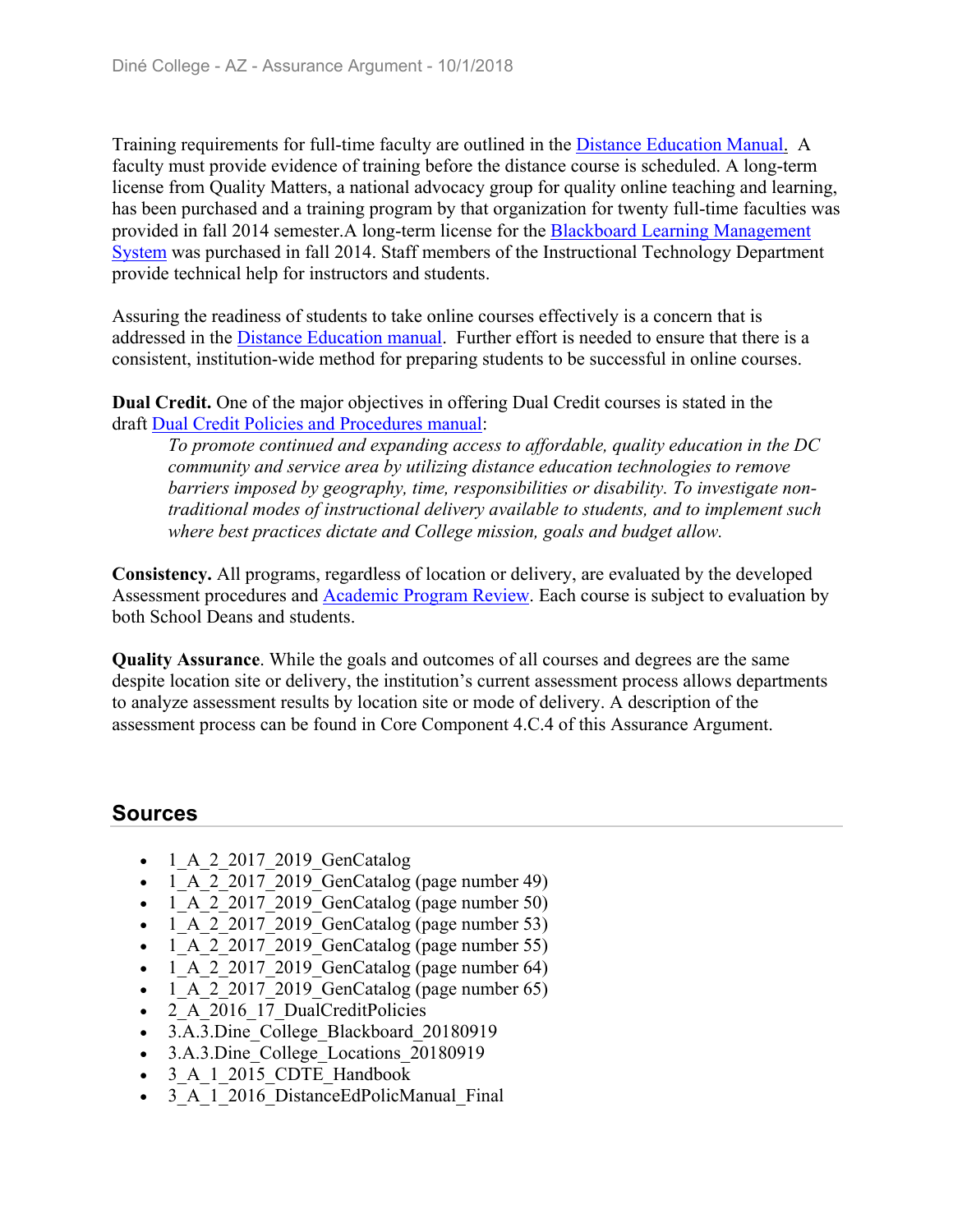Training requirements for full-time faculty are outlined in the Distance Education Manual. A faculty must provide evidence of training before the distance course is scheduled. A long-term license from Quality Matters, a national advocacy group for quality online teaching and learning, has been purchased and a training program by that organization for twenty full-time faculties was provided in fall 2014 semester.A long-term license for the Blackboard Learning Management System was purchased in fall 2014. Staff members of the Instructional Technology Department provide technical help for instructors and students.

Assuring the readiness of students to take online courses effectively is a concern that is addressed in the Distance Education manual. Further effort is needed to ensure that there is a consistent, institution-wide method for preparing students to be successful in online courses.

**Dual Credit.** One of the major objectives in offering Dual Credit courses is stated in the draft Dual Credit Policies and Procedures manual:

> *To promote continued and expanding access to affordable, quality education in the DC community and service area by utilizing distance education technologies to remove barriers imposed by geography, time, responsibilities or disability. To investigate non-traditional modes of instructional delivery available to students, and to implement such where best practices dictate and College mission, goals and budget allow.*

**Consistency.** All programs, regardless of location or delivery, are evaluated by the developed Assessment procedures and Academic Program Review. Each course is subject to evaluation by both School Deans and students.

**Quality Assurance**. While the goals and outcomes of all courses and degrees are the same despite location site or delivery, the institution's current assessment process allows departments to analyze assessment results by location site or mode of delivery. A description of the assessment process can be found in Core Component 4.C.4 of this Assurance Argument.

## Sources

- 1_A_2_2017_2019_GenCatalog
- 1_A_2_2017_2019_GenCatalog (page number 49)
- 1_A_2_2017_2019_GenCatalog (page number 50)
- 1_A_2_2017_2019_GenCatalog (page number 53)
- 1_A_2_2017_2019_GenCatalog (page number 55)
- 1_A_2_2017_2019_GenCatalog (page number 64)
- 1_A_2_2017_2019_GenCatalog (page number 65)
- 2_A_2016_17_DualCreditPolicies
- 3.A.3.Dine_College_Blackboard_20180919
- 3.A.3.Dine_College_Locations_20180919
- 3_A_1_2015_CDTE_Handbook
- 3_A_1_2016_DistanceEdPolicManual_Final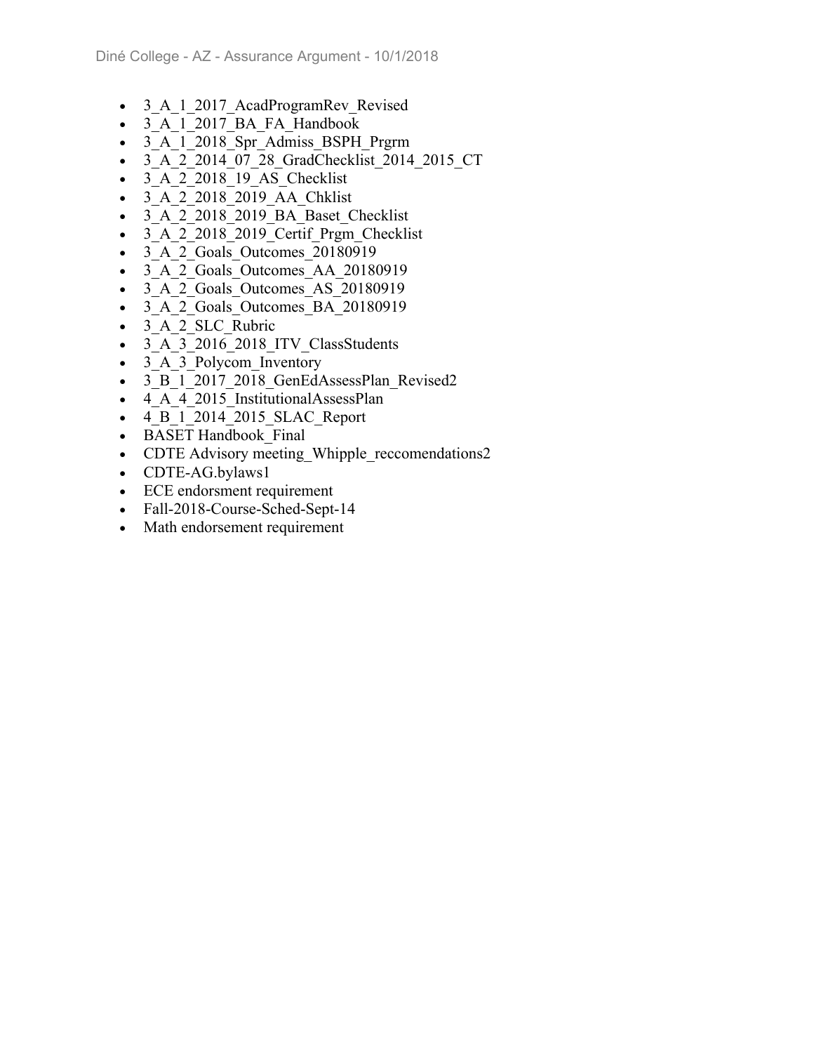- 3_A_1_2017_AcadProgramRev_Revised
- 3_A_1_2017_BA_FA_Handbook
- 3_A_1_2018_Spr_Admiss_BSPH_Prgrm
- 3_A_2_2014_07_28_GradChecklist_2014_2015_CT
- 3_A_2_2018_19_AS_Checklist
- 3_A_2_2018_2019_AA_Chklist
- 3_A_2_2018_2019_BA_Baset_Checklist
- 3_A_2_2018_2019_Certif_Prgm_Checklist
- 3_A_2_Goals_Outcomes_20180919
- 3_A_2_Goals_Outcomes_AA_20180919
- 3_A_2_Goals_Outcomes_AS_20180919
- 3_A_2_Goals_Outcomes_BA_20180919
- 3_A_2_SLC_Rubric
- 3_A_3_2016_2018_ITV_ClassStudents
- 3_A_3_Polycom_Inventory
- 3_B_1_2017_2018_GenEdAssessPlan_Revised2
- 4_A_4_2015_InstitutionalAssessPlan
- 4_B_1_2014_2015_SLAC_Report
- BASET Handbook_Final
- CDTE Advisory meeting_Whipple_reccomendations2
- CDTE-AG.bylaws1
- ECE endorsment requirement
- Fall-2018-Course-Sched-Sept-14
- Math endorsement requirement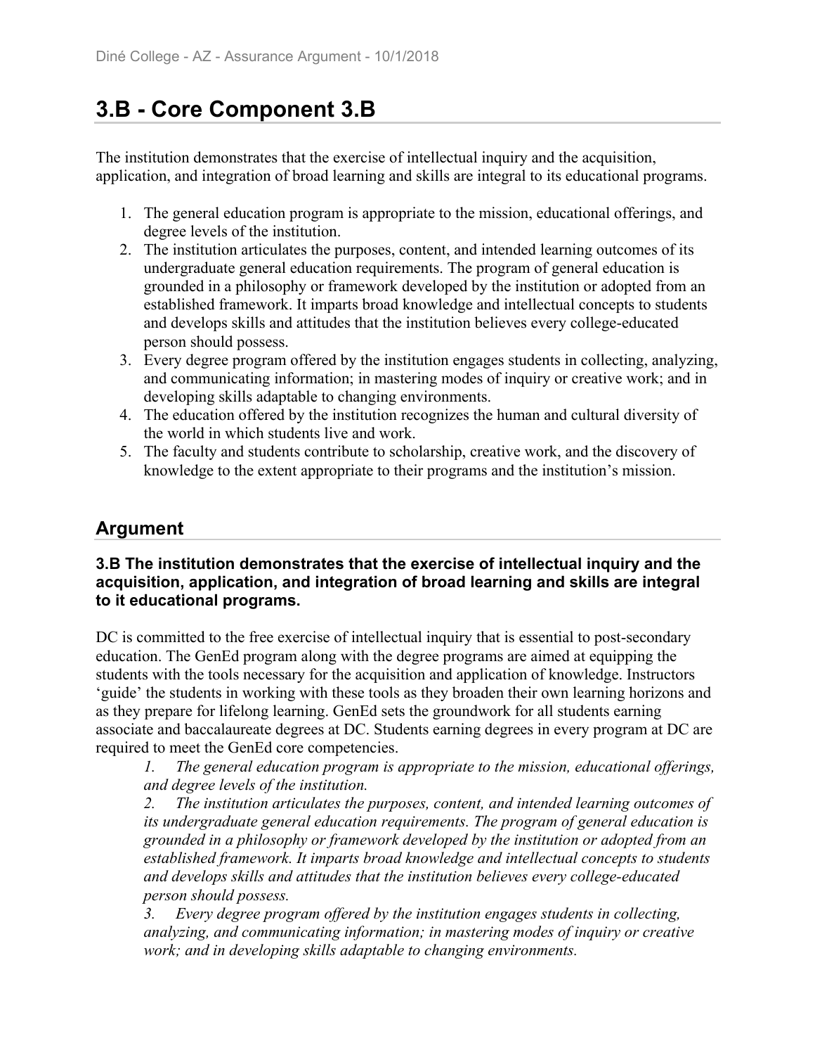# 3.B - Core Component 3.B

The institution demonstrates that the exercise of intellectual inquiry and the acquisition, application, and integration of broad learning and skills are integral to its educational programs.

1. The general education program is appropriate to the mission, educational offerings, and degree levels of the institution.
2. The institution articulates the purposes, content, and intended learning outcomes of its undergraduate general education requirements. The program of general education is grounded in a philosophy or framework developed by the institution or adopted from an established framework. It imparts broad knowledge and intellectual concepts to students and develops skills and attitudes that the institution believes every college-educated person should possess.
3. Every degree program offered by the institution engages students in collecting, analyzing, and communicating information; in mastering modes of inquiry or creative work; and in developing skills adaptable to changing environments.
4. The education offered by the institution recognizes the human and cultural diversity of the world in which students live and work.
5. The faculty and students contribute to scholarship, creative work, and the discovery of knowledge to the extent appropriate to their programs and the institution's mission.

## Argument

**3.B The institution demonstrates that the exercise of intellectual inquiry and the acquisition, application, and integration of broad learning and skills are integral to it educational programs.**

DC is committed to the free exercise of intellectual inquiry that is essential to post-secondary education. The GenEd program along with the degree programs are aimed at equipping the students with the tools necessary for the acquisition and application of knowledge. Instructors 'guide' the students in working with these tools as they broaden their own learning horizons and as they prepare for lifelong learning. GenEd sets the groundwork for all students earning associate and baccalaureate degrees at DC. Students earning degrees in every program at DC are required to meet the GenEd core competencies.

> *1. The general education program is appropriate to the mission, educational offerings, and degree levels of the institution.*
>
> *2. The institution articulates the purposes, content, and intended learning outcomes of its undergraduate general education requirements. The program of general education is grounded in a philosophy or framework developed by the institution or adopted from an established framework. It imparts broad knowledge and intellectual concepts to students and develops skills and attitudes that the institution believes every college-educated person should possess.*
>
> *3. Every degree program offered by the institution engages students in collecting, analyzing, and communicating information; in mastering modes of inquiry or creative work; and in developing skills adaptable to changing environments.*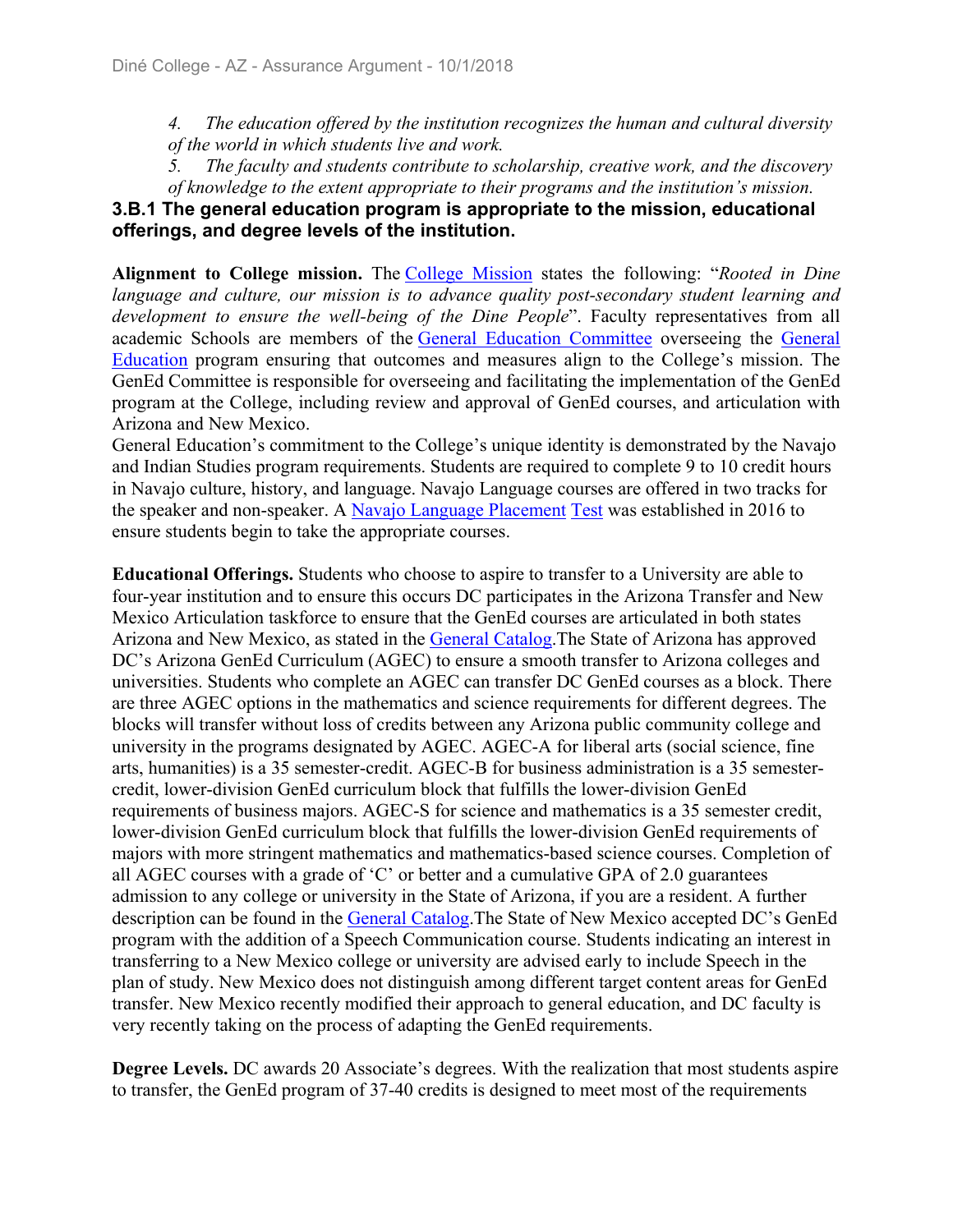4. *The education offered by the institution recognizes the human and cultural diversity of the world in which students live and work.*

5. *The faculty and students contribute to scholarship, creative work, and the discovery of knowledge to the extent appropriate to their programs and the institution's mission.*

### 3.B.1 The general education program is appropriate to the mission, educational offerings, and degree levels of the institution.

**Alignment to College mission.** The College Mission states the following: "*Rooted in Dine language and culture, our mission is to advance quality post-secondary student learning and development to ensure the well-being of the Dine People*". Faculty representatives from all academic Schools are members of the General Education Committee overseeing the General Education program ensuring that outcomes and measures align to the College's mission. The GenEd Committee is responsible for overseeing and facilitating the implementation of the GenEd program at the College, including review and approval of GenEd courses, and articulation with Arizona and New Mexico.

General Education's commitment to the College's unique identity is demonstrated by the Navajo and Indian Studies program requirements. Students are required to complete 9 to 10 credit hours in Navajo culture, history, and language. Navajo Language courses are offered in two tracks for the speaker and non-speaker. A Navajo Language Placement Test was established in 2016 to ensure students begin to take the appropriate courses.

**Educational Offerings.** Students who choose to aspire to transfer to a University are able to four-year institution and to ensure this occurs DC participates in the Arizona Transfer and New Mexico Articulation taskforce to ensure that the GenEd courses are articulated in both states Arizona and New Mexico, as stated in the General Catalog.The State of Arizona has approved DC's Arizona GenEd Curriculum (AGEC) to ensure a smooth transfer to Arizona colleges and universities. Students who complete an AGEC can transfer DC GenEd courses as a block. There are three AGEC options in the mathematics and science requirements for different degrees. The blocks will transfer without loss of credits between any Arizona public community college and university in the programs designated by AGEC. AGEC-A for liberal arts (social science, fine arts, humanities) is a 35 semester-credit. AGEC-B for business administration is a 35 semester-credit, lower-division GenEd curriculum block that fulfills the lower-division GenEd requirements of business majors. AGEC-S for science and mathematics is a 35 semester credit, lower-division GenEd curriculum block that fulfills the lower-division GenEd requirements of majors with more stringent mathematics and mathematics-based science courses. Completion of all AGEC courses with a grade of 'C' or better and a cumulative GPA of 2.0 guarantees admission to any college or university in the State of Arizona, if you are a resident. A further description can be found in the General Catalog.The State of New Mexico accepted DC's GenEd program with the addition of a Speech Communication course. Students indicating an interest in transferring to a New Mexico college or university are advised early to include Speech in the plan of study. New Mexico does not distinguish among different target content areas for GenEd transfer. New Mexico recently modified their approach to general education, and DC faculty is very recently taking on the process of adapting the GenEd requirements.

**Degree Levels.** DC awards 20 Associate's degrees. With the realization that most students aspire to transfer, the GenEd program of 37-40 credits is designed to meet most of the requirements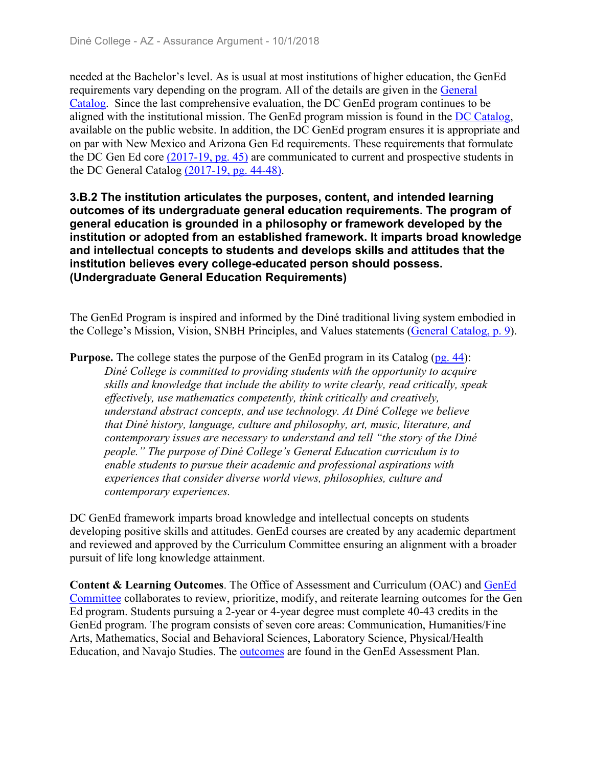needed at the Bachelor's level. As is usual at most institutions of higher education, the GenEd requirements vary depending on the program. All of the details are given in the General Catalog. Since the last comprehensive evaluation, the DC GenEd program continues to be aligned with the institutional mission. The GenEd program mission is found in the DC Catalog, available on the public website. In addition, the DC GenEd program ensures it is appropriate and on par with New Mexico and Arizona Gen Ed requirements. These requirements that formulate the DC Gen Ed core (2017-19, pg. 45) are communicated to current and prospective students in the DC General Catalog (2017-19, pg. 44-48).

**3.B.2 The institution articulates the purposes, content, and intended learning outcomes of its undergraduate general education requirements. The program of general education is grounded in a philosophy or framework developed by the institution or adopted from an established framework. It imparts broad knowledge and intellectual concepts to students and develops skills and attitudes that the institution believes every college-educated person should possess. (Undergraduate General Education Requirements)**

The GenEd Program is inspired and informed by the Diné traditional living system embodied in the College's Mission, Vision, SNBH Principles, and Values statements (General Catalog, p. 9).

**Purpose.** The college states the purpose of the GenEd program in its Catalog (pg. 44):

> *Diné College is committed to providing students with the opportunity to acquire skills and knowledge that include the ability to write clearly, read critically, speak effectively, use mathematics competently, think critically and creatively, understand abstract concepts, and use technology. At Diné College we believe that Diné history, language, culture and philosophy, art, music, literature, and contemporary issues are necessary to understand and tell "the story of the Diné people." The purpose of Diné College's General Education curriculum is to enable students to pursue their academic and professional aspirations with experiences that consider diverse world views, philosophies, culture and contemporary experiences.*

DC GenEd framework imparts broad knowledge and intellectual concepts on students developing positive skills and attitudes. GenEd courses are created by any academic department and reviewed and approved by the Curriculum Committee ensuring an alignment with a broader pursuit of life long knowledge attainment.

**Content & Learning Outcomes**. The Office of Assessment and Curriculum (OAC) and GenEd Committee collaborates to review, prioritize, modify, and reiterate learning outcomes for the Gen Ed program. Students pursuing a 2-year or 4-year degree must complete 40-43 credits in the GenEd program. The program consists of seven core areas: Communication, Humanities/Fine Arts, Mathematics, Social and Behavioral Sciences, Laboratory Science, Physical/Health Education, and Navajo Studies. The outcomes are found in the GenEd Assessment Plan.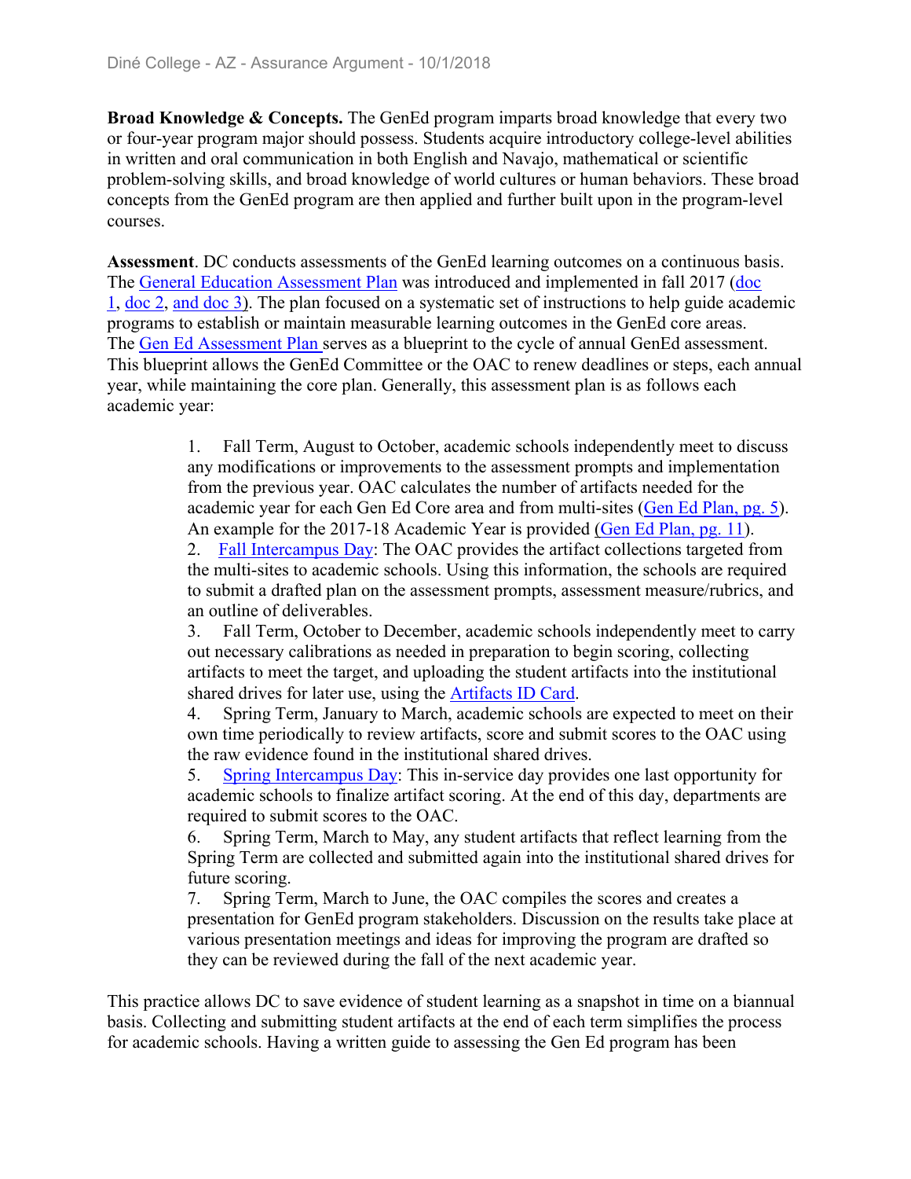**Broad Knowledge & Concepts.** The GenEd program imparts broad knowledge that every two or four-year program major should possess. Students acquire introductory college-level abilities in written and oral communication in both English and Navajo, mathematical or scientific problem-solving skills, and broad knowledge of world cultures or human behaviors. These broad concepts from the GenEd program are then applied and further built upon in the program-level courses.

**Assessment**. DC conducts assessments of the GenEd learning outcomes on a continuous basis. The General Education Assessment Plan was introduced and implemented in fall 2017 (doc 1, doc 2, and doc 3). The plan focused on a systematic set of instructions to help guide academic programs to establish or maintain measurable learning outcomes in the GenEd core areas. The Gen Ed Assessment Plan serves as a blueprint to the cycle of annual GenEd assessment. This blueprint allows the GenEd Committee or the OAC to renew deadlines or steps, each annual year, while maintaining the core plan. Generally, this assessment plan is as follows each academic year:

1. Fall Term, August to October, academic schools independently meet to discuss any modifications or improvements to the assessment prompts and implementation from the previous year. OAC calculates the number of artifacts needed for the academic year for each Gen Ed Core area and from multi-sites (Gen Ed Plan, pg. 5). An example for the 2017-18 Academic Year is provided (Gen Ed Plan, pg. 11).
2. Fall Intercampus Day: The OAC provides the artifact collections targeted from the multi-sites to academic schools. Using this information, the schools are required to submit a drafted plan on the assessment prompts, assessment measure/rubrics, and an outline of deliverables.
3. Fall Term, October to December, academic schools independently meet to carry out necessary calibrations as needed in preparation to begin scoring, collecting artifacts to meet the target, and uploading the student artifacts into the institutional shared drives for later use, using the Artifacts ID Card.
4. Spring Term, January to March, academic schools are expected to meet on their own time periodically to review artifacts, score and submit scores to the OAC using the raw evidence found in the institutional shared drives.
5. Spring Intercampus Day: This in-service day provides one last opportunity for academic schools to finalize artifact scoring. At the end of this day, departments are required to submit scores to the OAC.
6. Spring Term, March to May, any student artifacts that reflect learning from the Spring Term are collected and submitted again into the institutional shared drives for future scoring.
7. Spring Term, March to June, the OAC compiles the scores and creates a presentation for GenEd program stakeholders. Discussion on the results take place at various presentation meetings and ideas for improving the program are drafted so they can be reviewed during the fall of the next academic year.

This practice allows DC to save evidence of student learning as a snapshot in time on a biannual basis. Collecting and submitting student artifacts at the end of each term simplifies the process for academic schools. Having a written guide to assessing the Gen Ed program has been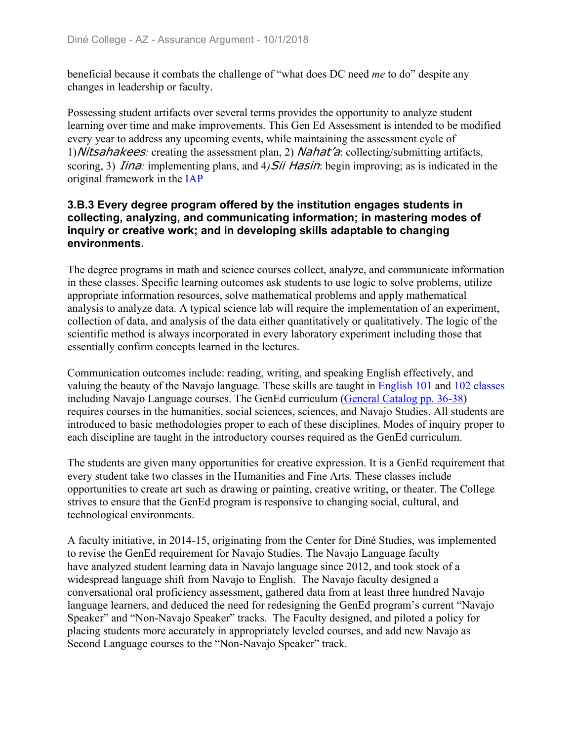beneficial because it combats the challenge of "what does DC need *me* to do" despite any changes in leadership or faculty.

Possessing student artifacts over several terms provides the opportunity to analyze student learning over time and make improvements. This Gen Ed Assessment is intended to be modified every year to address any upcoming events, while maintaining the assessment cycle of 1)*Nitsahakees:* creating the assessment plan, 2) *Nahat'a*: collecting/submitting artifacts, scoring, 3) *Iina:* implementing plans, and 4)*Sii Hasin*: begin improving; as is indicated in the original framework in the IAP

### 3.B.3 Every degree program offered by the institution engages students in collecting, analyzing, and communicating information; in mastering modes of inquiry or creative work; and in developing skills adaptable to changing environments.

The degree programs in math and science courses collect, analyze, and communicate information in these classes. Specific learning outcomes ask students to use logic to solve problems, utilize appropriate information resources, solve mathematical problems and apply mathematical analysis to analyze data. A typical science lab will require the implementation of an experiment, collection of data, and analysis of the data either quantitatively or qualitatively. The logic of the scientific method is always incorporated in every laboratory experiment including those that essentially confirm concepts learned in the lectures.

Communication outcomes include: reading, writing, and speaking English effectively, and valuing the beauty of the Navajo language. These skills are taught in English 101 and 102 classes including Navajo Language courses. The GenEd curriculum (General Catalog pp. 36-38) requires courses in the humanities, social sciences, sciences, and Navajo Studies. All students are introduced to basic methodologies proper to each of these disciplines. Modes of inquiry proper to each discipline are taught in the introductory courses required as the GenEd curriculum.

The students are given many opportunities for creative expression. It is a GenEd requirement that every student take two classes in the Humanities and Fine Arts. These classes include opportunities to create art such as drawing or painting, creative writing, or theater. The College strives to ensure that the GenEd program is responsive to changing social, cultural, and technological environments.

A faculty initiative, in 2014-15, originating from the Center for Diné Studies, was implemented to revise the GenEd requirement for Navajo Studies. The Navajo Language faculty have analyzed student learning data in Navajo language since 2012, and took stock of a widespread language shift from Navajo to English. The Navajo faculty designed a conversational oral proficiency assessment, gathered data from at least three hundred Navajo language learners, and deduced the need for redesigning the GenEd program's current "Navajo Speaker" and "Non-Navajo Speaker" tracks. The Faculty designed, and piloted a policy for placing students more accurately in appropriately leveled courses, and add new Navajo as Second Language courses to the "Non-Navajo Speaker" track.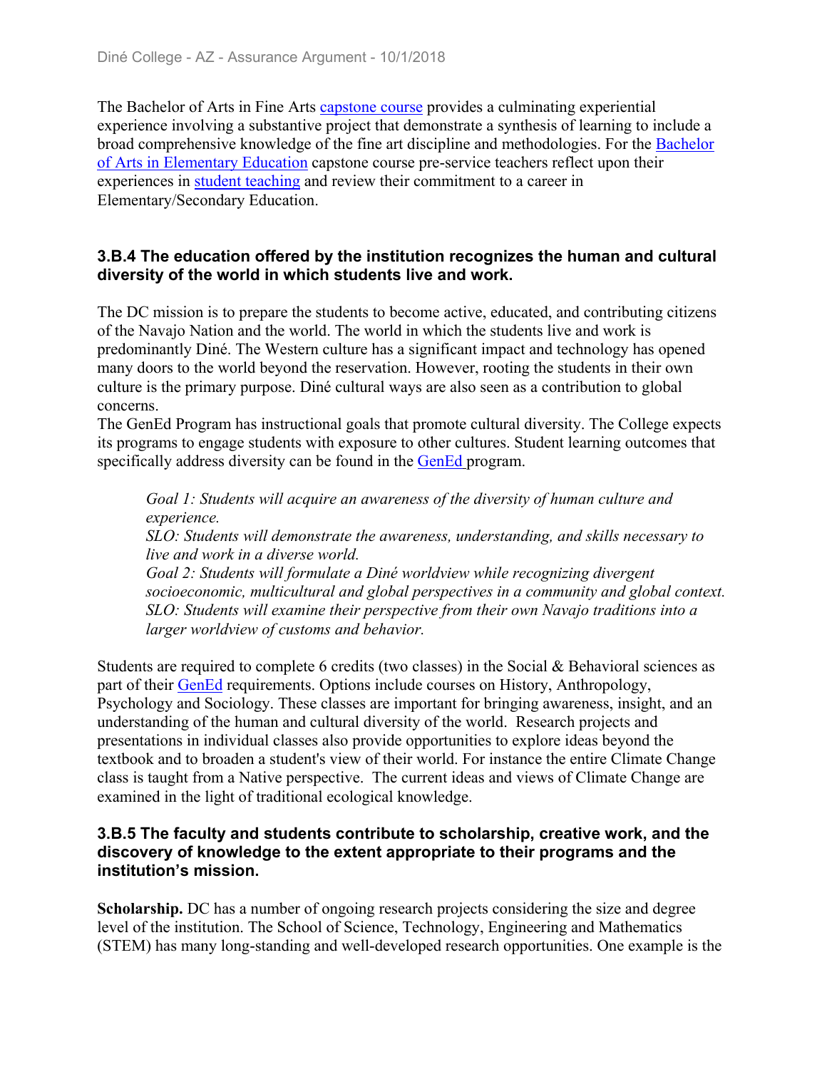The Bachelor of Arts in Fine Arts capstone course provides a culminating experiential experience involving a substantive project that demonstrate a synthesis of learning to include a broad comprehensive knowledge of the fine art discipline and methodologies. For the Bachelor of Arts in Elementary Education capstone course pre-service teachers reflect upon their experiences in student teaching and review their commitment to a career in Elementary/Secondary Education.

### 3.B.4 The education offered by the institution recognizes the human and cultural diversity of the world in which students live and work.

The DC mission is to prepare the students to become active, educated, and contributing citizens of the Navajo Nation and the world. The world in which the students live and work is predominantly Diné. The Western culture has a significant impact and technology has opened many doors to the world beyond the reservation. However, rooting the students in their own culture is the primary purpose. Diné cultural ways are also seen as a contribution to global concerns.

The GenEd Program has instructional goals that promote cultural diversity. The College expects its programs to engage students with exposure to other cultures. Student learning outcomes that specifically address diversity can be found in the GenEd program.

> *Goal 1: Students will acquire an awareness of the diversity of human culture and experience.*
> *SLO: Students will demonstrate the awareness, understanding, and skills necessary to live and work in a diverse world.*
> *Goal 2: Students will formulate a Diné worldview while recognizing divergent socioeconomic, multicultural and global perspectives in a community and global context.*
> *SLO: Students will examine their perspective from their own Navajo traditions into a larger worldview of customs and behavior.*

Students are required to complete 6 credits (two classes) in the Social & Behavioral sciences as part of their GenEd requirements. Options include courses on History, Anthropology, Psychology and Sociology. These classes are important for bringing awareness, insight, and an understanding of the human and cultural diversity of the world. Research projects and presentations in individual classes also provide opportunities to explore ideas beyond the textbook and to broaden a student's view of their world. For instance the entire Climate Change class is taught from a Native perspective. The current ideas and views of Climate Change are examined in the light of traditional ecological knowledge.

### 3.B.5 The faculty and students contribute to scholarship, creative work, and the discovery of knowledge to the extent appropriate to their programs and the institution's mission.

**Scholarship.** DC has a number of ongoing research projects considering the size and degree level of the institution. The School of Science, Technology, Engineering and Mathematics (STEM) has many long-standing and well-developed research opportunities. One example is the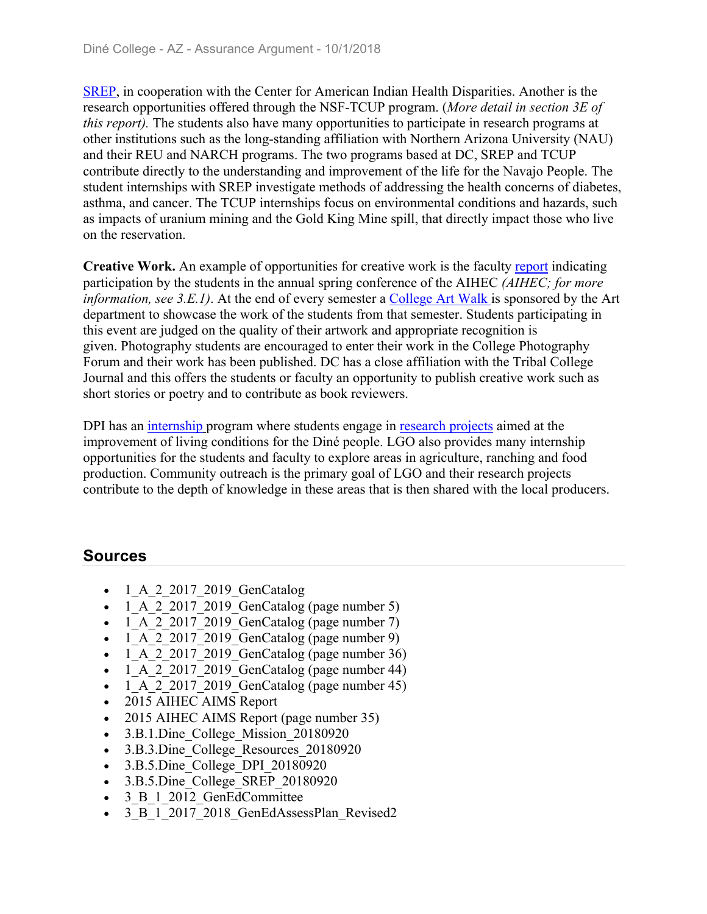SREP, in cooperation with the Center for American Indian Health Disparities. Another is the research opportunities offered through the NSF-TCUP program. (*More detail in section 3E of this report).* The students also have many opportunities to participate in research programs at other institutions such as the long-standing affiliation with Northern Arizona University (NAU) and their REU and NARCH programs. The two programs based at DC, SREP and TCUP contribute directly to the understanding and improvement of the life for the Navajo People. The student internships with SREP investigate methods of addressing the health concerns of diabetes, asthma, and cancer. The TCUP internships focus on environmental conditions and hazards, such as impacts of uranium mining and the Gold King Mine spill, that directly impact those who live on the reservation.

**Creative Work.** An example of opportunities for creative work is the faculty report indicating participation by the students in the annual spring conference of the AIHEC *(AIHEC; for more information, see 3.E.1)*. At the end of every semester a College Art Walk is sponsored by the Art department to showcase the work of the students from that semester. Students participating in this event are judged on the quality of their artwork and appropriate recognition is given. Photography students are encouraged to enter their work in the College Photography Forum and their work has been published. DC has a close affiliation with the Tribal College Journal and this offers the students or faculty an opportunity to publish creative work such as short stories or poetry and to contribute as book reviewers.

DPI has an internship program where students engage in research projects aimed at the improvement of living conditions for the Diné people. LGO also provides many internship opportunities for the students and faculty to explore areas in agriculture, ranching and food production. Community outreach is the primary goal of LGO and their research projects contribute to the depth of knowledge in these areas that is then shared with the local producers.

## Sources

- 1_A_2_2017_2019_GenCatalog
- 1_A_2_2017_2019_GenCatalog (page number 5)
- 1_A_2_2017_2019_GenCatalog (page number 7)
- 1_A_2_2017_2019_GenCatalog (page number 9)
- 1_A_2_2017_2019_GenCatalog (page number 36)
- 1_A_2_2017_2019_GenCatalog (page number 44)
- 1_A_2_2017_2019_GenCatalog (page number 45)
- 2015 AIHEC AIMS Report
- 2015 AIHEC AIMS Report (page number 35)
- 3.B.1.Dine_College_Mission_20180920
- 3.B.3.Dine_College_Resources_20180920
- 3.B.5.Dine_College_DPI_20180920
- 3.B.5.Dine_College_SREP_20180920
- 3_B_1_2012_GenEdCommittee
- 3_B_1_2017_2018_GenEdAssessPlan_Revised2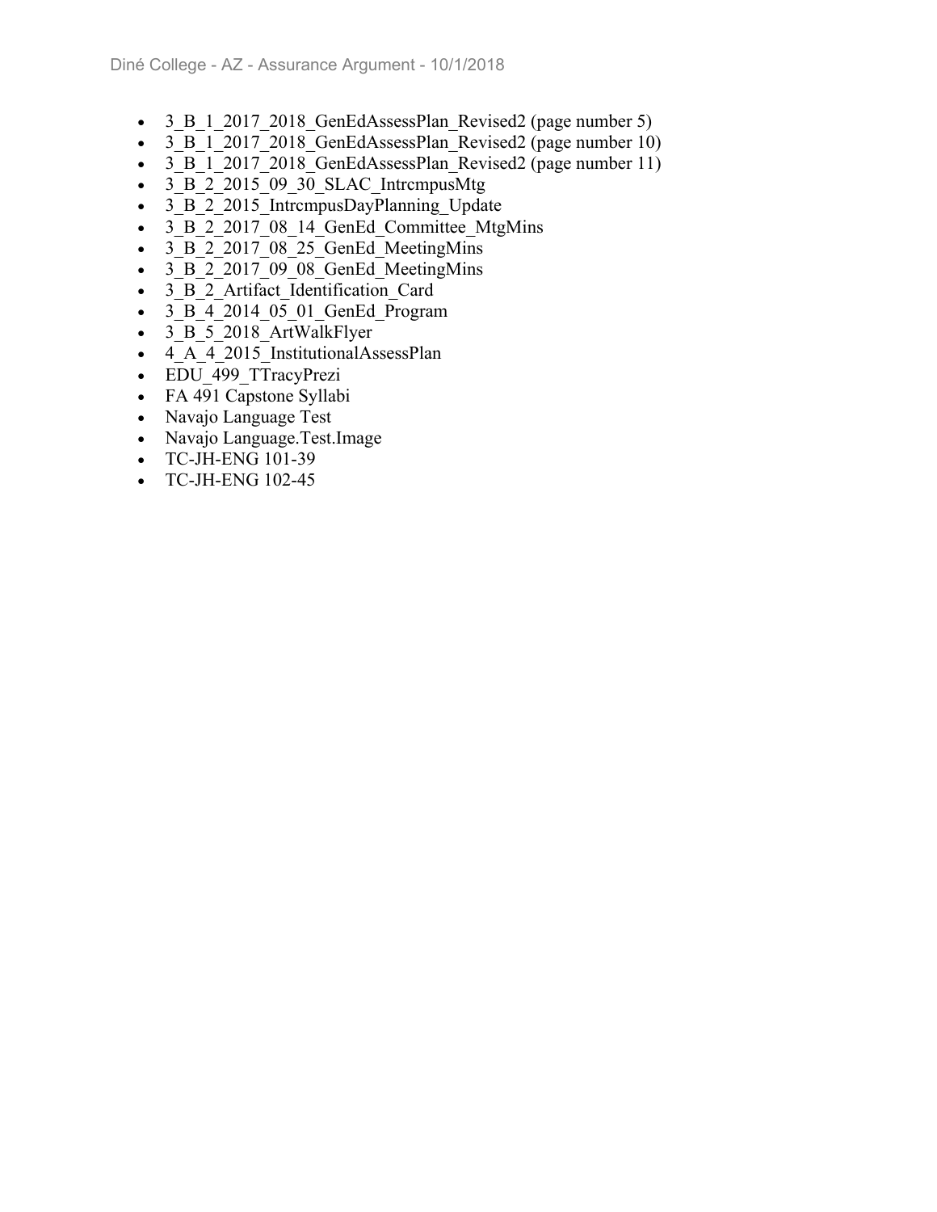- 3_B_1_2017_2018_GenEdAssessPlan_Revised2 (page number 5)
- 3_B_1_2017_2018_GenEdAssessPlan_Revised2 (page number 10)
- 3_B_1_2017_2018_GenEdAssessPlan_Revised2 (page number 11)
- 3_B_2_2015_09_30_SLAC_IntrcmpusMtg
- 3_B_2_2015_IntrcmpusDayPlanning_Update
- 3_B_2_2017_08_14_GenEd_Committee_MtgMins
- 3_B_2_2017_08_25_GenEd_MeetingMins
- 3_B_2_2017_09_08_GenEd_MeetingMins
- 3_B_2_Artifact_Identification_Card
- 3_B_4_2014_05_01_GenEd_Program
- 3_B_5_2018_ArtWalkFlyer
- 4_A_4_2015_InstitutionalAssessPlan
- EDU_499_TTracyPrezi
- FA 491 Capstone Syllabi
- Navajo Language Test
- Navajo Language.Test.Image
- TC-JH-ENG 101-39
- TC-JH-ENG 102-45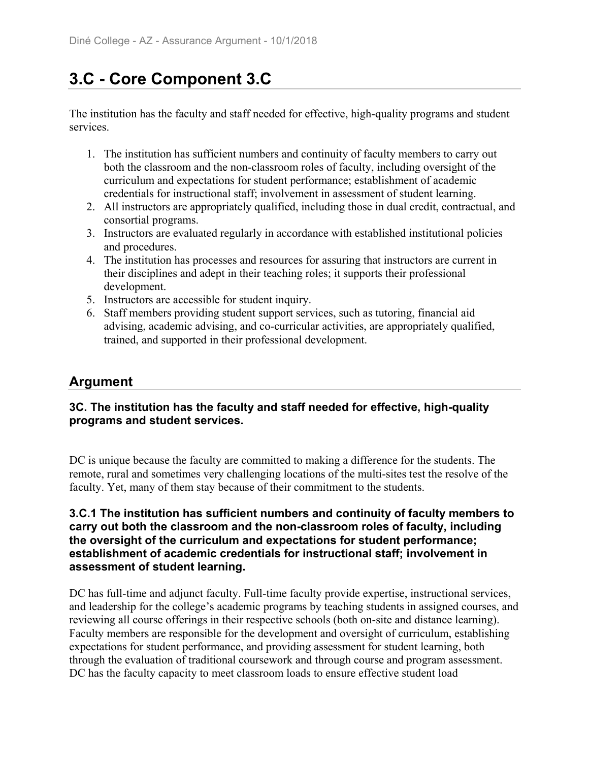# 3.C - Core Component 3.C

The institution has the faculty and staff needed for effective, high-quality programs and student services.

1. The institution has sufficient numbers and continuity of faculty members to carry out both the classroom and the non-classroom roles of faculty, including oversight of the curriculum and expectations for student performance; establishment of academic credentials for instructional staff; involvement in assessment of student learning.
2. All instructors are appropriately qualified, including those in dual credit, contractual, and consortial programs.
3. Instructors are evaluated regularly in accordance with established institutional policies and procedures.
4. The institution has processes and resources for assuring that instructors are current in their disciplines and adept in their teaching roles; it supports their professional development.
5. Instructors are accessible for student inquiry.
6. Staff members providing student support services, such as tutoring, financial aid advising, academic advising, and co-curricular activities, are appropriately qualified, trained, and supported in their professional development.

## Argument

### 3C. The institution has the faculty and staff needed for effective, high-quality programs and student services.

DC is unique because the faculty are committed to making a difference for the students. The remote, rural and sometimes very challenging locations of the multi-sites test the resolve of the faculty. Yet, many of them stay because of their commitment to the students.

### 3.C.1 The institution has sufficient numbers and continuity of faculty members to carry out both the classroom and the non-classroom roles of faculty, including the oversight of the curriculum and expectations for student performance; establishment of academic credentials for instructional staff; involvement in assessment of student learning.

DC has full-time and adjunct faculty. Full-time faculty provide expertise, instructional services, and leadership for the college's academic programs by teaching students in assigned courses, and reviewing all course offerings in their respective schools (both on-site and distance learning). Faculty members are responsible for the development and oversight of curriculum, establishing expectations for student performance, and providing assessment for student learning, both through the evaluation of traditional coursework and through course and program assessment. DC has the faculty capacity to meet classroom loads to ensure effective student load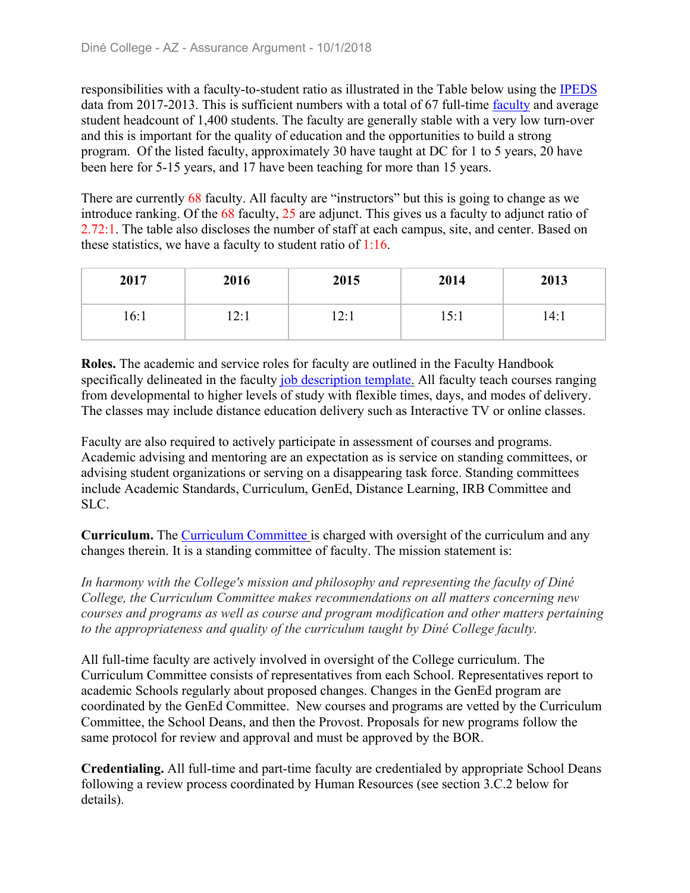responsibilities with a faculty-to-student ratio as illustrated in the Table below using the IPEDS data from 2017-2013. This is sufficient numbers with a total of 67 full-time faculty and average student headcount of 1,400 students. The faculty are generally stable with a very low turn-over and this is important for the quality of education and the opportunities to build a strong program.  Of the listed faculty, approximately 30 have taught at DC for 1 to 5 years, 20 have been here for 5-15 years, and 17 have been teaching for more than 15 years.

There are currently 68 faculty. All faculty are "instructors" but this is going to change as we introduce ranking. Of the 68 faculty, 25 are adjunct. This gives us a faculty to adjunct ratio of 2.72:1. The table also discloses the number of staff at each campus, site, and center. Based on these statistics, we have a faculty to student ratio of 1:16.

| 2017 | 2016 | 2015 | 2014 | 2013 |
|---|---|---|---|---|
| 16:1 | 12:1 | 12:1 | 15:1 | 14:1 |

**Roles.** The academic and service roles for faculty are outlined in the Faculty Handbook specifically delineated in the faculty job description template. All faculty teach courses ranging from developmental to higher levels of study with flexible times, days, and modes of delivery. The classes may include distance education delivery such as Interactive TV or online classes.

Faculty are also required to actively participate in assessment of courses and programs. Academic advising and mentoring are an expectation as is service on standing committees, or advising student organizations or serving on a disappearing task force. Standing committees include Academic Standards, Curriculum, GenEd, Distance Learning, IRB Committee and SLC.

**Curriculum.** The Curriculum Committee is charged with oversight of the curriculum and any changes therein. It is a standing committee of faculty. The mission statement is:

*In harmony with the College's mission and philosophy and representing the faculty of Diné College, the Curriculum Committee makes recommendations on all matters concerning new courses and programs as well as course and program modification and other matters pertaining to the appropriateness and quality of the curriculum taught by Diné College faculty.*

All full-time faculty are actively involved in oversight of the College curriculum. The Curriculum Committee consists of representatives from each School. Representatives report to academic Schools regularly about proposed changes. Changes in the GenEd program are coordinated by the GenEd Committee.  New courses and programs are vetted by the Curriculum Committee, the School Deans, and then the Provost. Proposals for new programs follow the same protocol for review and approval and must be approved by the BOR.

**Credentialing.** All full-time and part-time faculty are credentialed by appropriate School Deans following a review process coordinated by Human Resources (see section 3.C.2 below for details).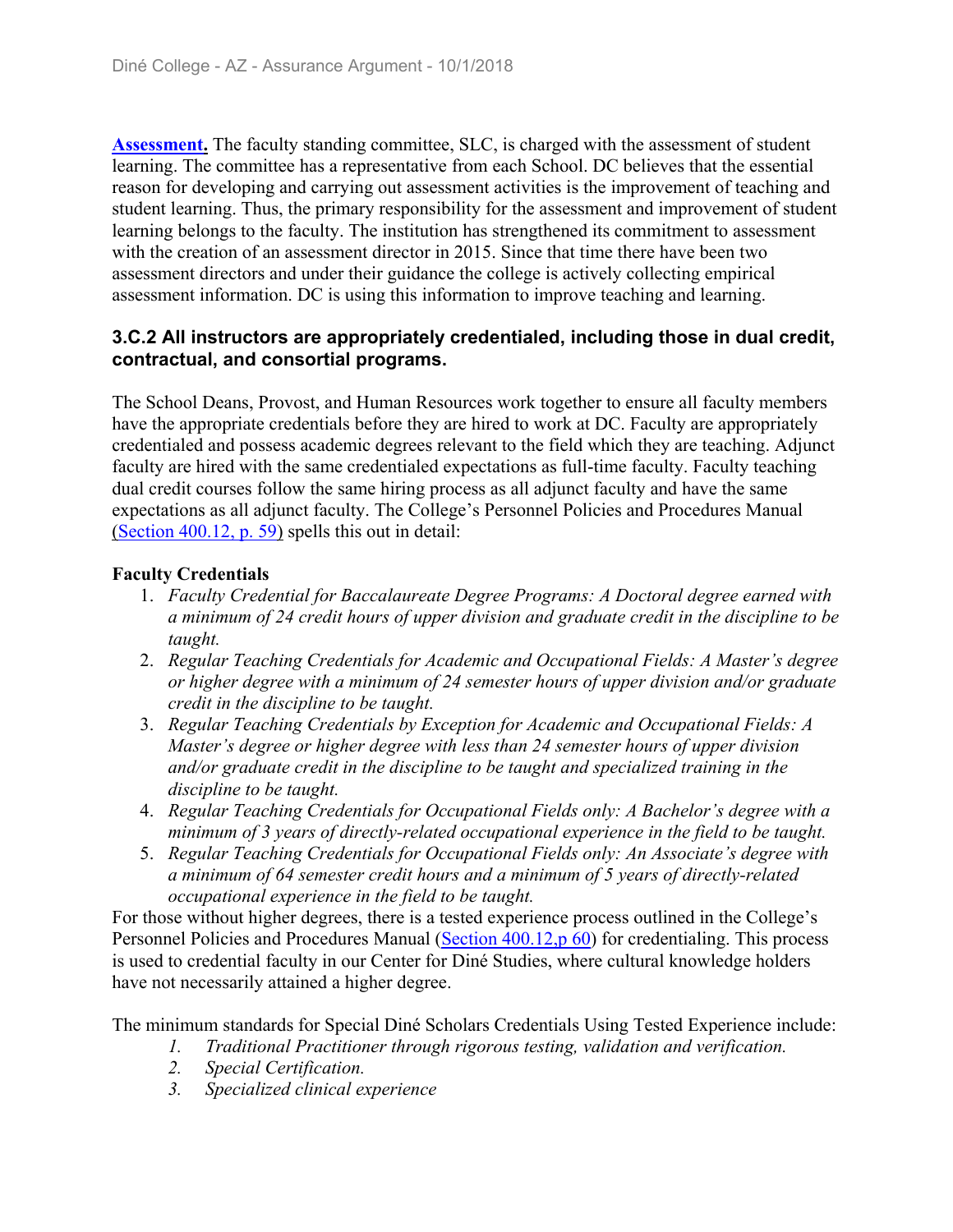**Assessment.** The faculty standing committee, SLC, is charged with the assessment of student learning. The committee has a representative from each School. DC believes that the essential reason for developing and carrying out assessment activities is the improvement of teaching and student learning. Thus, the primary responsibility for the assessment and improvement of student learning belongs to the faculty. The institution has strengthened its commitment to assessment with the creation of an assessment director in 2015. Since that time there have been two assessment directors and under their guidance the college is actively collecting empirical assessment information. DC is using this information to improve teaching and learning.

### 3.C.2 All instructors are appropriately credentialed, including those in dual credit, contractual, and consortial programs.

The School Deans, Provost, and Human Resources work together to ensure all faculty members have the appropriate credentials before they are hired to work at DC. Faculty are appropriately credentialed and possess academic degrees relevant to the field which they are teaching. Adjunct faculty are hired with the same credentialed expectations as full-time faculty. Faculty teaching dual credit courses follow the same hiring process as all adjunct faculty and have the same expectations as all adjunct faculty. The College's Personnel Policies and Procedures Manual (Section 400.12, p. 59) spells this out in detail:

**Faculty Credentials**

1. *Faculty Credential for Baccalaureate Degree Programs: A Doctoral degree earned with a minimum of 24 credit hours of upper division and graduate credit in the discipline to be taught.*
2. *Regular Teaching Credentials for Academic and Occupational Fields: A Master's degree or higher degree with a minimum of 24 semester hours of upper division and/or graduate credit in the discipline to be taught.*
3. *Regular Teaching Credentials by Exception for Academic and Occupational Fields: A Master's degree or higher degree with less than 24 semester hours of upper division and/or graduate credit in the discipline to be taught and specialized training in the discipline to be taught.*
4. *Regular Teaching Credentials for Occupational Fields only: A Bachelor's degree with a minimum of 3 years of directly-related occupational experience in the field to be taught.*
5. *Regular Teaching Credentials for Occupational Fields only: An Associate's degree with a minimum of 64 semester credit hours and a minimum of 5 years of directly-related occupational experience in the field to be taught.*

For those without higher degrees, there is a tested experience process outlined in the College's Personnel Policies and Procedures Manual (Section 400.12,p 60) for credentialing. This process is used to credential faculty in our Center for Diné Studies, where cultural knowledge holders have not necessarily attained a higher degree.

The minimum standards for Special Diné Scholars Credentials Using Tested Experience include:

1. *Traditional Practitioner through rigorous testing, validation and verification.*
2. *Special Certification.*
3. *Specialized clinical experience*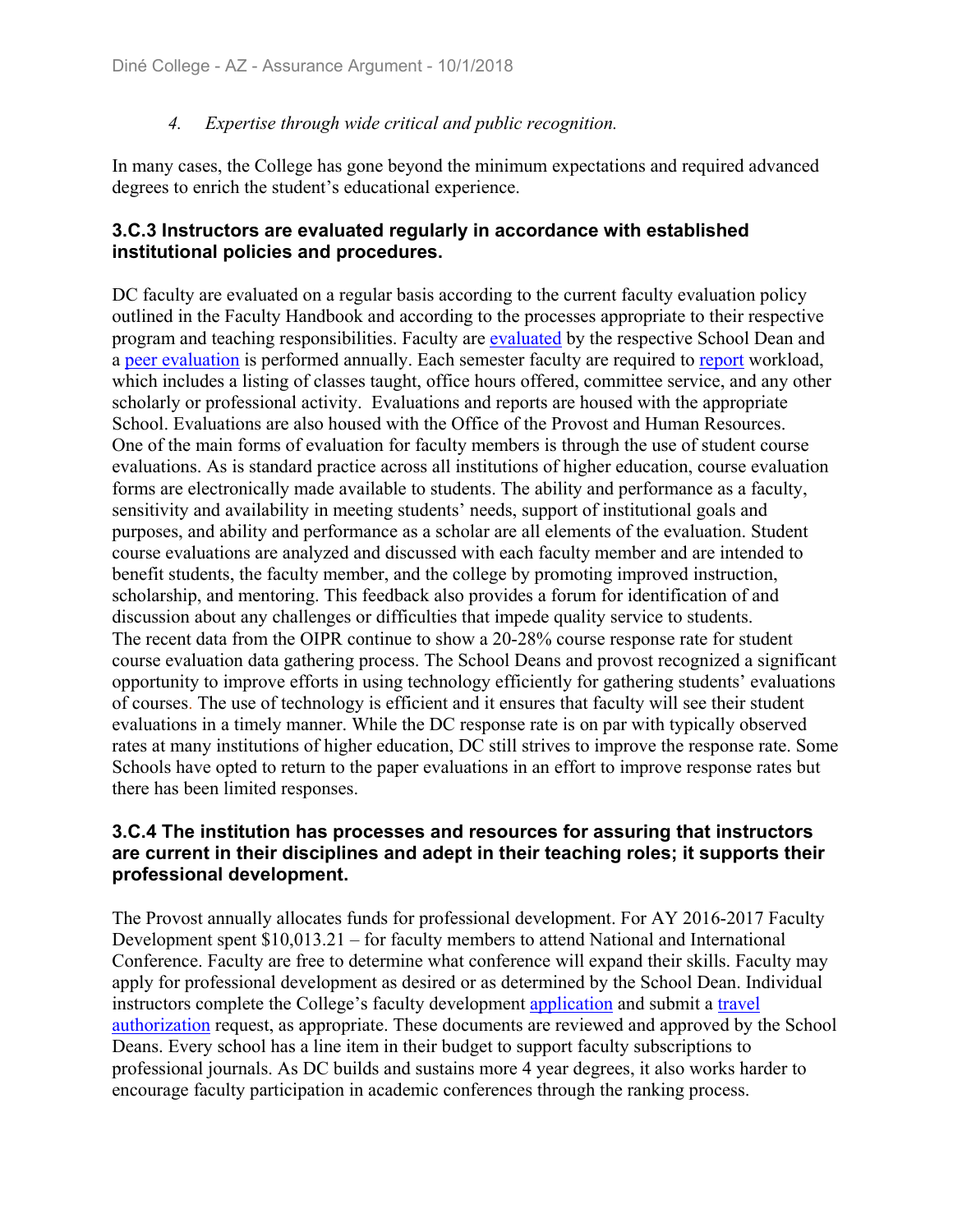4. *Expertise through wide critical and public recognition.*

In many cases, the College has gone beyond the minimum expectations and required advanced degrees to enrich the student's educational experience.

### 3.C.3 Instructors are evaluated regularly in accordance with established institutional policies and procedures.

DC faculty are evaluated on a regular basis according to the current faculty evaluation policy outlined in the Faculty Handbook and according to the processes appropriate to their respective program and teaching responsibilities. Faculty are evaluated by the respective School Dean and a peer evaluation is performed annually. Each semester faculty are required to report workload, which includes a listing of classes taught, office hours offered, committee service, and any other scholarly or professional activity. Evaluations and reports are housed with the appropriate School. Evaluations are also housed with the Office of the Provost and Human Resources. One of the main forms of evaluation for faculty members is through the use of student course evaluations. As is standard practice across all institutions of higher education, course evaluation forms are electronically made available to students. The ability and performance as a faculty, sensitivity and availability in meeting students' needs, support of institutional goals and purposes, and ability and performance as a scholar are all elements of the evaluation. Student course evaluations are analyzed and discussed with each faculty member and are intended to benefit students, the faculty member, and the college by promoting improved instruction, scholarship, and mentoring. This feedback also provides a forum for identification of and discussion about any challenges or difficulties that impede quality service to students. The recent data from the OIPR continue to show a 20-28% course response rate for student course evaluation data gathering process. The School Deans and provost recognized a significant opportunity to improve efforts in using technology efficiently for gathering students' evaluations of courses. The use of technology is efficient and it ensures that faculty will see their student evaluations in a timely manner. While the DC response rate is on par with typically observed rates at many institutions of higher education, DC still strives to improve the response rate. Some Schools have opted to return to the paper evaluations in an effort to improve response rates but there has been limited responses.

### 3.C.4 The institution has processes and resources for assuring that instructors are current in their disciplines and adept in their teaching roles; it supports their professional development.

The Provost annually allocates funds for professional development. For AY 2016-2017 Faculty Development spent $10,013.21 – for faculty members to attend National and International Conference. Faculty are free to determine what conference will expand their skills. Faculty may apply for professional development as desired or as determined by the School Dean. Individual instructors complete the College's faculty development application and submit a travel authorization request, as appropriate. These documents are reviewed and approved by the School Deans. Every school has a line item in their budget to support faculty subscriptions to professional journals. As DC builds and sustains more 4 year degrees, it also works harder to encourage faculty participation in academic conferences through the ranking process.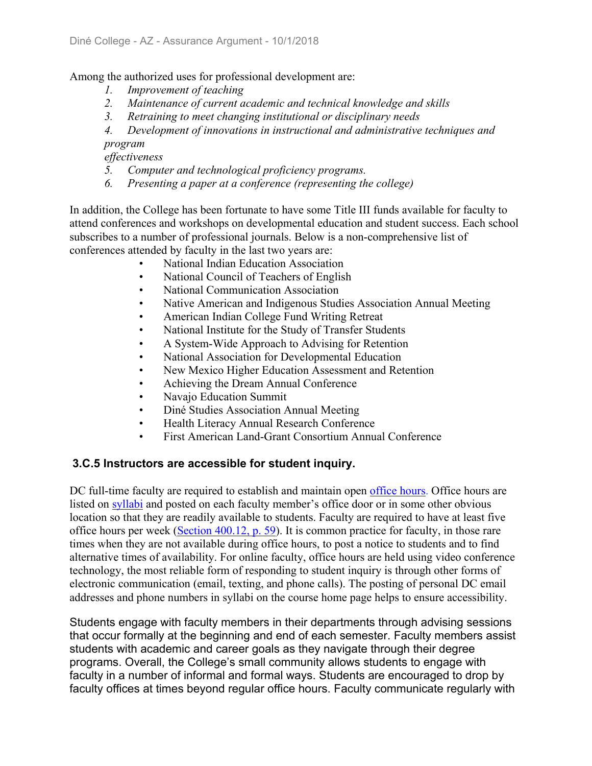Among the authorized uses for professional development are:

1. *Improvement of teaching*
2. *Maintenance of current academic and technical knowledge and skills*
3. *Retraining to meet changing institutional or disciplinary needs*
4. *Development of innovations in instructional and administrative techniques and program effectiveness*
5. *Computer and technological proficiency programs.*
6. *Presenting a paper at a conference (representing the college)*

In addition, the College has been fortunate to have some Title III funds available for faculty to attend conferences and workshops on developmental education and student success. Each school subscribes to a number of professional journals. Below is a non-comprehensive list of conferences attended by faculty in the last two years are:

- National Indian Education Association
- National Council of Teachers of English
- National Communication Association
- Native American and Indigenous Studies Association Annual Meeting
- American Indian College Fund Writing Retreat
- National Institute for the Study of Transfer Students
- A System-Wide Approach to Advising for Retention
- National Association for Developmental Education
- New Mexico Higher Education Assessment and Retention
- Achieving the Dream Annual Conference
- Navajo Education Summit
- Diné Studies Association Annual Meeting
- Health Literacy Annual Research Conference
- First American Land-Grant Consortium Annual Conference

### 3.C.5 Instructors are accessible for student inquiry.

DC full-time faculty are required to establish and maintain open office hours. Office hours are listed on syllabi and posted on each faculty member's office door or in some other obvious location so that they are readily available to students. Faculty are required to have at least five office hours per week (Section 400.12, p. 59). It is common practice for faculty, in those rare times when they are not available during office hours, to post a notice to students and to find alternative times of availability. For online faculty, office hours are held using video conference technology, the most reliable form of responding to student inquiry is through other forms of electronic communication (email, texting, and phone calls). The posting of personal DC email addresses and phone numbers in syllabi on the course home page helps to ensure accessibility.

Students engage with faculty members in their departments through advising sessions that occur formally at the beginning and end of each semester. Faculty members assist students with academic and career goals as they navigate through their degree programs. Overall, the College's small community allows students to engage with faculty in a number of informal and formal ways. Students are encouraged to drop by faculty offices at times beyond regular office hours. Faculty communicate regularly with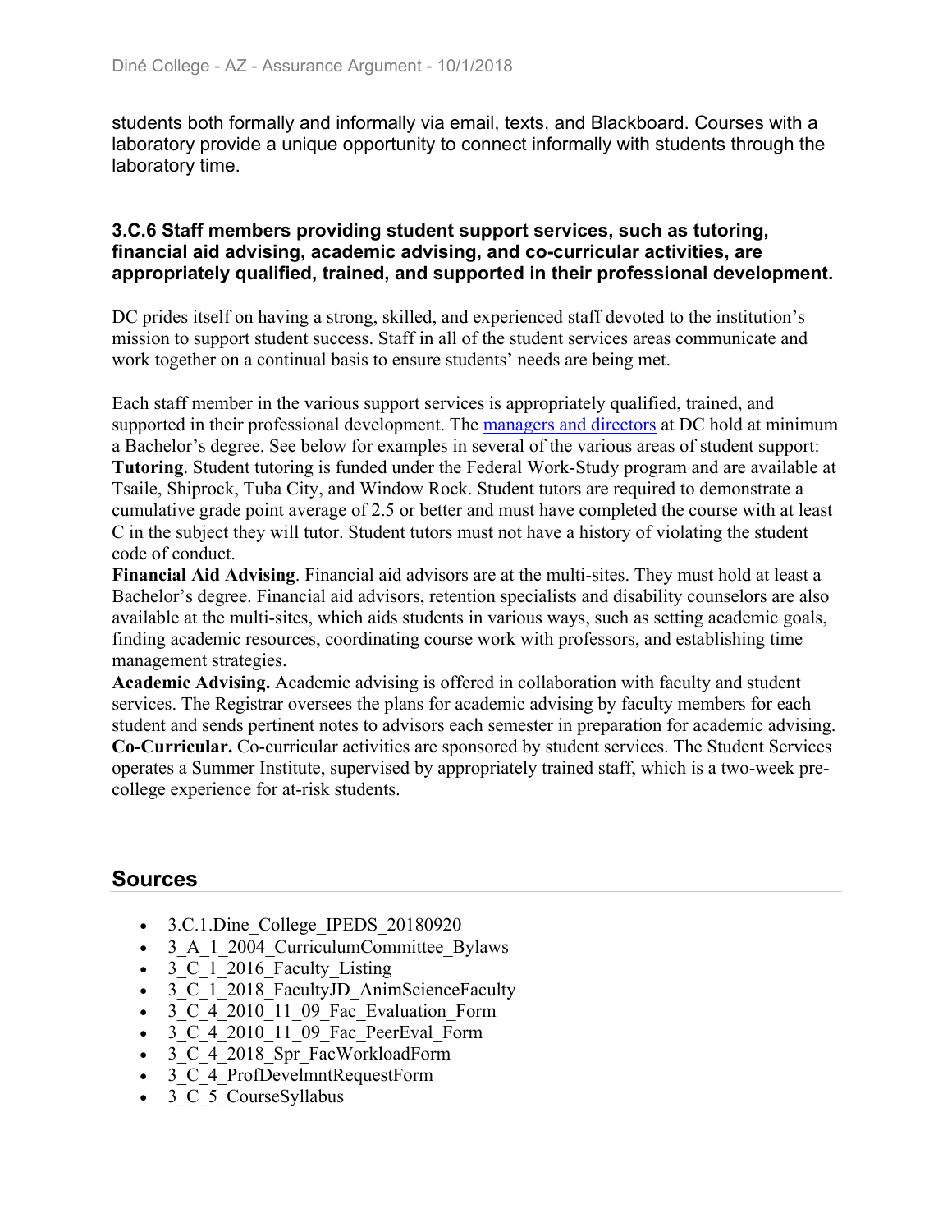students both formally and informally via email, texts, and Blackboard. Courses with a laboratory provide a unique opportunity to connect informally with students through the laboratory time.

**3.C.6 Staff members providing student support services, such as tutoring, financial aid advising, academic advising, and co-curricular activities, are appropriately qualified, trained, and supported in their professional development.**

DC prides itself on having a strong, skilled, and experienced staff devoted to the institution's mission to support student success. Staff in all of the student services areas communicate and work together on a continual basis to ensure students' needs are being met.

Each staff member in the various support services is appropriately qualified, trained, and supported in their professional development. The managers and directors at DC hold at minimum a Bachelor's degree. See below for examples in several of the various areas of student support:
**Tutoring**. Student tutoring is funded under the Federal Work-Study program and are available at Tsaile, Shiprock, Tuba City, and Window Rock. Student tutors are required to demonstrate a cumulative grade point average of 2.5 or better and must have completed the course with at least C in the subject they will tutor. Student tutors must not have a history of violating the student code of conduct.
**Financial Aid Advising**. Financial aid advisors are at the multi-sites. They must hold at least a Bachelor's degree. Financial aid advisors, retention specialists and disability counselors are also available at the multi-sites, which aids students in various ways, such as setting academic goals, finding academic resources, coordinating course work with professors, and establishing time management strategies.
**Academic Advising.** Academic advising is offered in collaboration with faculty and student services. The Registrar oversees the plans for academic advising by faculty members for each student and sends pertinent notes to advisors each semester in preparation for academic advising.
**Co-Curricular.** Co-curricular activities are sponsored by student services. The Student Services operates a Summer Institute, supervised by appropriately trained staff, which is a two-week pre-college experience for at-risk students.

## Sources

- 3.C.1.Dine_College_IPEDS_20180920
- 3_A_1_2004_CurriculumCommittee_Bylaws
- 3_C_1_2016_Faculty_Listing
- 3_C_1_2018_FacultyJD_AnimScienceFaculty
- 3_C_4_2010_11_09_Fac_Evaluation_Form
- 3_C_4_2010_11_09_Fac_PeerEval_Form
- 3_C_4_2018_Spr_FacWorkloadForm
- 3_C_4_ProfDevelmntRequestForm
- 3_C_5_CourseSyllabus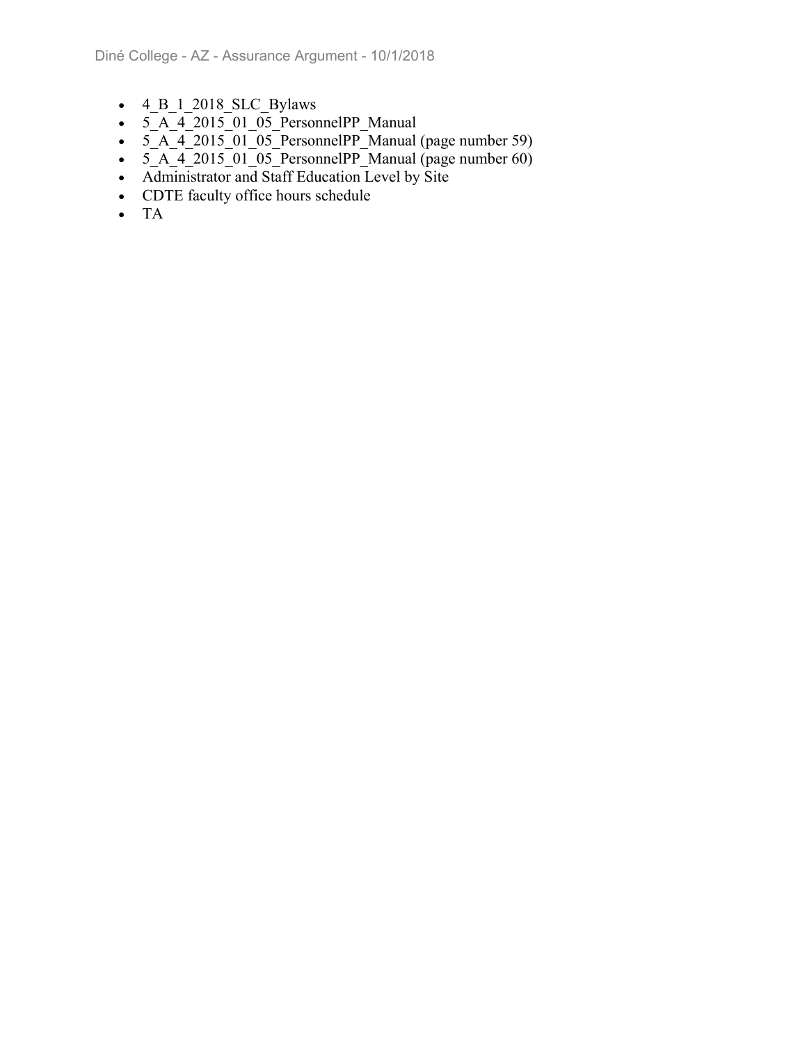- 4_B_1_2018_SLC_Bylaws
- 5_A_4_2015_01_05_PersonnelPP_Manual
- 5_A_4_2015_01_05_PersonnelPP_Manual (page number 59)
- 5_A_4_2015_01_05_PersonnelPP_Manual (page number 60)
- Administrator and Staff Education Level by Site
- CDTE faculty office hours schedule
- TA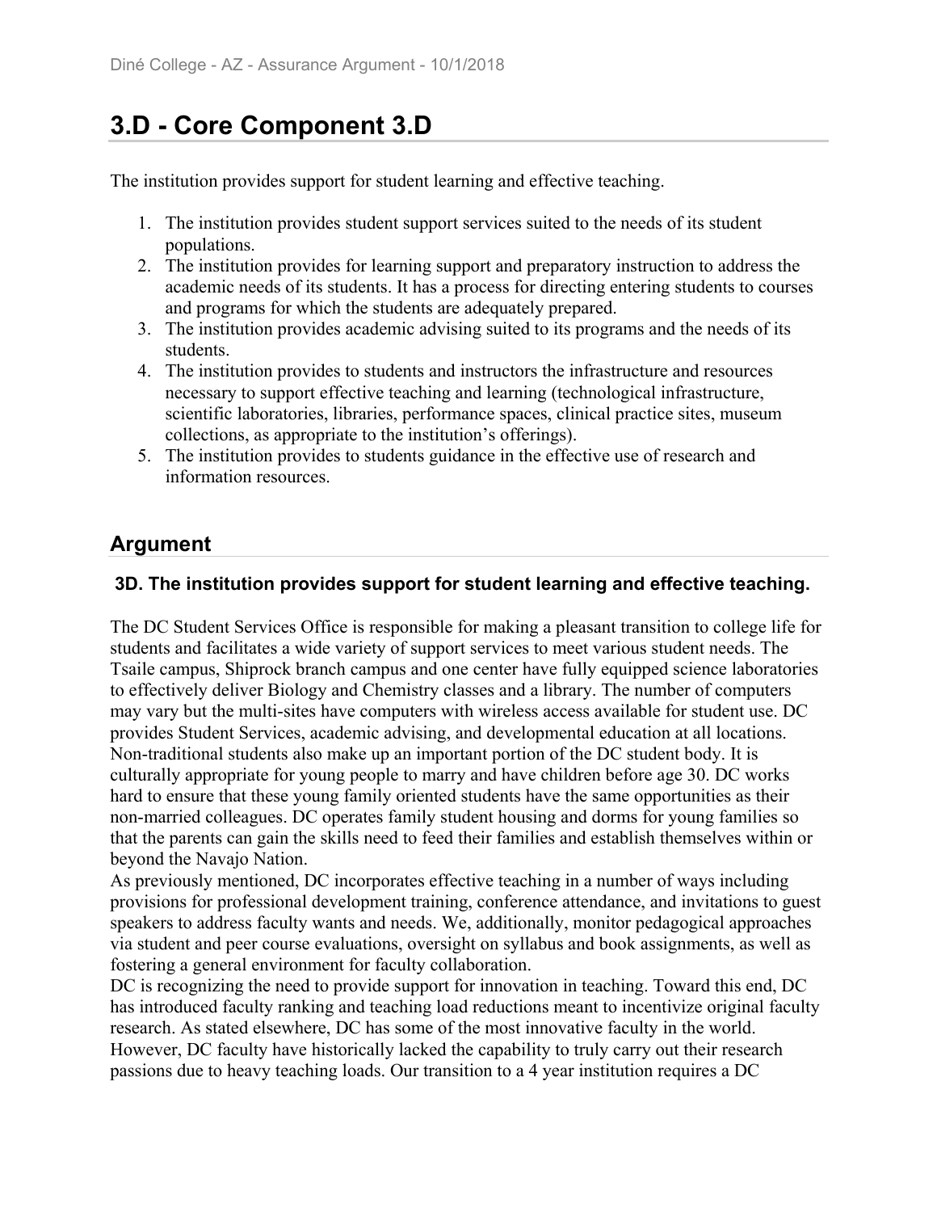# 3.D - Core Component 3.D

The institution provides support for student learning and effective teaching.

1. The institution provides student support services suited to the needs of its student populations.
2. The institution provides for learning support and preparatory instruction to address the academic needs of its students. It has a process for directing entering students to courses and programs for which the students are adequately prepared.
3. The institution provides academic advising suited to its programs and the needs of its students.
4. The institution provides to students and instructors the infrastructure and resources necessary to support effective teaching and learning (technological infrastructure, scientific laboratories, libraries, performance spaces, clinical practice sites, museum collections, as appropriate to the institution's offerings).
5. The institution provides to students guidance in the effective use of research and information resources.

## Argument

### 3D. The institution provides support for student learning and effective teaching.

The DC Student Services Office is responsible for making a pleasant transition to college life for students and facilitates a wide variety of support services to meet various student needs. The Tsaile campus, Shiprock branch campus and one center have fully equipped science laboratories to effectively deliver Biology and Chemistry classes and a library. The number of computers may vary but the multi-sites have computers with wireless access available for student use. DC provides Student Services, academic advising, and developmental education at all locations. Non-traditional students also make up an important portion of the DC student body. It is culturally appropriate for young people to marry and have children before age 30. DC works hard to ensure that these young family oriented students have the same opportunities as their non-married colleagues. DC operates family student housing and dorms for young families so that the parents can gain the skills need to feed their families and establish themselves within or beyond the Navajo Nation.

As previously mentioned, DC incorporates effective teaching in a number of ways including provisions for professional development training, conference attendance, and invitations to guest speakers to address faculty wants and needs. We, additionally, monitor pedagogical approaches via student and peer course evaluations, oversight on syllabus and book assignments, as well as fostering a general environment for faculty collaboration.

DC is recognizing the need to provide support for innovation in teaching. Toward this end, DC has introduced faculty ranking and teaching load reductions meant to incentivize original faculty research. As stated elsewhere, DC has some of the most innovative faculty in the world. However, DC faculty have historically lacked the capability to truly carry out their research passions due to heavy teaching loads. Our transition to a 4 year institution requires a DC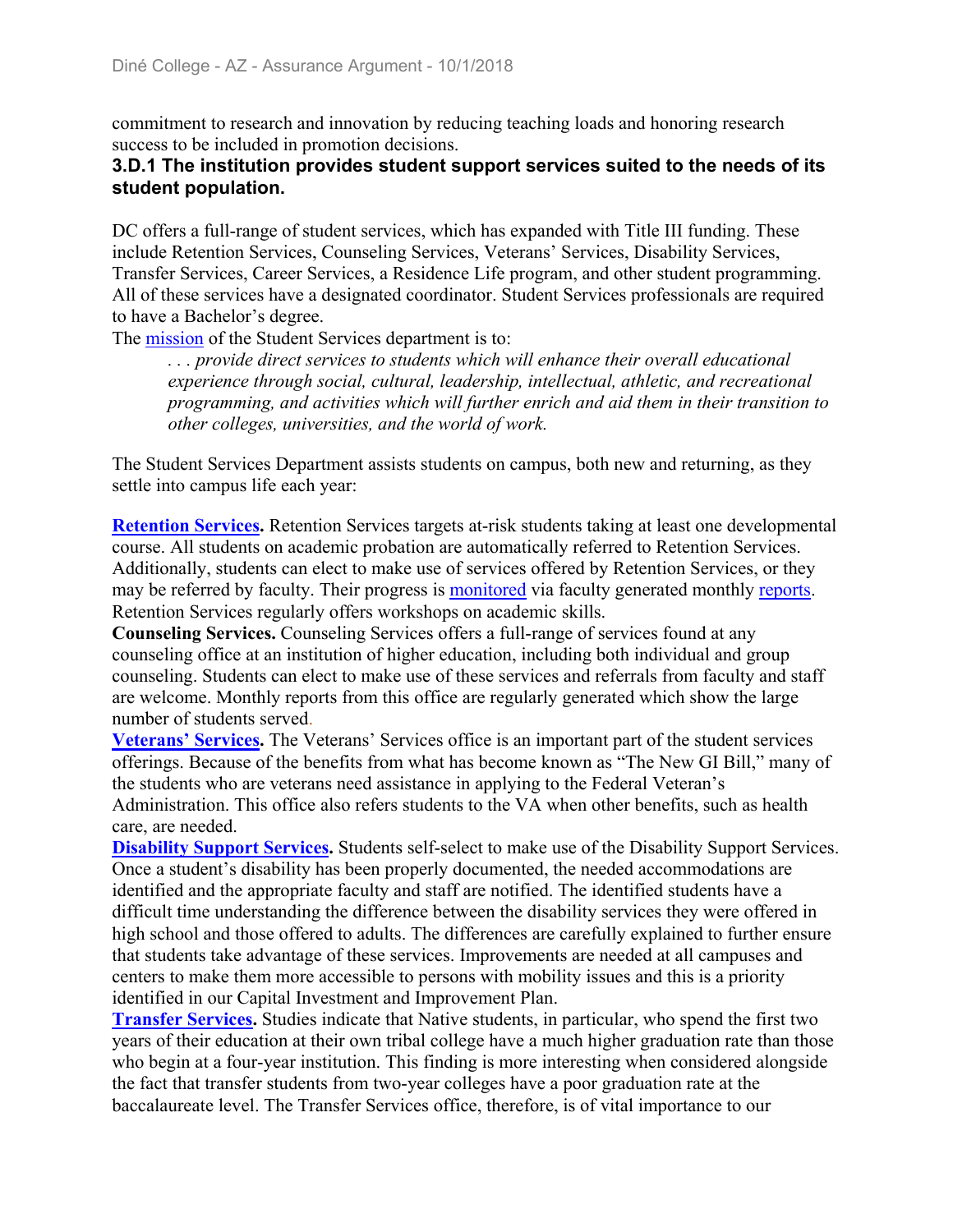commitment to research and innovation by reducing teaching loads and honoring research success to be included in promotion decisions.

### 3.D.1 The institution provides student support services suited to the needs of its student population.

DC offers a full-range of student services, which has expanded with Title III funding. These include Retention Services, Counseling Services, Veterans' Services, Disability Services, Transfer Services, Career Services, a Residence Life program, and other student programming. All of these services have a designated coordinator. Student Services professionals are required to have a Bachelor's degree.

The mission of the Student Services department is to:

> *. . . provide direct services to students which will enhance their overall educational experience through social, cultural, leadership, intellectual, athletic, and recreational programming, and activities which will further enrich and aid them in their transition to other colleges, universities, and the world of work.*

The Student Services Department assists students on campus, both new and returning, as they settle into campus life each year:

**Retention Services.** Retention Services targets at-risk students taking at least one developmental course. All students on academic probation are automatically referred to Retention Services. Additionally, students can elect to make use of services offered by Retention Services, or they may be referred by faculty. Their progress is monitored via faculty generated monthly reports. Retention Services regularly offers workshops on academic skills.

**Counseling Services.** Counseling Services offers a full-range of services found at any counseling office at an institution of higher education, including both individual and group counseling. Students can elect to make use of these services and referrals from faculty and staff are welcome. Monthly reports from this office are regularly generated which show the large number of students served.

**Veterans' Services.** The Veterans' Services office is an important part of the student services offerings. Because of the benefits from what has become known as "The New GI Bill," many of the students who are veterans need assistance in applying to the Federal Veteran's Administration. This office also refers students to the VA when other benefits, such as health care, are needed.

**Disability Support Services.** Students self-select to make use of the Disability Support Services. Once a student's disability has been properly documented, the needed accommodations are identified and the appropriate faculty and staff are notified. The identified students have a difficult time understanding the difference between the disability services they were offered in high school and those offered to adults. The differences are carefully explained to further ensure that students take advantage of these services. Improvements are needed at all campuses and centers to make them more accessible to persons with mobility issues and this is a priority identified in our Capital Investment and Improvement Plan.

**Transfer Services.** Studies indicate that Native students, in particular, who spend the first two years of their education at their own tribal college have a much higher graduation rate than those who begin at a four-year institution. This finding is more interesting when considered alongside the fact that transfer students from two-year colleges have a poor graduation rate at the baccalaureate level. The Transfer Services office, therefore, is of vital importance to our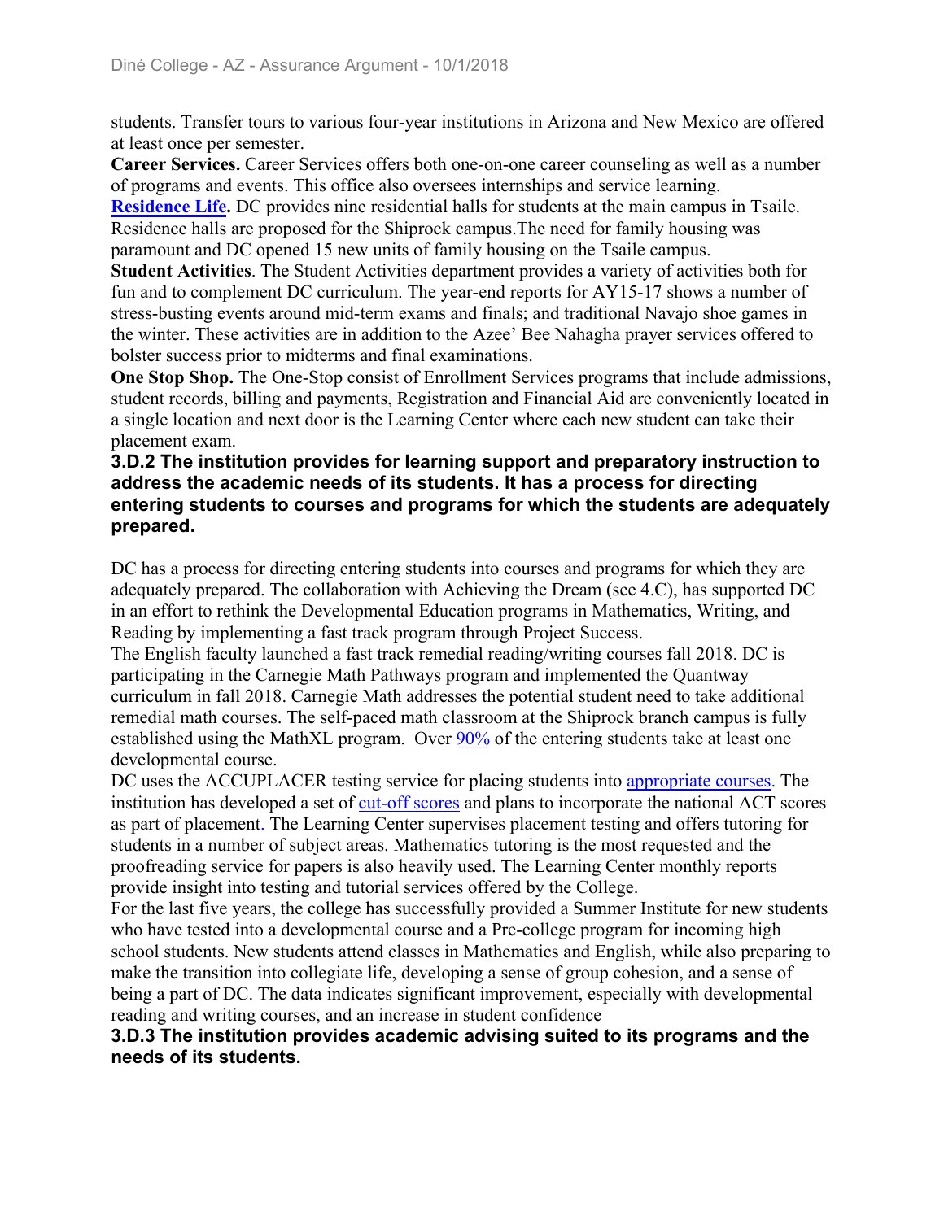students. Transfer tours to various four-year institutions in Arizona and New Mexico are offered at least once per semester.

**Career Services.** Career Services offers both one-on-one career counseling as well as a number of programs and events. This office also oversees internships and service learning.

**Residence Life.** DC provides nine residential halls for students at the main campus in Tsaile. Residence halls are proposed for the Shiprock campus.The need for family housing was paramount and DC opened 15 new units of family housing on the Tsaile campus.

**Student Activities**. The Student Activities department provides a variety of activities both for fun and to complement DC curriculum. The year-end reports for AY15-17 shows a number of stress-busting events around mid-term exams and finals; and traditional Navajo shoe games in the winter. These activities are in addition to the Azee' Bee Nahagha prayer services offered to bolster success prior to midterms and final examinations.

**One Stop Shop.** The One-Stop consist of Enrollment Services programs that include admissions, student records, billing and payments, Registration and Financial Aid are conveniently located in a single location and next door is the Learning Center where each new student can take their placement exam.

**3.D.2 The institution provides for learning support and preparatory instruction to address the academic needs of its students. It has a process for directing entering students to courses and programs for which the students are adequately prepared.**

DC has a process for directing entering students into courses and programs for which they are adequately prepared. The collaboration with Achieving the Dream (see 4.C), has supported DC in an effort to rethink the Developmental Education programs in Mathematics, Writing, and Reading by implementing a fast track program through Project Success.

The English faculty launched a fast track remedial reading/writing courses fall 2018. DC is participating in the Carnegie Math Pathways program and implemented the Quantway curriculum in fall 2018. Carnegie Math addresses the potential student need to take additional remedial math courses. The self-paced math classroom at the Shiprock branch campus is fully established using the MathXL program. Over 90% of the entering students take at least one developmental course.

DC uses the ACCUPLACER testing service for placing students into appropriate courses. The institution has developed a set of cut-off scores and plans to incorporate the national ACT scores as part of placement. The Learning Center supervises placement testing and offers tutoring for students in a number of subject areas. Mathematics tutoring is the most requested and the proofreading service for papers is also heavily used. The Learning Center monthly reports provide insight into testing and tutorial services offered by the College.

For the last five years, the college has successfully provided a Summer Institute for new students who have tested into a developmental course and a Pre-college program for incoming high school students. New students attend classes in Mathematics and English, while also preparing to make the transition into collegiate life, developing a sense of group cohesion, and a sense of being a part of DC. The data indicates significant improvement, especially with developmental reading and writing courses, and an increase in student confidence

**3.D.3 The institution provides academic advising suited to its programs and the needs of its students.**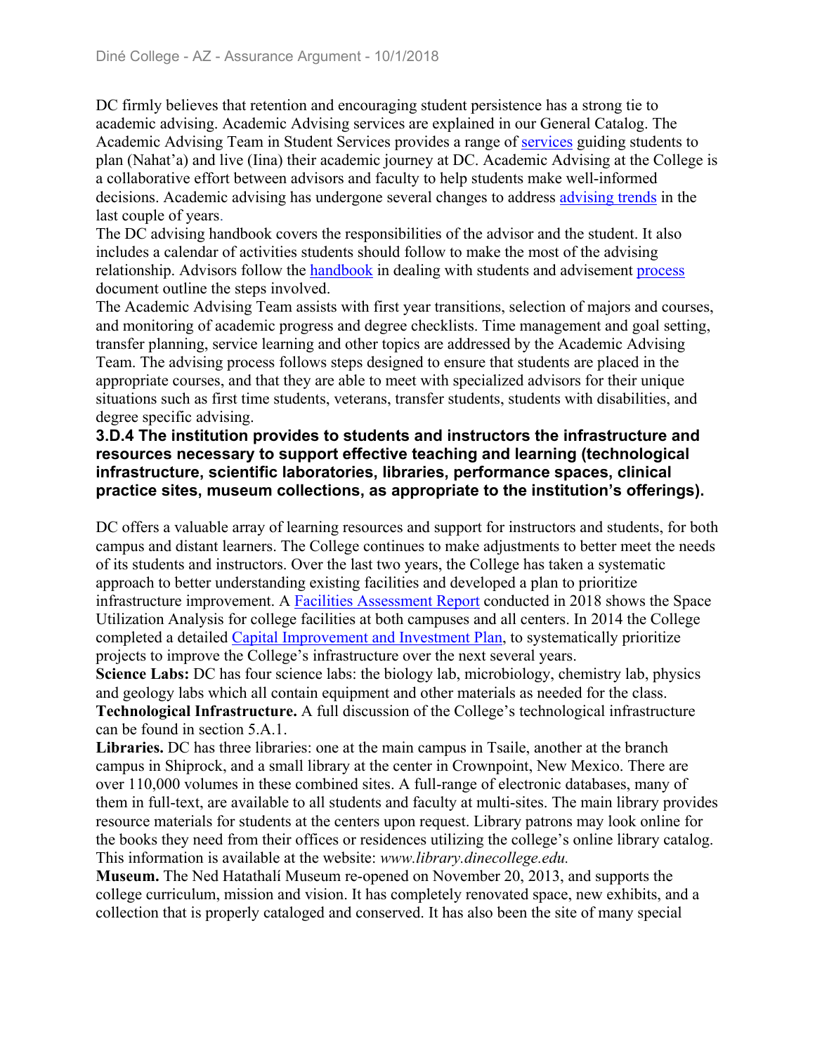DC firmly believes that retention and encouraging student persistence has a strong tie to academic advising. Academic Advising services are explained in our General Catalog. The Academic Advising Team in Student Services provides a range of services guiding students to plan (Nahat'a) and live (Iina) their academic journey at DC. Academic Advising at the College is a collaborative effort between advisors and faculty to help students make well-informed decisions. Academic advising has undergone several changes to address advising trends in the last couple of years.

The DC advising handbook covers the responsibilities of the advisor and the student. It also includes a calendar of activities students should follow to make the most of the advising relationship. Advisors follow the handbook in dealing with students and advisement process document outline the steps involved.

The Academic Advising Team assists with first year transitions, selection of majors and courses, and monitoring of academic progress and degree checklists. Time management and goal setting, transfer planning, service learning and other topics are addressed by the Academic Advising Team. The advising process follows steps designed to ensure that students are placed in the appropriate courses, and that they are able to meet with specialized advisors for their unique situations such as first time students, veterans, transfer students, students with disabilities, and degree specific advising.

**3.D.4 The institution provides to students and instructors the infrastructure and resources necessary to support effective teaching and learning (technological infrastructure, scientific laboratories, libraries, performance spaces, clinical practice sites, museum collections, as appropriate to the institution's offerings).**

DC offers a valuable array of learning resources and support for instructors and students, for both campus and distant learners. The College continues to make adjustments to better meet the needs of its students and instructors. Over the last two years, the College has taken a systematic approach to better understanding existing facilities and developed a plan to prioritize infrastructure improvement. A Facilities Assessment Report conducted in 2018 shows the Space Utilization Analysis for college facilities at both campuses and all centers. In 2014 the College completed a detailed Capital Improvement and Investment Plan, to systematically prioritize projects to improve the College's infrastructure over the next several years.

**Science Labs:** DC has four science labs: the biology lab, microbiology, chemistry lab, physics and geology labs which all contain equipment and other materials as needed for the class.

**Technological Infrastructure.** A full discussion of the College's technological infrastructure can be found in section 5.A.1.

**Libraries.** DC has three libraries: one at the main campus in Tsaile, another at the branch campus in Shiprock, and a small library at the center in Crownpoint, New Mexico. There are over 110,000 volumes in these combined sites. A full-range of electronic databases, many of them in full-text, are available to all students and faculty at multi-sites. The main library provides resource materials for students at the centers upon request. Library patrons may look online for the books they need from their offices or residences utilizing the college's online library catalog. This information is available at the website: *www.library.dinecollege.edu.*

**Museum.** The Ned Hatathalí Museum re-opened on November 20, 2013, and supports the college curriculum, mission and vision. It has completely renovated space, new exhibits, and a collection that is properly cataloged and conserved. It has also been the site of many special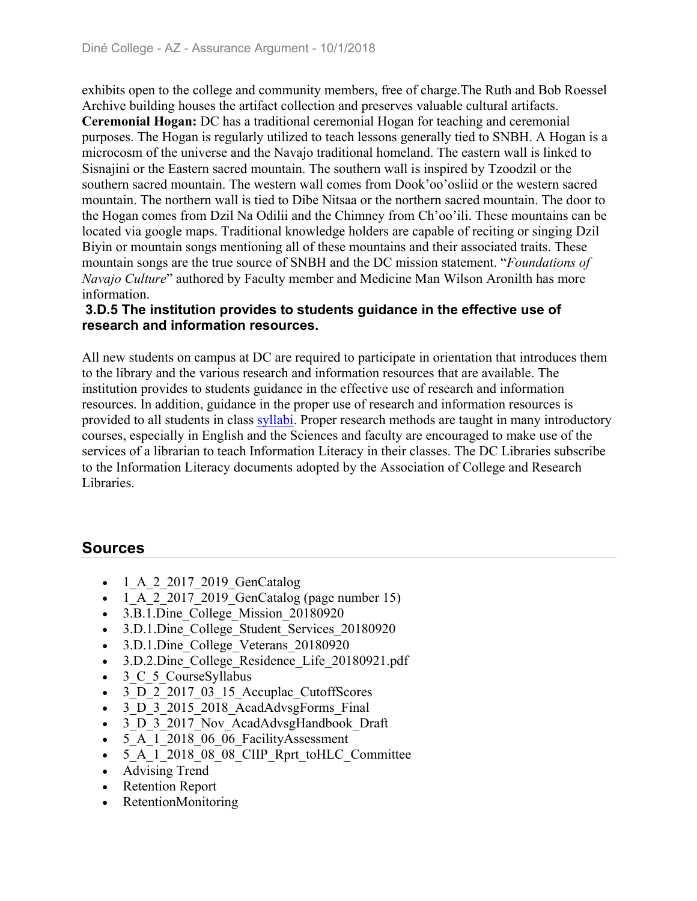exhibits open to the college and community members, free of charge.The Ruth and Bob Roessel Archive building houses the artifact collection and preserves valuable cultural artifacts. **Ceremonial Hogan:** DC has a traditional ceremonial Hogan for teaching and ceremonial purposes. The Hogan is regularly utilized to teach lessons generally tied to SNBH. A Hogan is a microcosm of the universe and the Navajo traditional homeland. The eastern wall is linked to Sisnajini or the Eastern sacred mountain. The southern wall is inspired by Tzoodzil or the southern sacred mountain. The western wall comes from Dook'oo'osliid or the western sacred mountain. The northern wall is tied to Dibe Nitsaa or the northern sacred mountain. The door to the Hogan comes from Dzil Na Odilii and the Chimney from Ch'oo'ili. These mountains can be located via google maps. Traditional knowledge holders are capable of reciting or singing Dzil Biyin or mountain songs mentioning all of these mountains and their associated traits. These mountain songs are the true source of SNBH and the DC mission statement. "*Foundations of Navajo Culture*" authored by Faculty member and Medicine Man Wilson Aronilth has more information.

**3.D.5 The institution provides to students guidance in the effective use of research and information resources.**

All new students on campus at DC are required to participate in orientation that introduces them to the library and the various research and information resources that are available. The institution provides to students guidance in the effective use of research and information resources. In addition, guidance in the proper use of research and information resources is provided to all students in class syllabi. Proper research methods are taught in many introductory courses, especially in English and the Sciences and faculty are encouraged to make use of the services of a librarian to teach Information Literacy in their classes. The DC Libraries subscribe to the Information Literacy documents adopted by the Association of College and Research Libraries.

## Sources

- 1_A_2_2017_2019_GenCatalog
- 1_A_2_2017_2019_GenCatalog (page number 15)
- 3.B.1.Dine_College_Mission_20180920
- 3.D.1.Dine_College_Student_Services_20180920
- 3.D.1.Dine_College_Veterans_20180920
- 3.D.2.Dine_College_Residence_Life_20180921.pdf
- 3_C_5_CourseSyllabus
- 3_D_2_2017_03_15_Accuplac_CutoffScores
- 3_D_3_2015_2018_AcadAdvsgForms_Final
- 3_D_3_2017_Nov_AcadAdvsgHandbook_Draft
- 5_A_1_2018_06_06_FacilityAssessment
- 5_A_1_2018_08_08_CIIP_Rprt_toHLC_Committee
- Advising Trend
- Retention Report
- RetentionMonitoring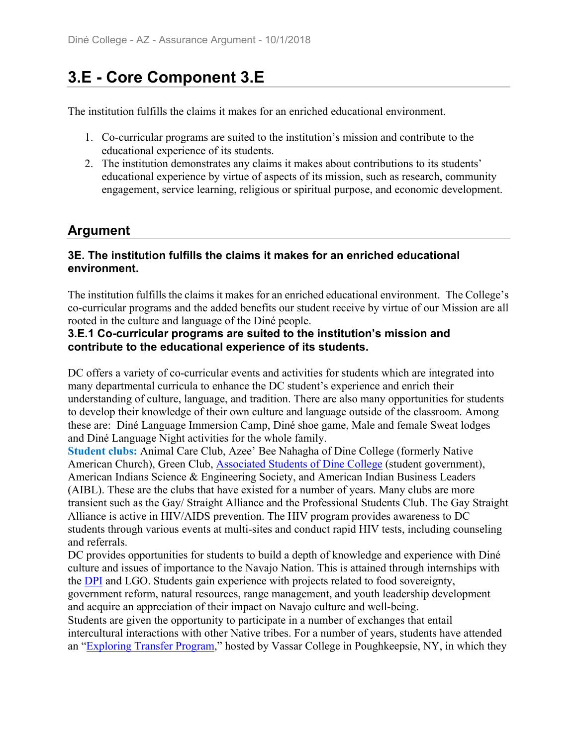## 3.E - Core Component 3.E

The institution fulfills the claims it makes for an enriched educational environment.

1. Co-curricular programs are suited to the institution's mission and contribute to the educational experience of its students.
2. The institution demonstrates any claims it makes about contributions to its students' educational experience by virtue of aspects of its mission, such as research, community engagement, service learning, religious or spiritual purpose, and economic development.

### Argument

**3E. The institution fulfills the claims it makes for an enriched educational environment.**

The institution fulfills the claims it makes for an enriched educational environment. The College's co-curricular programs and the added benefits our student receive by virtue of our Mission are all rooted in the culture and language of the Diné people.

**3.E.1 Co-curricular programs are suited to the institution's mission and contribute to the educational experience of its students.**

DC offers a variety of co-curricular events and activities for students which are integrated into many departmental curricula to enhance the DC student's experience and enrich their understanding of culture, language, and tradition. There are also many opportunities for students to develop their knowledge of their own culture and language outside of the classroom. Among these are: Diné Language Immersion Camp, Diné shoe game, Male and female Sweat lodges and Diné Language Night activities for the whole family.

**Student clubs:** Animal Care Club, Azee' Bee Nahagha of Dine College (formerly Native American Church), Green Club, Associated Students of Dine College (student government), American Indians Science & Engineering Society, and American Indian Business Leaders (AIBL). These are the clubs that have existed for a number of years. Many clubs are more transient such as the Gay/ Straight Alliance and the Professional Students Club. The Gay Straight Alliance is active in HIV/AIDS prevention. The HIV program provides awareness to DC students through various events at multi-sites and conduct rapid HIV tests, including counseling and referrals.

DC provides opportunities for students to build a depth of knowledge and experience with Diné culture and issues of importance to the Navajo Nation. This is attained through internships with the DPI and LGO. Students gain experience with projects related to food sovereignty, government reform, natural resources, range management, and youth leadership development and acquire an appreciation of their impact on Navajo culture and well-being.

Students are given the opportunity to participate in a number of exchanges that entail intercultural interactions with other Native tribes. For a number of years, students have attended an "Exploring Transfer Program," hosted by Vassar College in Poughkeepsie, NY, in which they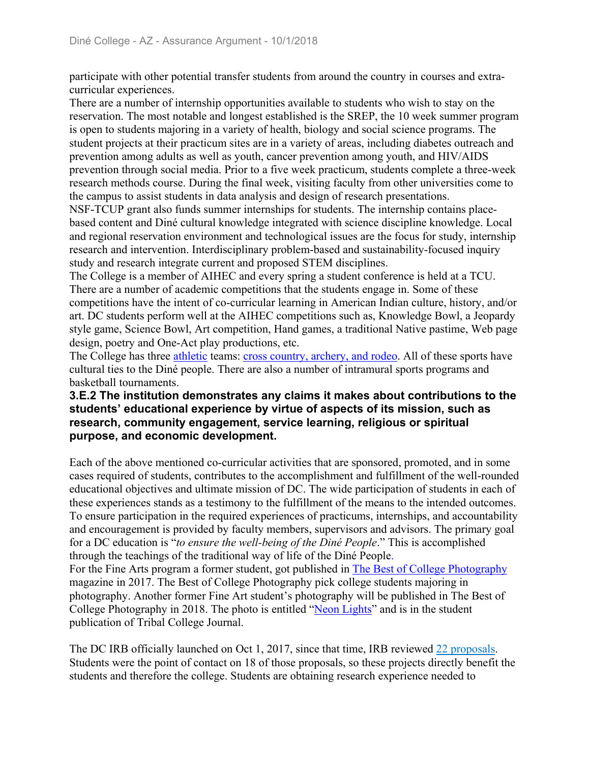participate with other potential transfer students from around the country in courses and extra-curricular experiences.

There are a number of internship opportunities available to students who wish to stay on the reservation. The most notable and longest established is the SREP, the 10 week summer program is open to students majoring in a variety of health, biology and social science programs. The student projects at their practicum sites are in a variety of areas, including diabetes outreach and prevention among adults as well as youth, cancer prevention among youth, and HIV/AIDS prevention through social media. Prior to a five week practicum, students complete a three-week research methods course. During the final week, visiting faculty from other universities come to the campus to assist students in data analysis and design of research presentations.

NSF-TCUP grant also funds summer internships for students. The internship contains place-based content and Diné cultural knowledge integrated with science discipline knowledge. Local and regional reservation environment and technological issues are the focus for study, internship research and intervention. Interdisciplinary problem-based and sustainability-focused inquiry study and research integrate current and proposed STEM disciplines.

The College is a member of AIHEC and every spring a student conference is held at a TCU. There are a number of academic competitions that the students engage in. Some of these competitions have the intent of co-curricular learning in American Indian culture, history, and/or art. DC students perform well at the AIHEC competitions such as, Knowledge Bowl, a Jeopardy style game, Science Bowl, Art competition, Hand games, a traditional Native pastime, Web page design, poetry and One-Act play productions, etc.

The College has three athletic teams: cross country, archery, and rodeo. All of these sports have cultural ties to the Diné people. There are also a number of intramural sports programs and basketball tournaments.

### 3.E.2 The institution demonstrates any claims it makes about contributions to the students' educational experience by virtue of aspects of its mission, such as research, community engagement, service learning, religious or spiritual purpose, and economic development.

Each of the above mentioned co-curricular activities that are sponsored, promoted, and in some cases required of students, contributes to the accomplishment and fulfillment of the well-rounded educational objectives and ultimate mission of DC. The wide participation of students in each of these experiences stands as a testimony to the fulfillment of the means to the intended outcomes. To ensure participation in the required experiences of practicums, internships, and accountability and encouragement is provided by faculty members, supervisors and advisors. The primary goal for a DC education is "*to ensure the well-being of the Diné People*." This is accomplished through the teachings of the traditional way of life of the Diné People.

For the Fine Arts program a former student, got published in The Best of College Photography magazine in 2017. The Best of College Photography pick college students majoring in photography. Another former Fine Art student's photography will be published in The Best of College Photography in 2018. The photo is entitled "Neon Lights" and is in the student publication of Tribal College Journal.

The DC IRB officially launched on Oct 1, 2017, since that time, IRB reviewed 22 proposals. Students were the point of contact on 18 of those proposals, so these projects directly benefit the students and therefore the college. Students are obtaining research experience needed to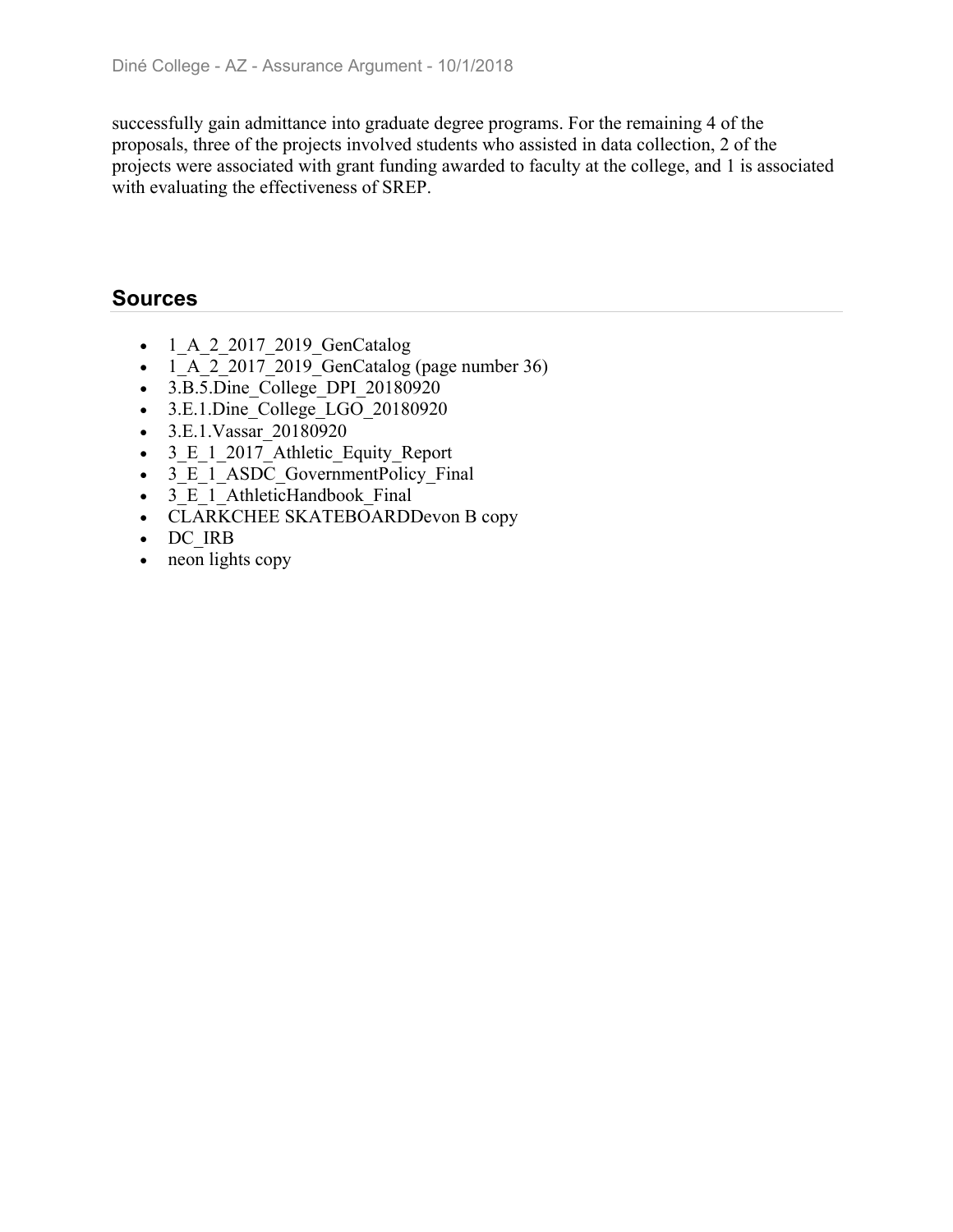successfully gain admittance into graduate degree programs. For the remaining 4 of the proposals, three of the projects involved students who assisted in data collection, 2 of the projects were associated with grant funding awarded to faculty at the college, and 1 is associated with evaluating the effectiveness of SREP.

## Sources

- 1_A_2_2017_2019_GenCatalog
- 1_A_2_2017_2019_GenCatalog (page number 36)
- 3.B.5.Dine_College_DPI_20180920
- 3.E.1.Dine_College_LGO_20180920
- 3.E.1.Vassar_20180920
- 3_E_1_2017_Athletic_Equity_Report
- 3_E_1_ASDC_GovernmentPolicy_Final
- 3_E_1_AthleticHandbook_Final
- CLARKCHEE SKATEBOARDDevon B copy
- DC_IRB
- neon lights copy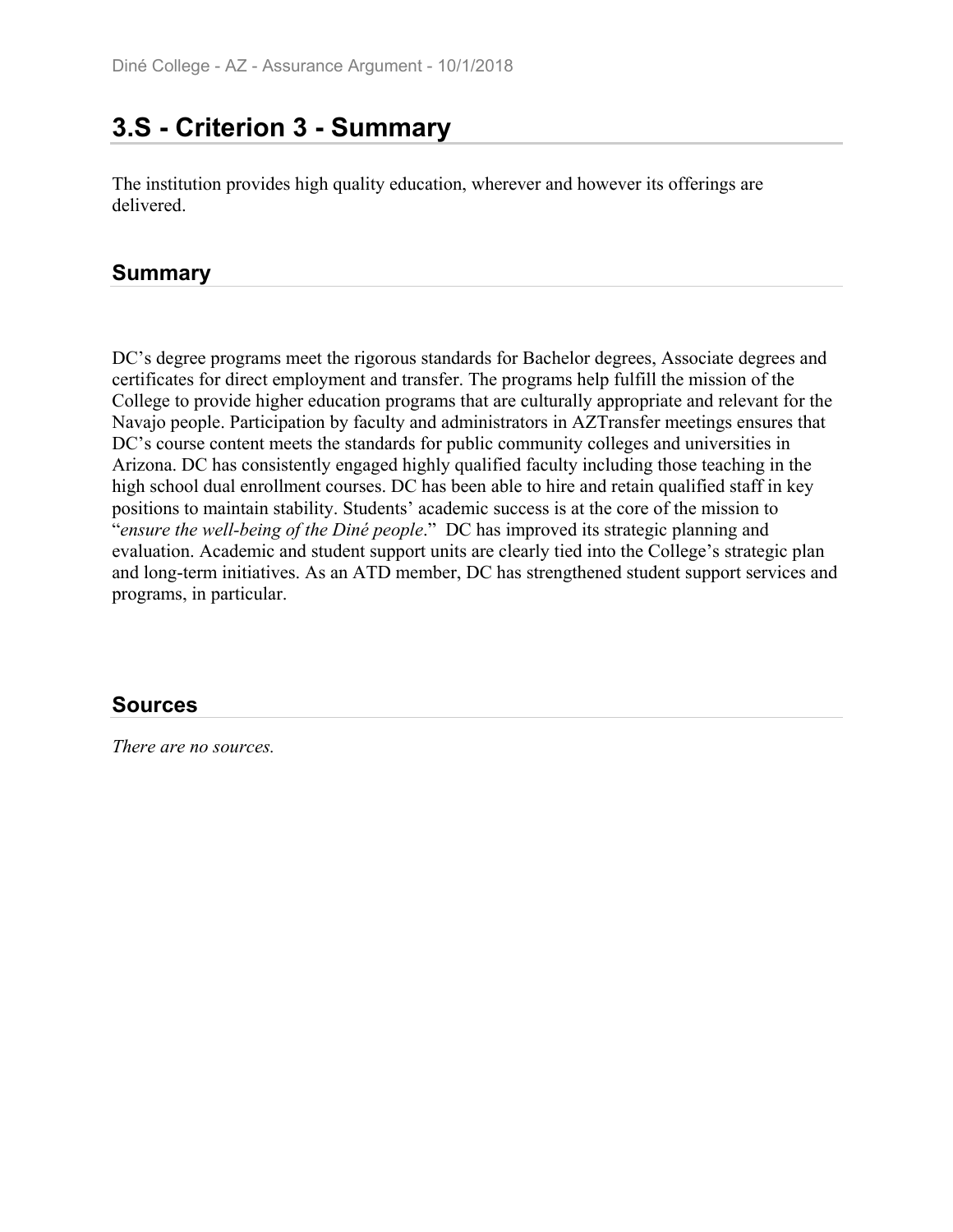## 3.S - Criterion 3 - Summary

The institution provides high quality education, wherever and however its offerings are delivered.

### Summary

DC's degree programs meet the rigorous standards for Bachelor degrees, Associate degrees and certificates for direct employment and transfer. The programs help fulfill the mission of the College to provide higher education programs that are culturally appropriate and relevant for the Navajo people. Participation by faculty and administrators in AZTransfer meetings ensures that DC's course content meets the standards for public community colleges and universities in Arizona. DC has consistently engaged highly qualified faculty including those teaching in the high school dual enrollment courses. DC has been able to hire and retain qualified staff in key positions to maintain stability. Students' academic success is at the core of the mission to "*ensure the well-being of the Diné people*." DC has improved its strategic planning and evaluation. Academic and student support units are clearly tied into the College's strategic plan and long-term initiatives. As an ATD member, DC has strengthened student support services and programs, in particular.

### Sources

*There are no sources.*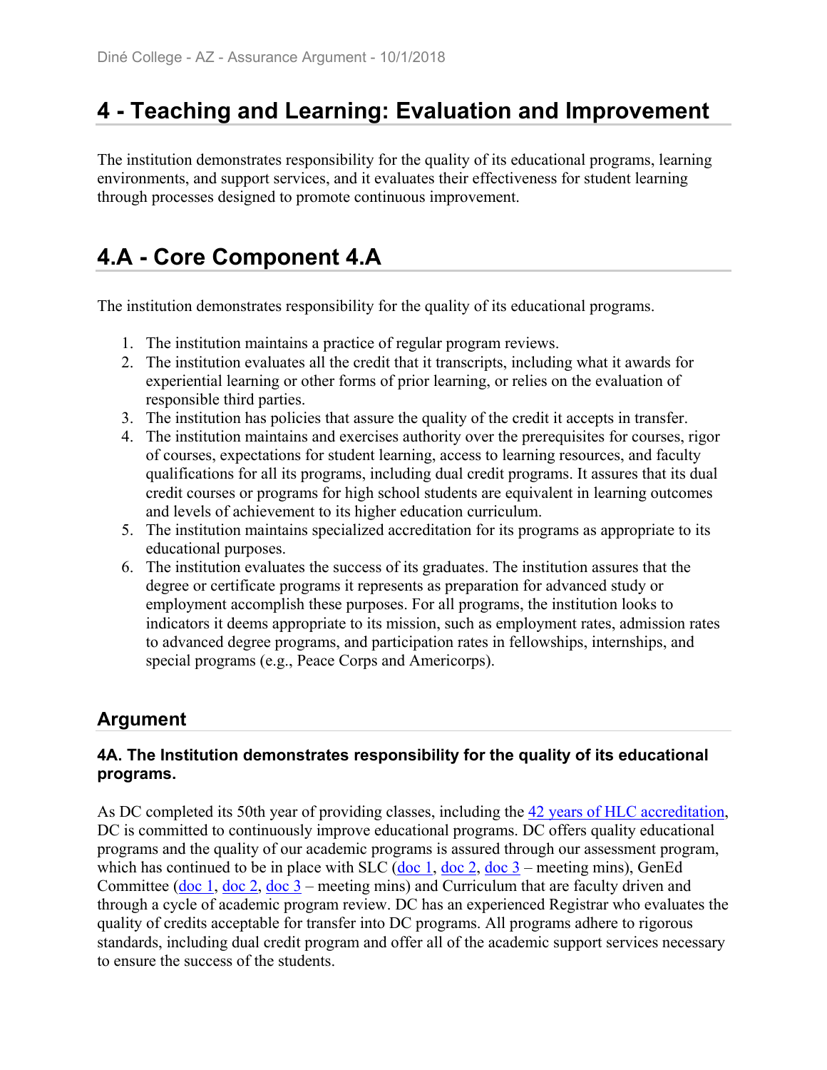# 4 - Teaching and Learning: Evaluation and Improvement

The institution demonstrates responsibility for the quality of its educational programs, learning environments, and support services, and it evaluates their effectiveness for student learning through processes designed to promote continuous improvement.

# 4.A - Core Component 4.A

The institution demonstrates responsibility for the quality of its educational programs.

1. The institution maintains a practice of regular program reviews.
2. The institution evaluates all the credit that it transcripts, including what it awards for experiential learning or other forms of prior learning, or relies on the evaluation of responsible third parties.
3. The institution has policies that assure the quality of the credit it accepts in transfer.
4. The institution maintains and exercises authority over the prerequisites for courses, rigor of courses, expectations for student learning, access to learning resources, and faculty qualifications for all its programs, including dual credit programs. It assures that its dual credit courses or programs for high school students are equivalent in learning outcomes and levels of achievement to its higher education curriculum.
5. The institution maintains specialized accreditation for its programs as appropriate to its educational purposes.
6. The institution evaluates the success of its graduates. The institution assures that the degree or certificate programs it represents as preparation for advanced study or employment accomplish these purposes. For all programs, the institution looks to indicators it deems appropriate to its mission, such as employment rates, admission rates to advanced degree programs, and participation rates in fellowships, internships, and special programs (e.g., Peace Corps and Americorps).

## Argument

### 4A. The Institution demonstrates responsibility for the quality of its educational programs.

As DC completed its 50th year of providing classes, including the 42 years of HLC accreditation, DC is committed to continuously improve educational programs. DC offers quality educational programs and the quality of our academic programs is assured through our assessment program, which has continued to be in place with SLC (doc 1, doc 2, doc 3 – meeting mins), GenEd Committee (doc 1, doc 2, doc 3 – meeting mins) and Curriculum that are faculty driven and through a cycle of academic program review. DC has an experienced Registrar who evaluates the quality of credits acceptable for transfer into DC programs. All programs adhere to rigorous standards, including dual credit program and offer all of the academic support services necessary to ensure the success of the students.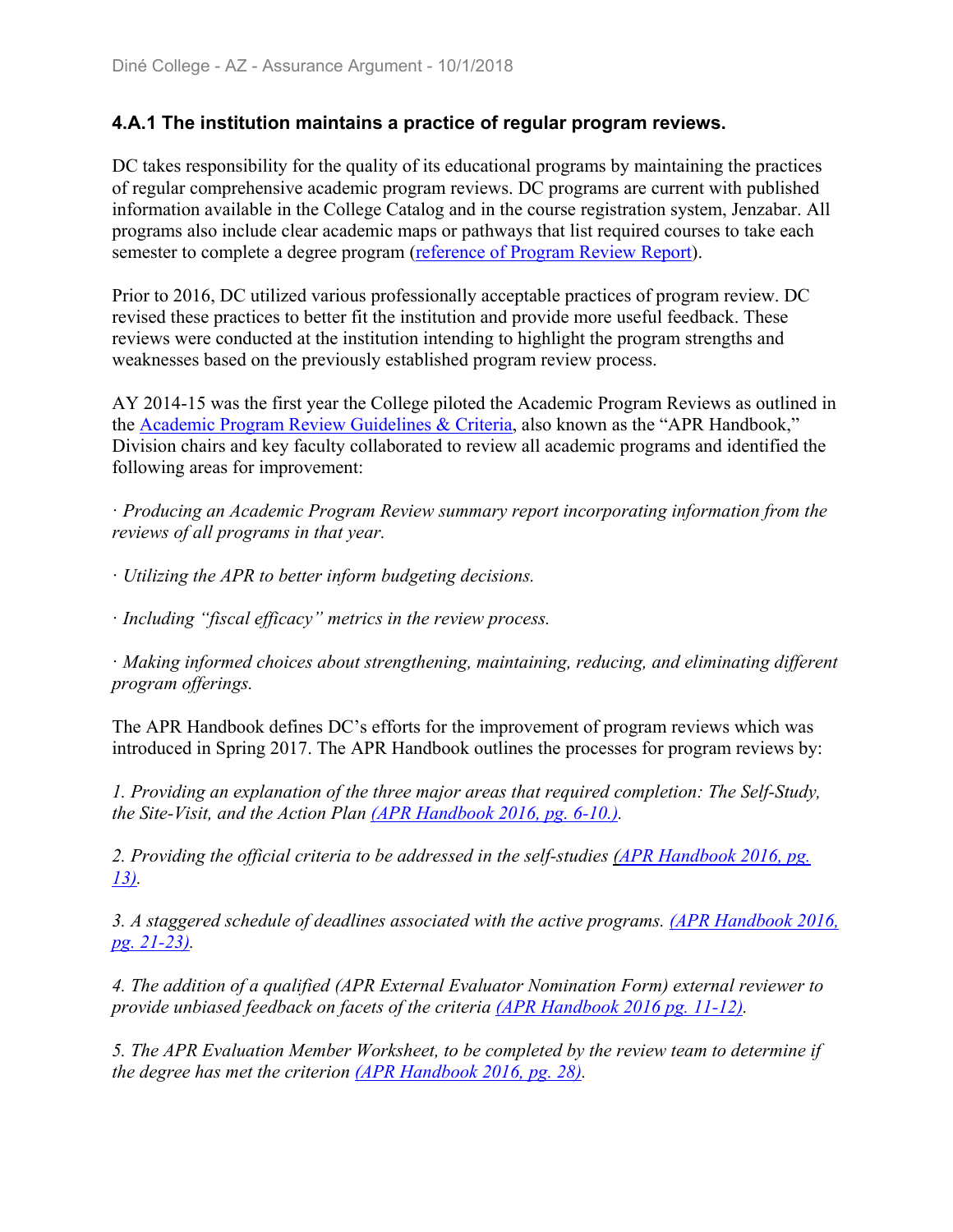### 4.A.1 The institution maintains a practice of regular program reviews.

DC takes responsibility for the quality of its educational programs by maintaining the practices of regular comprehensive academic program reviews. DC programs are current with published information available in the College Catalog and in the course registration system, Jenzabar. All programs also include clear academic maps or pathways that list required courses to take each semester to complete a degree program (reference of Program Review Report).

Prior to 2016, DC utilized various professionally acceptable practices of program review. DC revised these practices to better fit the institution and provide more useful feedback. These reviews were conducted at the institution intending to highlight the program strengths and weaknesses based on the previously established program review process.

AY 2014-15 was the first year the College piloted the Academic Program Reviews as outlined in the Academic Program Review Guidelines & Criteria, also known as the "APR Handbook," Division chairs and key faculty collaborated to review all academic programs and identified the following areas for improvement:

· *Producing an Academic Program Review summary report incorporating information from the reviews of all programs in that year.*

· *Utilizing the APR to better inform budgeting decisions.*

· *Including "fiscal efficacy" metrics in the review process.*

· *Making informed choices about strengthening, maintaining, reducing, and eliminating different program offerings.*

The APR Handbook defines DC's efforts for the improvement of program reviews which was introduced in Spring 2017. The APR Handbook outlines the processes for program reviews by:

*1. Providing an explanation of the three major areas that required completion: The Self-Study, the Site-Visit, and the Action Plan (APR Handbook 2016, pg. 6-10.).*

*2. Providing the official criteria to be addressed in the self-studies (APR Handbook 2016, pg. 13).*

*3. A staggered schedule of deadlines associated with the active programs. (APR Handbook 2016, pg. 21-23).*

*4. The addition of a qualified (APR External Evaluator Nomination Form) external reviewer to provide unbiased feedback on facets of the criteria (APR Handbook 2016 pg. 11-12).*

*5. The APR Evaluation Member Worksheet, to be completed by the review team to determine if the degree has met the criterion (APR Handbook 2016, pg. 28).*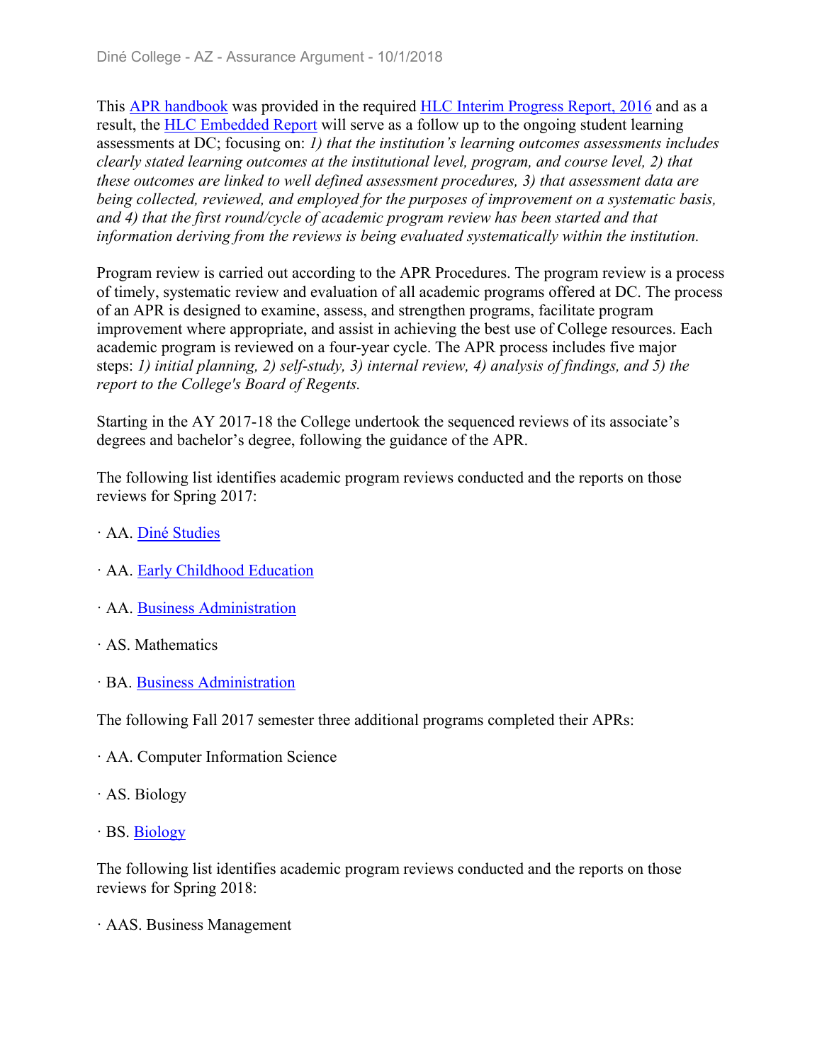This APR handbook was provided in the required HLC Interim Progress Report, 2016 and as a result, the HLC Embedded Report will serve as a follow up to the ongoing student learning assessments at DC; focusing on: *1) that the institution's learning outcomes assessments includes clearly stated learning outcomes at the institutional level, program, and course level, 2) that these outcomes are linked to well defined assessment procedures, 3) that assessment data are being collected, reviewed, and employed for the purposes of improvement on a systematic basis, and 4) that the first round/cycle of academic program review has been started and that information deriving from the reviews is being evaluated systematically within the institution.*

Program review is carried out according to the APR Procedures. The program review is a process of timely, systematic review and evaluation of all academic programs offered at DC. The process of an APR is designed to examine, assess, and strengthen programs, facilitate program improvement where appropriate, and assist in achieving the best use of College resources. Each academic program is reviewed on a four-year cycle. The APR process includes five major steps: *1) initial planning, 2) self-study, 3) internal review, 4) analysis of findings, and 5) the report to the College's Board of Regents.*

Starting in the AY 2017-18 the College undertook the sequenced reviews of its associate's degrees and bachelor's degree, following the guidance of the APR.

The following list identifies academic program reviews conducted and the reports on those reviews for Spring 2017:

· AA. Diné Studies

· AA. Early Childhood Education

· AA. Business Administration

· AS. Mathematics

· BA. Business Administration

The following Fall 2017 semester three additional programs completed their APRs:

· AA. Computer Information Science

· AS. Biology

· BS. Biology

The following list identifies academic program reviews conducted and the reports on those reviews for Spring 2018:

· AAS. Business Management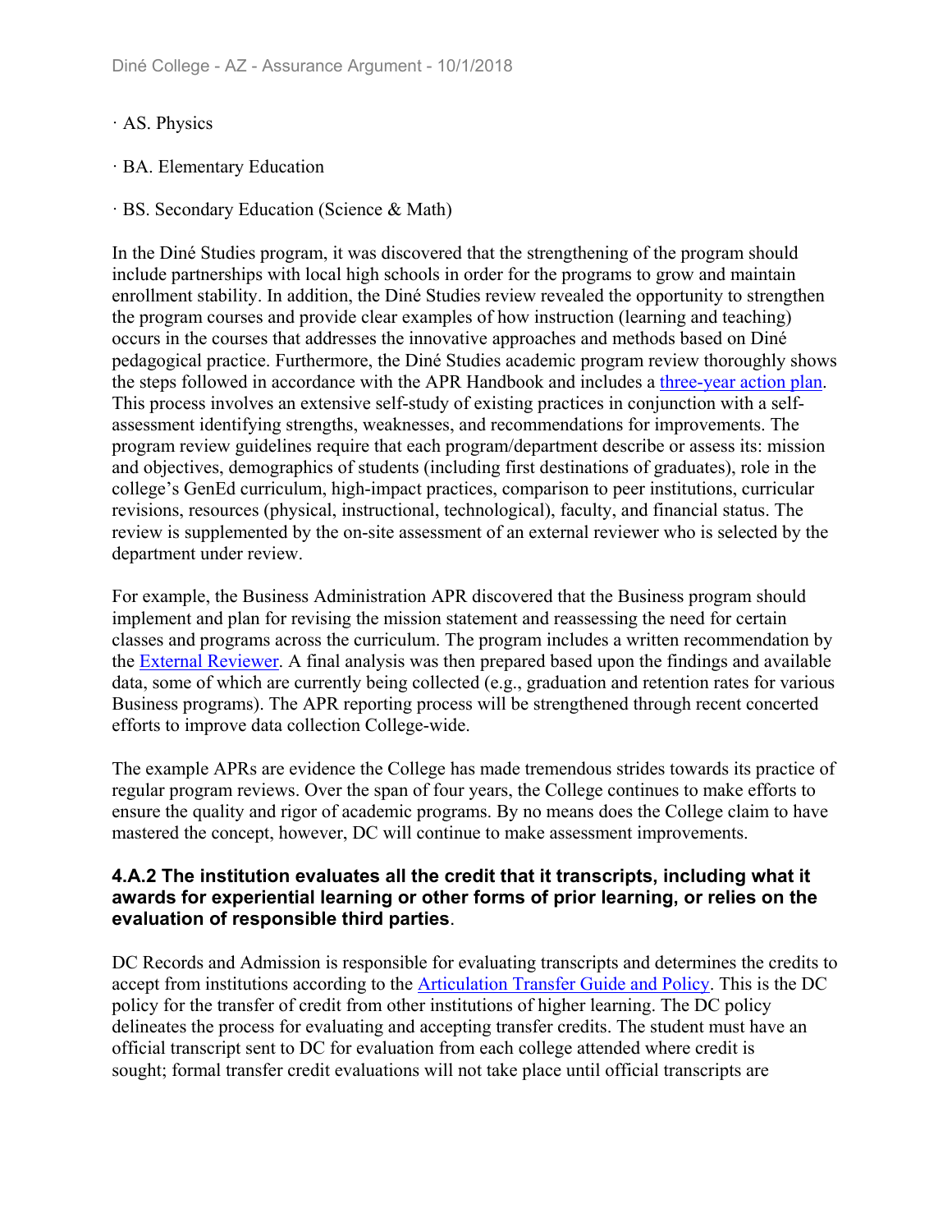· AS. Physics

· BA. Elementary Education

· BS. Secondary Education (Science & Math)

In the Diné Studies program, it was discovered that the strengthening of the program should include partnerships with local high schools in order for the programs to grow and maintain enrollment stability. In addition, the Diné Studies review revealed the opportunity to strengthen the program courses and provide clear examples of how instruction (learning and teaching) occurs in the courses that addresses the innovative approaches and methods based on Diné pedagogical practice. Furthermore, the Diné Studies academic program review thoroughly shows the steps followed in accordance with the APR Handbook and includes a three-year action plan. This process involves an extensive self-study of existing practices in conjunction with a self-assessment identifying strengths, weaknesses, and recommendations for improvements. The program review guidelines require that each program/department describe or assess its: mission and objectives, demographics of students (including first destinations of graduates), role in the college's GenEd curriculum, high-impact practices, comparison to peer institutions, curricular revisions, resources (physical, instructional, technological), faculty, and financial status. The review is supplemented by the on-site assessment of an external reviewer who is selected by the department under review.

For example, the Business Administration APR discovered that the Business program should implement and plan for revising the mission statement and reassessing the need for certain classes and programs across the curriculum. The program includes a written recommendation by the External Reviewer. A final analysis was then prepared based upon the findings and available data, some of which are currently being collected (e.g., graduation and retention rates for various Business programs). The APR reporting process will be strengthened through recent concerted efforts to improve data collection College-wide.

The example APRs are evidence the College has made tremendous strides towards its practice of regular program reviews. Over the span of four years, the College continues to make efforts to ensure the quality and rigor of academic programs. By no means does the College claim to have mastered the concept, however, DC will continue to make assessment improvements.

#### 4.A.2 The institution evaluates all the credit that it transcripts, including what it awards for experiential learning or other forms of prior learning, or relies on the evaluation of responsible third parties.

DC Records and Admission is responsible for evaluating transcripts and determines the credits to accept from institutions according to the Articulation Transfer Guide and Policy. This is the DC policy for the transfer of credit from other institutions of higher learning. The DC policy delineates the process for evaluating and accepting transfer credits. The student must have an official transcript sent to DC for evaluation from each college attended where credit is sought; formal transfer credit evaluations will not take place until official transcripts are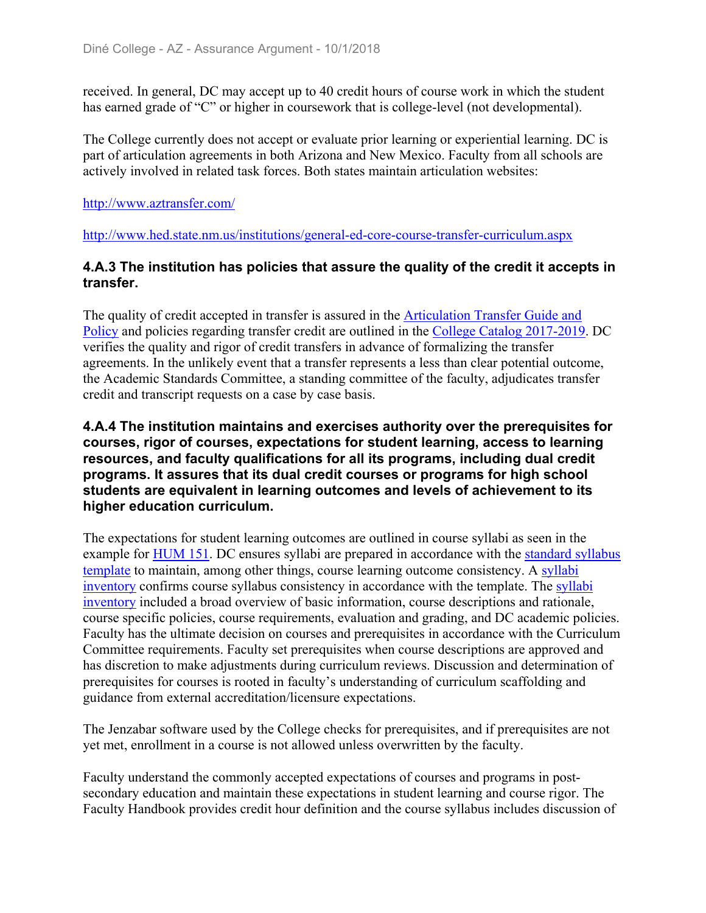received. In general, DC may accept up to 40 credit hours of course work in which the student has earned grade of "C" or higher in coursework that is college-level (not developmental).

The College currently does not accept or evaluate prior learning or experiential learning. DC is part of articulation agreements in both Arizona and New Mexico. Faculty from all schools are actively involved in related task forces. Both states maintain articulation websites:

http://www.aztransfer.com/

http://www.hed.state.nm.us/institutions/general-ed-core-course-transfer-curriculum.aspx

### 4.A.3 The institution has policies that assure the quality of the credit it accepts in transfer.

The quality of credit accepted in transfer is assured in the Articulation Transfer Guide and Policy and policies regarding transfer credit are outlined in the College Catalog 2017-2019. DC verifies the quality and rigor of credit transfers in advance of formalizing the transfer agreements. In the unlikely event that a transfer represents a less than clear potential outcome, the Academic Standards Committee, a standing committee of the faculty, adjudicates transfer credit and transcript requests on a case by case basis.

### 4.A.4 The institution maintains and exercises authority over the prerequisites for courses, rigor of courses, expectations for student learning, access to learning resources, and faculty qualifications for all its programs, including dual credit programs. It assures that its dual credit courses or programs for high school students are equivalent in learning outcomes and levels of achievement to its higher education curriculum.

The expectations for student learning outcomes are outlined in course syllabi as seen in the example for HUM 151. DC ensures syllabi are prepared in accordance with the standard syllabus template to maintain, among other things, course learning outcome consistency. A syllabi inventory confirms course syllabus consistency in accordance with the template. The syllabi inventory included a broad overview of basic information, course descriptions and rationale, course specific policies, course requirements, evaluation and grading, and DC academic policies. Faculty has the ultimate decision on courses and prerequisites in accordance with the Curriculum Committee requirements. Faculty set prerequisites when course descriptions are approved and has discretion to make adjustments during curriculum reviews. Discussion and determination of prerequisites for courses is rooted in faculty's understanding of curriculum scaffolding and guidance from external accreditation/licensure expectations.

The Jenzabar software used by the College checks for prerequisites, and if prerequisites are not yet met, enrollment in a course is not allowed unless overwritten by the faculty.

Faculty understand the commonly accepted expectations of courses and programs in post-secondary education and maintain these expectations in student learning and course rigor. The Faculty Handbook provides credit hour definition and the course syllabus includes discussion of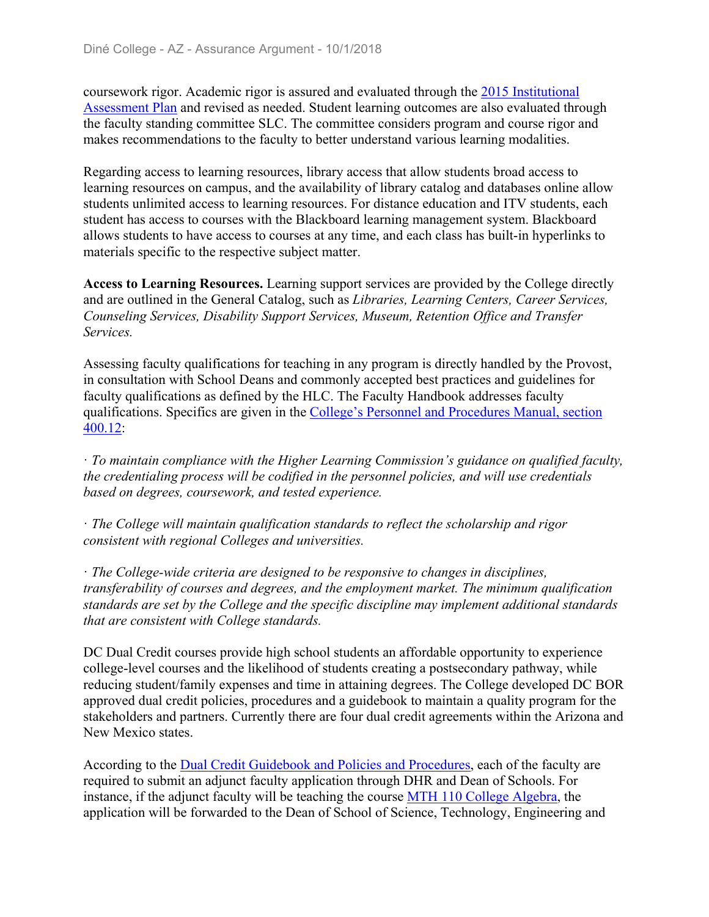coursework rigor. Academic rigor is assured and evaluated through the 2015 Institutional Assessment Plan and revised as needed. Student learning outcomes are also evaluated through the faculty standing committee SLC. The committee considers program and course rigor and makes recommendations to the faculty to better understand various learning modalities.

Regarding access to learning resources, library access that allow students broad access to learning resources on campus, and the availability of library catalog and databases online allow students unlimited access to learning resources. For distance education and ITV students, each student has access to courses with the Blackboard learning management system. Blackboard allows students to have access to courses at any time, and each class has built-in hyperlinks to materials specific to the respective subject matter.

**Access to Learning Resources.** Learning support services are provided by the College directly and are outlined in the General Catalog, such as *Libraries, Learning Centers, Career Services, Counseling Services, Disability Support Services, Museum, Retention Office and Transfer Services.*

Assessing faculty qualifications for teaching in any program is directly handled by the Provost, in consultation with School Deans and commonly accepted best practices and guidelines for faculty qualifications as defined by the HLC. The Faculty Handbook addresses faculty qualifications. Specifics are given in the College's Personnel and Procedures Manual, section 400.12:

*· To maintain compliance with the Higher Learning Commission's guidance on qualified faculty, the credentialing process will be codified in the personnel policies, and will use credentials based on degrees, coursework, and tested experience.*

*· The College will maintain qualification standards to reflect the scholarship and rigor consistent with regional Colleges and universities.*

*· The College-wide criteria are designed to be responsive to changes in disciplines, transferability of courses and degrees, and the employment market. The minimum qualification standards are set by the College and the specific discipline may implement additional standards that are consistent with College standards.*

DC Dual Credit courses provide high school students an affordable opportunity to experience college-level courses and the likelihood of students creating a postsecondary pathway, while reducing student/family expenses and time in attaining degrees. The College developed DC BOR approved dual credit policies, procedures and a guidebook to maintain a quality program for the stakeholders and partners. Currently there are four dual credit agreements within the Arizona and New Mexico states.

According to the Dual Credit Guidebook and Policies and Procedures, each of the faculty are required to submit an adjunct faculty application through DHR and Dean of Schools. For instance, if the adjunct faculty will be teaching the course MTH 110 College Algebra, the application will be forwarded to the Dean of School of Science, Technology, Engineering and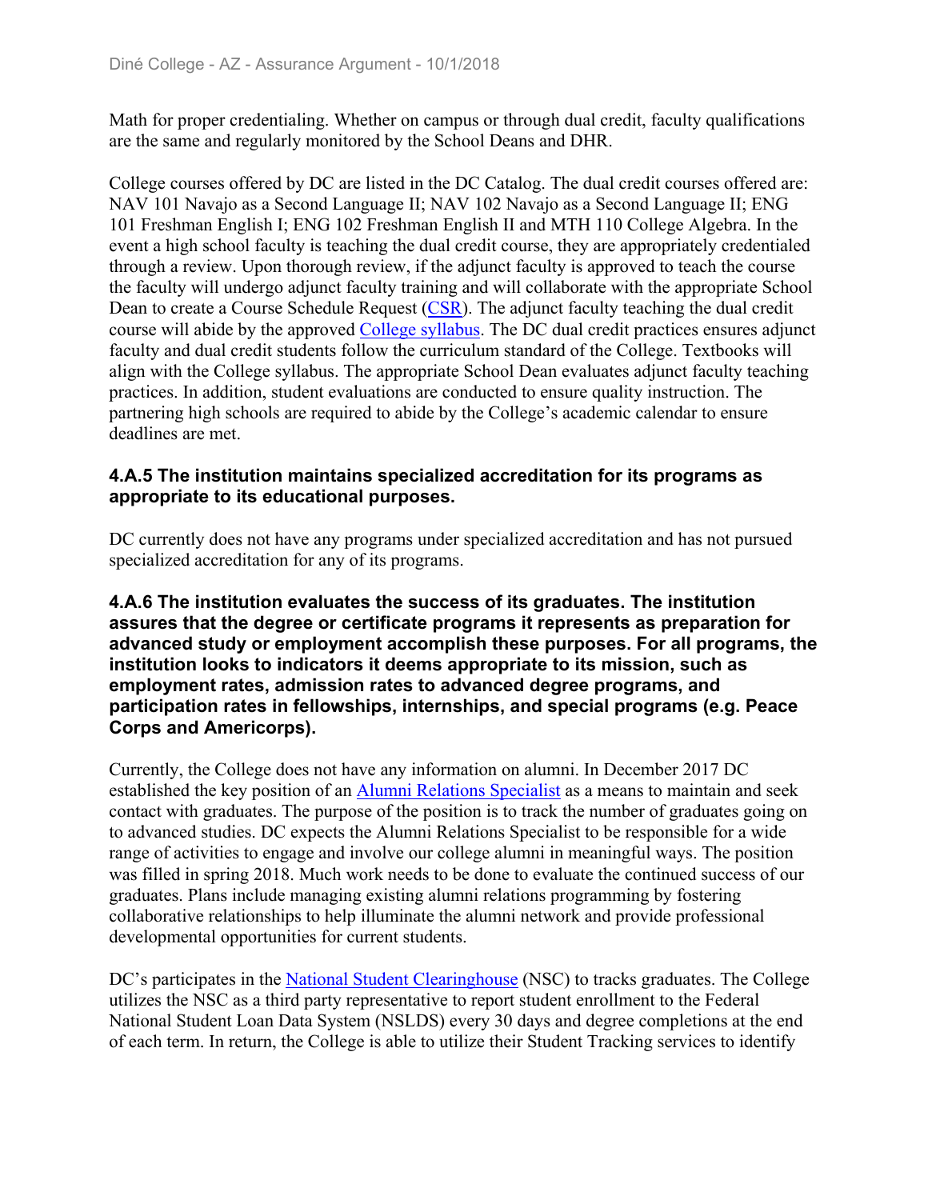Math for proper credentialing. Whether on campus or through dual credit, faculty qualifications are the same and regularly monitored by the School Deans and DHR.

College courses offered by DC are listed in the DC Catalog. The dual credit courses offered are: NAV 101 Navajo as a Second Language II; NAV 102 Navajo as a Second Language II; ENG 101 Freshman English I; ENG 102 Freshman English II and MTH 110 College Algebra. In the event a high school faculty is teaching the dual credit course, they are appropriately credentialed through a review. Upon thorough review, if the adjunct faculty is approved to teach the course the faculty will undergo adjunct faculty training and will collaborate with the appropriate School Dean to create a Course Schedule Request (CSR). The adjunct faculty teaching the dual credit course will abide by the approved College syllabus. The DC dual credit practices ensures adjunct faculty and dual credit students follow the curriculum standard of the College. Textbooks will align with the College syllabus. The appropriate School Dean evaluates adjunct faculty teaching practices. In addition, student evaluations are conducted to ensure quality instruction. The partnering high schools are required to abide by the College's academic calendar to ensure deadlines are met.

#### 4.A.5 The institution maintains specialized accreditation for its programs as appropriate to its educational purposes.

DC currently does not have any programs under specialized accreditation and has not pursued specialized accreditation for any of its programs.

#### 4.A.6 The institution evaluates the success of its graduates. The institution assures that the degree or certificate programs it represents as preparation for advanced study or employment accomplish these purposes. For all programs, the institution looks to indicators it deems appropriate to its mission, such as employment rates, admission rates to advanced degree programs, and participation rates in fellowships, internships, and special programs (e.g. Peace Corps and Americorps).

Currently, the College does not have any information on alumni. In December 2017 DC established the key position of an Alumni Relations Specialist as a means to maintain and seek contact with graduates. The purpose of the position is to track the number of graduates going on to advanced studies. DC expects the Alumni Relations Specialist to be responsible for a wide range of activities to engage and involve our college alumni in meaningful ways. The position was filled in spring 2018. Much work needs to be done to evaluate the continued success of our graduates. Plans include managing existing alumni relations programming by fostering collaborative relationships to help illuminate the alumni network and provide professional developmental opportunities for current students.

DC's participates in the National Student Clearinghouse (NSC) to tracks graduates. The College utilizes the NSC as a third party representative to report student enrollment to the Federal National Student Loan Data System (NSLDS) every 30 days and degree completions at the end of each term. In return, the College is able to utilize their Student Tracking services to identify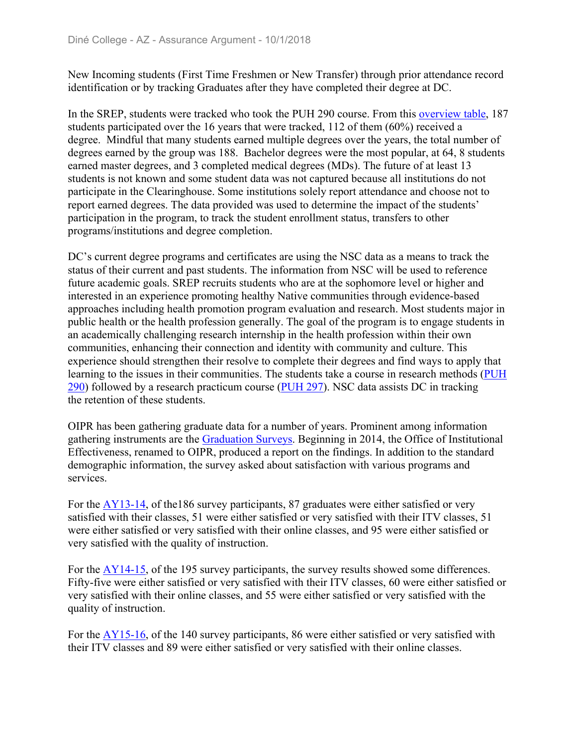New Incoming students (First Time Freshmen or New Transfer) through prior attendance record identification or by tracking Graduates after they have completed their degree at DC.

In the SREP, students were tracked who took the PUH 290 course. From this overview table, 187 students participated over the 16 years that were tracked, 112 of them (60%) received a degree. Mindful that many students earned multiple degrees over the years, the total number of degrees earned by the group was 188. Bachelor degrees were the most popular, at 64, 8 students earned master degrees, and 3 completed medical degrees (MDs). The future of at least 13 students is not known and some student data was not captured because all institutions do not participate in the Clearinghouse. Some institutions solely report attendance and choose not to report earned degrees. The data provided was used to determine the impact of the students' participation in the program, to track the student enrollment status, transfers to other programs/institutions and degree completion.

DC's current degree programs and certificates are using the NSC data as a means to track the status of their current and past students. The information from NSC will be used to reference future academic goals. SREP recruits students who are at the sophomore level or higher and interested in an experience promoting healthy Native communities through evidence-based approaches including health promotion program evaluation and research. Most students major in public health or the health profession generally. The goal of the program is to engage students in an academically challenging research internship in the health profession within their own communities, enhancing their connection and identity with community and culture. This experience should strengthen their resolve to complete their degrees and find ways to apply that learning to the issues in their communities. The students take a course in research methods (PUH 290) followed by a research practicum course (PUH 297). NSC data assists DC in tracking the retention of these students.

OIPR has been gathering graduate data for a number of years. Prominent among information gathering instruments are the Graduation Surveys. Beginning in 2014, the Office of Institutional Effectiveness, renamed to OIPR, produced a report on the findings. In addition to the standard demographic information, the survey asked about satisfaction with various programs and services.

For the AY13-14, of the186 survey participants, 87 graduates were either satisfied or very satisfied with their classes, 51 were either satisfied or very satisfied with their ITV classes, 51 were either satisfied or very satisfied with their online classes, and 95 were either satisfied or very satisfied with the quality of instruction.

For the AY14-15, of the 195 survey participants, the survey results showed some differences. Fifty-five were either satisfied or very satisfied with their ITV classes, 60 were either satisfied or very satisfied with their online classes, and 55 were either satisfied or very satisfied with the quality of instruction.

For the AY15-16, of the 140 survey participants, 86 were either satisfied or very satisfied with their ITV classes and 89 were either satisfied or very satisfied with their online classes.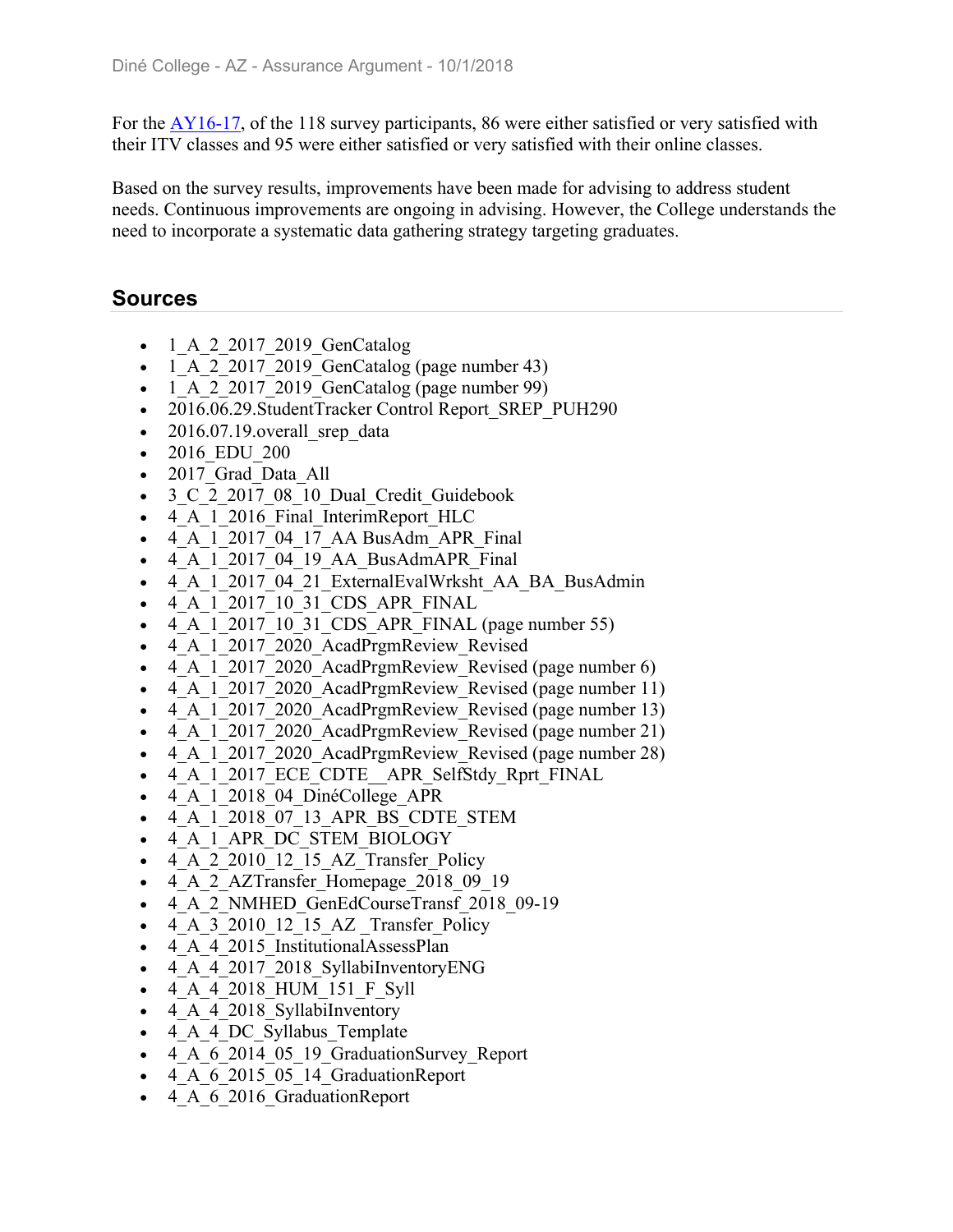For the [AY16-17](AY16-17), of the 118 survey participants, 86 were either satisfied or very satisfied with their ITV classes and 95 were either satisfied or very satisfied with their online classes.

Based on the survey results, improvements have been made for advising to address student needs. Continuous improvements are ongoing in advising. However, the College understands the need to incorporate a systematic data gathering strategy targeting graduates.

## Sources

- 1_A_2_2017_2019_GenCatalog
- 1_A_2_2017_2019_GenCatalog (page number 43)
- 1_A_2_2017_2019_GenCatalog (page number 99)
- 2016.06.29.StudentTracker Control Report_SREP_PUH290
- 2016.07.19.overall_srep_data
- 2016_EDU_200
- 2017_Grad_Data_All
- 3_C_2_2017_08_10_Dual_Credit_Guidebook
- 4_A_1_2016_Final_InterimReport_HLC
- 4_A_1_2017_04_17_AA BusAdm_APR_Final
- 4_A_1_2017_04_19_AA_BusAdmAPR_Final
- 4_A_1_2017_04_21_ExternalEvalWrksht_AA_BA_BusAdmin
- 4_A_1_2017_10_31_CDS_APR_FINAL
- 4_A_1_2017_10_31_CDS_APR_FINAL (page number 55)
- 4_A_1_2017_2020_AcadPrgmReview_Revised
- 4_A_1_2017_2020_AcadPrgmReview_Revised (page number 6)
- 4_A_1_2017_2020_AcadPrgmReview_Revised (page number 11)
- 4_A_1_2017_2020_AcadPrgmReview_Revised (page number 13)
- 4_A_1_2017_2020_AcadPrgmReview_Revised (page number 21)
- 4_A_1_2017_2020_AcadPrgmReview_Revised (page number 28)
- 4_A_1_2017_ECE_CDTE__APR_SelfStdy_Rprt_FINAL
- 4_A_1_2018_04_DinéCollege_APR
- 4_A_1_2018_07_13_APR_BS_CDTE_STEM
- 4_A_1_APR_DC_STEM_BIOLOGY
- 4_A_2_2010_12_15_AZ_Transfer_Policy
- 4_A_2_AZTransfer_Homepage_2018_09_19
- 4_A_2_NMHED_GenEdCourseTransf_2018_09-19
- 4_A_3_2010_12_15_AZ _Transfer_Policy
- 4_A_4_2015_InstitutionalAssessPlan
- 4_A_4_2017_2018_SyllabiInventoryENG
- 4_A_4_2018_HUM_151_F_Syll
- 4_A_4_2018_SyllabiInventory
- 4_A_4_DC_Syllabus_Template
- 4_A_6_2014_05_19_GraduationSurvey_Report
- 4_A_6_2015_05_14_GraduationReport
- 4_A_6_2016_GraduationReport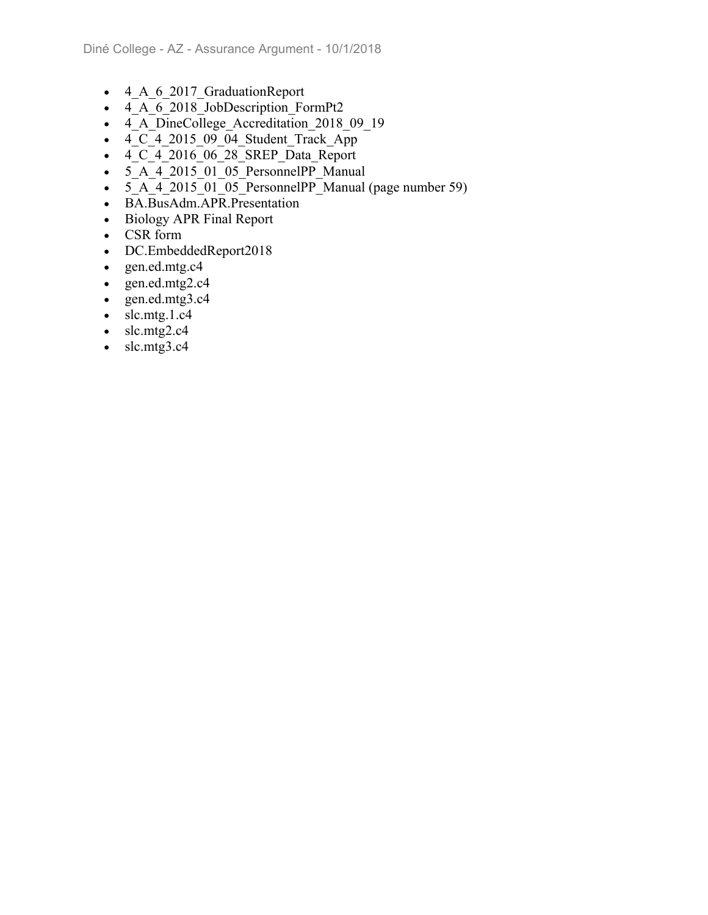- 4_A_6_2017_GraduationReport
- 4_A_6_2018_JobDescription_FormPt2
- 4_A_DineCollege_Accreditation_2018_09_19
- 4_C_4_2015_09_04_Student_Track_App
- 4_C_4_2016_06_28_SREP_Data_Report
- 5_A_4_2015_01_05_PersonnelPP_Manual
- 5_A_4_2015_01_05_PersonnelPP_Manual (page number 59)
- BA.BusAdm.APR.Presentation
- Biology APR Final Report
- CSR form
- DC.EmbeddedReport2018
- gen.ed.mtg.c4
- gen.ed.mtg2.c4
- gen.ed.mtg3.c4
- slc.mtg.1.c4
- slc.mtg2.c4
- slc.mtg3.c4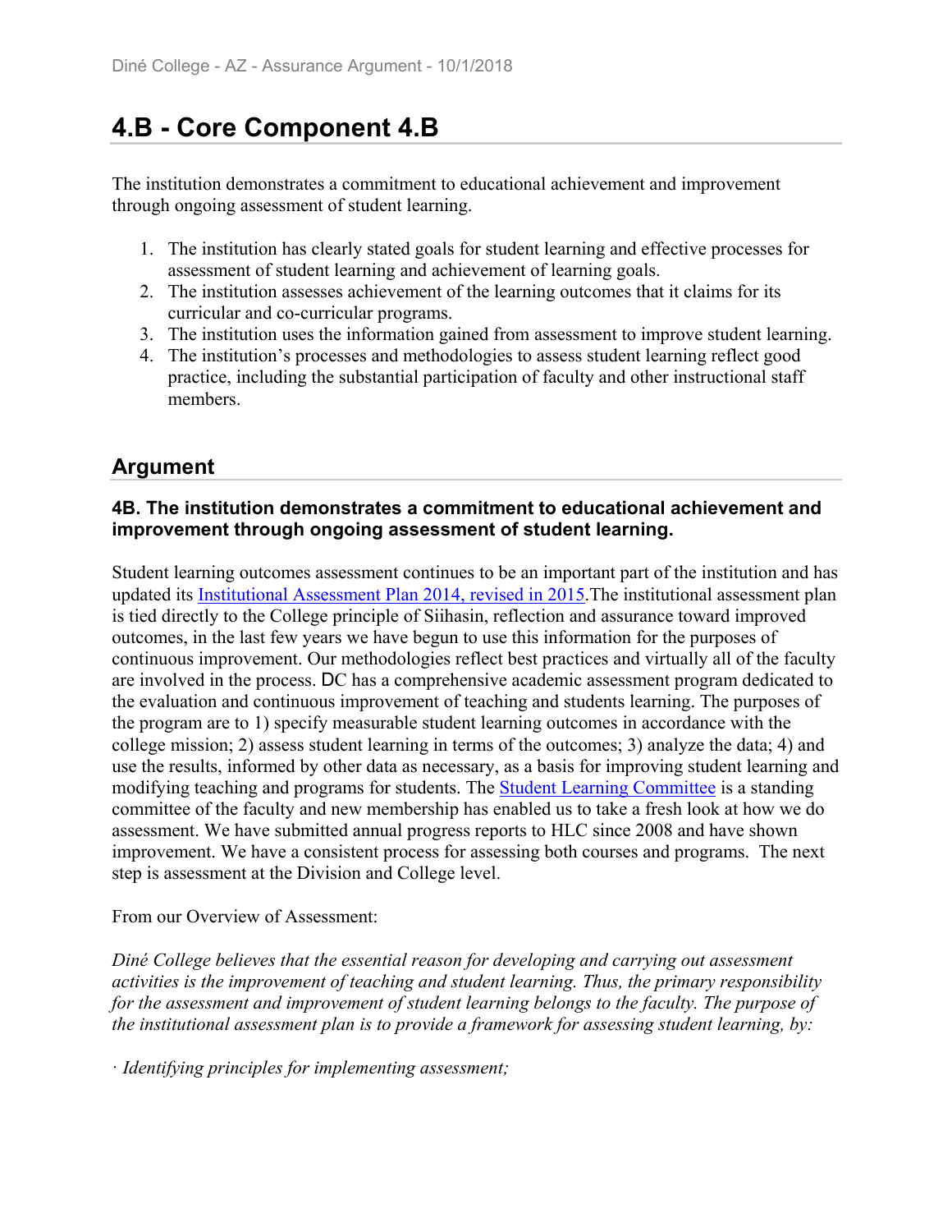## 4.B - Core Component 4.B

The institution demonstrates a commitment to educational achievement and improvement through ongoing assessment of student learning.

1. The institution has clearly stated goals for student learning and effective processes for assessment of student learning and achievement of learning goals.
2. The institution assesses achievement of the learning outcomes that it claims for its curricular and co-curricular programs.
3. The institution uses the information gained from assessment to improve student learning.
4. The institution's processes and methodologies to assess student learning reflect good practice, including the substantial participation of faculty and other instructional staff members.

## Argument

### 4B. The institution demonstrates a commitment to educational achievement and improvement through ongoing assessment of student learning.

Student learning outcomes assessment continues to be an important part of the institution and has updated its Institutional Assessment Plan 2014, revised in 2015.The institutional assessment plan is tied directly to the College principle of Siihasin, reflection and assurance toward improved outcomes, in the last few years we have begun to use this information for the purposes of continuous improvement. Our methodologies reflect best practices and virtually all of the faculty are involved in the process. DC has a comprehensive academic assessment program dedicated to the evaluation and continuous improvement of teaching and students learning. The purposes of the program are to 1) specify measurable student learning outcomes in accordance with the college mission; 2) assess student learning in terms of the outcomes; 3) analyze the data; 4) and use the results, informed by other data as necessary, as a basis for improving student learning and modifying teaching and programs for students. The Student Learning Committee is a standing committee of the faculty and new membership has enabled us to take a fresh look at how we do assessment. We have submitted annual progress reports to HLC since 2008 and have shown improvement. We have a consistent process for assessing both courses and programs. The next step is assessment at the Division and College level.

From our Overview of Assessment:

*Diné College believes that the essential reason for developing and carrying out assessment activities is the improvement of teaching and student learning. Thus, the primary responsibility for the assessment and improvement of student learning belongs to the faculty. The purpose of the institutional assessment plan is to provide a framework for assessing student learning, by:*

· *Identifying principles for implementing assessment;*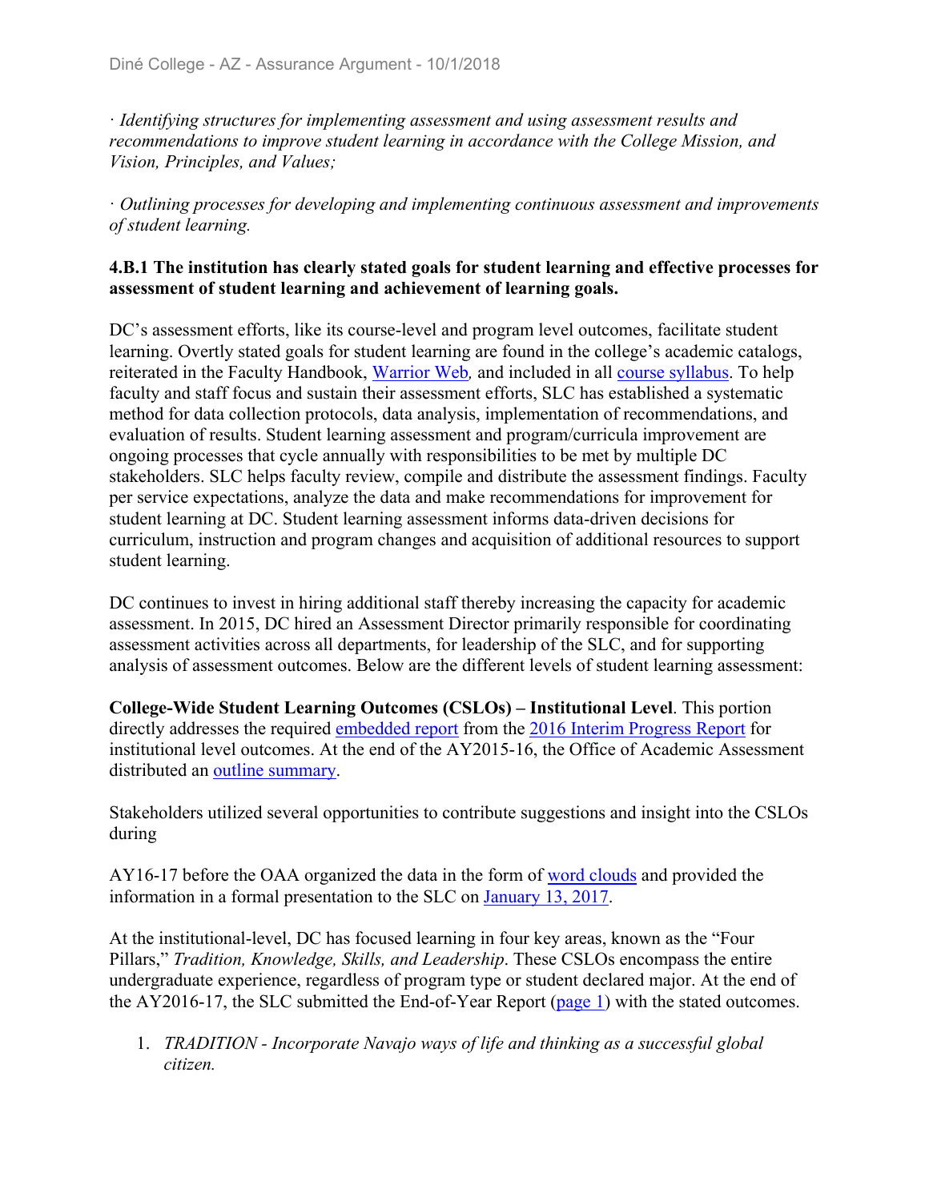*· Identifying structures for implementing assessment and using assessment results and recommendations to improve student learning in accordance with the College Mission, and Vision, Principles, and Values;*

*· Outlining processes for developing and implementing continuous assessment and improvements of student learning.*

**4.B.1 The institution has clearly stated goals for student learning and effective processes for assessment of student learning and achievement of learning goals.**

DC's assessment efforts, like its course-level and program level outcomes, facilitate student learning. Overtly stated goals for student learning are found in the college's academic catalogs, reiterated in the Faculty Handbook, Warrior Web*,* and included in all course syllabus. To help faculty and staff focus and sustain their assessment efforts, SLC has established a systematic method for data collection protocols, data analysis, implementation of recommendations, and evaluation of results. Student learning assessment and program/curricula improvement are ongoing processes that cycle annually with responsibilities to be met by multiple DC stakeholders. SLC helps faculty review, compile and distribute the assessment findings. Faculty per service expectations, analyze the data and make recommendations for improvement for student learning at DC. Student learning assessment informs data-driven decisions for curriculum, instruction and program changes and acquisition of additional resources to support student learning.

DC continues to invest in hiring additional staff thereby increasing the capacity for academic assessment. In 2015, DC hired an Assessment Director primarily responsible for coordinating assessment activities across all departments, for leadership of the SLC, and for supporting analysis of assessment outcomes. Below are the different levels of student learning assessment:

**College-Wide Student Learning Outcomes (CSLOs) – Institutional Level**. This portion directly addresses the required embedded report from the 2016 Interim Progress Report for institutional level outcomes. At the end of the AY2015-16, the Office of Academic Assessment distributed an outline summary.

Stakeholders utilized several opportunities to contribute suggestions and insight into the CSLOs during

AY16-17 before the OAA organized the data in the form of word clouds and provided the information in a formal presentation to the SLC on January 13, 2017.

At the institutional-level, DC has focused learning in four key areas, known as the "Four Pillars," *Tradition, Knowledge, Skills, and Leadership*. These CSLOs encompass the entire undergraduate experience, regardless of program type or student declared major. At the end of the AY2016-17, the SLC submitted the End-of-Year Report (page 1) with the stated outcomes.

1. *TRADITION - Incorporate Navajo ways of life and thinking as a successful global citizen.*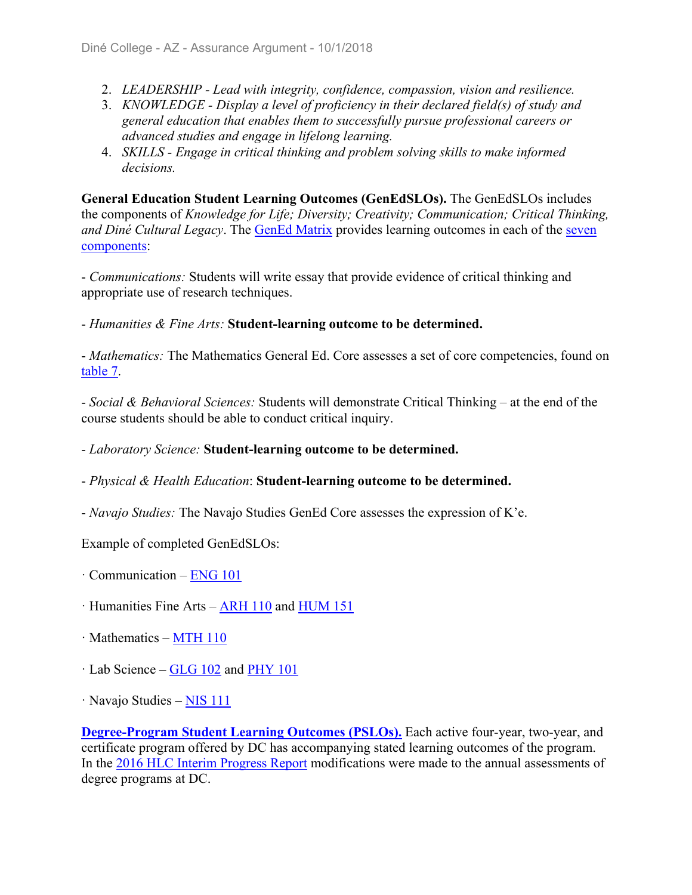2. *LEADERSHIP - Lead with integrity, confidence, compassion, vision and resilience.*
3. *KNOWLEDGE - Display a level of proficiency in their declared field(s) of study and general education that enables them to successfully pursue professional careers or advanced studies and engage in lifelong learning.*
4. *SKILLS - Engage in critical thinking and problem solving skills to make informed decisions.*

**General Education Student Learning Outcomes (GenEdSLOs).** The GenEdSLOs includes the components of *Knowledge for Life; Diversity; Creativity; Communication; Critical Thinking, and Diné Cultural Legacy*. The GenEd Matrix provides learning outcomes in each of the seven components:

- *Communications:* Students will write essay that provide evidence of critical thinking and appropriate use of research techniques.

- *Humanities & Fine Arts:* **Student-learning outcome to be determined.**

- *Mathematics:* The Mathematics General Ed. Core assesses a set of core competencies, found on table 7.

- *Social & Behavioral Sciences:* Students will demonstrate Critical Thinking – at the end of the course students should be able to conduct critical inquiry.

- *Laboratory Science:* **Student-learning outcome to be determined.**

- *Physical & Health Education*: **Student-learning outcome to be determined.**

- *Navajo Studies:* The Navajo Studies GenEd Core assesses the expression of K'e.

Example of completed GenEdSLOs:

· Communication – ENG 101

· Humanities Fine Arts – ARH 110 and HUM 151

· Mathematics – MTH 110

· Lab Science – GLG 102 and PHY 101

· Navajo Studies – NIS 111

**Degree-Program Student Learning Outcomes (PSLOs).** Each active four-year, two-year, and certificate program offered by DC has accompanying stated learning outcomes of the program. In the 2016 HLC Interim Progress Report modifications were made to the annual assessments of degree programs at DC.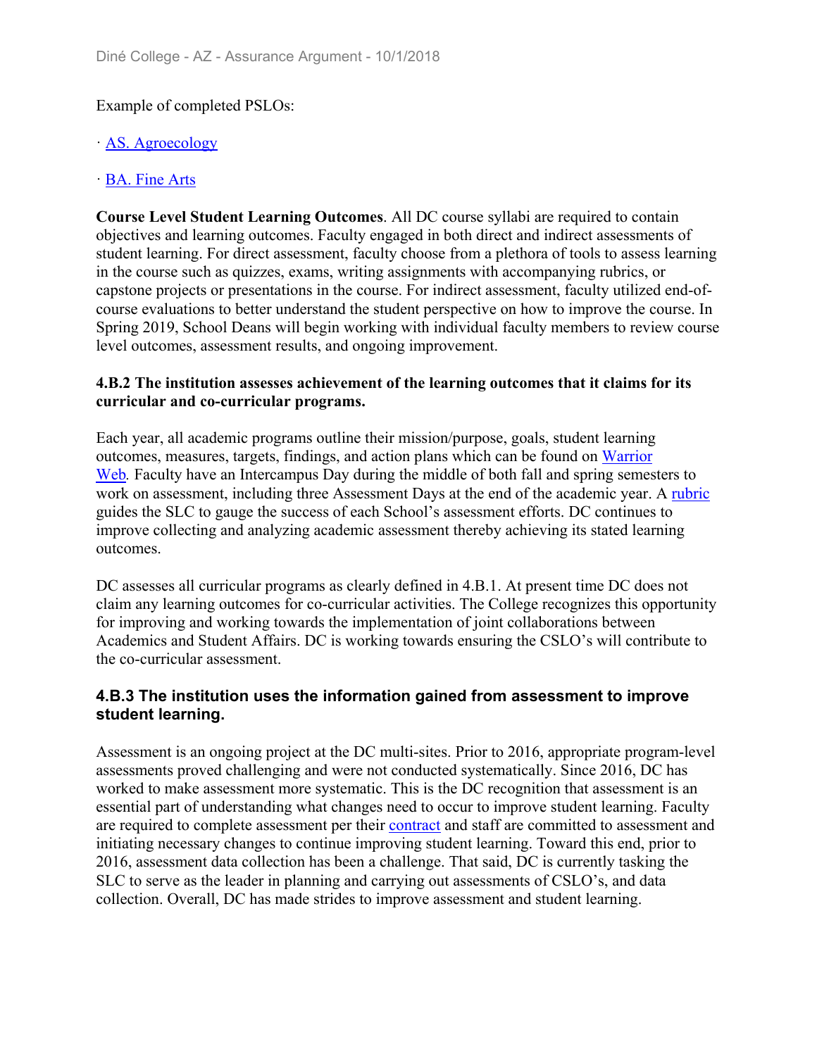Example of completed PSLOs:

· AS. Agroecology

· BA. Fine Arts

**Course Level Student Learning Outcomes**. All DC course syllabi are required to contain objectives and learning outcomes. Faculty engaged in both direct and indirect assessments of student learning. For direct assessment, faculty choose from a plethora of tools to assess learning in the course such as quizzes, exams, writing assignments with accompanying rubrics, or capstone projects or presentations in the course. For indirect assessment, faculty utilized end-of-course evaluations to better understand the student perspective on how to improve the course. In Spring 2019, School Deans will begin working with individual faculty members to review course level outcomes, assessment results, and ongoing improvement.

**4.B.2 The institution assesses achievement of the learning outcomes that it claims for its curricular and co-curricular programs.**

Each year, all academic programs outline their mission/purpose, goals, student learning outcomes, measures, targets, findings, and action plans which can be found on Warrior Web*.* Faculty have an Intercampus Day during the middle of both fall and spring semesters to work on assessment, including three Assessment Days at the end of the academic year. A rubric guides the SLC to gauge the success of each School's assessment efforts. DC continues to improve collecting and analyzing academic assessment thereby achieving its stated learning outcomes.

DC assesses all curricular programs as clearly defined in 4.B.1. At present time DC does not claim any learning outcomes for co-curricular activities. The College recognizes this opportunity for improving and working towards the implementation of joint collaborations between Academics and Student Affairs. DC is working towards ensuring the CSLO's will contribute to the co-curricular assessment.

### 4.B.3 The institution uses the information gained from assessment to improve student learning.

Assessment is an ongoing project at the DC multi-sites. Prior to 2016, appropriate program-level assessments proved challenging and were not conducted systematically. Since 2016, DC has worked to make assessment more systematic. This is the DC recognition that assessment is an essential part of understanding what changes need to occur to improve student learning. Faculty are required to complete assessment per their contract and staff are committed to assessment and initiating necessary changes to continue improving student learning. Toward this end, prior to 2016, assessment data collection has been a challenge. That said, DC is currently tasking the SLC to serve as the leader in planning and carrying out assessments of CSLO's, and data collection. Overall, DC has made strides to improve assessment and student learning.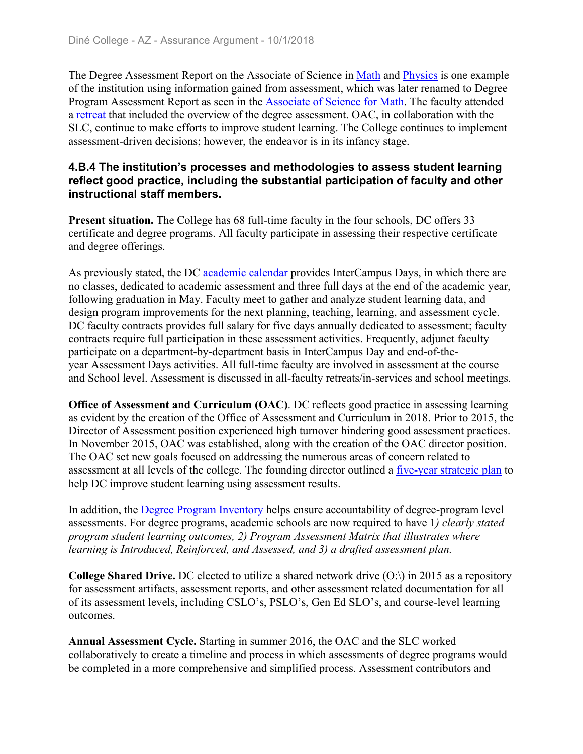The Degree Assessment Report on the Associate of Science in Math and Physics is one example of the institution using information gained from assessment, which was later renamed to Degree Program Assessment Report as seen in the Associate of Science for Math. The faculty attended a retreat that included the overview of the degree assessment. OAC, in collaboration with the SLC, continue to make efforts to improve student learning. The College continues to implement assessment-driven decisions; however, the endeavor is in its infancy stage.

### 4.B.4 The institution's processes and methodologies to assess student learning reflect good practice, including the substantial participation of faculty and other instructional staff members.

**Present situation.** The College has 68 full-time faculty in the four schools, DC offers 33 certificate and degree programs. All faculty participate in assessing their respective certificate and degree offerings.

As previously stated, the DC academic calendar provides InterCampus Days, in which there are no classes, dedicated to academic assessment and three full days at the end of the academic year, following graduation in May. Faculty meet to gather and analyze student learning data, and design program improvements for the next planning, teaching, learning, and assessment cycle. DC faculty contracts provides full salary for five days annually dedicated to assessment; faculty contracts require full participation in these assessment activities. Frequently, adjunct faculty participate on a department-by-department basis in InterCampus Day and end-of-the-year Assessment Days activities. All full-time faculty are involved in assessment at the course and School level. Assessment is discussed in all-faculty retreats/in-services and school meetings.

**Office of Assessment and Curriculum (OAC)**. DC reflects good practice in assessing learning as evident by the creation of the Office of Assessment and Curriculum in 2018. Prior to 2015, the Director of Assessment position experienced high turnover hindering good assessment practices. In November 2015, OAC was established, along with the creation of the OAC director position. The OAC set new goals focused on addressing the numerous areas of concern related to assessment at all levels of the college. The founding director outlined a five-year strategic plan to help DC improve student learning using assessment results.

In addition, the Degree Program Inventory helps ensure accountability of degree-program level assessments. For degree programs, academic schools are now required to have 1*) clearly stated program student learning outcomes, 2) Program Assessment Matrix that illustrates where learning is Introduced, Reinforced, and Assessed, and 3) a drafted assessment plan.*

**College Shared Drive.** DC elected to utilize a shared network drive (O:\) in 2015 as a repository for assessment artifacts, assessment reports, and other assessment related documentation for all of its assessment levels, including CSLO's, PSLO's, Gen Ed SLO's, and course-level learning outcomes.

**Annual Assessment Cycle.** Starting in summer 2016, the OAC and the SLC worked collaboratively to create a timeline and process in which assessments of degree programs would be completed in a more comprehensive and simplified process. Assessment contributors and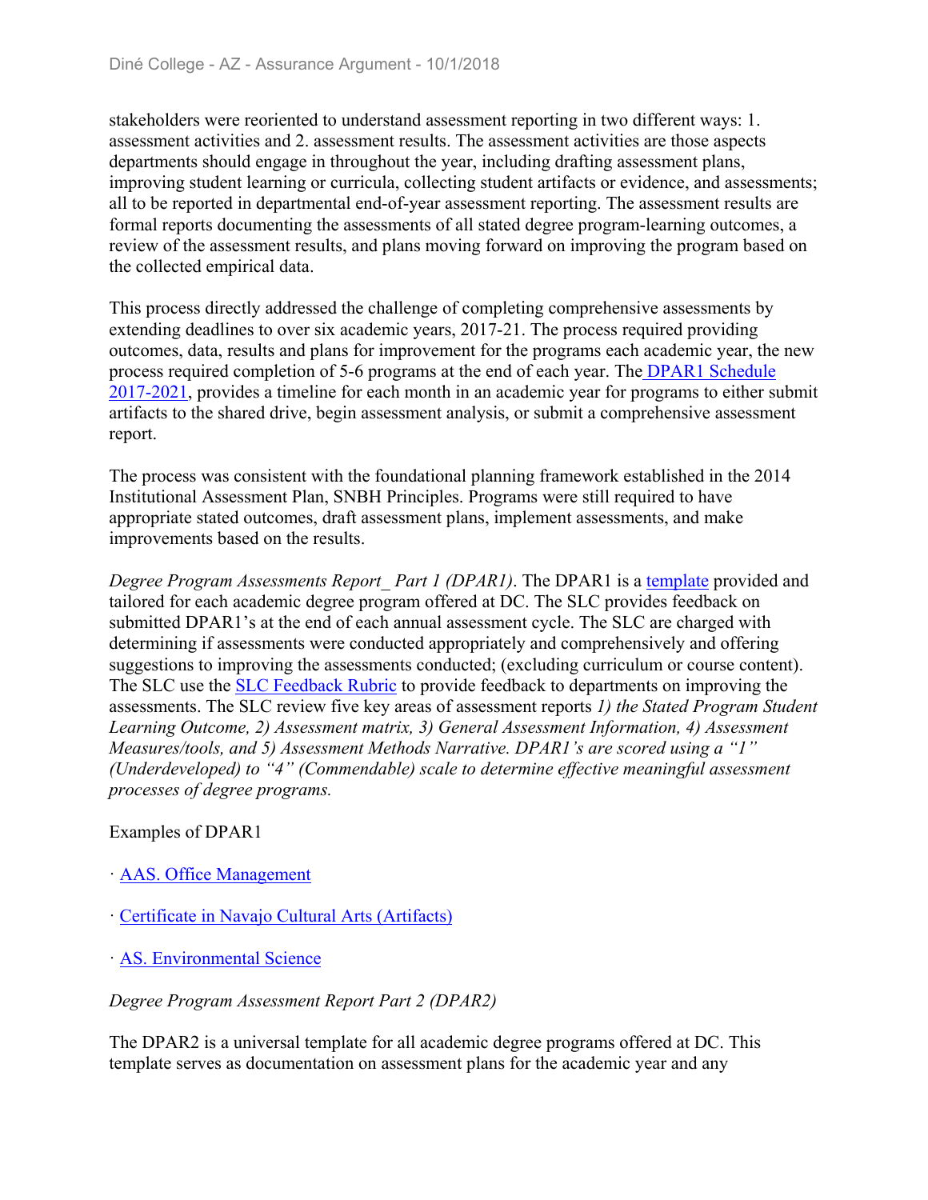stakeholders were reoriented to understand assessment reporting in two different ways: 1. assessment activities and 2. assessment results. The assessment activities are those aspects departments should engage in throughout the year, including drafting assessment plans, improving student learning or curricula, collecting student artifacts or evidence, and assessments; all to be reported in departmental end-of-year assessment reporting. The assessment results are formal reports documenting the assessments of all stated degree program-learning outcomes, a review of the assessment results, and plans moving forward on improving the program based on the collected empirical data.

This process directly addressed the challenge of completing comprehensive assessments by extending deadlines to over six academic years, 2017-21. The process required providing outcomes, data, results and plans for improvement for the programs each academic year, the new process required completion of 5-6 programs at the end of each year. The DPAR1 Schedule 2017-2021, provides a timeline for each month in an academic year for programs to either submit artifacts to the shared drive, begin assessment analysis, or submit a comprehensive assessment report.

The process was consistent with the foundational planning framework established in the 2014 Institutional Assessment Plan, SNBH Principles. Programs were still required to have appropriate stated outcomes, draft assessment plans, implement assessments, and make improvements based on the results.

*Degree Program Assessments Report_ Part 1 (DPAR1)*. The DPAR1 is a template provided and tailored for each academic degree program offered at DC. The SLC provides feedback on submitted DPAR1's at the end of each annual assessment cycle. The SLC are charged with determining if assessments were conducted appropriately and comprehensively and offering suggestions to improving the assessments conducted; (excluding curriculum or course content). The SLC use the SLC Feedback Rubric to provide feedback to departments on improving the assessments. The SLC review five key areas of assessment reports *1) the Stated Program Student Learning Outcome, 2) Assessment matrix, 3) General Assessment Information, 4) Assessment Measures/tools, and 5) Assessment Methods Narrative. DPAR1's are scored using a "1" (Underdeveloped) to "4" (Commendable) scale to determine effective meaningful assessment processes of degree programs.*

Examples of DPAR1

· AAS. Office Management

· Certificate in Navajo Cultural Arts (Artifacts)

· AS. Environmental Science

*Degree Program Assessment Report Part 2 (DPAR2)*

The DPAR2 is a universal template for all academic degree programs offered at DC. This template serves as documentation on assessment plans for the academic year and any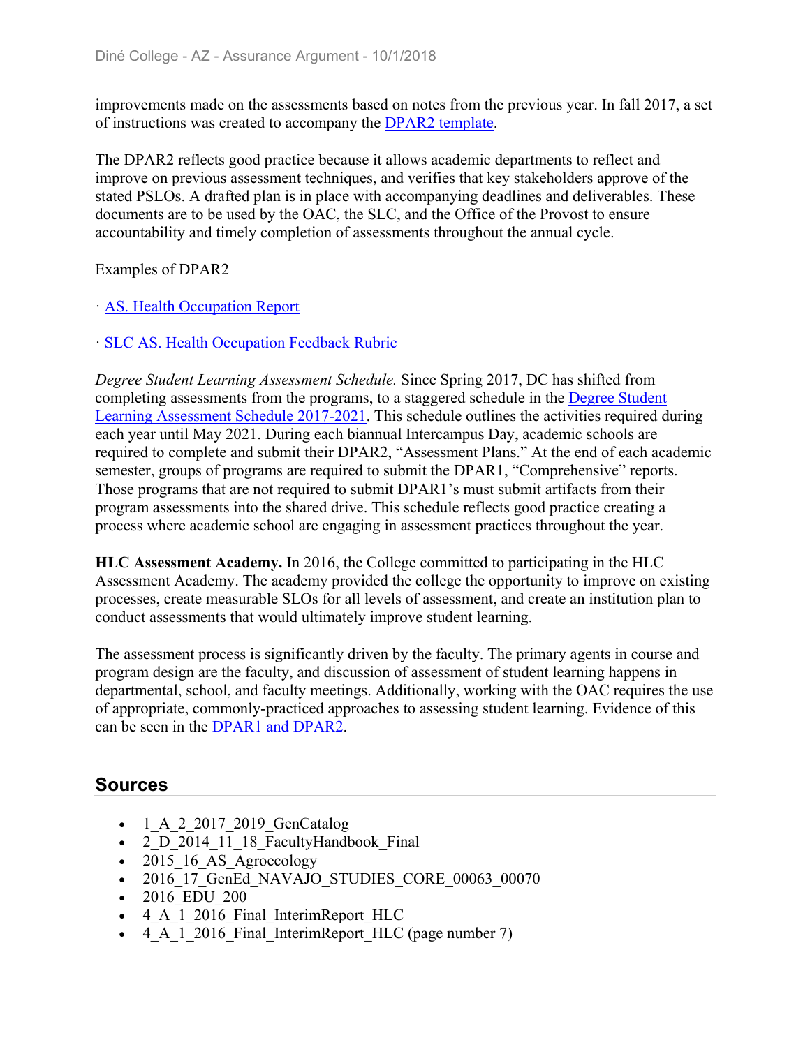improvements made on the assessments based on notes from the previous year. In fall 2017, a set of instructions was created to accompany the DPAR2 template.

The DPAR2 reflects good practice because it allows academic departments to reflect and improve on previous assessment techniques, and verifies that key stakeholders approve of the stated PSLOs. A drafted plan is in place with accompanying deadlines and deliverables. These documents are to be used by the OAC, the SLC, and the Office of the Provost to ensure accountability and timely completion of assessments throughout the annual cycle.

Examples of DPAR2

· AS. Health Occupation Report

· SLC AS. Health Occupation Feedback Rubric

*Degree Student Learning Assessment Schedule.* Since Spring 2017, DC has shifted from completing assessments from the programs, to a staggered schedule in the Degree Student Learning Assessment Schedule 2017-2021. This schedule outlines the activities required during each year until May 2021. During each biannual Intercampus Day, academic schools are required to complete and submit their DPAR2, "Assessment Plans." At the end of each academic semester, groups of programs are required to submit the DPAR1, "Comprehensive" reports. Those programs that are not required to submit DPAR1's must submit artifacts from their program assessments into the shared drive. This schedule reflects good practice creating a process where academic school are engaging in assessment practices throughout the year.

**HLC Assessment Academy.** In 2016, the College committed to participating in the HLC Assessment Academy. The academy provided the college the opportunity to improve on existing processes, create measurable SLOs for all levels of assessment, and create an institution plan to conduct assessments that would ultimately improve student learning.

The assessment process is significantly driven by the faculty. The primary agents in course and program design are the faculty, and discussion of assessment of student learning happens in departmental, school, and faculty meetings. Additionally, working with the OAC requires the use of appropriate, commonly-practiced approaches to assessing student learning. Evidence of this can be seen in the DPAR1 and DPAR2.

## Sources

- 1_A_2_2017_2019_GenCatalog
- 2_D_2014_11_18_FacultyHandbook_Final
- 2015_16_AS_Agroecology
- 2016_17_GenEd_NAVAJO_STUDIES_CORE_00063_00070
- 2016_EDU_200
- 4_A_1_2016_Final_InterimReport_HLC
- 4_A_1_2016_Final_InterimReport_HLC (page number 7)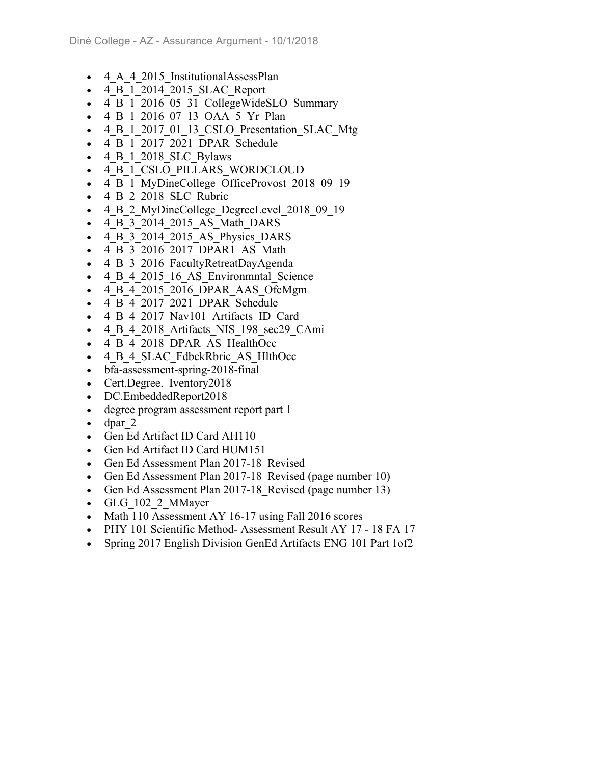- 4_A_4_2015_InstitutionalAssessPlan
- 4_B_1_2014_2015_SLAC_Report
- 4_B_1_2016_05_31_CollegeWideSLO_Summary
- 4_B_1_2016_07_13_OAA_5_Yr_Plan
- 4_B_1_2017_01_13_CSLO_Presentation_SLAC_Mtg
- 4_B_1_2017_2021_DPAR_Schedule
- 4_B_1_2018_SLC_Bylaws
- 4_B_1_CSLO_PILLARS_WORDCLOUD
- 4_B_1_MyDineCollege_OfficeProvost_2018_09_19
- 4_B_2_2018_SLC_Rubric
- 4_B_2_MyDineCollege_DegreeLevel_2018_09_19
- 4_B_3_2014_2015_AS_Math_DARS
- 4_B_3_2014_2015_AS_Physics_DARS
- 4_B_3_2016_2017_DPAR1_AS_Math
- 4_B_3_2016_FacultyRetreatDayAgenda
- 4_B_4_2015_16_AS_Environmntal_Science
- 4_B_4_2015_2016_DPAR_AAS_OfcMgm
- 4_B_4_2017_2021_DPAR_Schedule
- 4_B_4_2017_Nav101_Artifacts_ID_Card
- 4_B_4_2018_Artifacts_NIS_198_sec29_CAmi
- 4_B_4_2018_DPAR_AS_HealthOcc
- 4_B_4_SLAC_FdbckRbric_AS_HlthOcc
- bfa-assessment-spring-2018-final
- Cert.Degree._Iventory2018
- DC.EmbeddedReport2018
- degree program assessment report part 1
- dpar_2
- Gen Ed Artifact ID Card AH110
- Gen Ed Artifact ID Card HUM151
- Gen Ed Assessment Plan 2017-18_Revised
- Gen Ed Assessment Plan 2017-18_Revised (page number 10)
- Gen Ed Assessment Plan 2017-18_Revised (page number 13)
- GLG_102_2_MMayer
- Math 110 Assessment AY 16-17 using Fall 2016 scores
- PHY 101 Scientific Method- Assessment Result AY 17 - 18 FA 17
- Spring 2017 English Division GenEd Artifacts ENG 101 Part 1of2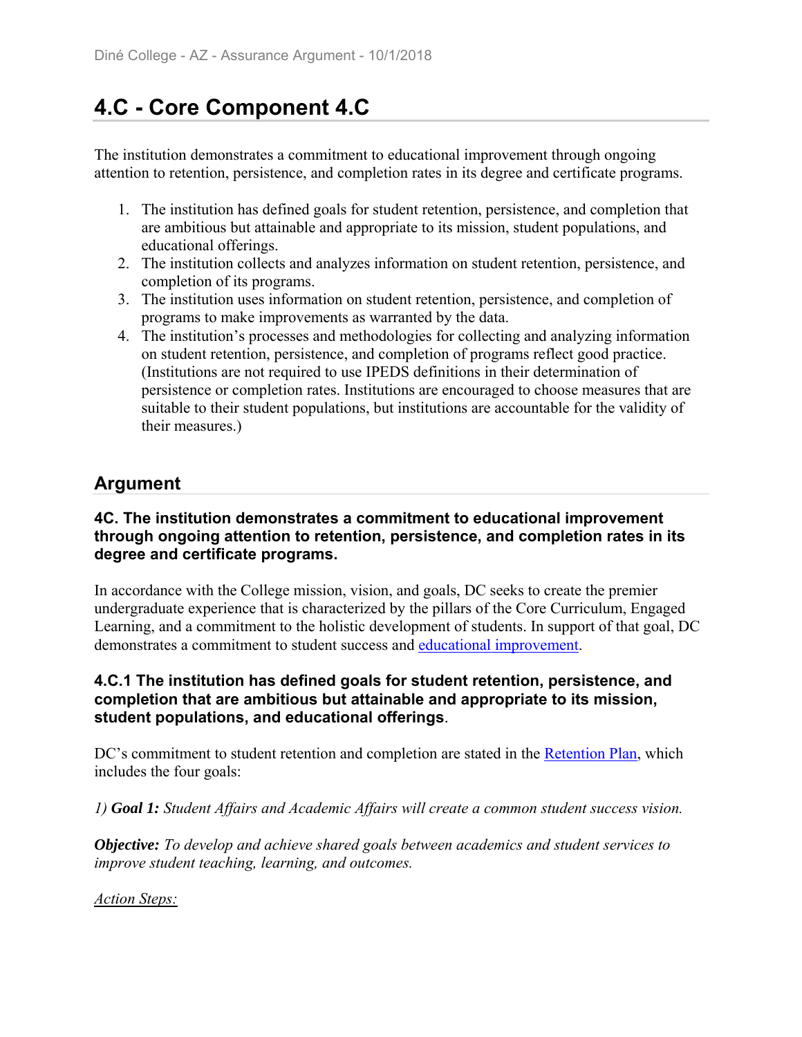# 4.C - Core Component 4.C

The institution demonstrates a commitment to educational improvement through ongoing attention to retention, persistence, and completion rates in its degree and certificate programs.

1. The institution has defined goals for student retention, persistence, and completion that are ambitious but attainable and appropriate to its mission, student populations, and educational offerings.
2. The institution collects and analyzes information on student retention, persistence, and completion of its programs.
3. The institution uses information on student retention, persistence, and completion of programs to make improvements as warranted by the data.
4. The institution's processes and methodologies for collecting and analyzing information on student retention, persistence, and completion of programs reflect good practice. (Institutions are not required to use IPEDS definitions in their determination of persistence or completion rates. Institutions are encouraged to choose measures that are suitable to their student populations, but institutions are accountable for the validity of their measures.)

## Argument

### 4C. The institution demonstrates a commitment to educational improvement through ongoing attention to retention, persistence, and completion rates in its degree and certificate programs.

In accordance with the College mission, vision, and goals, DC seeks to create the premier undergraduate experience that is characterized by the pillars of the Core Curriculum, Engaged Learning, and a commitment to the holistic development of students. In support of that goal, DC demonstrates a commitment to student success and educational improvement.

### 4.C.1 The institution has defined goals for student retention, persistence, and completion that are ambitious but attainable and appropriate to its mission, student populations, and educational offerings.

DC's commitment to student retention and completion are stated in the Retention Plan, which includes the four goals:

*1)* ***Goal 1:*** *Student Affairs and Academic Affairs will create a common student success vision.*

***Objective:*** *To develop and achieve shared goals between academics and student services to improve student teaching, learning, and outcomes.*

*Action Steps:*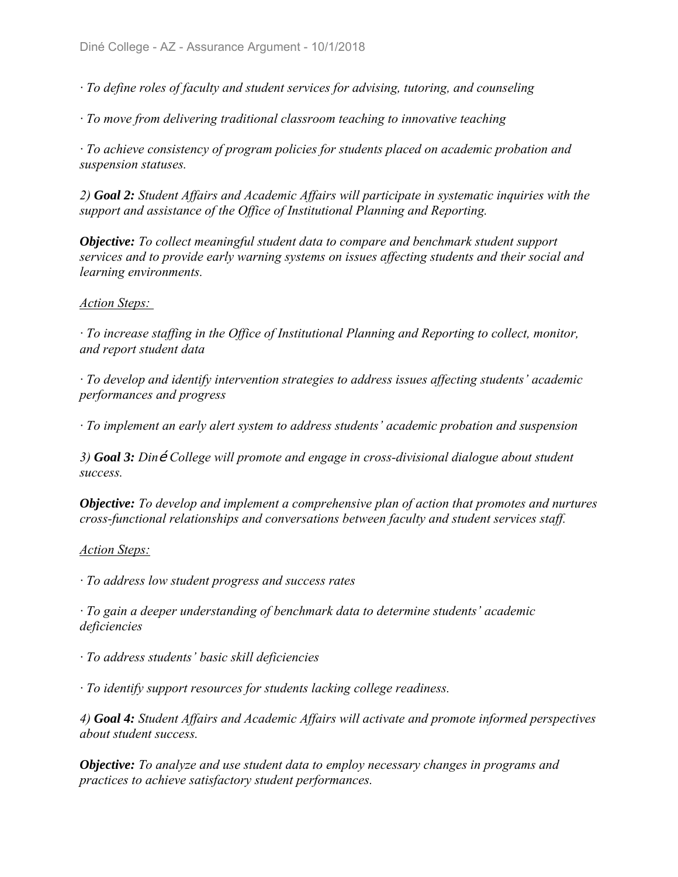*· To define roles of faculty and student services for advising, tutoring, and counseling*

*· To move from delivering traditional classroom teaching to innovative teaching*

*· To achieve consistency of program policies for students placed on academic probation and suspension statuses.*

*2)* ***Goal 2:*** *Student Affairs and Academic Affairs will participate in systematic inquiries with the support and assistance of the Office of Institutional Planning and Reporting.*

***Objective:*** *To collect meaningful student data to compare and benchmark student support services and to provide early warning systems on issues affecting students and their social and learning environments.*

<u>*Action Steps:*</u>

*· To increase staffing in the Office of Institutional Planning and Reporting to collect, monitor, and report student data*

*· To develop and identify intervention strategies to address issues affecting students' academic performances and progress*

*· To implement an early alert system to address students' academic probation and suspension*

*3)* ***Goal 3:*** *Diné College will promote and engage in cross-divisional dialogue about student success.*

***Objective:*** *To develop and implement a comprehensive plan of action that promotes and nurtures cross-functional relationships and conversations between faculty and student services staff.*

<u>*Action Steps:*</u>

*· To address low student progress and success rates*

*· To gain a deeper understanding of benchmark data to determine students' academic deficiencies*

*· To address students' basic skill deficiencies*

*· To identify support resources for students lacking college readiness.*

*4)* ***Goal 4:*** *Student Affairs and Academic Affairs will activate and promote informed perspectives about student success.*

***Objective:*** *To analyze and use student data to employ necessary changes in programs and practices to achieve satisfactory student performances.*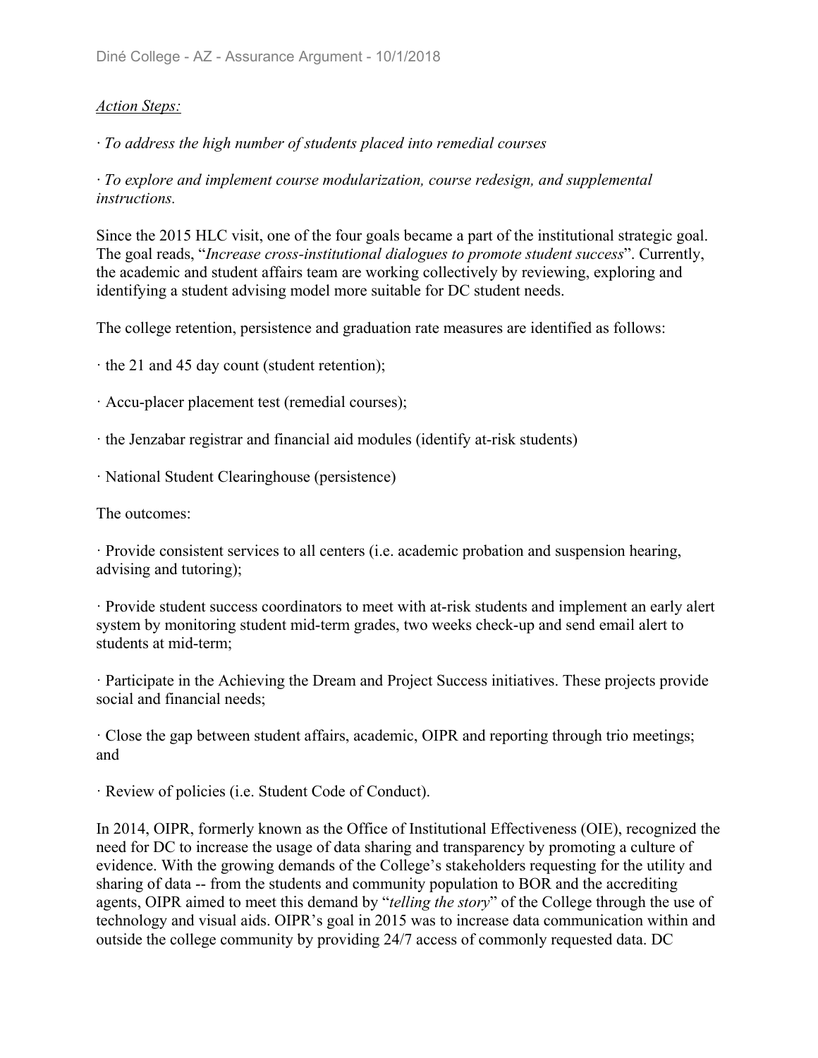*Action Steps:*

· *To address the high number of students placed into remedial courses*

· *To explore and implement course modularization, course redesign, and supplemental instructions.*

Since the 2015 HLC visit, one of the four goals became a part of the institutional strategic goal. The goal reads, "*Increase cross-institutional dialogues to promote student success*". Currently, the academic and student affairs team are working collectively by reviewing, exploring and identifying a student advising model more suitable for DC student needs.

The college retention, persistence and graduation rate measures are identified as follows:

· the 21 and 45 day count (student retention);

· Accu-placer placement test (remedial courses);

· the Jenzabar registrar and financial aid modules (identify at-risk students)

· National Student Clearinghouse (persistence)

The outcomes:

· Provide consistent services to all centers (i.e. academic probation and suspension hearing, advising and tutoring);

· Provide student success coordinators to meet with at-risk students and implement an early alert system by monitoring student mid-term grades, two weeks check-up and send email alert to students at mid-term;

· Participate in the Achieving the Dream and Project Success initiatives. These projects provide social and financial needs;

· Close the gap between student affairs, academic, OIPR and reporting through trio meetings; and

· Review of policies (i.e. Student Code of Conduct).

In 2014, OIPR, formerly known as the Office of Institutional Effectiveness (OIE), recognized the need for DC to increase the usage of data sharing and transparency by promoting a culture of evidence. With the growing demands of the College's stakeholders requesting for the utility and sharing of data -- from the students and community population to BOR and the accrediting agents, OIPR aimed to meet this demand by "*telling the story*" of the College through the use of technology and visual aids. OIPR's goal in 2015 was to increase data communication within and outside the college community by providing 24/7 access of commonly requested data. DC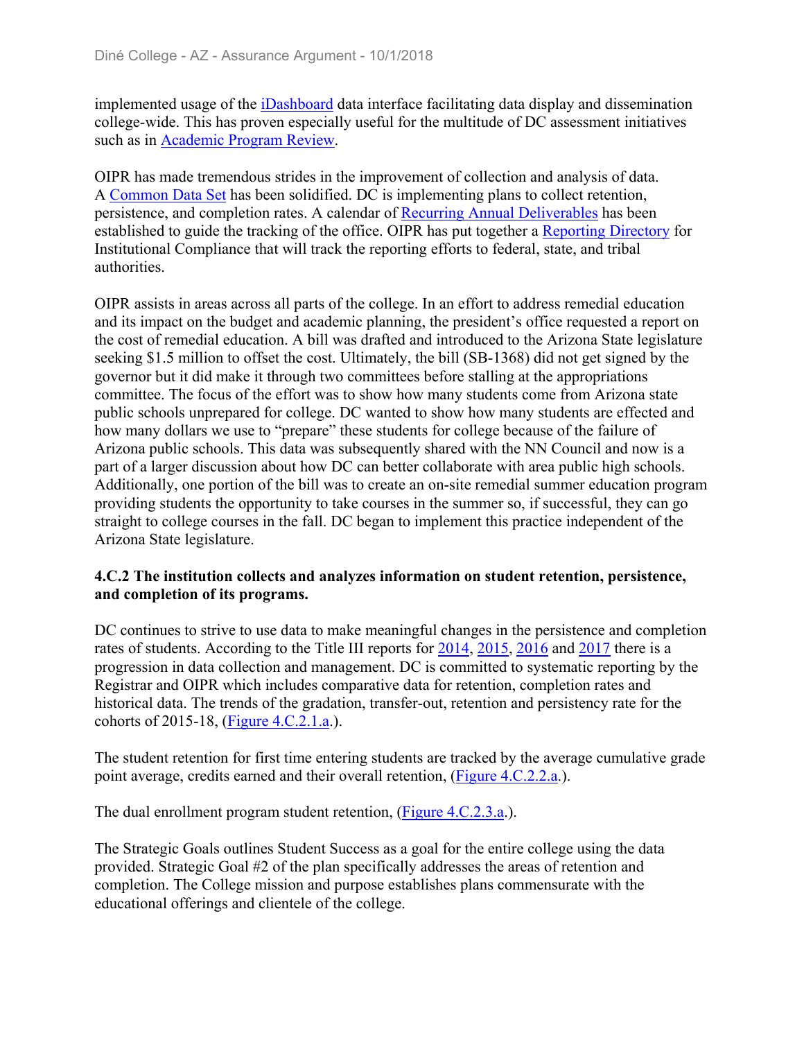implemented usage of the iDashboard data interface facilitating data display and dissemination college-wide. This has proven especially useful for the multitude of DC assessment initiatives such as in Academic Program Review.

OIPR has made tremendous strides in the improvement of collection and analysis of data. A Common Data Set has been solidified. DC is implementing plans to collect retention, persistence, and completion rates. A calendar of Recurring Annual Deliverables has been established to guide the tracking of the office. OIPR has put together a Reporting Directory for Institutional Compliance that will track the reporting efforts to federal, state, and tribal authorities.

OIPR assists in areas across all parts of the college. In an effort to address remedial education and its impact on the budget and academic planning, the president's office requested a report on the cost of remedial education. A bill was drafted and introduced to the Arizona State legislature seeking $1.5 million to offset the cost. Ultimately, the bill (SB-1368) did not get signed by the governor but it did make it through two committees before stalling at the appropriations committee. The focus of the effort was to show how many students come from Arizona state public schools unprepared for college. DC wanted to show how many students are effected and how many dollars we use to "prepare" these students for college because of the failure of Arizona public schools. This data was subsequently shared with the NN Council and now is a part of a larger discussion about how DC can better collaborate with area public high schools. Additionally, one portion of the bill was to create an on-site remedial summer education program providing students the opportunity to take courses in the summer so, if successful, they can go straight to college courses in the fall. DC began to implement this practice independent of the Arizona State legislature.

**4.C.2 The institution collects and analyzes information on student retention, persistence, and completion of its programs.**

DC continues to strive to use data to make meaningful changes in the persistence and completion rates of students. According to the Title III reports for 2014, 2015, 2016 and 2017 there is a progression in data collection and management. DC is committed to systematic reporting by the Registrar and OIPR which includes comparative data for retention, completion rates and historical data. The trends of the gradation, transfer-out, retention and persistency rate for the cohorts of 2015-18, (Figure 4.C.2.1.a.).

The student retention for first time entering students are tracked by the average cumulative grade point average, credits earned and their overall retention, (Figure 4.C.2.2.a.).

The dual enrollment program student retention, (Figure 4.C.2.3.a.).

The Strategic Goals outlines Student Success as a goal for the entire college using the data provided. Strategic Goal #2 of the plan specifically addresses the areas of retention and completion. The College mission and purpose establishes plans commensurate with the educational offerings and clientele of the college.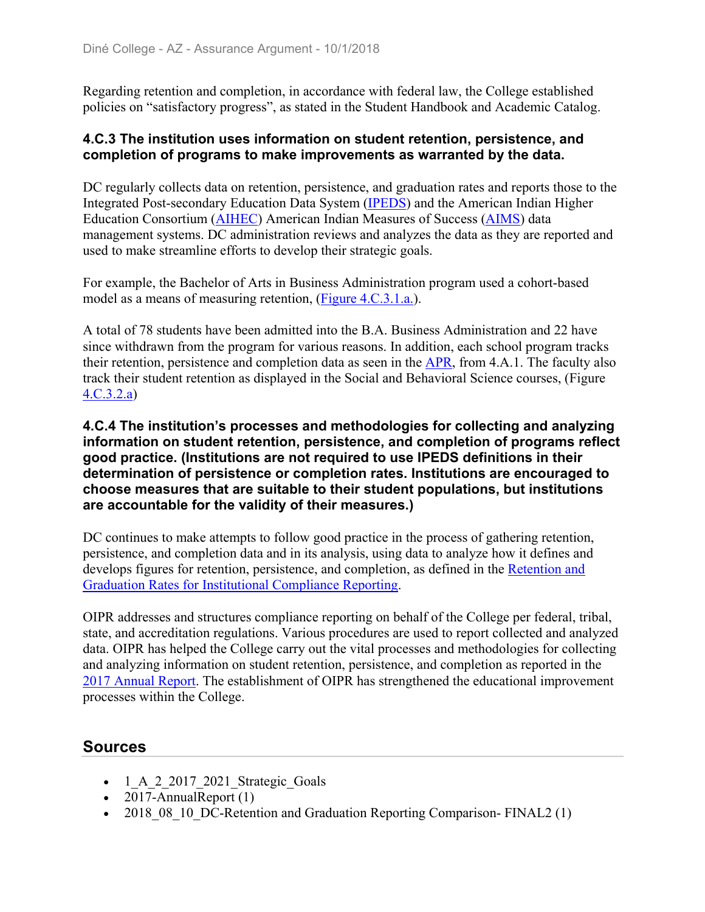Regarding retention and completion, in accordance with federal law, the College established policies on "satisfactory progress", as stated in the Student Handbook and Academic Catalog.

**4.C.3 The institution uses information on student retention, persistence, and completion of programs to make improvements as warranted by the data.**

DC regularly collects data on retention, persistence, and graduation rates and reports those to the Integrated Post-secondary Education Data System (IPEDS) and the American Indian Higher Education Consortium (AIHEC) American Indian Measures of Success (AIMS) data management systems. DC administration reviews and analyzes the data as they are reported and used to make streamline efforts to develop their strategic goals.

For example, the Bachelor of Arts in Business Administration program used a cohort-based model as a means of measuring retention, (Figure 4.C.3.1.a.).

A total of 78 students have been admitted into the B.A. Business Administration and 22 have since withdrawn from the program for various reasons. In addition, each school program tracks their retention, persistence and completion data as seen in the APR, from 4.A.1. The faculty also track their student retention as displayed in the Social and Behavioral Science courses, (Figure 4.C.3.2.a)

**4.C.4 The institution's processes and methodologies for collecting and analyzing information on student retention, persistence, and completion of programs reflect good practice. (Institutions are not required to use IPEDS definitions in their determination of persistence or completion rates. Institutions are encouraged to choose measures that are suitable to their student populations, but institutions are accountable for the validity of their measures.)**

DC continues to make attempts to follow good practice in the process of gathering retention, persistence, and completion data and in its analysis, using data to analyze how it defines and develops figures for retention, persistence, and completion, as defined in the Retention and Graduation Rates for Institutional Compliance Reporting.

OIPR addresses and structures compliance reporting on behalf of the College per federal, tribal, state, and accreditation regulations. Various procedures are used to report collected and analyzed data. OIPR has helped the College carry out the vital processes and methodologies for collecting and analyzing information on student retention, persistence, and completion as reported in the 2017 Annual Report. The establishment of OIPR has strengthened the educational improvement processes within the College.

## Sources

- 1_A_2_2017_2021_Strategic_Goals
- 2017-AnnualReport (1)
- 2018_08_10_DC-Retention and Graduation Reporting Comparison- FINAL2 (1)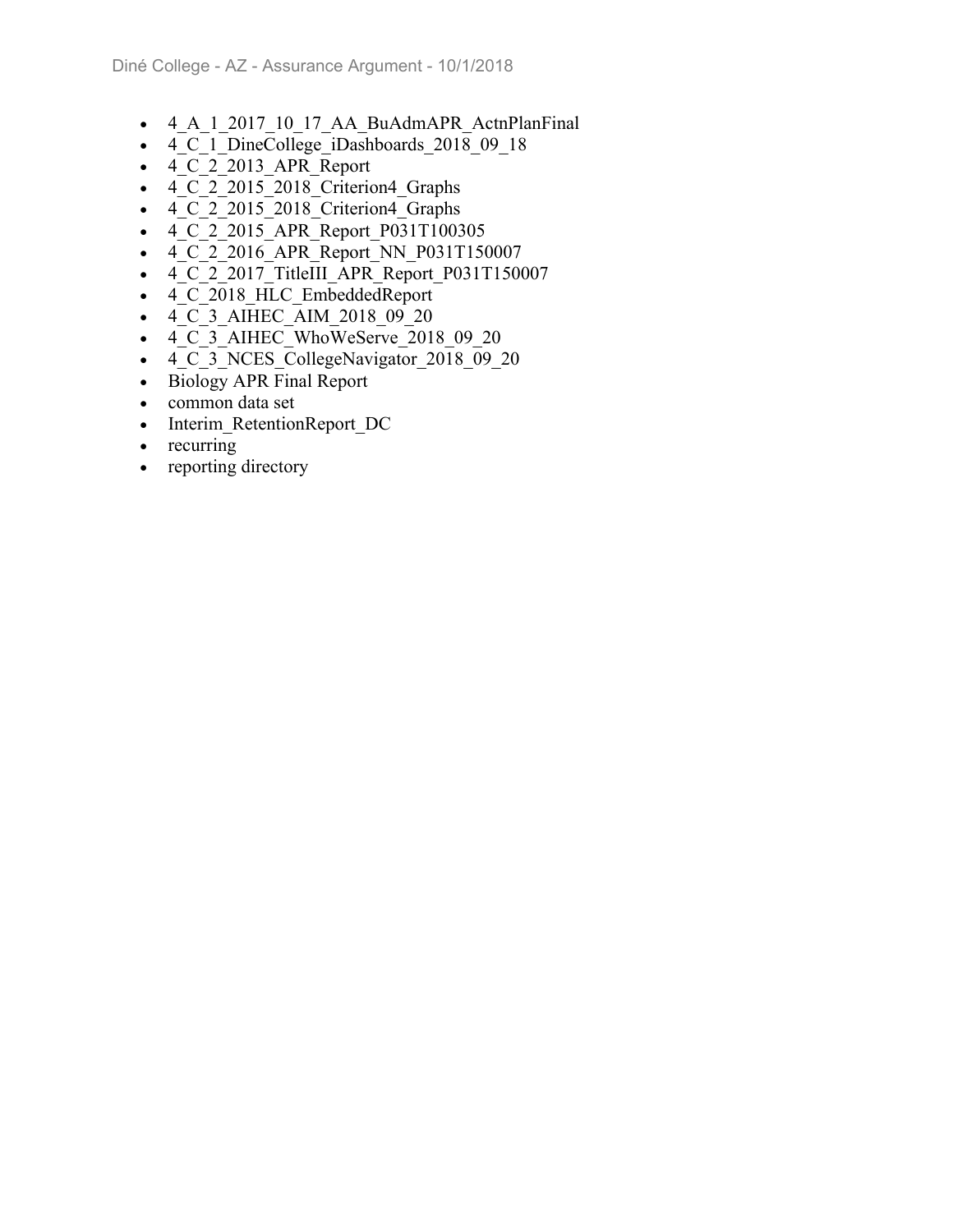- 4_A_1_2017_10_17_AA_BuAdmAPR_ActnPlanFinal
- 4_C_1_DineCollege_iDashboards_2018_09_18
- 4_C_2_2013_APR_Report
- 4_C_2_2015_2018_Criterion4_Graphs
- 4_C_2_2015_2018_Criterion4_Graphs
- 4_C_2_2015_APR_Report_P031T100305
- 4_C_2_2016_APR_Report_NN_P031T150007
- 4_C_2_2017_TitleIII_APR_Report_P031T150007
- 4_C_2018_HLC_EmbeddedReport
- 4_C_3_AIHEC_AIM_2018_09_20
- 4_C_3_AIHEC_WhoWeServe_2018_09_20
- 4_C_3_NCES_CollegeNavigator_2018_09_20
- Biology APR Final Report
- common data set
- Interim_RetentionReport_DC
- recurring
- reporting directory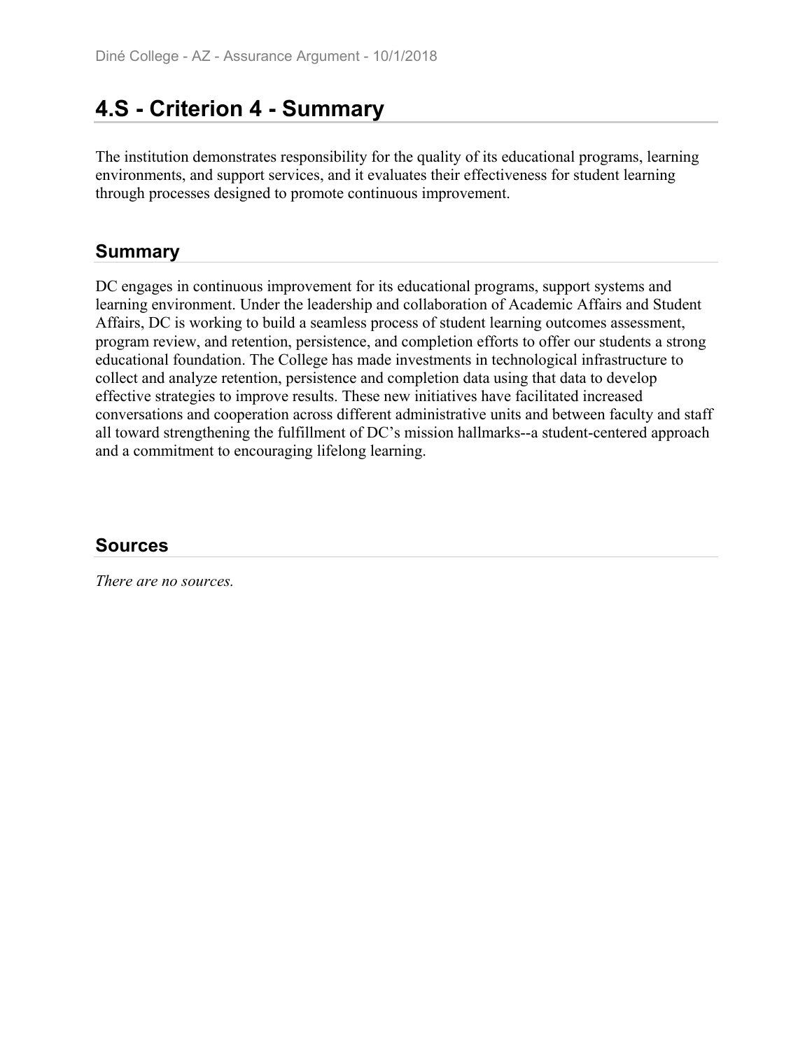# 4.S - Criterion 4 - Summary

The institution demonstrates responsibility for the quality of its educational programs, learning environments, and support services, and it evaluates their effectiveness for student learning through processes designed to promote continuous improvement.

## Summary

DC engages in continuous improvement for its educational programs, support systems and learning environment. Under the leadership and collaboration of Academic Affairs and Student Affairs, DC is working to build a seamless process of student learning outcomes assessment, program review, and retention, persistence, and completion efforts to offer our students a strong educational foundation. The College has made investments in technological infrastructure to collect and analyze retention, persistence and completion data using that data to develop effective strategies to improve results. These new initiatives have facilitated increased conversations and cooperation across different administrative units and between faculty and staff all toward strengthening the fulfillment of DC's mission hallmarks--a student-centered approach and a commitment to encouraging lifelong learning.

## Sources

*There are no sources.*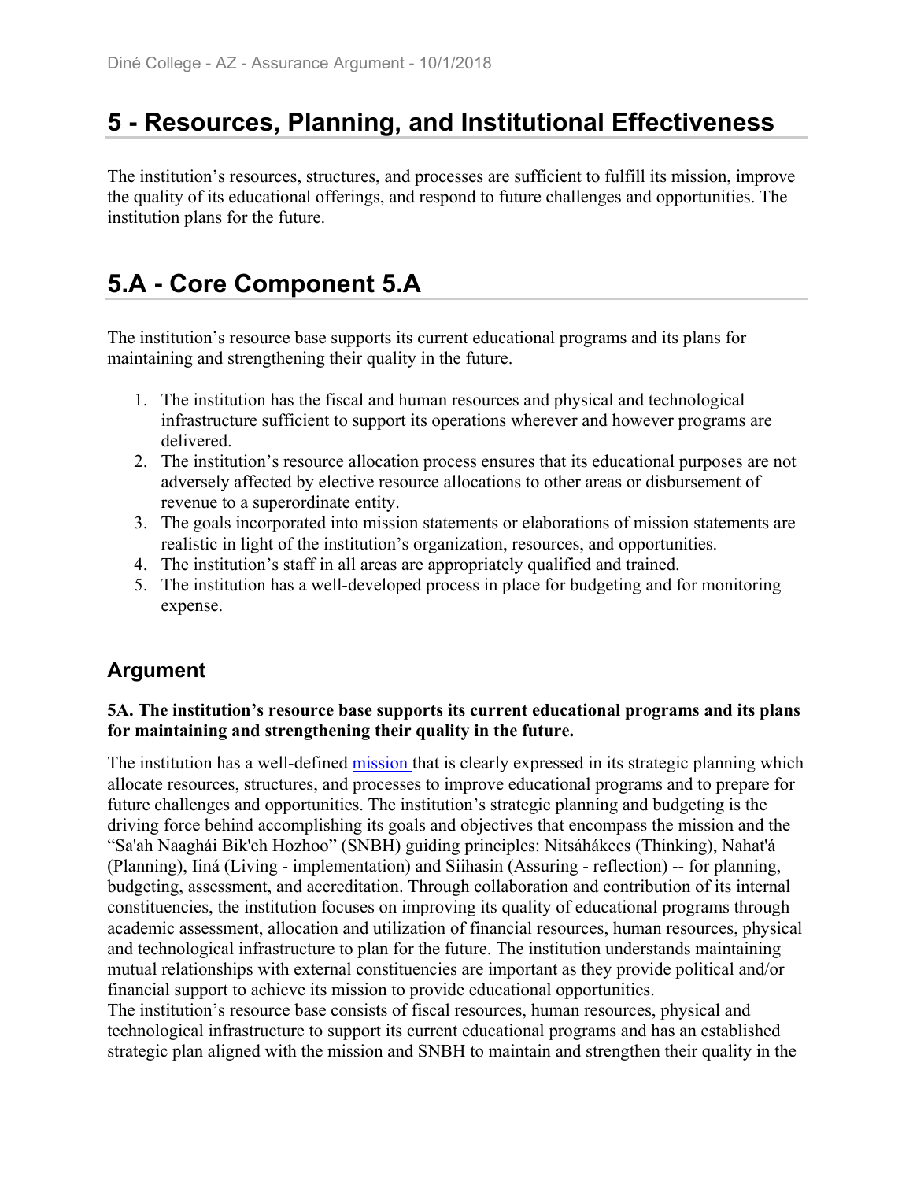# 5 - Resources, Planning, and Institutional Effectiveness

The institution's resources, structures, and processes are sufficient to fulfill its mission, improve the quality of its educational offerings, and respond to future challenges and opportunities. The institution plans for the future.

# 5.A - Core Component 5.A

The institution's resource base supports its current educational programs and its plans for maintaining and strengthening their quality in the future.

1. The institution has the fiscal and human resources and physical and technological infrastructure sufficient to support its operations wherever and however programs are delivered.
2. The institution's resource allocation process ensures that its educational purposes are not adversely affected by elective resource allocations to other areas or disbursement of revenue to a superordinate entity.
3. The goals incorporated into mission statements or elaborations of mission statements are realistic in light of the institution's organization, resources, and opportunities.
4. The institution's staff in all areas are appropriately qualified and trained.
5. The institution has a well-developed process in place for budgeting and for monitoring expense.

## Argument

**5A. The institution's resource base supports its current educational programs and its plans for maintaining and strengthening their quality in the future.**

The institution has a well-defined mission that is clearly expressed in its strategic planning which allocate resources, structures, and processes to improve educational programs and to prepare for future challenges and opportunities. The institution's strategic planning and budgeting is the driving force behind accomplishing its goals and objectives that encompass the mission and the "Sa'ah Naagháí Bik'eh Hozhoo" (SNBH) guiding principles: Nitsáhákees (Thinking), Nahat'á (Planning), Iiná (Living - implementation) and Siihasin (Assuring - reflection) -- for planning, budgeting, assessment, and accreditation. Through collaboration and contribution of its internal constituencies, the institution focuses on improving its quality of educational programs through academic assessment, allocation and utilization of financial resources, human resources, physical and technological infrastructure to plan for the future. The institution understands maintaining mutual relationships with external constituencies are important as they provide political and/or financial support to achieve its mission to provide educational opportunities.
The institution's resource base consists of fiscal resources, human resources, physical and technological infrastructure to support its current educational programs and has an established strategic plan aligned with the mission and SNBH to maintain and strengthen their quality in the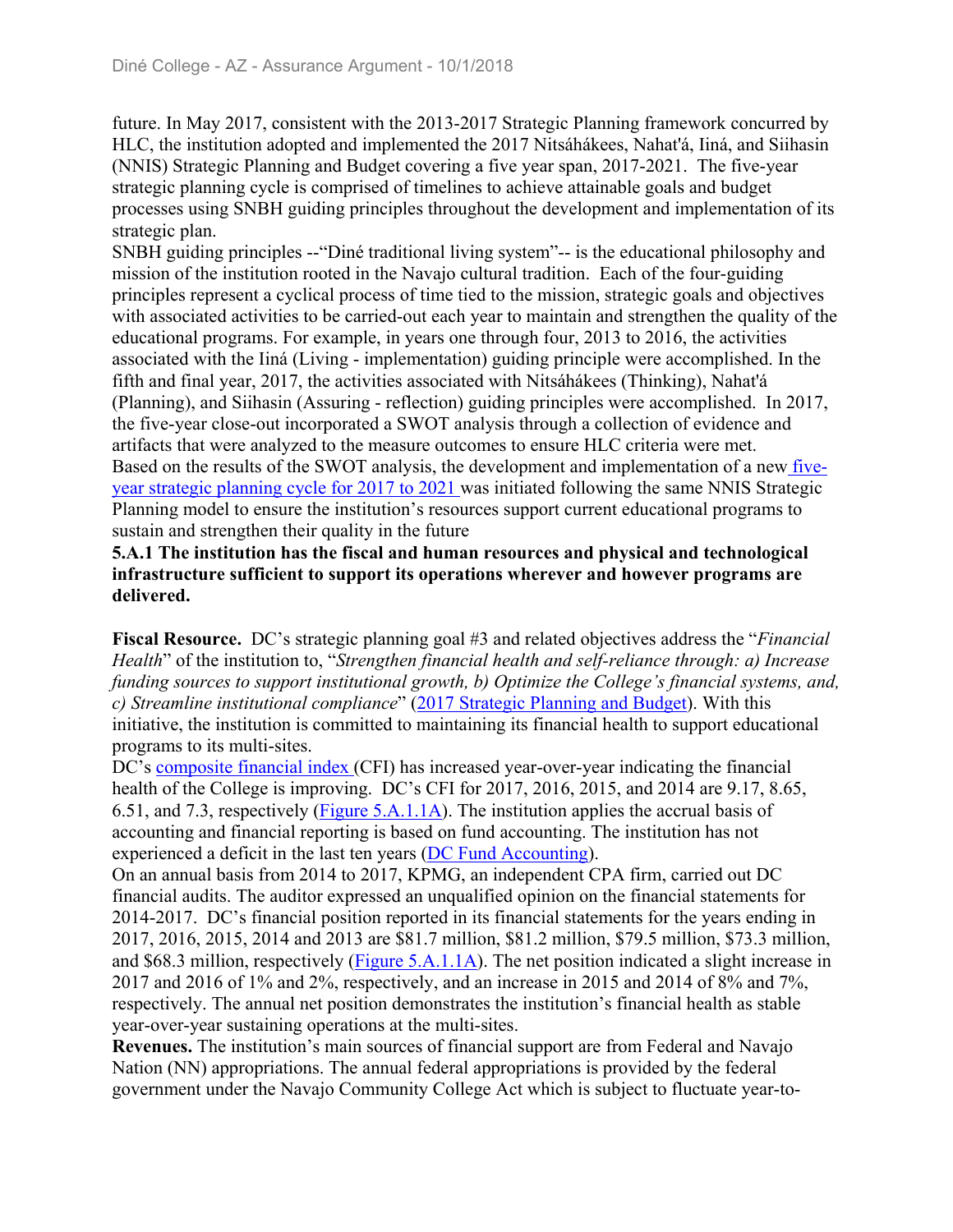future. In May 2017, consistent with the 2013-2017 Strategic Planning framework concurred by HLC, the institution adopted and implemented the 2017 Nitsáhákees, Nahat'á, Iiná, and Siihasin (NNIS) Strategic Planning and Budget covering a five year span, 2017-2021. The five-year strategic planning cycle is comprised of timelines to achieve attainable goals and budget processes using SNBH guiding principles throughout the development and implementation of its strategic plan.

SNBH guiding principles --"Diné traditional living system"-- is the educational philosophy and mission of the institution rooted in the Navajo cultural tradition. Each of the four-guiding principles represent a cyclical process of time tied to the mission, strategic goals and objectives with associated activities to be carried-out each year to maintain and strengthen the quality of the educational programs. For example, in years one through four, 2013 to 2016, the activities associated with the Iiná (Living - implementation) guiding principle were accomplished. In the fifth and final year, 2017, the activities associated with Nitsáhákees (Thinking), Nahat'á (Planning), and Siihasin (Assuring - reflection) guiding principles were accomplished. In 2017, the five-year close-out incorporated a SWOT analysis through a collection of evidence and artifacts that were analyzed to the measure outcomes to ensure HLC criteria were met.

Based on the results of the SWOT analysis, the development and implementation of a new five-year strategic planning cycle for 2017 to 2021 was initiated following the same NNIS Strategic Planning model to ensure the institution's resources support current educational programs to sustain and strengthen their quality in the future

**5.A.1 The institution has the fiscal and human resources and physical and technological infrastructure sufficient to support its operations wherever and however programs are delivered.**

**Fiscal Resource.** DC's strategic planning goal #3 and related objectives address the "*Financial Health*" of the institution to, "*Strengthen financial health and self-reliance through: a) Increase funding sources to support institutional growth, b) Optimize the College's financial systems, and, c) Streamline institutional compliance*" (2017 Strategic Planning and Budget). With this initiative, the institution is committed to maintaining its financial health to support educational programs to its multi-sites.

DC's composite financial index (CFI) has increased year-over-year indicating the financial health of the College is improving. DC's CFI for 2017, 2016, 2015, and 2014 are 9.17, 8.65, 6.51, and 7.3, respectively (Figure 5.A.1.1A). The institution applies the accrual basis of accounting and financial reporting is based on fund accounting. The institution has not experienced a deficit in the last ten years (DC Fund Accounting).

On an annual basis from 2014 to 2017, KPMG, an independent CPA firm, carried out DC financial audits. The auditor expressed an unqualified opinion on the financial statements for 2014-2017. DC's financial position reported in its financial statements for the years ending in 2017, 2016, 2015, 2014 and 2013 are \$81.7 million, \$81.2 million, \$79.5 million, \$73.3 million, and \$68.3 million, respectively (Figure 5.A.1.1A). The net position indicated a slight increase in 2017 and 2016 of 1% and 2%, respectively, and an increase in 2015 and 2014 of 8% and 7%, respectively. The annual net position demonstrates the institution's financial health as stable year-over-year sustaining operations at the multi-sites.

**Revenues.** The institution's main sources of financial support are from Federal and Navajo Nation (NN) appropriations. The annual federal appropriations is provided by the federal government under the Navajo Community College Act which is subject to fluctuate year-to-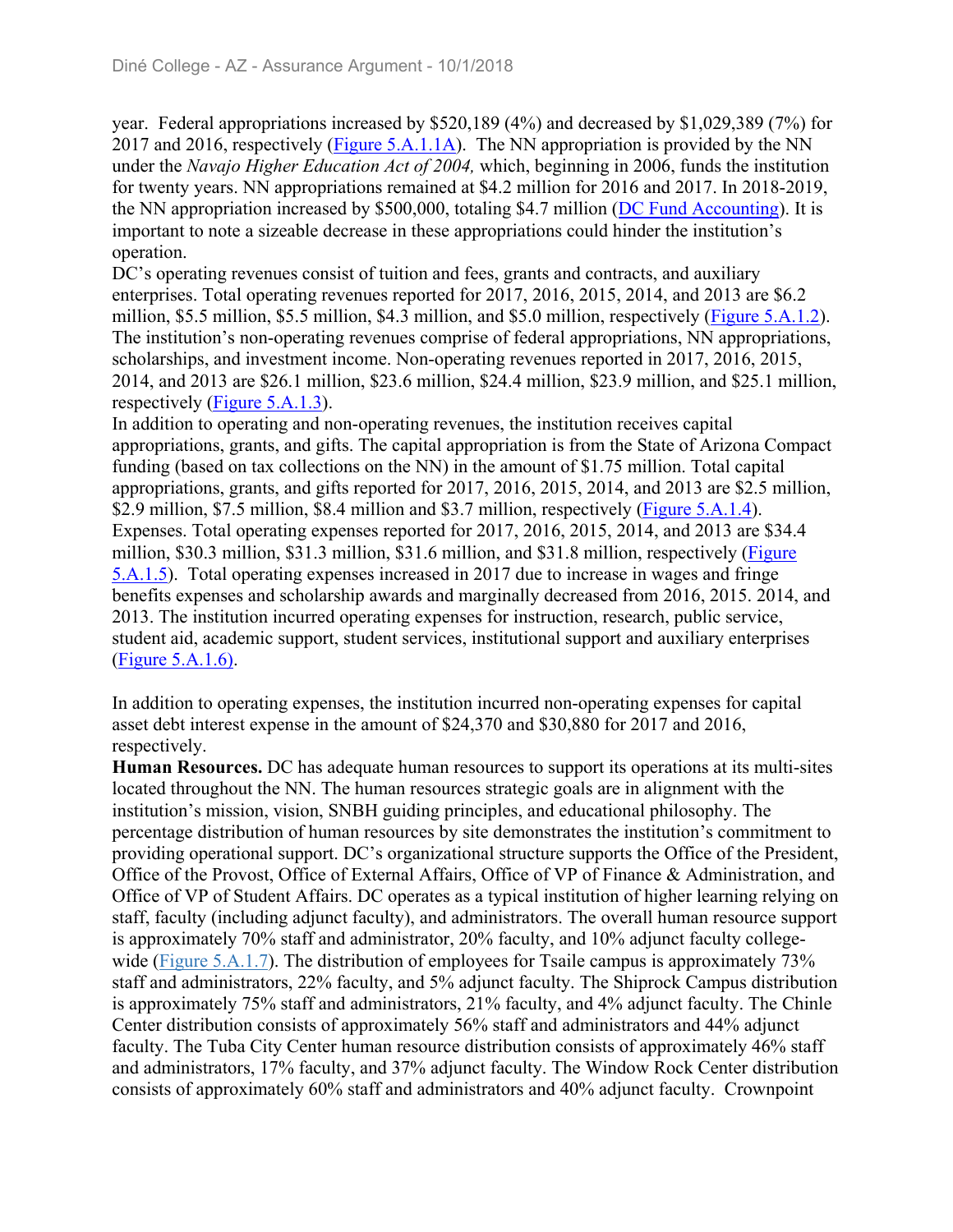year. Federal appropriations increased by $520,189 (4%) and decreased by $1,029,389 (7%) for 2017 and 2016, respectively (Figure 5.A.1.1A). The NN appropriation is provided by the NN under the *Navajo Higher Education Act of 2004,* which, beginning in 2006, funds the institution for twenty years. NN appropriations remained at $4.2 million for 2016 and 2017. In 2018-2019, the NN appropriation increased by $500,000, totaling $4.7 million (DC Fund Accounting). It is important to note a sizeable decrease in these appropriations could hinder the institution's operation.

DC's operating revenues consist of tuition and fees, grants and contracts, and auxiliary enterprises. Total operating revenues reported for 2017, 2016, 2015, 2014, and 2013 are $6.2 million, $5.5 million, $5.5 million, $4.3 million, and $5.0 million, respectively (Figure 5.A.1.2). The institution's non-operating revenues comprise of federal appropriations, NN appropriations, scholarships, and investment income. Non-operating revenues reported in 2017, 2016, 2015, 2014, and 2013 are $26.1 million, $23.6 million, $24.4 million, $23.9 million, and $25.1 million, respectively (Figure 5.A.1.3).

In addition to operating and non-operating revenues, the institution receives capital appropriations, grants, and gifts. The capital appropriation is from the State of Arizona Compact funding (based on tax collections on the NN) in the amount of $1.75 million. Total capital appropriations, grants, and gifts reported for 2017, 2016, 2015, 2014, and 2013 are $2.5 million, $2.9 million, $7.5 million, $8.4 million and $3.7 million, respectively (Figure 5.A.1.4).

Expenses. Total operating expenses reported for 2017, 2016, 2015, 2014, and 2013 are $34.4 million, $30.3 million, $31.3 million, $31.6 million, and $31.8 million, respectively (Figure 5.A.1.5). Total operating expenses increased in 2017 due to increase in wages and fringe benefits expenses and scholarship awards and marginally decreased from 2016, 2015. 2014, and 2013. The institution incurred operating expenses for instruction, research, public service, student aid, academic support, student services, institutional support and auxiliary enterprises (Figure 5.A.1.6).

In addition to operating expenses, the institution incurred non-operating expenses for capital asset debt interest expense in the amount of $24,370 and $30,880 for 2017 and 2016, respectively.

**Human Resources.** DC has adequate human resources to support its operations at its multi-sites located throughout the NN. The human resources strategic goals are in alignment with the institution's mission, vision, SNBH guiding principles, and educational philosophy. The percentage distribution of human resources by site demonstrates the institution's commitment to providing operational support. DC's organizational structure supports the Office of the President, Office of the Provost, Office of External Affairs, Office of VP of Finance & Administration, and Office of VP of Student Affairs. DC operates as a typical institution of higher learning relying on staff, faculty (including adjunct faculty), and administrators. The overall human resource support is approximately 70% staff and administrator, 20% faculty, and 10% adjunct faculty college-wide (Figure 5.A.1.7). The distribution of employees for Tsaile campus is approximately 73% staff and administrators, 22% faculty, and 5% adjunct faculty. The Shiprock Campus distribution is approximately 75% staff and administrators, 21% faculty, and 4% adjunct faculty. The Chinle Center distribution consists of approximately 56% staff and administrators and 44% adjunct faculty. The Tuba City Center human resource distribution consists of approximately 46% staff and administrators, 17% faculty, and 37% adjunct faculty. The Window Rock Center distribution consists of approximately 60% staff and administrators and 40% adjunct faculty. Crownpoint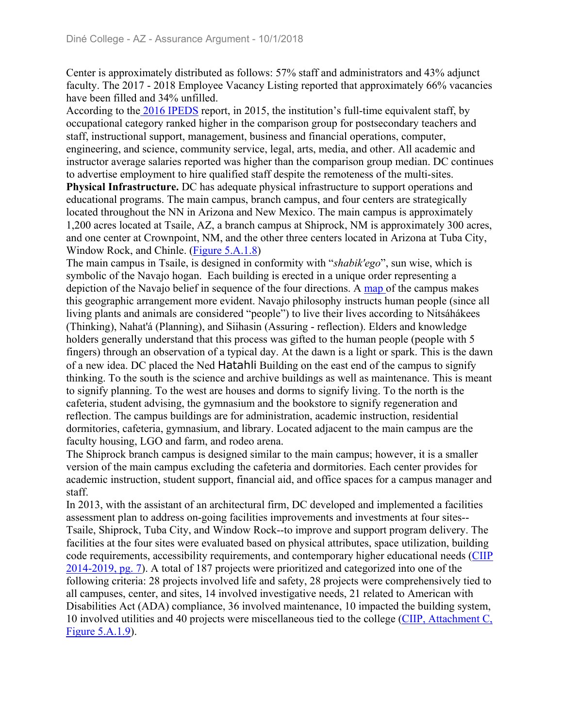Center is approximately distributed as follows: 57% staff and administrators and 43% adjunct faculty. The 2017 - 2018 Employee Vacancy Listing reported that approximately 66% vacancies have been filled and 34% unfilled.

According to the 2016 IPEDS report, in 2015, the institution's full-time equivalent staff, by occupational category ranked higher in the comparison group for postsecondary teachers and staff, instructional support, management, business and financial operations, computer, engineering, and science, community service, legal, arts, media, and other. All academic and instructor average salaries reported was higher than the comparison group median. DC continues to advertise employment to hire qualified staff despite the remoteness of the multi-sites.

**Physical Infrastructure.** DC has adequate physical infrastructure to support operations and educational programs. The main campus, branch campus, and four centers are strategically located throughout the NN in Arizona and New Mexico. The main campus is approximately 1,200 acres located at Tsaile, AZ, a branch campus at Shiprock, NM is approximately 300 acres, and one center at Crownpoint, NM, and the other three centers located in Arizona at Tuba City, Window Rock, and Chinle. (Figure 5.A.1.8)

The main campus in Tsaile, is designed in conformity with "*shabik'ego*", sun wise, which is symbolic of the Navajo hogan. Each building is erected in a unique order representing a depiction of the Navajo belief in sequence of the four directions. A map of the campus makes this geographic arrangement more evident. Navajo philosophy instructs human people (since all living plants and animals are considered "people") to live their lives according to Nitsáhákees (Thinking), Nahat'á (Planning), and Siihasin (Assuring - reflection). Elders and knowledge holders generally understand that this process was gifted to the human people (people with 5 fingers) through an observation of a typical day. At the dawn is a light or spark. This is the dawn of a new idea. DC placed the Ned Hatahli Building on the east end of the campus to signify thinking. To the south is the science and archive buildings as well as maintenance. This is meant to signify planning. To the west are houses and dorms to signify living. To the north is the cafeteria, student advising, the gymnasium and the bookstore to signify regeneration and reflection. The campus buildings are for administration, academic instruction, residential dormitories, cafeteria, gymnasium, and library. Located adjacent to the main campus are the faculty housing, LGO and farm, and rodeo arena.

The Shiprock branch campus is designed similar to the main campus; however, it is a smaller version of the main campus excluding the cafeteria and dormitories. Each center provides for academic instruction, student support, financial aid, and office spaces for a campus manager and staff.

In 2013, with the assistant of an architectural firm, DC developed and implemented a facilities assessment plan to address on-going facilities improvements and investments at four sites--Tsaile, Shiprock, Tuba City, and Window Rock--to improve and support program delivery. The facilities at the four sites were evaluated based on physical attributes, space utilization, building code requirements, accessibility requirements, and contemporary higher educational needs (CIIP 2014-2019, pg. 7). A total of 187 projects were prioritized and categorized into one of the following criteria: 28 projects involved life and safety, 28 projects were comprehensively tied to all campuses, center, and sites, 14 involved investigative needs, 21 related to American with Disabilities Act (ADA) compliance, 36 involved maintenance, 10 impacted the building system, 10 involved utilities and 40 projects were miscellaneous tied to the college (CIIP, Attachment C, Figure 5.A.1.9).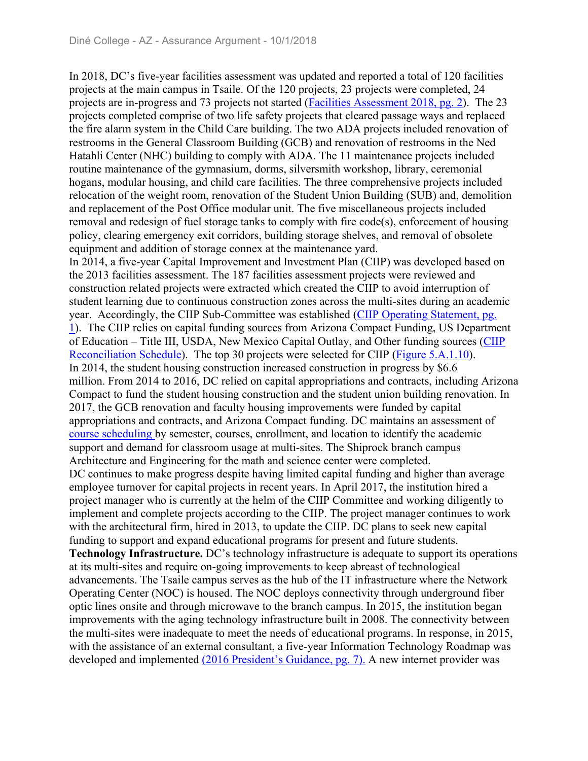In 2018, DC's five-year facilities assessment was updated and reported a total of 120 facilities projects at the main campus in Tsaile. Of the 120 projects, 23 projects were completed, 24 projects are in-progress and 73 projects not started (Facilities Assessment 2018, pg. 2). The 23 projects completed comprise of two life safety projects that cleared passage ways and replaced the fire alarm system in the Child Care building. The two ADA projects included renovation of restrooms in the General Classroom Building (GCB) and renovation of restrooms in the Ned Hatahli Center (NHC) building to comply with ADA. The 11 maintenance projects included routine maintenance of the gymnasium, dorms, silversmith workshop, library, ceremonial hogans, modular housing, and child care facilities. The three comprehensive projects included relocation of the weight room, renovation of the Student Union Building (SUB) and, demolition and replacement of the Post Office modular unit. The five miscellaneous projects included removal and redesign of fuel storage tanks to comply with fire code(s), enforcement of housing policy, clearing emergency exit corridors, building storage shelves, and removal of obsolete equipment and addition of storage connex at the maintenance yard.

In 2014, a five-year Capital Improvement and Investment Plan (CIIP) was developed based on the 2013 facilities assessment. The 187 facilities assessment projects were reviewed and construction related projects were extracted which created the CIIP to avoid interruption of student learning due to continuous construction zones across the multi-sites during an academic year. Accordingly, the CIIP Sub-Committee was established (CIIP Operating Statement, pg. 1). The CIIP relies on capital funding sources from Arizona Compact Funding, US Department of Education – Title III, USDA, New Mexico Capital Outlay, and Other funding sources (CIIP Reconciliation Schedule). The top 30 projects were selected for CIIP (Figure 5.A.1.10).

In 2014, the student housing construction increased construction in progress by $6.6 million. From 2014 to 2016, DC relied on capital appropriations and contracts, including Arizona Compact to fund the student housing construction and the student union building renovation. In 2017, the GCB renovation and faculty housing improvements were funded by capital appropriations and contracts, and Arizona Compact funding. DC maintains an assessment of course scheduling by semester, courses, enrollment, and location to identify the academic support and demand for classroom usage at multi-sites. The Shiprock branch campus Architecture and Engineering for the math and science center were completed.

DC continues to make progress despite having limited capital funding and higher than average employee turnover for capital projects in recent years. In April 2017, the institution hired a project manager who is currently at the helm of the CIIP Committee and working diligently to implement and complete projects according to the CIIP. The project manager continues to work with the architectural firm, hired in 2013, to update the CIIP. DC plans to seek new capital funding to support and expand educational programs for present and future students.

**Technology Infrastructure.** DC's technology infrastructure is adequate to support its operations at its multi-sites and require on-going improvements to keep abreast of technological advancements. The Tsaile campus serves as the hub of the IT infrastructure where the Network Operating Center (NOC) is housed. The NOC deploys connectivity through underground fiber optic lines onsite and through microwave to the branch campus. In 2015, the institution began improvements with the aging technology infrastructure built in 2008. The connectivity between the multi-sites were inadequate to meet the needs of educational programs. In response, in 2015, with the assistance of an external consultant, a five-year Information Technology Roadmap was developed and implemented (2016 President's Guidance, pg. 7). A new internet provider was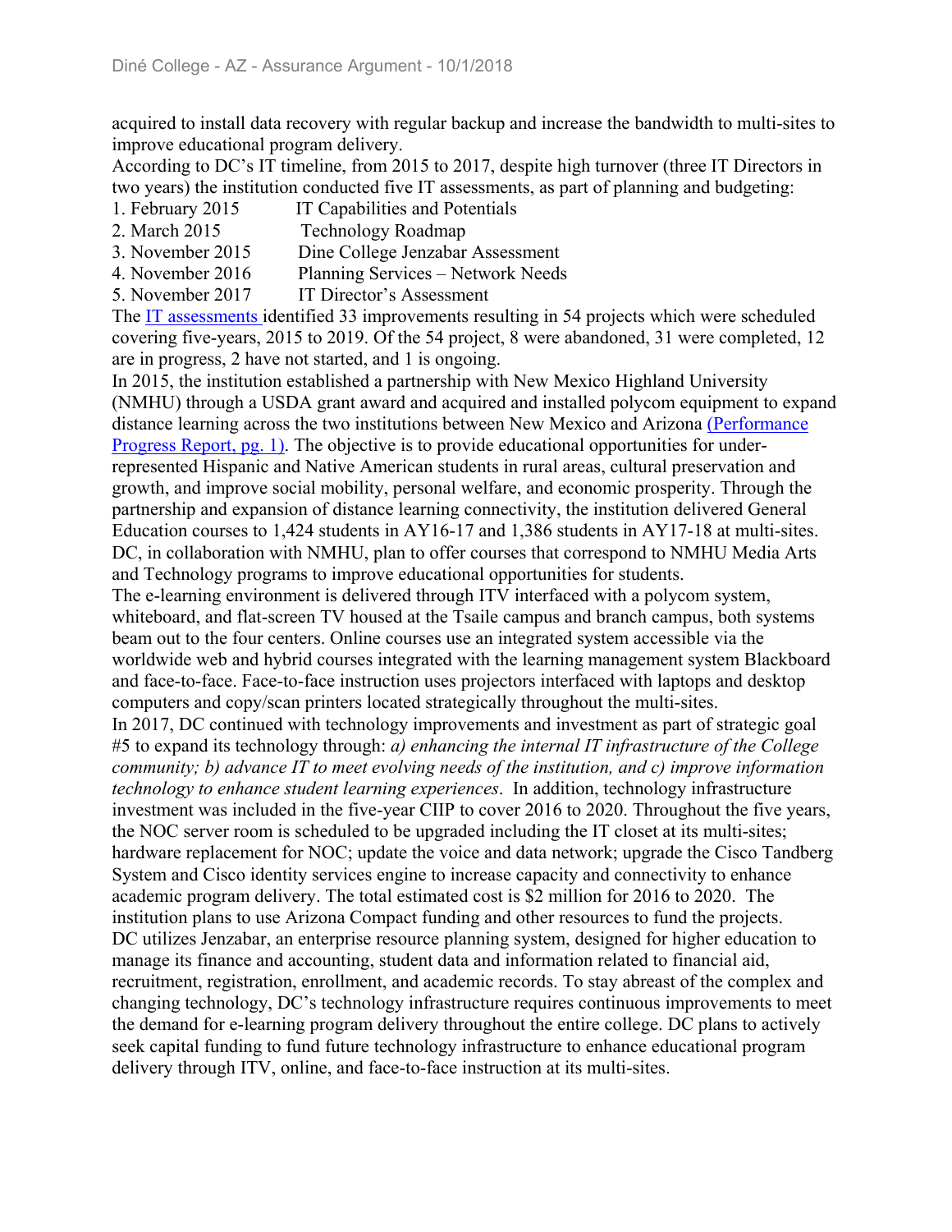acquired to install data recovery with regular backup and increase the bandwidth to multi-sites to improve educational program delivery.

According to DC's IT timeline, from 2015 to 2017, despite high turnover (three IT Directors in two years) the institution conducted five IT assessments, as part of planning and budgeting:

1. February 2015 IT Capabilities and Potentials
2. March 2015 Technology Roadmap
3. November 2015 Dine College Jenzabar Assessment
4. November 2016 Planning Services – Network Needs
5. November 2017 IT Director's Assessment

The IT assessments identified 33 improvements resulting in 54 projects which were scheduled covering five-years, 2015 to 2019. Of the 54 project, 8 were abandoned, 31 were completed, 12 are in progress, 2 have not started, and 1 is ongoing.

In 2015, the institution established a partnership with New Mexico Highland University (NMHU) through a USDA grant award and acquired and installed polycom equipment to expand distance learning across the two institutions between New Mexico and Arizona (Performance Progress Report, pg. 1). The objective is to provide educational opportunities for under-represented Hispanic and Native American students in rural areas, cultural preservation and growth, and improve social mobility, personal welfare, and economic prosperity. Through the partnership and expansion of distance learning connectivity, the institution delivered General Education courses to 1,424 students in AY16-17 and 1,386 students in AY17-18 at multi-sites. DC, in collaboration with NMHU, plan to offer courses that correspond to NMHU Media Arts and Technology programs to improve educational opportunities for students.

The e-learning environment is delivered through ITV interfaced with a polycom system, whiteboard, and flat-screen TV housed at the Tsaile campus and branch campus, both systems beam out to the four centers. Online courses use an integrated system accessible via the worldwide web and hybrid courses integrated with the learning management system Blackboard and face-to-face. Face-to-face instruction uses projectors interfaced with laptops and desktop computers and copy/scan printers located strategically throughout the multi-sites.

In 2017, DC continued with technology improvements and investment as part of strategic goal #5 to expand its technology through: *a) enhancing the internal IT infrastructure of the College community; b) advance IT to meet evolving needs of the institution, and c) improve information technology to enhance student learning experiences*. In addition, technology infrastructure investment was included in the five-year CIIP to cover 2016 to 2020. Throughout the five years, the NOC server room is scheduled to be upgraded including the IT closet at its multi-sites; hardware replacement for NOC; update the voice and data network; upgrade the Cisco Tandberg System and Cisco identity services engine to increase capacity and connectivity to enhance academic program delivery. The total estimated cost is $2 million for 2016 to 2020. The institution plans to use Arizona Compact funding and other resources to fund the projects.

DC utilizes Jenzabar, an enterprise resource planning system, designed for higher education to manage its finance and accounting, student data and information related to financial aid, recruitment, registration, enrollment, and academic records. To stay abreast of the complex and changing technology, DC's technology infrastructure requires continuous improvements to meet the demand for e-learning program delivery throughout the entire college. DC plans to actively seek capital funding to fund future technology infrastructure to enhance educational program delivery through ITV, online, and face-to-face instruction at its multi-sites.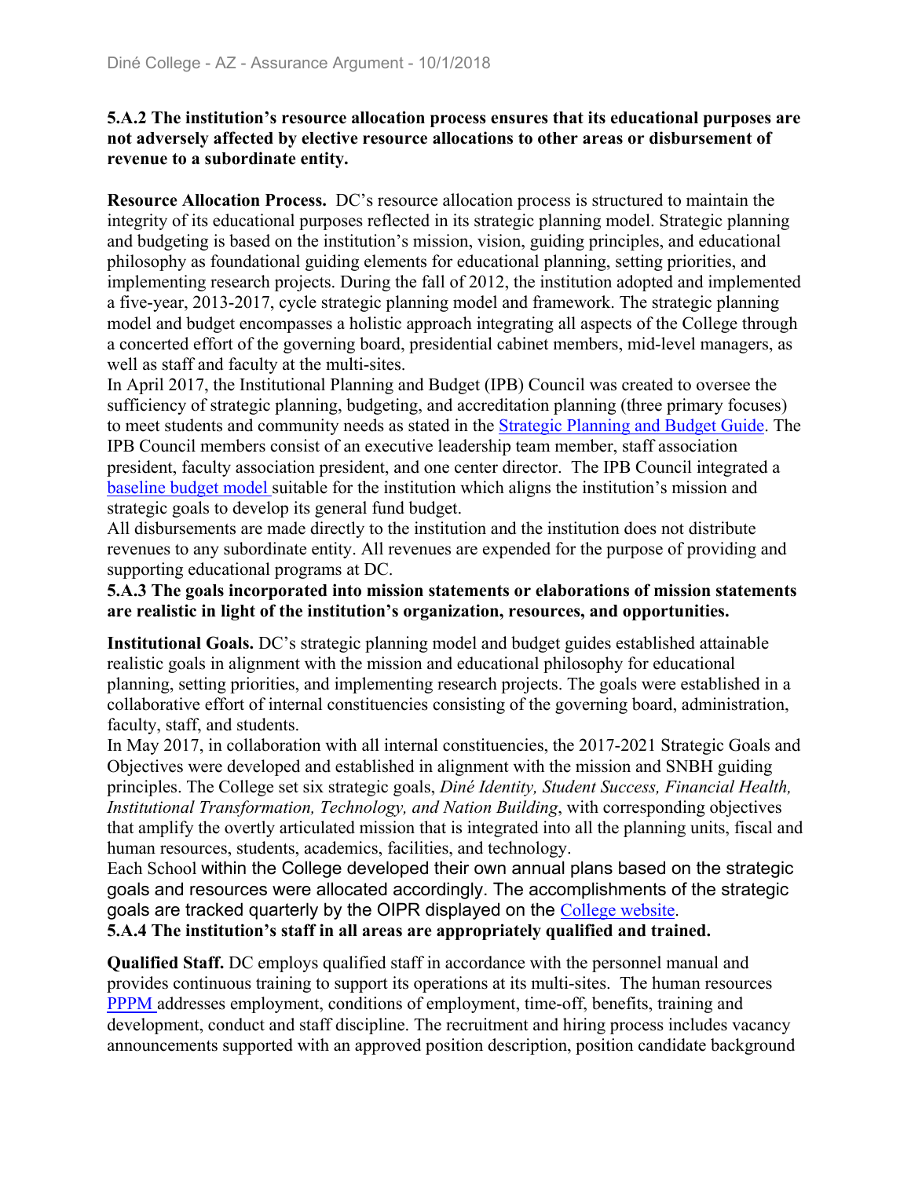**5.A.2 The institution's resource allocation process ensures that its educational purposes are not adversely affected by elective resource allocations to other areas or disbursement of revenue to a subordinate entity.**

**Resource Allocation Process.** DC's resource allocation process is structured to maintain the integrity of its educational purposes reflected in its strategic planning model. Strategic planning and budgeting is based on the institution's mission, vision, guiding principles, and educational philosophy as foundational guiding elements for educational planning, setting priorities, and implementing research projects. During the fall of 2012, the institution adopted and implemented a five-year, 2013-2017, cycle strategic planning model and framework. The strategic planning model and budget encompasses a holistic approach integrating all aspects of the College through a concerted effort of the governing board, presidential cabinet members, mid-level managers, as well as staff and faculty at the multi-sites.

In April 2017, the Institutional Planning and Budget (IPB) Council was created to oversee the sufficiency of strategic planning, budgeting, and accreditation planning (three primary focuses) to meet students and community needs as stated in the Strategic Planning and Budget Guide. The IPB Council members consist of an executive leadership team member, staff association president, faculty association president, and one center director. The IPB Council integrated a baseline budget model suitable for the institution which aligns the institution's mission and strategic goals to develop its general fund budget.

All disbursements are made directly to the institution and the institution does not distribute revenues to any subordinate entity. All revenues are expended for the purpose of providing and supporting educational programs at DC.

**5.A.3 The goals incorporated into mission statements or elaborations of mission statements are realistic in light of the institution's organization, resources, and opportunities.**

**Institutional Goals.** DC's strategic planning model and budget guides established attainable realistic goals in alignment with the mission and educational philosophy for educational planning, setting priorities, and implementing research projects. The goals were established in a collaborative effort of internal constituencies consisting of the governing board, administration, faculty, staff, and students.

In May 2017, in collaboration with all internal constituencies, the 2017-2021 Strategic Goals and Objectives were developed and established in alignment with the mission and SNBH guiding principles. The College set six strategic goals, *Diné Identity, Student Success, Financial Health, Institutional Transformation, Technology, and Nation Building*, with corresponding objectives that amplify the overtly articulated mission that is integrated into all the planning units, fiscal and human resources, students, academics, facilities, and technology.

Each School within the College developed their own annual plans based on the strategic goals and resources were allocated accordingly. The accomplishments of the strategic goals are tracked quarterly by the OIPR displayed on the College website.

**5.A.4 The institution's staff in all areas are appropriately qualified and trained.**

**Qualified Staff.** DC employs qualified staff in accordance with the personnel manual and provides continuous training to support its operations at its multi-sites. The human resources PPPM addresses employment, conditions of employment, time-off, benefits, training and development, conduct and staff discipline. The recruitment and hiring process includes vacancy announcements supported with an approved position description, position candidate background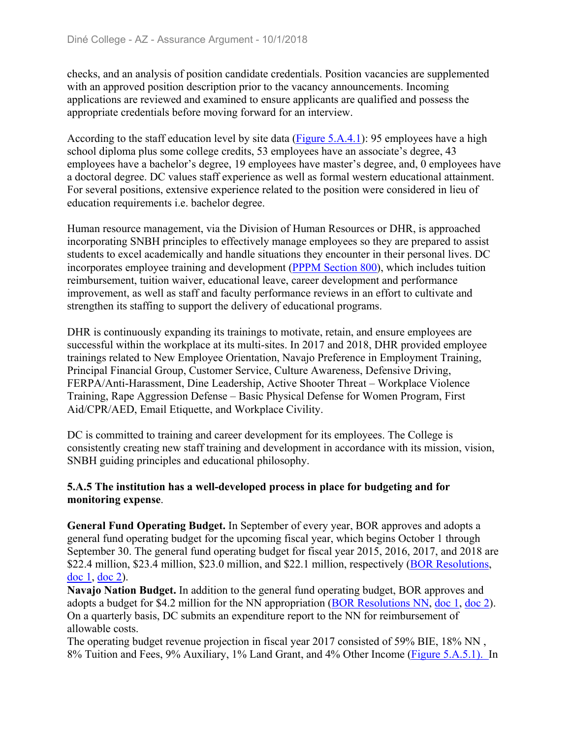checks, and an analysis of position candidate credentials. Position vacancies are supplemented with an approved position description prior to the vacancy announcements. Incoming applications are reviewed and examined to ensure applicants are qualified and possess the appropriate credentials before moving forward for an interview.

According to the staff education level by site data (Figure 5.A.4.1): 95 employees have a high school diploma plus some college credits, 53 employees have an associate's degree, 43 employees have a bachelor's degree, 19 employees have master's degree, and, 0 employees have a doctoral degree. DC values staff experience as well as formal western educational attainment. For several positions, extensive experience related to the position were considered in lieu of education requirements i.e. bachelor degree.

Human resource management, via the Division of Human Resources or DHR, is approached incorporating SNBH principles to effectively manage employees so they are prepared to assist students to excel academically and handle situations they encounter in their personal lives. DC incorporates employee training and development (PPPM Section 800), which includes tuition reimbursement, tuition waiver, educational leave, career development and performance improvement, as well as staff and faculty performance reviews in an effort to cultivate and strengthen its staffing to support the delivery of educational programs.

DHR is continuously expanding its trainings to motivate, retain, and ensure employees are successful within the workplace at its multi-sites. In 2017 and 2018, DHR provided employee trainings related to New Employee Orientation, Navajo Preference in Employment Training, Principal Financial Group, Customer Service, Culture Awareness, Defensive Driving, FERPA/Anti-Harassment, Dine Leadership, Active Shooter Threat – Workplace Violence Training, Rape Aggression Defense – Basic Physical Defense for Women Program, First Aid/CPR/AED, Email Etiquette, and Workplace Civility.

DC is committed to training and career development for its employees. The College is consistently creating new staff training and development in accordance with its mission, vision, SNBH guiding principles and educational philosophy.

**5.A.5 The institution has a well-developed process in place for budgeting and for monitoring expense**.

**General Fund Operating Budget.** In September of every year, BOR approves and adopts a general fund operating budget for the upcoming fiscal year, which begins October 1 through September 30. The general fund operating budget for fiscal year 2015, 2016, 2017, and 2018 are $22.4 million, $23.4 million, $23.0 million, and $22.1 million, respectively (BOR Resolutions, doc 1, doc 2).

**Navajo Nation Budget.** In addition to the general fund operating budget, BOR approves and adopts a budget for $4.2 million for the NN appropriation (BOR Resolutions NN, doc 1, doc 2). On a quarterly basis, DC submits an expenditure report to the NN for reimbursement of allowable costs.

The operating budget revenue projection in fiscal year 2017 consisted of 59% BIE, 18% NN , 8% Tuition and Fees, 9% Auxiliary, 1% Land Grant, and 4% Other Income (Figure 5.A.5.1). In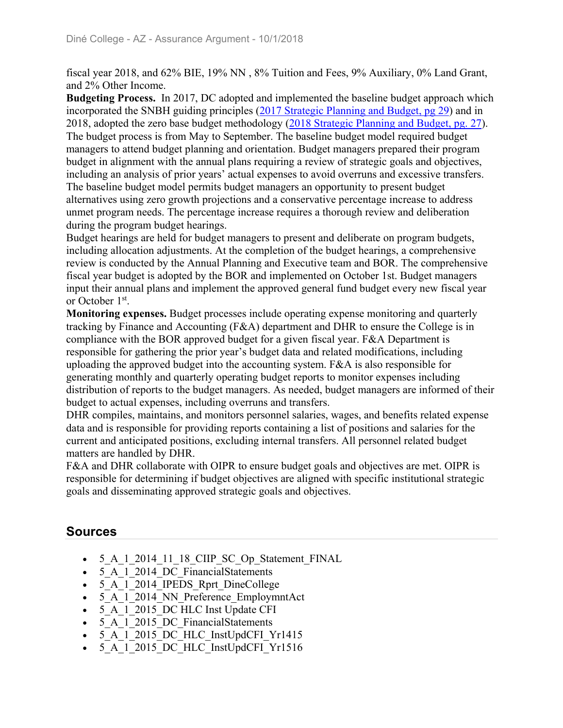fiscal year 2018, and 62% BIE, 19% NN , 8% Tuition and Fees, 9% Auxiliary, 0% Land Grant, and 2% Other Income.

**Budgeting Process.** In 2017, DC adopted and implemented the baseline budget approach which incorporated the SNBH guiding principles (2017 Strategic Planning and Budget, pg 29) and in 2018, adopted the zero base budget methodology (2018 Strategic Planning and Budget, pg. 27). The budget process is from May to September. The baseline budget model required budget managers to attend budget planning and orientation. Budget managers prepared their program budget in alignment with the annual plans requiring a review of strategic goals and objectives, including an analysis of prior years' actual expenses to avoid overruns and excessive transfers. The baseline budget model permits budget managers an opportunity to present budget alternatives using zero growth projections and a conservative percentage increase to address unmet program needs. The percentage increase requires a thorough review and deliberation during the program budget hearings.

Budget hearings are held for budget managers to present and deliberate on program budgets, including allocation adjustments. At the completion of the budget hearings, a comprehensive review is conducted by the Annual Planning and Executive team and BOR. The comprehensive fiscal year budget is adopted by the BOR and implemented on October 1st. Budget managers input their annual plans and implement the approved general fund budget every new fiscal year or October 1st.

**Monitoring expenses.** Budget processes include operating expense monitoring and quarterly tracking by Finance and Accounting (F&A) department and DHR to ensure the College is in compliance with the BOR approved budget for a given fiscal year. F&A Department is responsible for gathering the prior year's budget data and related modifications, including uploading the approved budget into the accounting system. F&A is also responsible for generating monthly and quarterly operating budget reports to monitor expenses including distribution of reports to the budget managers. As needed, budget managers are informed of their budget to actual expenses, including overruns and transfers.

DHR compiles, maintains, and monitors personnel salaries, wages, and benefits related expense data and is responsible for providing reports containing a list of positions and salaries for the current and anticipated positions, excluding internal transfers. All personnel related budget matters are handled by DHR.

F&A and DHR collaborate with OIPR to ensure budget goals and objectives are met. OIPR is responsible for determining if budget objectives are aligned with specific institutional strategic goals and disseminating approved strategic goals and objectives.

## Sources

- 5_A_1_2014_11_18_CIIP_SC_Op_Statement_FINAL
- 5_A_1_2014_DC_FinancialStatements
- 5_A_1_2014_IPEDS_Rprt_DineCollege
- 5_A_1_2014_NN_Preference_EmploymntAct
- 5_A_1_2015_DC HLC Inst Update CFI
- 5_A_1_2015_DC_FinancialStatements
- 5_A_1_2015_DC_HLC_InstUpdCFI_Yr1415
- 5_A_1_2015_DC_HLC_InstUpdCFI_Yr1516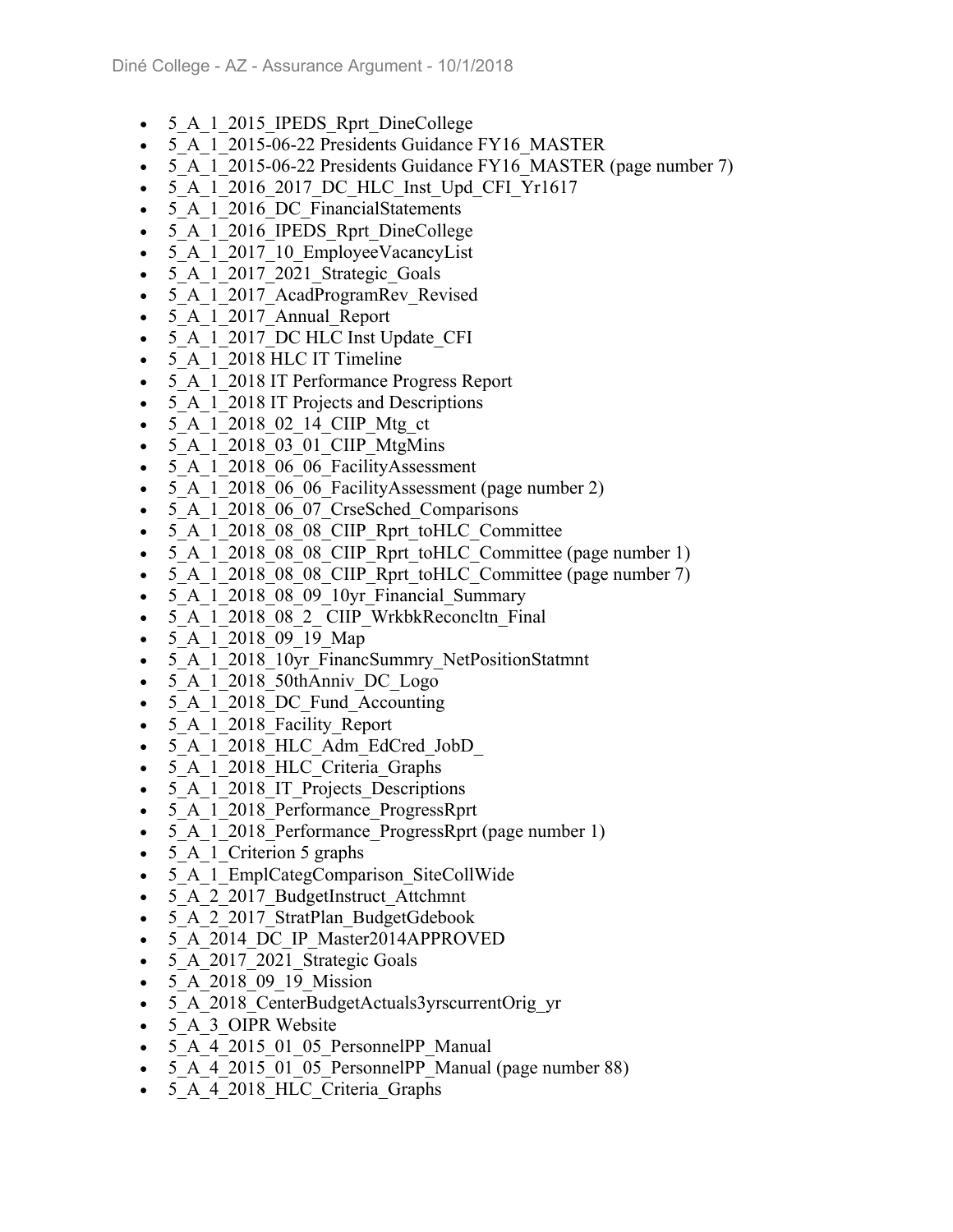- 5_A_1_2015_IPEDS_Rprt_DineCollege
- 5_A_1_2015-06-22 Presidents Guidance FY16_MASTER
- 5_A_1_2015-06-22 Presidents Guidance FY16_MASTER (page number 7)
- 5_A_1_2016_2017_DC_HLC_Inst_Upd_CFI_Yr1617
- 5_A_1_2016_DC_FinancialStatements
- 5_A_1_2016_IPEDS_Rprt_DineCollege
- 5_A_1_2017_10_EmployeeVacancyList
- 5_A_1_2017_2021_Strategic_Goals
- 5_A_1_2017_AcadProgramRev_Revised
- 5_A_1_2017_Annual_Report
- 5_A_1_2017_DC HLC Inst Update_CFI
- 5_A_1_2018 HLC IT Timeline
- 5_A_1_2018 IT Performance Progress Report
- 5_A_1_2018 IT Projects and Descriptions
- 5_A_1_2018_02_14_CIIP_Mtg_ct
- 5_A_1_2018_03_01_CIIP_MtgMins
- 5_A_1_2018_06_06_FacilityAssessment
- 5_A_1_2018_06_06_FacilityAssessment (page number 2)
- 5_A_1_2018_06_07_CrseSched_Comparisons
- 5_A_1_2018_08_08_CIIP_Rprt_toHLC_Committee
- 5_A_1_2018_08_08_CIIP_Rprt_toHLC_Committee (page number 1)
- 5_A_1_2018_08_08_CIIP_Rprt_toHLC_Committee (page number 7)
- 5_A_1_2018_08_09_10yr_Financial_Summary
- 5_A_1_2018_08_2_ CIIP_WrkbkReconcltn_Final
- 5_A_1_2018_09_19_Map
- 5_A_1_2018_10yr_FinancSummry_NetPositionStatmnt
- 5_A_1_2018_50thAnniv_DC_Logo
- 5_A_1_2018_DC_Fund_Accounting
- 5_A_1_2018_Facility_Report
- 5_A_1_2018_HLC_Adm_EdCred_JobD_
- 5_A_1_2018_HLC_Criteria_Graphs
- 5_A_1_2018_IT_Projects_Descriptions
- 5_A_1_2018_Performance_ProgressRprt
- 5_A_1_2018_Performance_ProgressRprt (page number 1)
- 5_A_1_Criterion 5 graphs
- 5_A_1_EmplCategComparison_SiteCollWide
- 5_A_2_2017_BudgetInstruct_Attchmnt
- 5_A_2_2017_StratPlan_BudgetGdebook
- 5_A_2014_DC_IP_Master2014APPROVED
- 5_A_2017_2021_Strategic Goals
- 5_A_2018_09_19_Mission
- 5_A_2018_CenterBudgetActuals3yrscurrentOrig_yr
- 5_A_3_OIPR Website
- 5_A_4_2015_01_05_PersonnelPP_Manual
- 5_A_4_2015_01_05_PersonnelPP_Manual (page number 88)
- 5_A_4_2018_HLC_Criteria_Graphs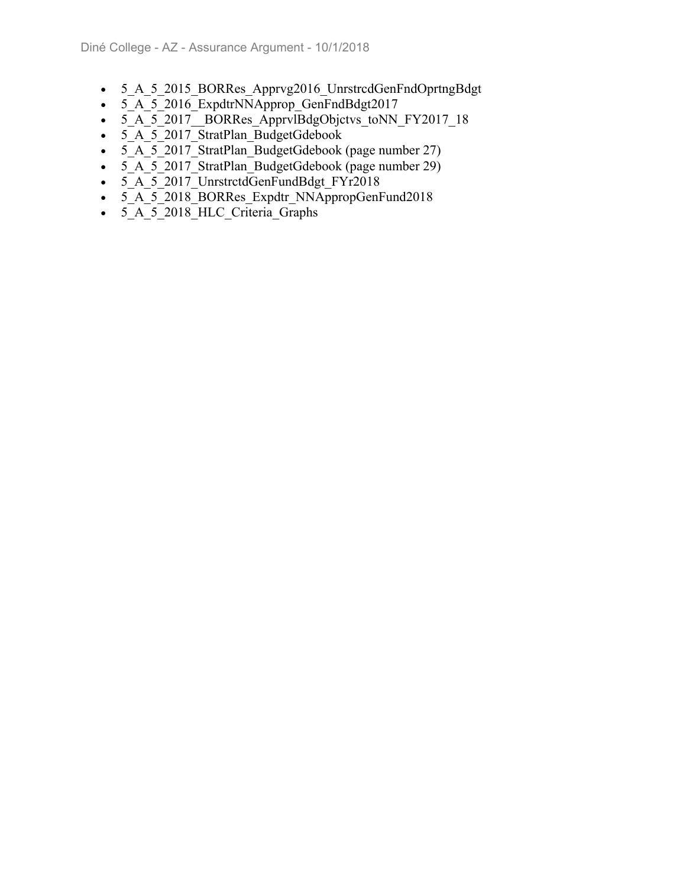- 5_A_5_2015_BORRes_Apprvg2016_UnrstrcdGenFndOprtngBdgt
- 5_A_5_2016_ExpdtrNNApprop_GenFndBdgt2017
- 5_A_5_2017__BORRes_ApprvlBdgObjctvs_toNN_FY2017_18
- 5_A_5_2017_StratPlan_BudgetGdebook
- 5_A_5_2017_StratPlan_BudgetGdebook (page number 27)
- 5_A_5_2017_StratPlan_BudgetGdebook (page number 29)
- 5_A_5_2017_UnrstrctdGenFundBdgt_FYr2018
- 5_A_5_2018_BORRes_Expdtr_NNAppropGenFund2018
- 5_A_5_2018_HLC_Criteria_Graphs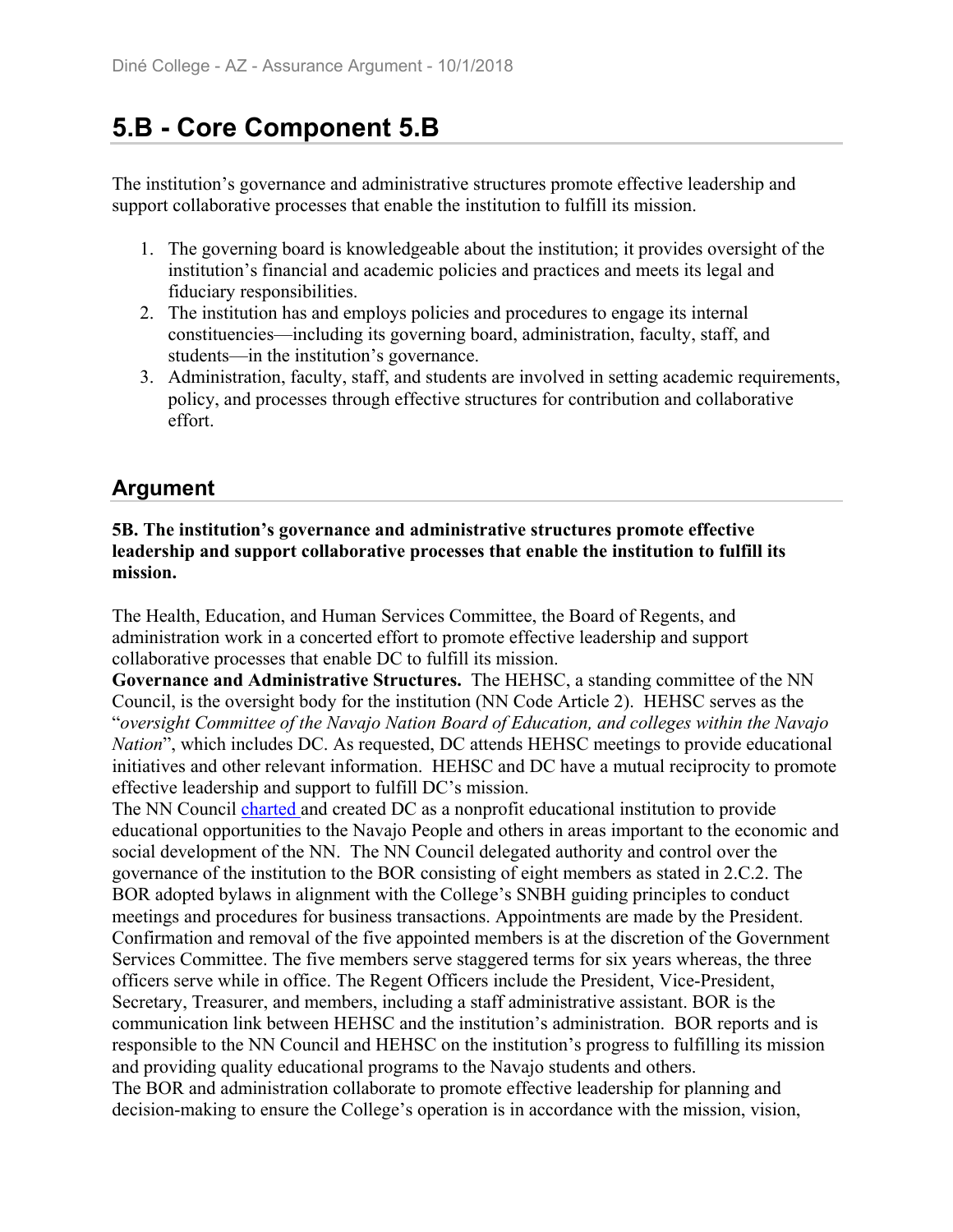# 5.B - Core Component 5.B

The institution's governance and administrative structures promote effective leadership and support collaborative processes that enable the institution to fulfill its mission.

1. The governing board is knowledgeable about the institution; it provides oversight of the institution's financial and academic policies and practices and meets its legal and fiduciary responsibilities.
2. The institution has and employs policies and procedures to engage its internal constituencies—including its governing board, administration, faculty, staff, and students—in the institution's governance.
3. Administration, faculty, staff, and students are involved in setting academic requirements, policy, and processes through effective structures for contribution and collaborative effort.

## Argument

**5B. The institution's governance and administrative structures promote effective leadership and support collaborative processes that enable the institution to fulfill its mission.**

The Health, Education, and Human Services Committee, the Board of Regents, and administration work in a concerted effort to promote effective leadership and support collaborative processes that enable DC to fulfill its mission.

**Governance and Administrative Structures.** The HEHSC, a standing committee of the NN Council, is the oversight body for the institution (NN Code Article 2). HEHSC serves as the "*oversight Committee of the Navajo Nation Board of Education, and colleges within the Navajo Nation*", which includes DC. As requested, DC attends HEHSC meetings to provide educational initiatives and other relevant information. HEHSC and DC have a mutual reciprocity to promote effective leadership and support to fulfill DC's mission.

The NN Council charted and created DC as a nonprofit educational institution to provide educational opportunities to the Navajo People and others in areas important to the economic and social development of the NN. The NN Council delegated authority and control over the governance of the institution to the BOR consisting of eight members as stated in 2.C.2. The BOR adopted bylaws in alignment with the College's SNBH guiding principles to conduct meetings and procedures for business transactions. Appointments are made by the President. Confirmation and removal of the five appointed members is at the discretion of the Government Services Committee. The five members serve staggered terms for six years whereas, the three officers serve while in office. The Regent Officers include the President, Vice-President, Secretary, Treasurer, and members, including a staff administrative assistant. BOR is the communication link between HEHSC and the institution's administration. BOR reports and is responsible to the NN Council and HEHSC on the institution's progress to fulfilling its mission and providing quality educational programs to the Navajo students and others.

The BOR and administration collaborate to promote effective leadership for planning and decision-making to ensure the College's operation is in accordance with the mission, vision,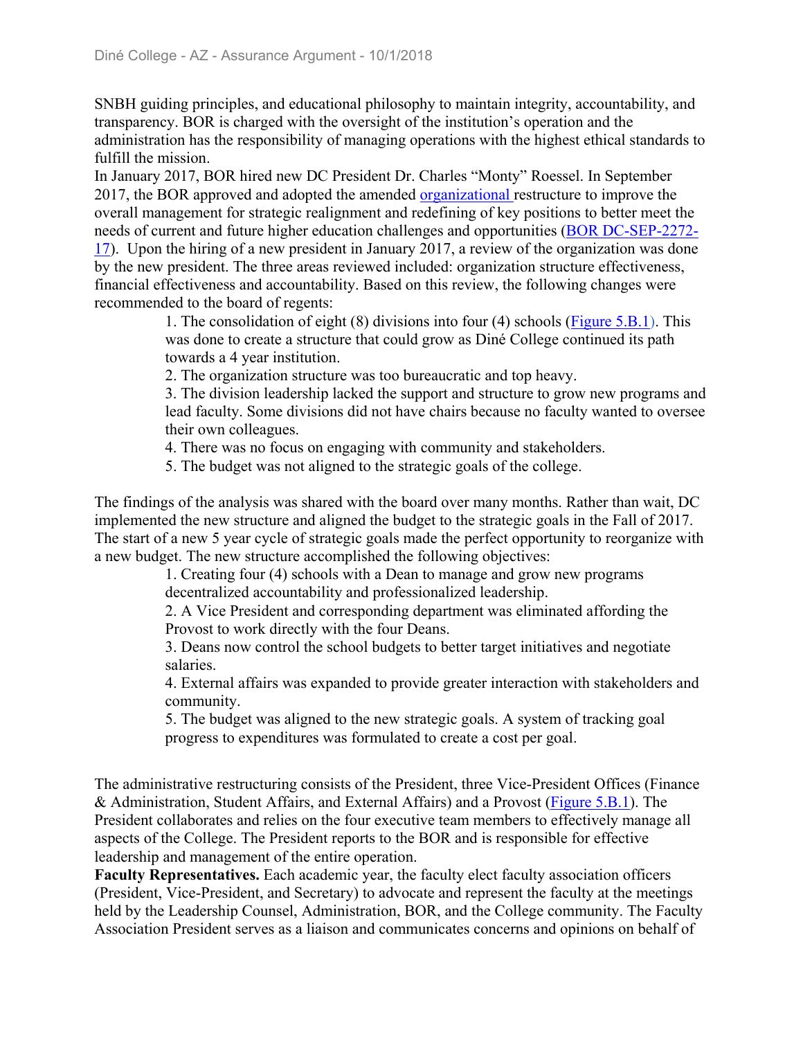SNBH guiding principles, and educational philosophy to maintain integrity, accountability, and transparency. BOR is charged with the oversight of the institution's operation and the administration has the responsibility of managing operations with the highest ethical standards to fulfill the mission.

In January 2017, BOR hired new DC President Dr. Charles "Monty" Roessel. In September 2017, the BOR approved and adopted the amended organizational restructure to improve the overall management for strategic realignment and redefining of key positions to better meet the needs of current and future higher education challenges and opportunities (BOR DC-SEP-2272-17). Upon the hiring of a new president in January 2017, a review of the organization was done by the new president. The three areas reviewed included: organization structure effectiveness, financial effectiveness and accountability. Based on this review, the following changes were recommended to the board of regents:

1. The consolidation of eight (8) divisions into four (4) schools (Figure 5.B.1). This was done to create a structure that could grow as Diné College continued its path towards a 4 year institution.
2. The organization structure was too bureaucratic and top heavy.
3. The division leadership lacked the support and structure to grow new programs and lead faculty. Some divisions did not have chairs because no faculty wanted to oversee their own colleagues.
4. There was no focus on engaging with community and stakeholders.
5. The budget was not aligned to the strategic goals of the college.

The findings of the analysis was shared with the board over many months. Rather than wait, DC implemented the new structure and aligned the budget to the strategic goals in the Fall of 2017. The start of a new 5 year cycle of strategic goals made the perfect opportunity to reorganize with a new budget. The new structure accomplished the following objectives:

1. Creating four (4) schools with a Dean to manage and grow new programs decentralized accountability and professionalized leadership.
2. A Vice President and corresponding department was eliminated affording the Provost to work directly with the four Deans.
3. Deans now control the school budgets to better target initiatives and negotiate salaries.
4. External affairs was expanded to provide greater interaction with stakeholders and community.
5. The budget was aligned to the new strategic goals. A system of tracking goal progress to expenditures was formulated to create a cost per goal.

The administrative restructuring consists of the President, three Vice-President Offices (Finance & Administration, Student Affairs, and External Affairs) and a Provost (Figure 5.B.1). The President collaborates and relies on the four executive team members to effectively manage all aspects of the College. The President reports to the BOR and is responsible for effective leadership and management of the entire operation.

**Faculty Representatives.** Each academic year, the faculty elect faculty association officers (President, Vice-President, and Secretary) to advocate and represent the faculty at the meetings held by the Leadership Counsel, Administration, BOR, and the College community. The Faculty Association President serves as a liaison and communicates concerns and opinions on behalf of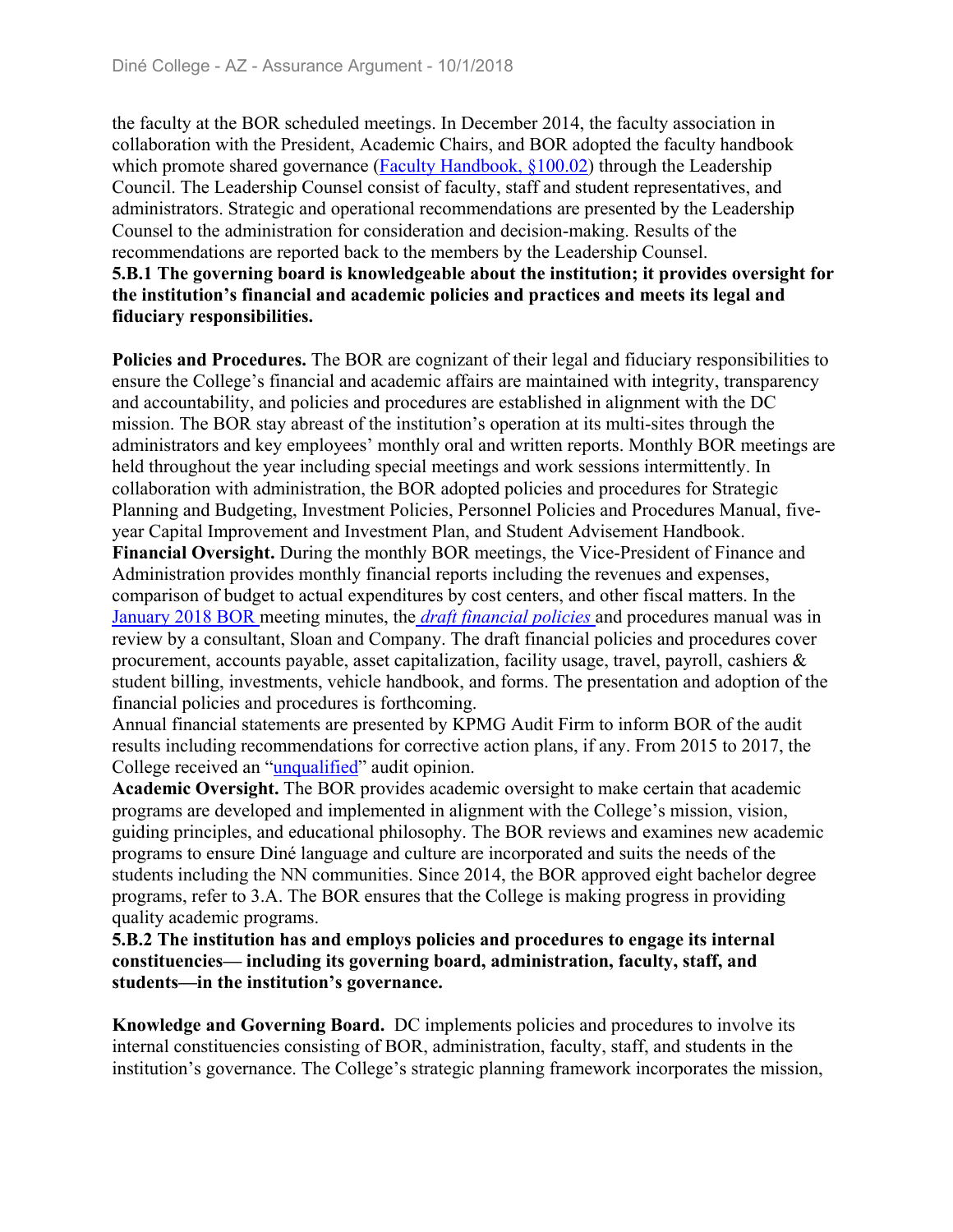the faculty at the BOR scheduled meetings. In December 2014, the faculty association in collaboration with the President, Academic Chairs, and BOR adopted the faculty handbook which promote shared governance (Faculty Handbook, §100.02) through the Leadership Council. The Leadership Counsel consist of faculty, staff and student representatives, and administrators. Strategic and operational recommendations are presented by the Leadership Counsel to the administration for consideration and decision-making. Results of the recommendations are reported back to the members by the Leadership Counsel.

**5.B.1 The governing board is knowledgeable about the institution; it provides oversight for the institution's financial and academic policies and practices and meets its legal and fiduciary responsibilities.**

**Policies and Procedures.** The BOR are cognizant of their legal and fiduciary responsibilities to ensure the College's financial and academic affairs are maintained with integrity, transparency and accountability, and policies and procedures are established in alignment with the DC mission. The BOR stay abreast of the institution's operation at its multi-sites through the administrators and key employees' monthly oral and written reports. Monthly BOR meetings are held throughout the year including special meetings and work sessions intermittently. In collaboration with administration, the BOR adopted policies and procedures for Strategic Planning and Budgeting, Investment Policies, Personnel Policies and Procedures Manual, five-year Capital Improvement and Investment Plan, and Student Advisement Handbook.

**Financial Oversight.** During the monthly BOR meetings, the Vice-President of Finance and Administration provides monthly financial reports including the revenues and expenses, comparison of budget to actual expenditures by cost centers, and other fiscal matters. In the January 2018 BOR meeting minutes, the *draft financial policies* and procedures manual was in review by a consultant, Sloan and Company. The draft financial policies and procedures cover procurement, accounts payable, asset capitalization, facility usage, travel, payroll, cashiers & student billing, investments, vehicle handbook, and forms. The presentation and adoption of the financial policies and procedures is forthcoming.

Annual financial statements are presented by KPMG Audit Firm to inform BOR of the audit results including recommendations for corrective action plans, if any. From 2015 to 2017, the College received an "unqualified" audit opinion.

**Academic Oversight.** The BOR provides academic oversight to make certain that academic programs are developed and implemented in alignment with the College's mission, vision, guiding principles, and educational philosophy. The BOR reviews and examines new academic programs to ensure Diné language and culture are incorporated and suits the needs of the students including the NN communities. Since 2014, the BOR approved eight bachelor degree programs, refer to 3.A. The BOR ensures that the College is making progress in providing quality academic programs.

**5.B.2 The institution has and employs policies and procedures to engage its internal constituencies— including its governing board, administration, faculty, staff, and students—in the institution's governance.**

**Knowledge and Governing Board.** DC implements policies and procedures to involve its internal constituencies consisting of BOR, administration, faculty, staff, and students in the institution's governance. The College's strategic planning framework incorporates the mission,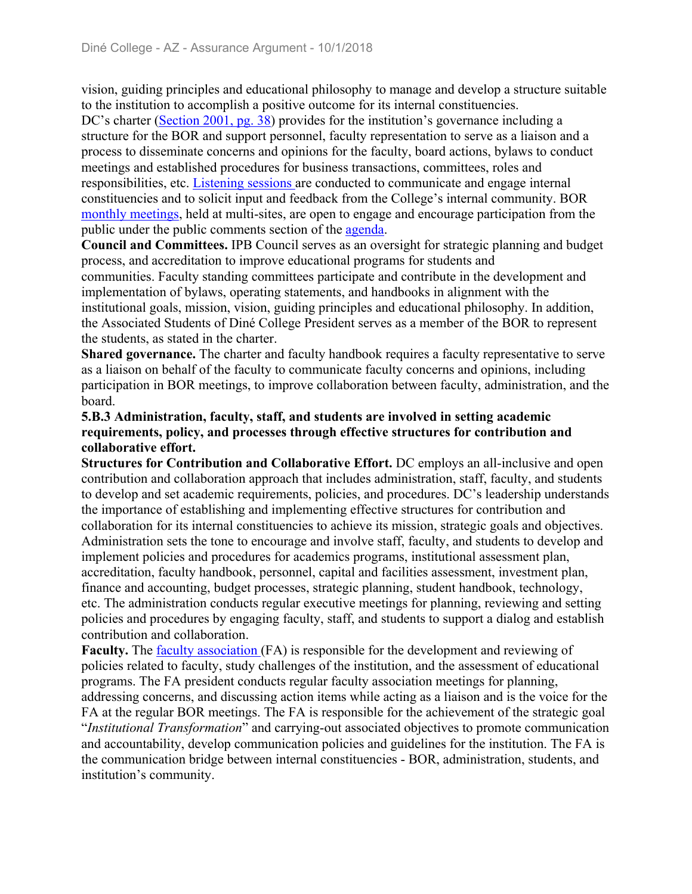vision, guiding principles and educational philosophy to manage and develop a structure suitable to the institution to accomplish a positive outcome for its internal constituencies.
DC's charter (Section 2001, pg. 38) provides for the institution's governance including a structure for the BOR and support personnel, faculty representation to serve as a liaison and a process to disseminate concerns and opinions for the faculty, board actions, bylaws to conduct meetings and established procedures for business transactions, committees, roles and responsibilities, etc. Listening sessions are conducted to communicate and engage internal constituencies and to solicit input and feedback from the College's internal community. BOR monthly meetings, held at multi-sites, are open to engage and encourage participation from the public under the public comments section of the agenda.

**Council and Committees.** IPB Council serves as an oversight for strategic planning and budget process, and accreditation to improve educational programs for students and communities. Faculty standing committees participate and contribute in the development and implementation of bylaws, operating statements, and handbooks in alignment with the institutional goals, mission, vision, guiding principles and educational philosophy. In addition, the Associated Students of Diné College President serves as a member of the BOR to represent the students, as stated in the charter.

**Shared governance.** The charter and faculty handbook requires a faculty representative to serve as a liaison on behalf of the faculty to communicate faculty concerns and opinions, including participation in BOR meetings, to improve collaboration between faculty, administration, and the board.

**5.B.3 Administration, faculty, staff, and students are involved in setting academic requirements, policy, and processes through effective structures for contribution and collaborative effort.**

**Structures for Contribution and Collaborative Effort.** DC employs an all-inclusive and open contribution and collaboration approach that includes administration, staff, faculty, and students to develop and set academic requirements, policies, and procedures. DC's leadership understands the importance of establishing and implementing effective structures for contribution and collaboration for its internal constituencies to achieve its mission, strategic goals and objectives. Administration sets the tone to encourage and involve staff, faculty, and students to develop and implement policies and procedures for academics programs, institutional assessment plan, accreditation, faculty handbook, personnel, capital and facilities assessment, investment plan, finance and accounting, budget processes, strategic planning, student handbook, technology, etc. The administration conducts regular executive meetings for planning, reviewing and setting policies and procedures by engaging faculty, staff, and students to support a dialog and establish contribution and collaboration.

**Faculty.** The faculty association (FA) is responsible for the development and reviewing of policies related to faculty, study challenges of the institution, and the assessment of educational programs. The FA president conducts regular faculty association meetings for planning, addressing concerns, and discussing action items while acting as a liaison and is the voice for the FA at the regular BOR meetings. The FA is responsible for the achievement of the strategic goal "*Institutional Transformation*" and carrying-out associated objectives to promote communication and accountability, develop communication policies and guidelines for the institution. The FA is the communication bridge between internal constituencies - BOR, administration, students, and institution's community.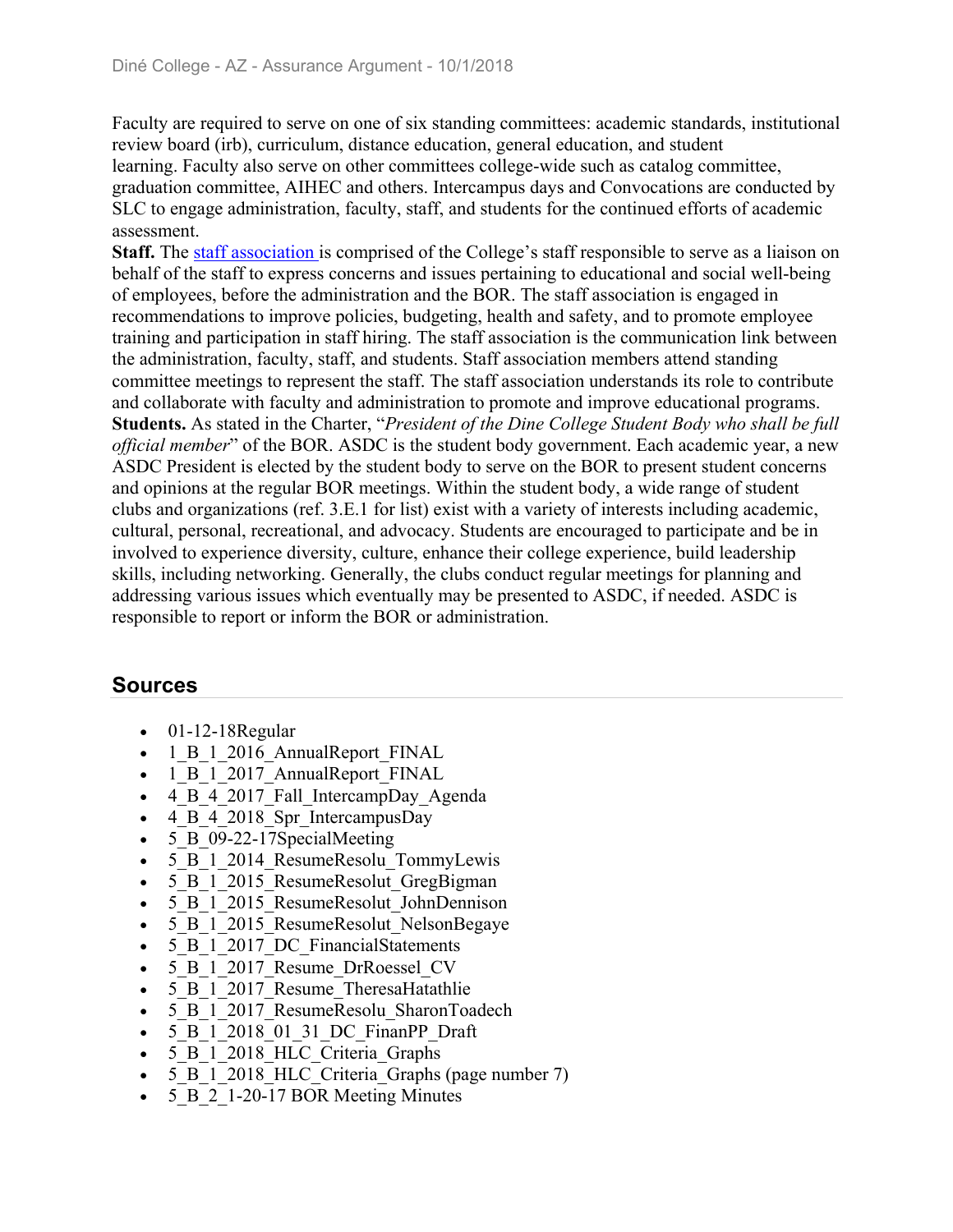Faculty are required to serve on one of six standing committees: academic standards, institutional review board (irb), curriculum, distance education, general education, and student learning. Faculty also serve on other committees college-wide such as catalog committee, graduation committee, AIHEC and others. Intercampus days and Convocations are conducted by SLC to engage administration, faculty, staff, and students for the continued efforts of academic assessment.

**Staff.** The staff association is comprised of the College's staff responsible to serve as a liaison on behalf of the staff to express concerns and issues pertaining to educational and social well-being of employees, before the administration and the BOR. The staff association is engaged in recommendations to improve policies, budgeting, health and safety, and to promote employee training and participation in staff hiring. The staff association is the communication link between the administration, faculty, staff, and students. Staff association members attend standing committee meetings to represent the staff. The staff association understands its role to contribute and collaborate with faculty and administration to promote and improve educational programs.

**Students.** As stated in the Charter, "*President of the Dine College Student Body who shall be full official member*" of the BOR. ASDC is the student body government. Each academic year, a new ASDC President is elected by the student body to serve on the BOR to present student concerns and opinions at the regular BOR meetings. Within the student body, a wide range of student clubs and organizations (ref. 3.E.1 for list) exist with a variety of interests including academic, cultural, personal, recreational, and advocacy. Students are encouraged to participate and be in involved to experience diversity, culture, enhance their college experience, build leadership skills, including networking. Generally, the clubs conduct regular meetings for planning and addressing various issues which eventually may be presented to ASDC, if needed. ASDC is responsible to report or inform the BOR or administration.

## Sources

- 01-12-18Regular
- 1_B_1_2016_AnnualReport_FINAL
- 1_B_1_2017_AnnualReport_FINAL
- 4_B_4_2017_Fall_IntercampDay_Agenda
- 4_B_4_2018_Spr_IntercampusDay
- 5_B_09-22-17SpecialMeeting
- 5_B_1_2014_ResumeResolu_TommyLewis
- 5_B_1_2015_ResumeResolut_GregBigman
- 5_B_1_2015_ResumeResolut_JohnDennison
- 5_B_1_2015_ResumeResolut_NelsonBegaye
- 5_B_1_2017_DC_FinancialStatements
- 5_B_1_2017_Resume_DrRoessel_CV
- 5_B_1_2017_Resume_TheresaHatathlie
- 5_B_1_2017_ResumeResolu_SharonToadech
- 5_B_1_2018_01_31_DC_FinanPP_Draft
- 5_B_1_2018_HLC_Criteria_Graphs
- 5_B_1_2018_HLC_Criteria_Graphs (page number 7)
- 5_B_2_1-20-17 BOR Meeting Minutes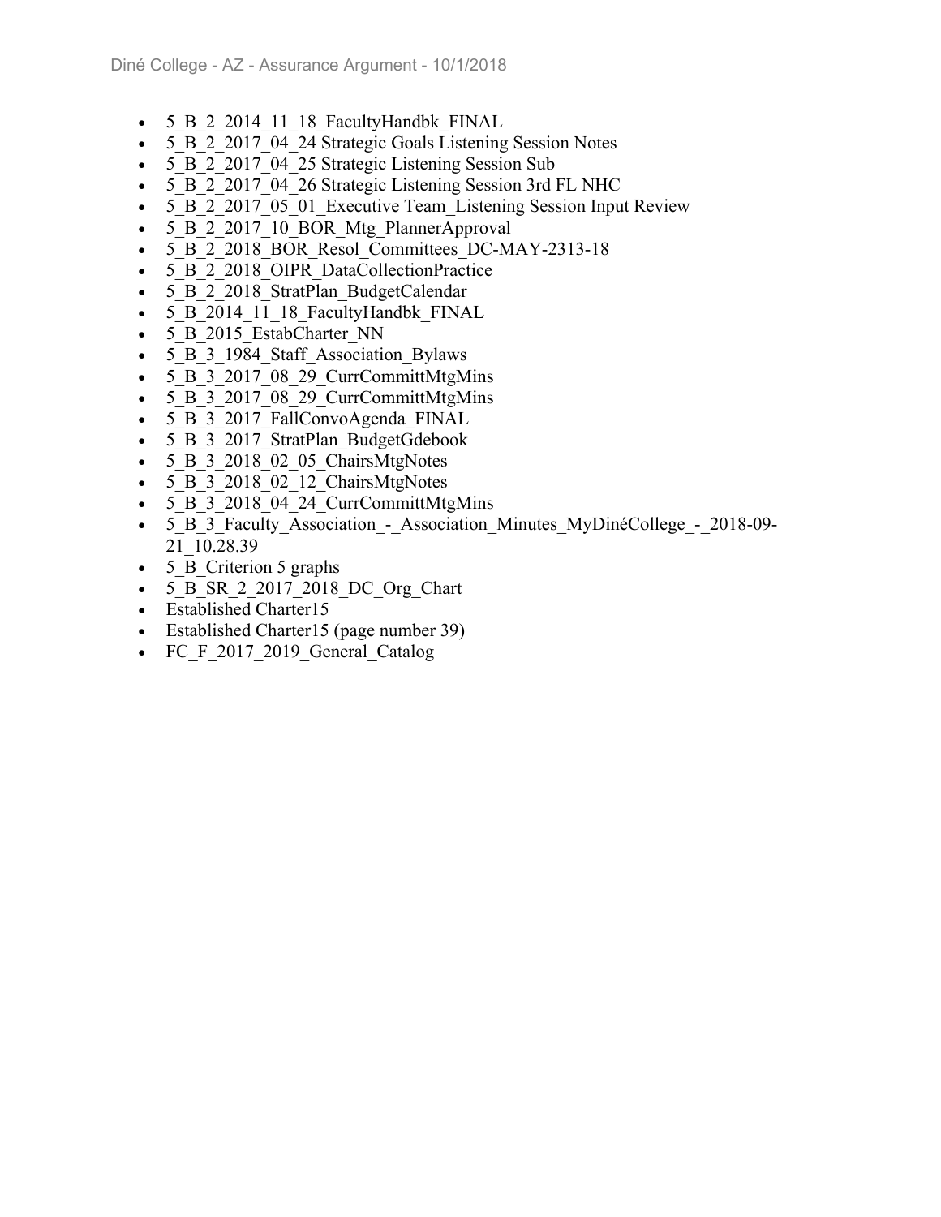- 5_B_2_2014_11_18_FacultyHandbk_FINAL
- 5_B_2_2017_04_24 Strategic Goals Listening Session Notes
- 5_B_2_2017_04_25 Strategic Listening Session Sub
- 5_B_2_2017_04_26 Strategic Listening Session 3rd FL NHC
- 5_B_2_2017_05_01_Executive Team_Listening Session Input Review
- 5_B_2_2017_10_BOR_Mtg_PlannerApproval
- 5_B_2_2018_BOR_Resol_Committees_DC-MAY-2313-18
- 5_B_2_2018_OIPR_DataCollectionPractice
- 5_B_2_2018_StratPlan_BudgetCalendar
- 5_B_2014_11_18_FacultyHandbk_FINAL
- 5_B_2015_EstabCharter_NN
- 5_B_3_1984_Staff_Association_Bylaws
- 5_B_3_2017_08_29_CurrCommittMtgMins
- 5_B_3_2017_08_29_CurrCommittMtgMins
- 5_B_3_2017_FallConvoAgenda_FINAL
- 5_B_3_2017_StratPlan_BudgetGdebook
- 5_B_3_2018_02_05_ChairsMtgNotes
- 5_B_3_2018_02_12_ChairsMtgNotes
- 5_B_3_2018_04_24_CurrCommittMtgMins
- 5_B_3_Faculty_Association_-_Association_Minutes_MyDinéCollege_-_2018-09-21_10.28.39
- 5_B_Criterion 5 graphs
- 5_B_SR_2_2017_2018_DC_Org_Chart
- Established Charter15
- Established Charter15 (page number 39)
- FC_F_2017_2019_General_Catalog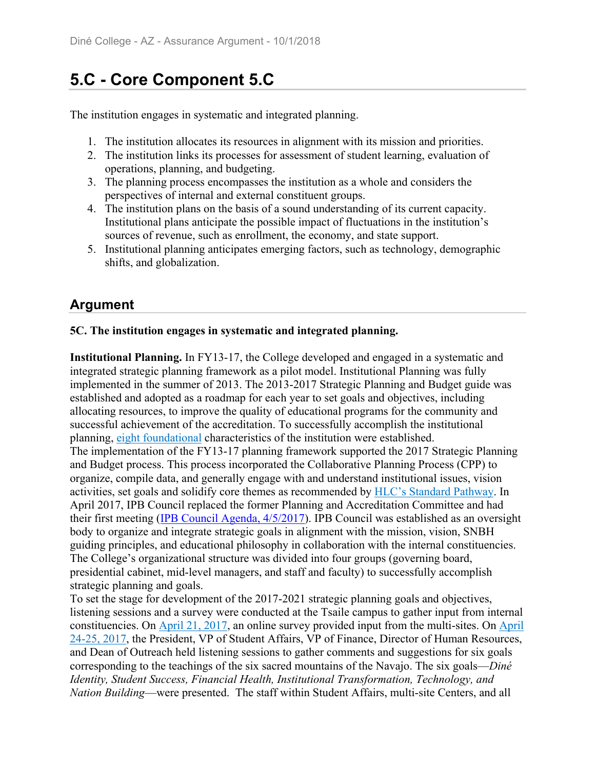# 5.C - Core Component 5.C

The institution engages in systematic and integrated planning.

1. The institution allocates its resources in alignment with its mission and priorities.
2. The institution links its processes for assessment of student learning, evaluation of operations, planning, and budgeting.
3. The planning process encompasses the institution as a whole and considers the perspectives of internal and external constituent groups.
4. The institution plans on the basis of a sound understanding of its current capacity. Institutional plans anticipate the possible impact of fluctuations in the institution's sources of revenue, such as enrollment, the economy, and state support.
5. Institutional planning anticipates emerging factors, such as technology, demographic shifts, and globalization.

## Argument

**5C. The institution engages in systematic and integrated planning.**

**Institutional Planning.** In FY13-17, the College developed and engaged in a systematic and integrated strategic planning framework as a pilot model. Institutional Planning was fully implemented in the summer of 2013. The 2013-2017 Strategic Planning and Budget guide was established and adopted as a roadmap for each year to set goals and objectives, including allocating resources, to improve the quality of educational programs for the community and successful achievement of the accreditation. To successfully accomplish the institutional planning, eight foundational characteristics of the institution were established.
The implementation of the FY13-17 planning framework supported the 2017 Strategic Planning and Budget process. This process incorporated the Collaborative Planning Process (CPP) to organize, compile data, and generally engage with and understand institutional issues, vision activities, set goals and solidify core themes as recommended by HLC's Standard Pathway. In April 2017, IPB Council replaced the former Planning and Accreditation Committee and had their first meeting (IPB Council Agenda, 4/5/2017). IPB Council was established as an oversight body to organize and integrate strategic goals in alignment with the mission, vision, SNBH guiding principles, and educational philosophy in collaboration with the internal constituencies. The College's organizational structure was divided into four groups (governing board, presidential cabinet, mid-level managers, and staff and faculty) to successfully accomplish strategic planning and goals.
To set the stage for development of the 2017-2021 strategic planning goals and objectives, listening sessions and a survey were conducted at the Tsaile campus to gather input from internal constituencies. On April 21, 2017, an online survey provided input from the multi-sites. On April 24-25, 2017, the President, VP of Student Affairs, VP of Finance, Director of Human Resources, and Dean of Outreach held listening sessions to gather comments and suggestions for six goals corresponding to the teachings of the six sacred mountains of the Navajo. The six goals—*Diné Identity, Student Success, Financial Health, Institutional Transformation, Technology, and Nation Building*—were presented. The staff within Student Affairs, multi-site Centers, and all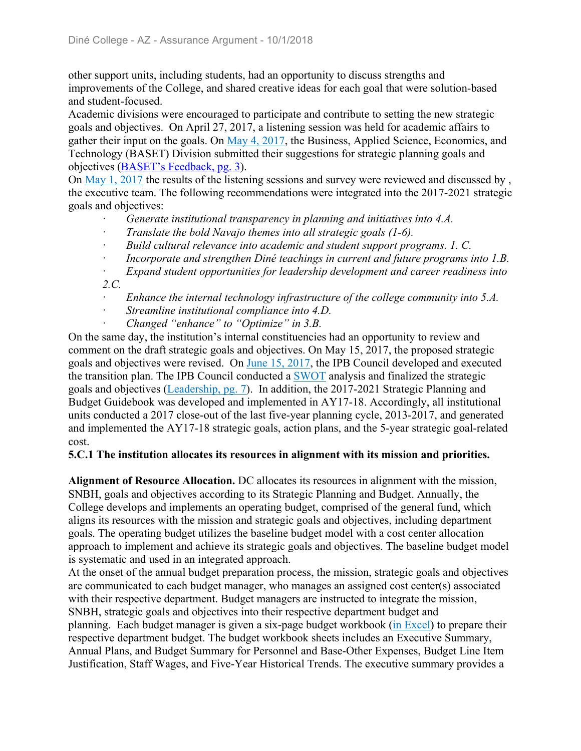other support units, including students, had an opportunity to discuss strengths and improvements of the College, and shared creative ideas for each goal that were solution-based and student-focused.

Academic divisions were encouraged to participate and contribute to setting the new strategic goals and objectives. On April 27, 2017, a listening session was held for academic affairs to gather their input on the goals. On May 4, 2017, the Business, Applied Science, Economics, and Technology (BASET) Division submitted their suggestions for strategic planning goals and objectives (BASET's Feedback, pg. 3).

On May 1, 2017 the results of the listening sessions and survey were reviewed and discussed by , the executive team. The following recommendations were integrated into the 2017-2021 strategic goals and objectives:

- *Generate institutional transparency in planning and initiatives into 4.A.*
- *Translate the bold Navajo themes into all strategic goals (1-6).*
- *Build cultural relevance into academic and student support programs. 1. C.*
- *Incorporate and strengthen Diné teachings in current and future programs into 1.B.*
- *Expand student opportunities for leadership development and career readiness into 2.C.*
- *Enhance the internal technology infrastructure of the college community into 5.A.*
- *Streamline institutional compliance into 4.D.*
- *Changed "enhance" to "Optimize" in 3.B.*

On the same day, the institution's internal constituencies had an opportunity to review and comment on the draft strategic goals and objectives. On May 15, 2017, the proposed strategic goals and objectives were revised. On June 15, 2017, the IPB Council developed and executed the transition plan. The IPB Council conducted a SWOT analysis and finalized the strategic goals and objectives (Leadership, pg. 7). In addition, the 2017-2021 Strategic Planning and Budget Guidebook was developed and implemented in AY17-18. Accordingly, all institutional units conducted a 2017 close-out of the last five-year planning cycle, 2013-2017, and generated and implemented the AY17-18 strategic goals, action plans, and the 5-year strategic goal-related cost.

**5.C.1 The institution allocates its resources in alignment with its mission and priorities.**

**Alignment of Resource Allocation.** DC allocates its resources in alignment with the mission, SNBH, goals and objectives according to its Strategic Planning and Budget. Annually, the College develops and implements an operating budget, comprised of the general fund, which aligns its resources with the mission and strategic goals and objectives, including department goals. The operating budget utilizes the baseline budget model with a cost center allocation approach to implement and achieve its strategic goals and objectives. The baseline budget model is systematic and used in an integrated approach.

At the onset of the annual budget preparation process, the mission, strategic goals and objectives are communicated to each budget manager, who manages an assigned cost center(s) associated with their respective department. Budget managers are instructed to integrate the mission, SNBH, strategic goals and objectives into their respective department budget and planning. Each budget manager is given a six-page budget workbook (in Excel) to prepare their respective department budget. The budget workbook sheets includes an Executive Summary, Annual Plans, and Budget Summary for Personnel and Base-Other Expenses, Budget Line Item Justification, Staff Wages, and Five-Year Historical Trends. The executive summary provides a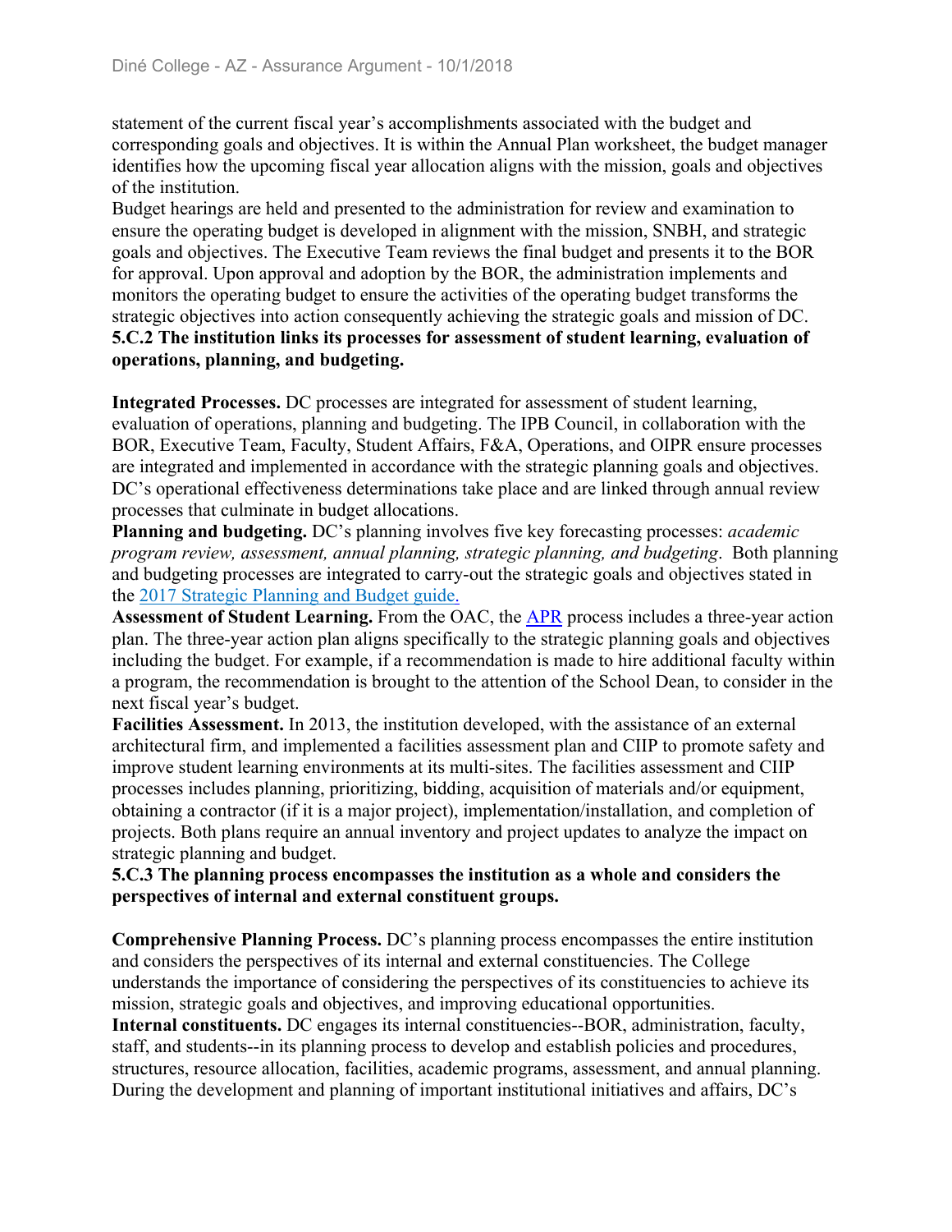statement of the current fiscal year's accomplishments associated with the budget and corresponding goals and objectives. It is within the Annual Plan worksheet, the budget manager identifies how the upcoming fiscal year allocation aligns with the mission, goals and objectives of the institution.

Budget hearings are held and presented to the administration for review and examination to ensure the operating budget is developed in alignment with the mission, SNBH, and strategic goals and objectives. The Executive Team reviews the final budget and presents it to the BOR for approval. Upon approval and adoption by the BOR, the administration implements and monitors the operating budget to ensure the activities of the operating budget transforms the strategic objectives into action consequently achieving the strategic goals and mission of DC.

**5.C.2 The institution links its processes for assessment of student learning, evaluation of operations, planning, and budgeting.**

**Integrated Processes.** DC processes are integrated for assessment of student learning, evaluation of operations, planning and budgeting. The IPB Council, in collaboration with the BOR, Executive Team, Faculty, Student Affairs, F&A, Operations, and OIPR ensure processes are integrated and implemented in accordance with the strategic planning goals and objectives. DC's operational effectiveness determinations take place and are linked through annual review processes that culminate in budget allocations.

**Planning and budgeting.** DC's planning involves five key forecasting processes: *academic program review, assessment, annual planning, strategic planning, and budgeting*. Both planning and budgeting processes are integrated to carry-out the strategic goals and objectives stated in the 2017 Strategic Planning and Budget guide.

**Assessment of Student Learning.** From the OAC, the APR process includes a three-year action plan. The three-year action plan aligns specifically to the strategic planning goals and objectives including the budget. For example, if a recommendation is made to hire additional faculty within a program, the recommendation is brought to the attention of the School Dean, to consider in the next fiscal year's budget.

**Facilities Assessment.** In 2013, the institution developed, with the assistance of an external architectural firm, and implemented a facilities assessment plan and CIIP to promote safety and improve student learning environments at its multi-sites. The facilities assessment and CIIP processes includes planning, prioritizing, bidding, acquisition of materials and/or equipment, obtaining a contractor (if it is a major project), implementation/installation, and completion of projects. Both plans require an annual inventory and project updates to analyze the impact on strategic planning and budget.

**5.C.3 The planning process encompasses the institution as a whole and considers the perspectives of internal and external constituent groups.**

**Comprehensive Planning Process.** DC's planning process encompasses the entire institution and considers the perspectives of its internal and external constituencies. The College understands the importance of considering the perspectives of its constituencies to achieve its mission, strategic goals and objectives, and improving educational opportunities.

**Internal constituents.** DC engages its internal constituencies--BOR, administration, faculty, staff, and students--in its planning process to develop and establish policies and procedures, structures, resource allocation, facilities, academic programs, assessment, and annual planning. During the development and planning of important institutional initiatives and affairs, DC's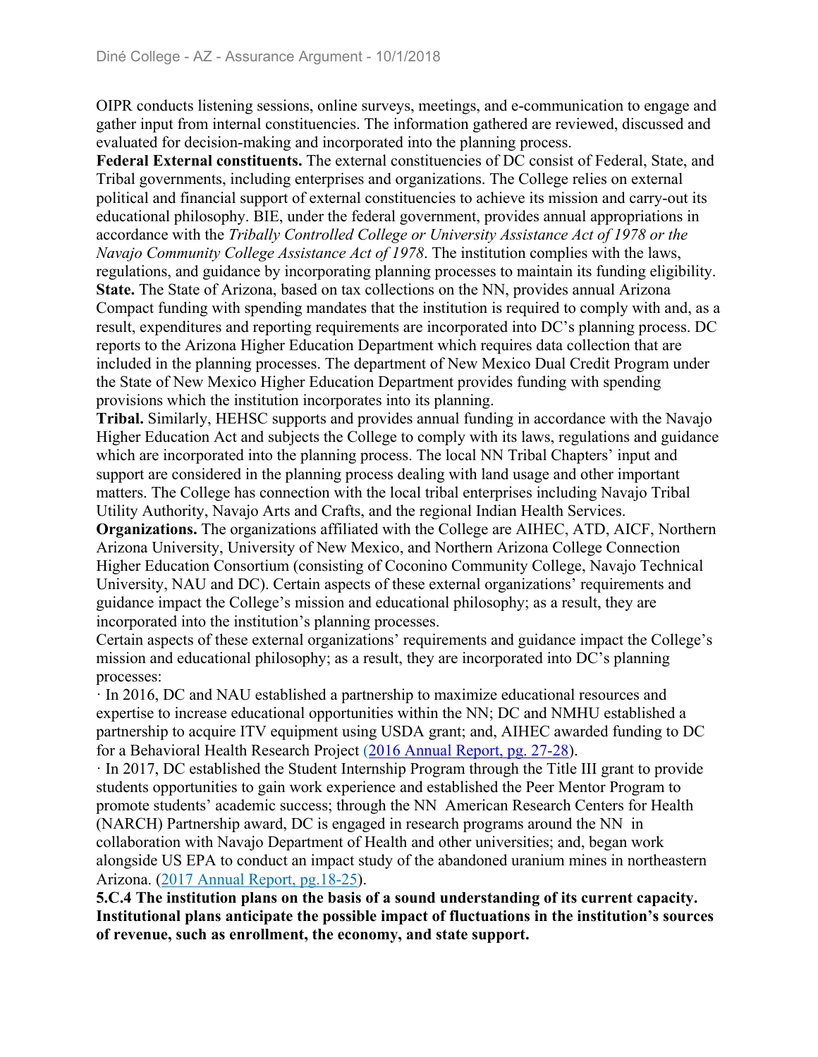OIPR conducts listening sessions, online surveys, meetings, and e-communication to engage and gather input from internal constituencies. The information gathered are reviewed, discussed and evaluated for decision-making and incorporated into the planning process.

**Federal External constituents.** The external constituencies of DC consist of Federal, State, and Tribal governments, including enterprises and organizations. The College relies on external political and financial support of external constituencies to achieve its mission and carry-out its educational philosophy. BIE, under the federal government, provides annual appropriations in accordance with the *Tribally Controlled College or University Assistance Act of 1978 or the Navajo Community College Assistance Act of 1978*. The institution complies with the laws, regulations, and guidance by incorporating planning processes to maintain its funding eligibility.

**State.** The State of Arizona, based on tax collections on the NN, provides annual Arizona Compact funding with spending mandates that the institution is required to comply with and, as a result, expenditures and reporting requirements are incorporated into DC's planning process. DC reports to the Arizona Higher Education Department which requires data collection that are included in the planning processes. The department of New Mexico Dual Credit Program under the State of New Mexico Higher Education Department provides funding with spending provisions which the institution incorporates into its planning.

**Tribal.** Similarly, HEHSC supports and provides annual funding in accordance with the Navajo Higher Education Act and subjects the College to comply with its laws, regulations and guidance which are incorporated into the planning process. The local NN Tribal Chapters' input and support are considered in the planning process dealing with land usage and other important matters. The College has connection with the local tribal enterprises including Navajo Tribal Utility Authority, Navajo Arts and Crafts, and the regional Indian Health Services.

**Organizations.** The organizations affiliated with the College are AIHEC, ATD, AICF, Northern Arizona University, University of New Mexico, and Northern Arizona College Connection Higher Education Consortium (consisting of Coconino Community College, Navajo Technical University, NAU and DC). Certain aspects of these external organizations' requirements and guidance impact the College's mission and educational philosophy; as a result, they are incorporated into the institution's planning processes.

Certain aspects of these external organizations' requirements and guidance impact the College's mission and educational philosophy; as a result, they are incorporated into DC's planning processes:

· In 2016, DC and NAU established a partnership to maximize educational resources and expertise to increase educational opportunities within the NN; DC and NMHU established a partnership to acquire ITV equipment using USDA grant; and, AIHEC awarded funding to DC for a Behavioral Health Research Project (2016 Annual Report, pg. 27-28).

· In 2017, DC established the Student Internship Program through the Title III grant to provide students opportunities to gain work experience and established the Peer Mentor Program to promote students' academic success; through the NN American Research Centers for Health (NARCH) Partnership award, DC is engaged in research programs around the NN in collaboration with Navajo Department of Health and other universities; and, began work alongside US EPA to conduct an impact study of the abandoned uranium mines in northeastern Arizona. (2017 Annual Report, pg.18-25).

**5.C.4 The institution plans on the basis of a sound understanding of its current capacity. Institutional plans anticipate the possible impact of fluctuations in the institution's sources of revenue, such as enrollment, the economy, and state support.**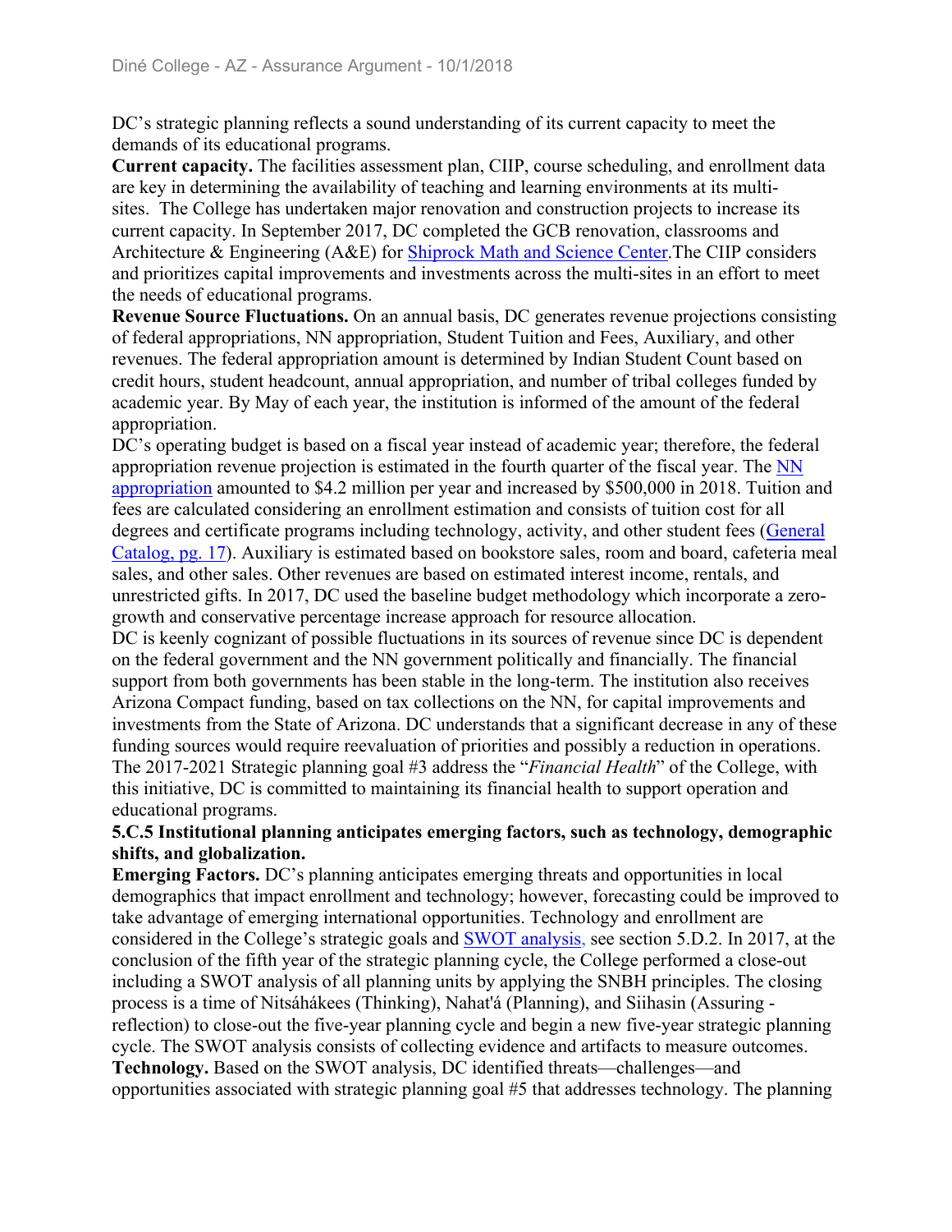DC's strategic planning reflects a sound understanding of its current capacity to meet the demands of its educational programs.

**Current capacity.** The facilities assessment plan, CIIP, course scheduling, and enrollment data are key in determining the availability of teaching and learning environments at its multi-sites. The College has undertaken major renovation and construction projects to increase its current capacity. In September 2017, DC completed the GCB renovation, classrooms and Architecture & Engineering (A&E) for Shiprock Math and Science Center.The CIIP considers and prioritizes capital improvements and investments across the multi-sites in an effort to meet the needs of educational programs.

**Revenue Source Fluctuations.** On an annual basis, DC generates revenue projections consisting of federal appropriations, NN appropriation, Student Tuition and Fees, Auxiliary, and other revenues. The federal appropriation amount is determined by Indian Student Count based on credit hours, student headcount, annual appropriation, and number of tribal colleges funded by academic year. By May of each year, the institution is informed of the amount of the federal appropriation.

DC's operating budget is based on a fiscal year instead of academic year; therefore, the federal appropriation revenue projection is estimated in the fourth quarter of the fiscal year. The NN appropriation amounted to $4.2 million per year and increased by $500,000 in 2018. Tuition and fees are calculated considering an enrollment estimation and consists of tuition cost for all degrees and certificate programs including technology, activity, and other student fees (General Catalog, pg. 17). Auxiliary is estimated based on bookstore sales, room and board, cafeteria meal sales, and other sales. Other revenues are based on estimated interest income, rentals, and unrestricted gifts. In 2017, DC used the baseline budget methodology which incorporate a zero-growth and conservative percentage increase approach for resource allocation.

DC is keenly cognizant of possible fluctuations in its sources of revenue since DC is dependent on the federal government and the NN government politically and financially. The financial support from both governments has been stable in the long-term. The institution also receives Arizona Compact funding, based on tax collections on the NN, for capital improvements and investments from the State of Arizona. DC understands that a significant decrease in any of these funding sources would require reevaluation of priorities and possibly a reduction in operations. The 2017-2021 Strategic planning goal #3 address the "*Financial Health*" of the College, with this initiative, DC is committed to maintaining its financial health to support operation and educational programs.

**5.C.5 Institutional planning anticipates emerging factors, such as technology, demographic shifts, and globalization.**

**Emerging Factors.** DC's planning anticipates emerging threats and opportunities in local demographics that impact enrollment and technology; however, forecasting could be improved to take advantage of emerging international opportunities. Technology and enrollment are considered in the College's strategic goals and SWOT analysis, see section 5.D.2. In 2017, at the conclusion of the fifth year of the strategic planning cycle, the College performed a close-out including a SWOT analysis of all planning units by applying the SNBH principles. The closing process is a time of Nitsáhákees (Thinking), Nahat'á (Planning), and Siihasin (Assuring - reflection) to close-out the five-year planning cycle and begin a new five-year strategic planning cycle. The SWOT analysis consists of collecting evidence and artifacts to measure outcomes.

**Technology.** Based on the SWOT analysis, DC identified threats—challenges—and opportunities associated with strategic planning goal #5 that addresses technology. The planning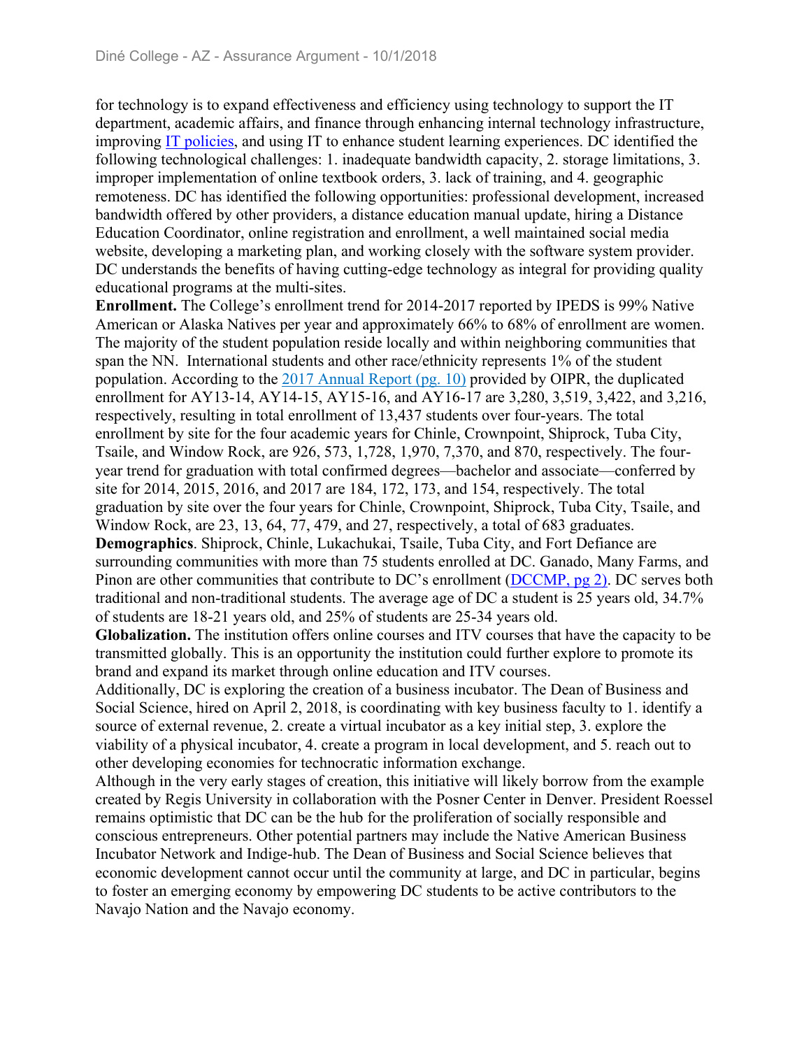for technology is to expand effectiveness and efficiency using technology to support the IT department, academic affairs, and finance through enhancing internal technology infrastructure, improving IT policies, and using IT to enhance student learning experiences. DC identified the following technological challenges: 1. inadequate bandwidth capacity, 2. storage limitations, 3. improper implementation of online textbook orders, 3. lack of training, and 4. geographic remoteness. DC has identified the following opportunities: professional development, increased bandwidth offered by other providers, a distance education manual update, hiring a Distance Education Coordinator, online registration and enrollment, a well maintained social media website, developing a marketing plan, and working closely with the software system provider. DC understands the benefits of having cutting-edge technology as integral for providing quality educational programs at the multi-sites.

**Enrollment.** The College's enrollment trend for 2014-2017 reported by IPEDS is 99% Native American or Alaska Natives per year and approximately 66% to 68% of enrollment are women. The majority of the student population reside locally and within neighboring communities that span the NN. International students and other race/ethnicity represents 1% of the student population. According to the 2017 Annual Report (pg. 10) provided by OIPR, the duplicated enrollment for AY13-14, AY14-15, AY15-16, and AY16-17 are 3,280, 3,519, 3,422, and 3,216, respectively, resulting in total enrollment of 13,437 students over four-years. The total enrollment by site for the four academic years for Chinle, Crownpoint, Shiprock, Tuba City, Tsaile, and Window Rock, are 926, 573, 1,728, 1,970, 7,370, and 870, respectively. The four-year trend for graduation with total confirmed degrees—bachelor and associate—conferred by site for 2014, 2015, 2016, and 2017 are 184, 172, 173, and 154, respectively. The total graduation by site over the four years for Chinle, Crownpoint, Shiprock, Tuba City, Tsaile, and Window Rock, are 23, 13, 64, 77, 479, and 27, respectively, a total of 683 graduates.

**Demographics**. Shiprock, Chinle, Lukachukai, Tsaile, Tuba City, and Fort Defiance are surrounding communities with more than 75 students enrolled at DC. Ganado, Many Farms, and Pinon are other communities that contribute to DC's enrollment (DCCMP, pg 2). DC serves both traditional and non-traditional students. The average age of DC a student is 25 years old, 34.7% of students are 18-21 years old, and 25% of students are 25-34 years old.

**Globalization.** The institution offers online courses and ITV courses that have the capacity to be transmitted globally. This is an opportunity the institution could further explore to promote its brand and expand its market through online education and ITV courses.

Additionally, DC is exploring the creation of a business incubator. The Dean of Business and Social Science, hired on April 2, 2018, is coordinating with key business faculty to 1. identify a source of external revenue, 2. create a virtual incubator as a key initial step, 3. explore the viability of a physical incubator, 4. create a program in local development, and 5. reach out to other developing economies for technocratic information exchange.

Although in the very early stages of creation, this initiative will likely borrow from the example created by Regis University in collaboration with the Posner Center in Denver. President Roessel remains optimistic that DC can be the hub for the proliferation of socially responsible and conscious entrepreneurs. Other potential partners may include the Native American Business Incubator Network and Indige-hub. The Dean of Business and Social Science believes that economic development cannot occur until the community at large, and DC in particular, begins to foster an emerging economy by empowering DC students to be active contributors to the Navajo Nation and the Navajo economy.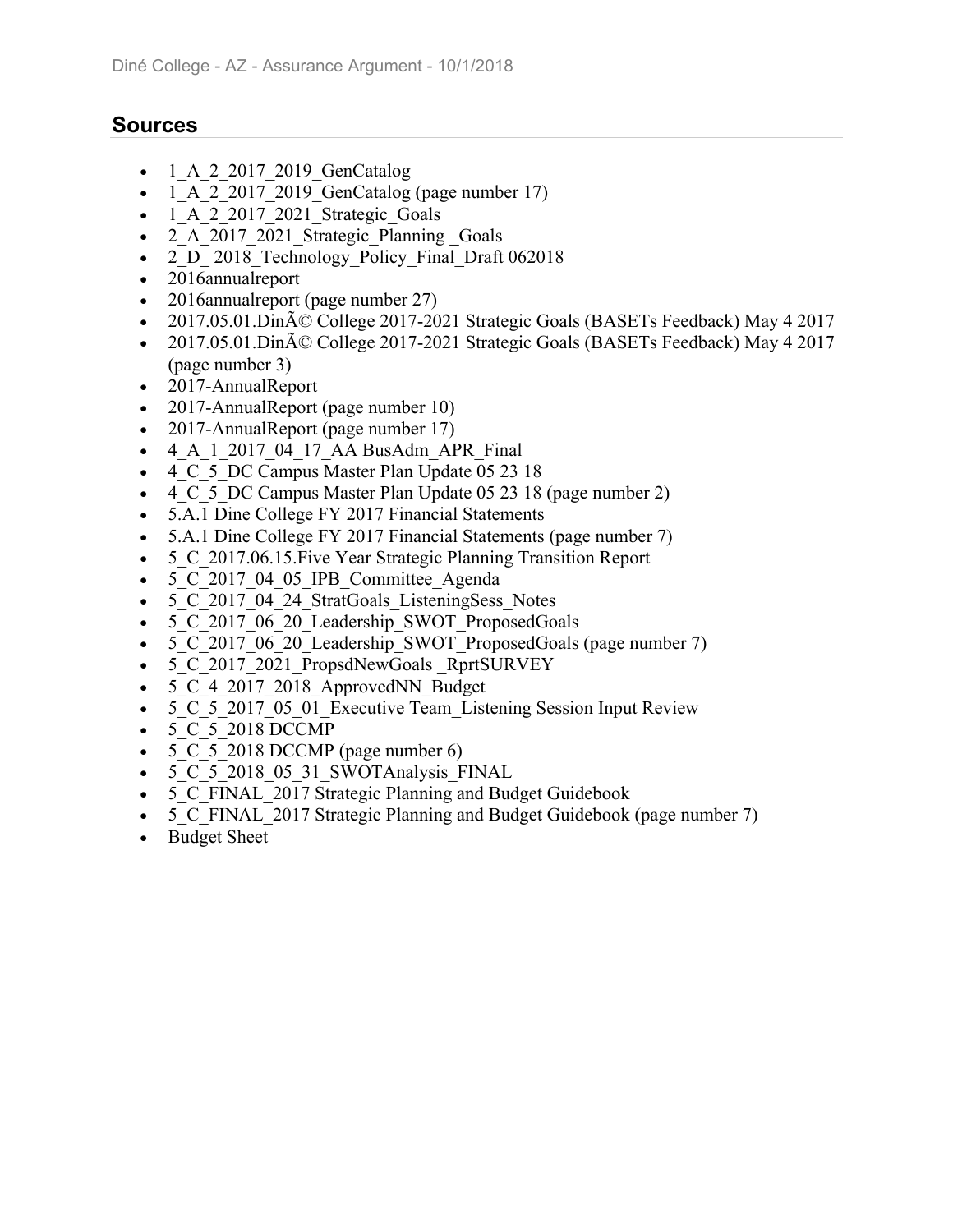## Sources

- 1_A_2_2017_2019_GenCatalog
- 1_A_2_2017_2019_GenCatalog (page number 17)
- 1_A_2_2017_2021_Strategic_Goals
- 2_A_2017_2021_Strategic_Planning _Goals
- 2_D_ 2018_Technology_Policy_Final_Draft 062018
- 2016annualreport
- 2016annualreport (page number 27)
- 2017.05.01.DinÃ© College 2017-2021 Strategic Goals (BASETs Feedback) May 4 2017
- 2017.05.01.DinÃ© College 2017-2021 Strategic Goals (BASETs Feedback) May 4 2017 (page number 3)
- 2017-AnnualReport
- 2017-AnnualReport (page number 10)
- 2017-AnnualReport (page number 17)
- 4_A_1_2017_04_17_AA BusAdm_APR_Final
- 4_C_5_DC Campus Master Plan Update 05 23 18
- 4_C_5_DC Campus Master Plan Update 05 23 18 (page number 2)
- 5.A.1 Dine College FY 2017 Financial Statements
- 5.A.1 Dine College FY 2017 Financial Statements (page number 7)
- 5_C_2017.06.15.Five Year Strategic Planning Transition Report
- 5_C_2017_04_05_IPB_Committee_Agenda
- 5_C_2017_04_24_StratGoals_ListeningSess_Notes
- 5_C_2017_06_20_Leadership_SWOT_ProposedGoals
- 5_C_2017_06_20_Leadership_SWOT_ProposedGoals (page number 7)
- 5_C_2017_2021_PropsdNewGoals _RprtSURVEY
- 5_C_4_2017_2018_ApprovedNN_Budget
- 5_C_5_2017_05_01_Executive Team_Listening Session Input Review
- 5_C_5_2018 DCCMP
- 5_C_5_2018 DCCMP (page number 6)
- 5_C_5_2018_05_31_SWOTAnalysis_FINAL
- 5_C_FINAL_2017 Strategic Planning and Budget Guidebook
- 5_C_FINAL_2017 Strategic Planning and Budget Guidebook (page number 7)
- Budget Sheet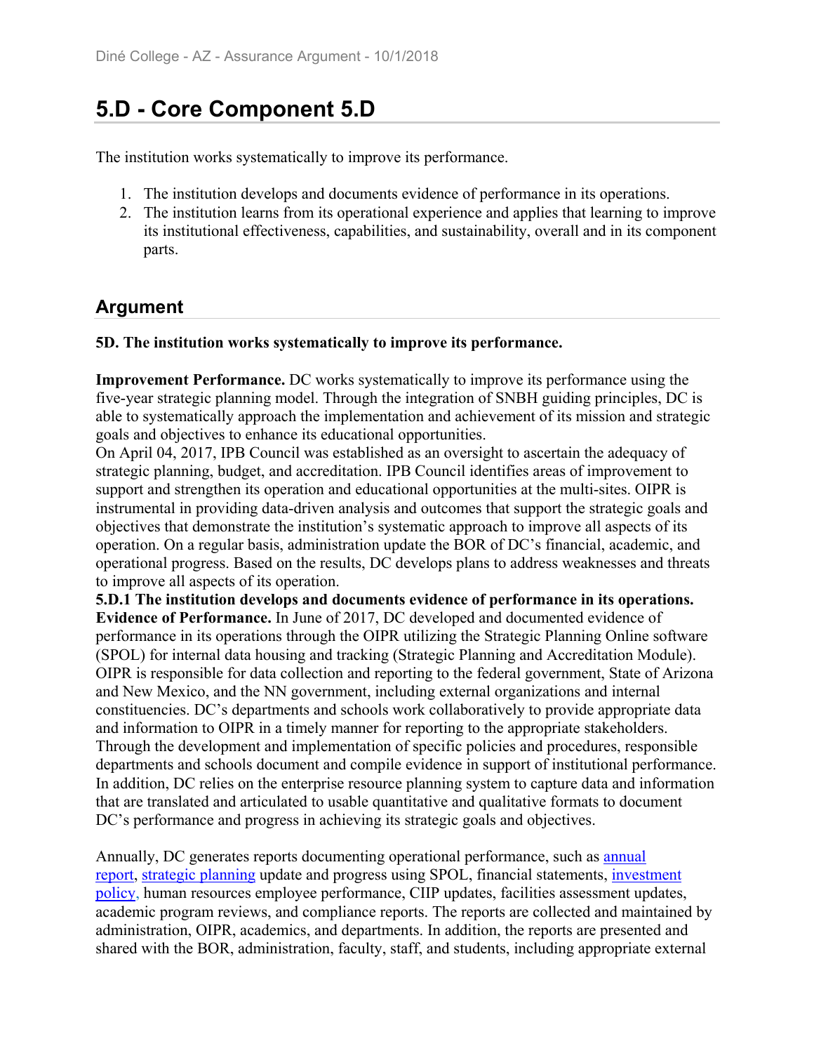# 5.D - Core Component 5.D

The institution works systematically to improve its performance.

1. The institution develops and documents evidence of performance in its operations.
2. The institution learns from its operational experience and applies that learning to improve its institutional effectiveness, capabilities, and sustainability, overall and in its component parts.

## Argument

**5D. The institution works systematically to improve its performance.**

**Improvement Performance.** DC works systematically to improve its performance using the five-year strategic planning model. Through the integration of SNBH guiding principles, DC is able to systematically approach the implementation and achievement of its mission and strategic goals and objectives to enhance its educational opportunities.
On April 04, 2017, IPB Council was established as an oversight to ascertain the adequacy of strategic planning, budget, and accreditation. IPB Council identifies areas of improvement to support and strengthen its operation and educational opportunities at the multi-sites. OIPR is instrumental in providing data-driven analysis and outcomes that support the strategic goals and objectives that demonstrate the institution's systematic approach to improve all aspects of its operation. On a regular basis, administration update the BOR of DC's financial, academic, and operational progress. Based on the results, DC develops plans to address weaknesses and threats to improve all aspects of its operation.
**5.D.1 The institution develops and documents evidence of performance in its operations.**
**Evidence of Performance.** In June of 2017, DC developed and documented evidence of performance in its operations through the OIPR utilizing the Strategic Planning Online software (SPOL) for internal data housing and tracking (Strategic Planning and Accreditation Module). OIPR is responsible for data collection and reporting to the federal government, State of Arizona and New Mexico, and the NN government, including external organizations and internal constituencies. DC's departments and schools work collaboratively to provide appropriate data and information to OIPR in a timely manner for reporting to the appropriate stakeholders. Through the development and implementation of specific policies and procedures, responsible departments and schools document and compile evidence in support of institutional performance. In addition, DC relies on the enterprise resource planning system to capture data and information that are translated and articulated to usable quantitative and qualitative formats to document DC's performance and progress in achieving its strategic goals and objectives.

Annually, DC generates reports documenting operational performance, such as annual report, strategic planning update and progress using SPOL, financial statements, investment policy, human resources employee performance, CIIP updates, facilities assessment updates, academic program reviews, and compliance reports. The reports are collected and maintained by administration, OIPR, academics, and departments. In addition, the reports are presented and shared with the BOR, administration, faculty, staff, and students, including appropriate external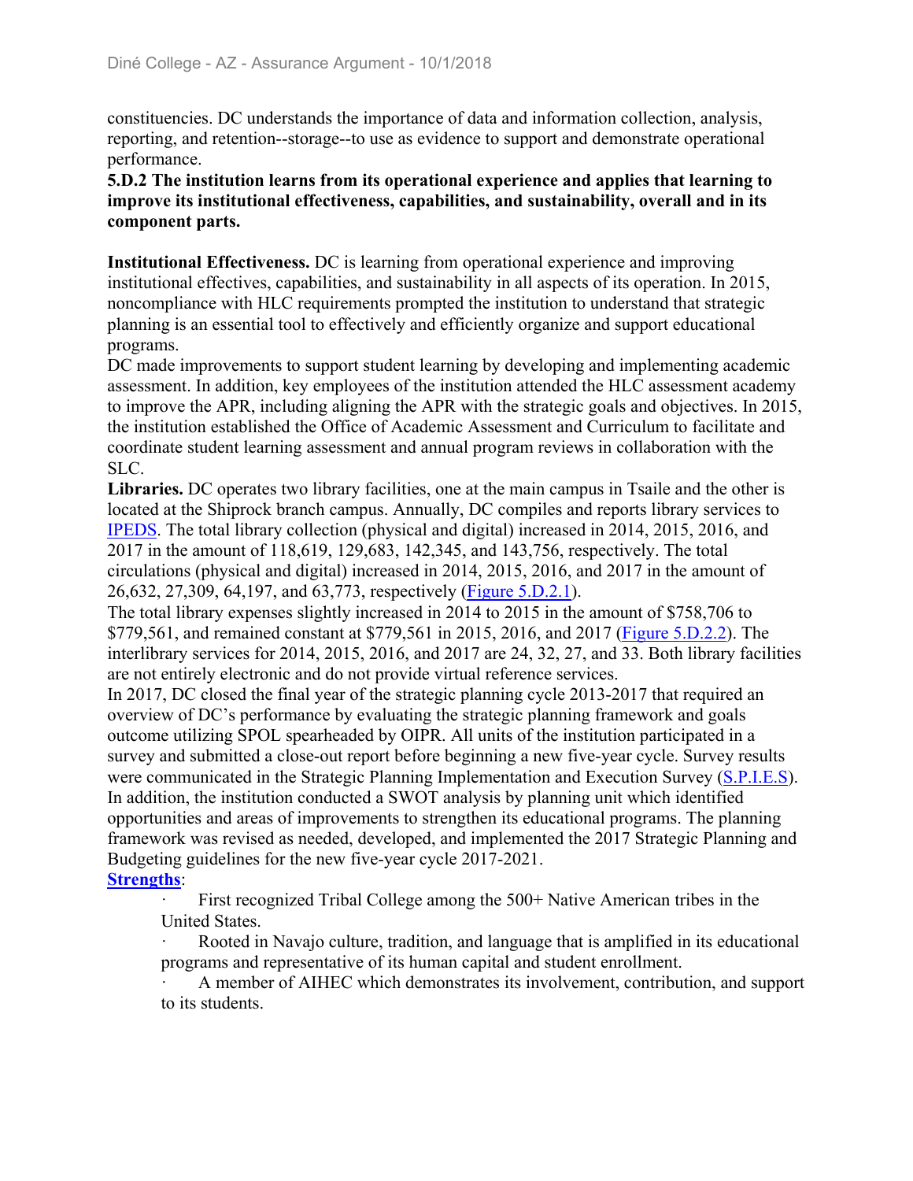constituencies. DC understands the importance of data and information collection, analysis, reporting, and retention--storage--to use as evidence to support and demonstrate operational performance.

**5.D.2 The institution learns from its operational experience and applies that learning to improve its institutional effectiveness, capabilities, and sustainability, overall and in its component parts.**

**Institutional Effectiveness.** DC is learning from operational experience and improving institutional effectives, capabilities, and sustainability in all aspects of its operation. In 2015, noncompliance with HLC requirements prompted the institution to understand that strategic planning is an essential tool to effectively and efficiently organize and support educational programs.

DC made improvements to support student learning by developing and implementing academic assessment. In addition, key employees of the institution attended the HLC assessment academy to improve the APR, including aligning the APR with the strategic goals and objectives. In 2015, the institution established the Office of Academic Assessment and Curriculum to facilitate and coordinate student learning assessment and annual program reviews in collaboration with the SLC.

**Libraries.** DC operates two library facilities, one at the main campus in Tsaile and the other is located at the Shiprock branch campus. Annually, DC compiles and reports library services to IPEDS. The total library collection (physical and digital) increased in 2014, 2015, 2016, and 2017 in the amount of 118,619, 129,683, 142,345, and 143,756, respectively. The total circulations (physical and digital) increased in 2014, 2015, 2016, and 2017 in the amount of 26,632, 27,309, 64,197, and 63,773, respectively (Figure 5.D.2.1).

The total library expenses slightly increased in 2014 to 2015 in the amount of $758,706 to $779,561, and remained constant at $779,561 in 2015, 2016, and 2017 (Figure 5.D.2.2). The interlibrary services for 2014, 2015, 2016, and 2017 are 24, 32, 27, and 33. Both library facilities are not entirely electronic and do not provide virtual reference services.

In 2017, DC closed the final year of the strategic planning cycle 2013-2017 that required an overview of DC's performance by evaluating the strategic planning framework and goals outcome utilizing SPOL spearheaded by OIPR. All units of the institution participated in a survey and submitted a close-out report before beginning a new five-year cycle. Survey results were communicated in the Strategic Planning Implementation and Execution Survey (S.P.I.E.S). In addition, the institution conducted a SWOT analysis by planning unit which identified opportunities and areas of improvements to strengthen its educational programs. The planning framework was revised as needed, developed, and implemented the 2017 Strategic Planning and Budgeting guidelines for the new five-year cycle 2017-2021.

**Strengths**:

- First recognized Tribal College among the 500+ Native American tribes in the United States.
- Rooted in Navajo culture, tradition, and language that is amplified in its educational programs and representative of its human capital and student enrollment.
- A member of AIHEC which demonstrates its involvement, contribution, and support to its students.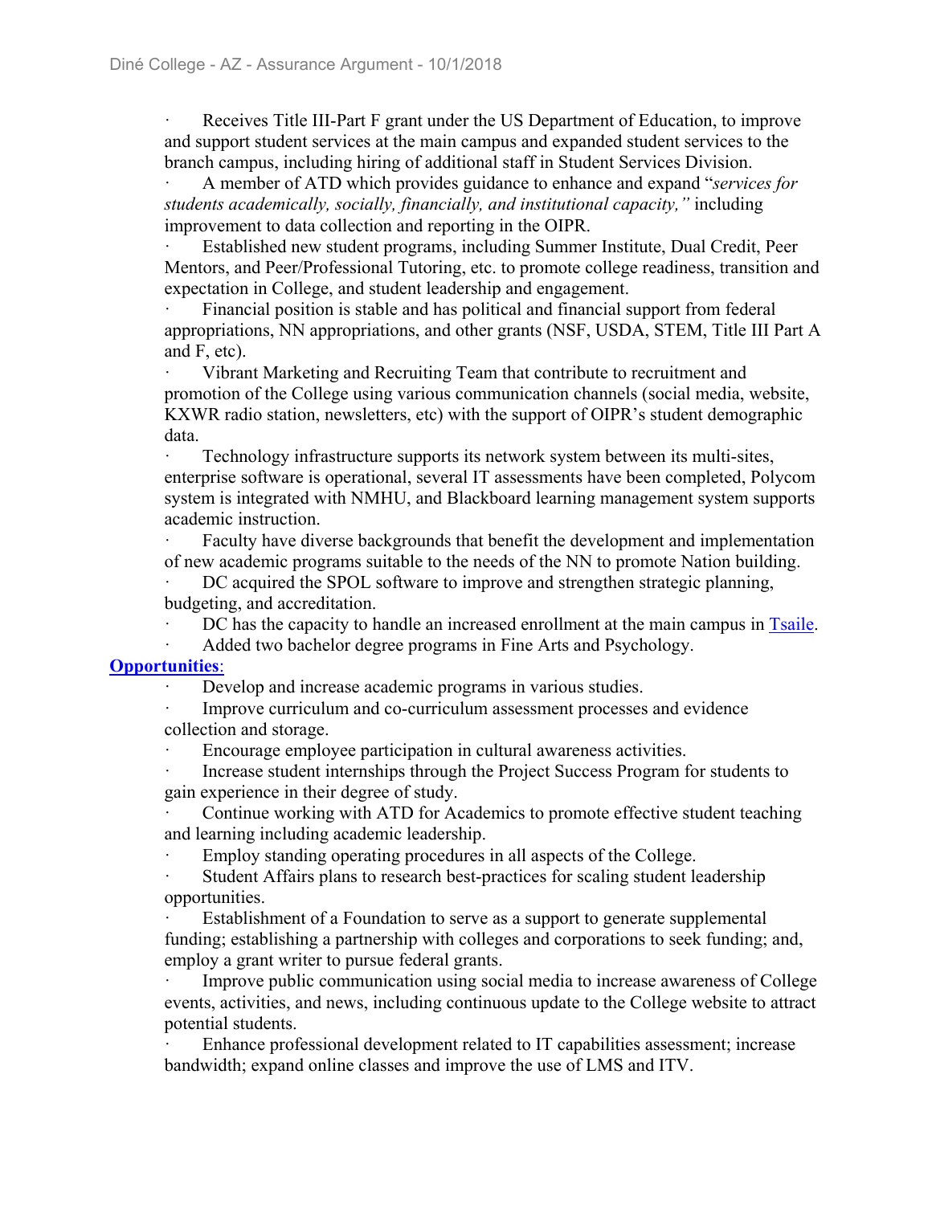- Receives Title III-Part F grant under the US Department of Education, to improve and support student services at the main campus and expanded student services to the branch campus, including hiring of additional staff in Student Services Division.
- A member of ATD which provides guidance to enhance and expand "*services for students academically, socially, financially, and institutional capacity,*" including improvement to data collection and reporting in the OIPR.
- Established new student programs, including Summer Institute, Dual Credit, Peer Mentors, and Peer/Professional Tutoring, etc. to promote college readiness, transition and expectation in College, and student leadership and engagement.
- Financial position is stable and has political and financial support from federal appropriations, NN appropriations, and other grants (NSF, USDA, STEM, Title III Part A and F, etc).
- Vibrant Marketing and Recruiting Team that contribute to recruitment and promotion of the College using various communication channels (social media, website, KXWR radio station, newsletters, etc) with the support of OIPR's student demographic data.
- Technology infrastructure supports its network system between its multi-sites, enterprise software is operational, several IT assessments have been completed, Polycom system is integrated with NMHU, and Blackboard learning management system supports academic instruction.
- Faculty have diverse backgrounds that benefit the development and implementation of new academic programs suitable to the needs of the NN to promote Nation building.
- DC acquired the SPOL software to improve and strengthen strategic planning, budgeting, and accreditation.
- DC has the capacity to handle an increased enrollment at the main campus in Tsaile.
- Added two bachelor degree programs in Fine Arts and Psychology.

**Opportunities**:

- Develop and increase academic programs in various studies.
- Improve curriculum and co-curriculum assessment processes and evidence collection and storage.
- Encourage employee participation in cultural awareness activities.
- Increase student internships through the Project Success Program for students to gain experience in their degree of study.
- Continue working with ATD for Academics to promote effective student teaching and learning including academic leadership.
- Employ standing operating procedures in all aspects of the College.
- Student Affairs plans to research best-practices for scaling student leadership opportunities.
- Establishment of a Foundation to serve as a support to generate supplemental funding; establishing a partnership with colleges and corporations to seek funding; and, employ a grant writer to pursue federal grants.
- Improve public communication using social media to increase awareness of College events, activities, and news, including continuous update to the College website to attract potential students.
- Enhance professional development related to IT capabilities assessment; increase bandwidth; expand online classes and improve the use of LMS and ITV.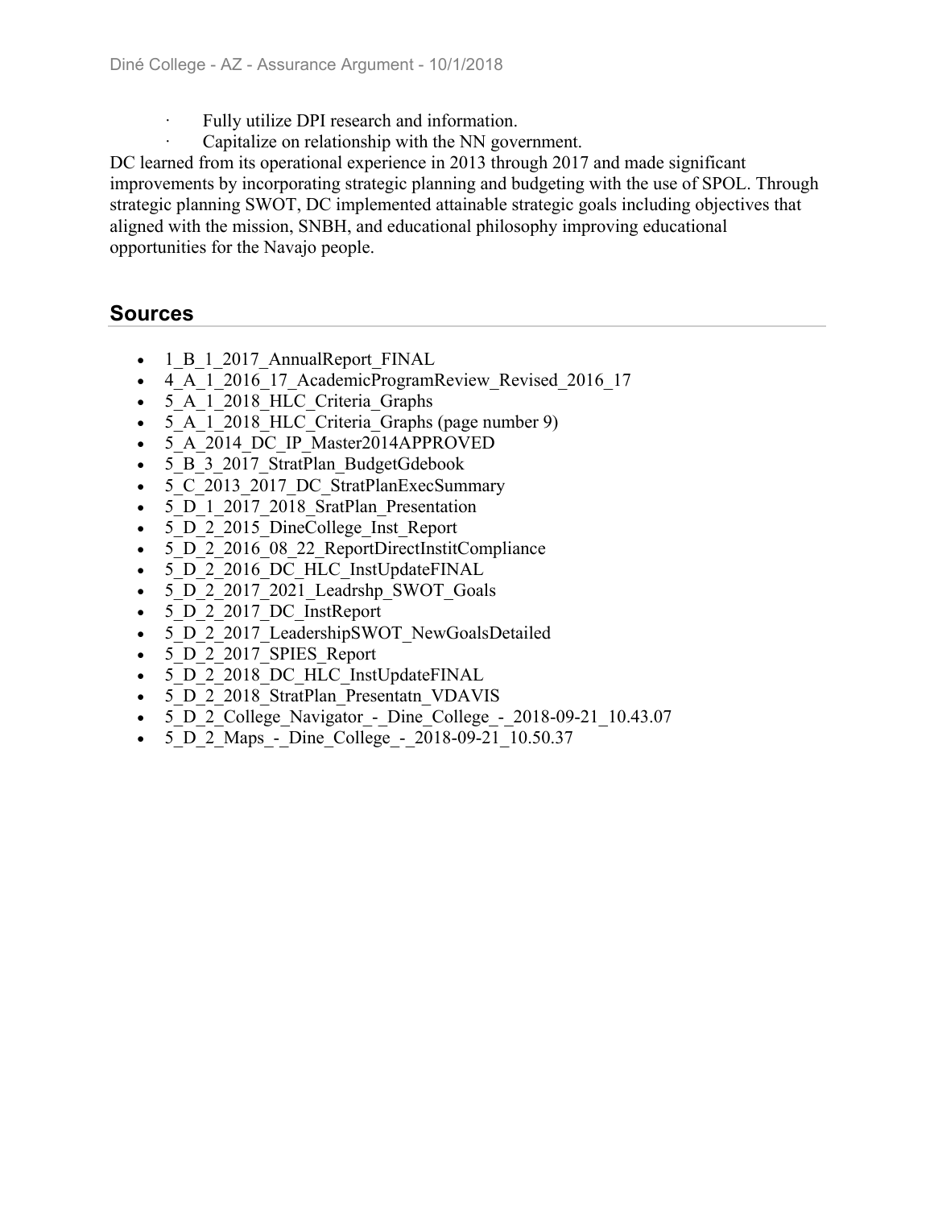- Fully utilize DPI research and information.
- Capitalize on relationship with the NN government.

DC learned from its operational experience in 2013 through 2017 and made significant improvements by incorporating strategic planning and budgeting with the use of SPOL. Through strategic planning SWOT, DC implemented attainable strategic goals including objectives that aligned with the mission, SNBH, and educational philosophy improving educational opportunities for the Navajo people.

## Sources

- 1_B_1_2017_AnnualReport_FINAL
- 4_A_1_2016_17_AcademicProgramReview_Revised_2016_17
- 5_A_1_2018_HLC_Criteria_Graphs
- 5_A_1_2018_HLC_Criteria_Graphs (page number 9)
- 5_A_2014_DC_IP_Master2014APPROVED
- 5_B_3_2017_StratPlan_BudgetGdebook
- 5_C_2013_2017_DC_StratPlanExecSummary
- 5_D_1_2017_2018_SratPlan_Presentation
- 5_D_2_2015_DineCollege_Inst_Report
- 5_D_2_2016_08_22_ReportDirectInstitCompliance
- 5_D_2_2016_DC_HLC_InstUpdateFINAL
- 5_D_2_2017_2021_Leadrshp_SWOT_Goals
- 5_D_2_2017_DC_InstReport
- 5_D_2_2017_LeadershipSWOT_NewGoalsDetailed
- 5_D_2_2017_SPIES_Report
- 5_D_2_2018_DC_HLC_InstUpdateFINAL
- 5_D_2_2018_StratPlan_Presentatn_VDAVIS
- 5_D_2_College_Navigator_-_Dine_College_-_2018-09-21_10.43.07
- 5_D_2_Maps_-_Dine_College_-_2018-09-21_10.50.37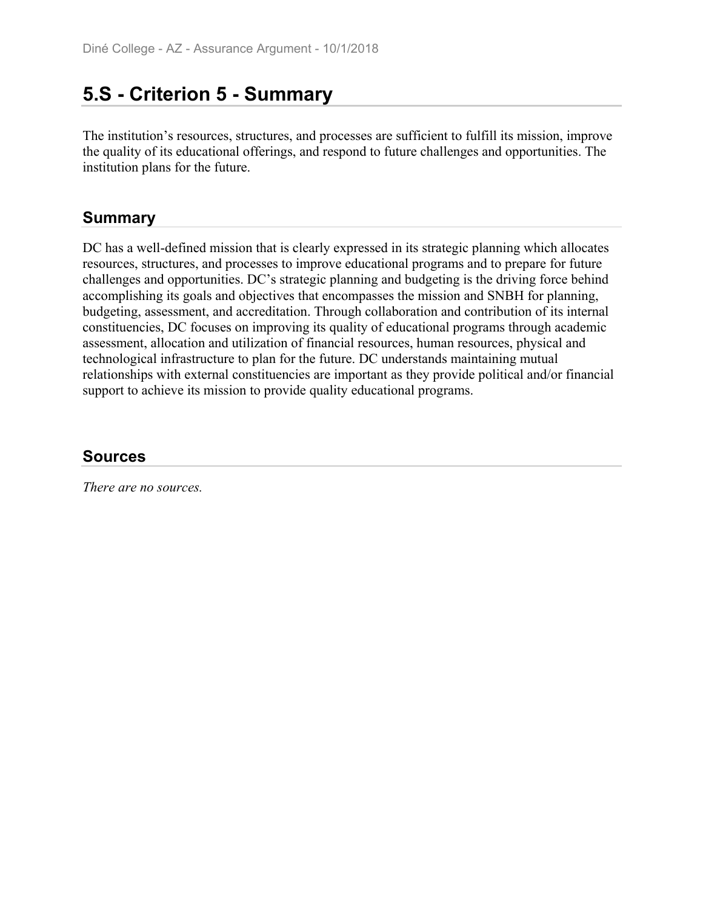# 5.S - Criterion 5 - Summary

The institution's resources, structures, and processes are sufficient to fulfill its mission, improve the quality of its educational offerings, and respond to future challenges and opportunities. The institution plans for the future.

## Summary

DC has a well-defined mission that is clearly expressed in its strategic planning which allocates resources, structures, and processes to improve educational programs and to prepare for future challenges and opportunities. DC's strategic planning and budgeting is the driving force behind accomplishing its goals and objectives that encompasses the mission and SNBH for planning, budgeting, assessment, and accreditation. Through collaboration and contribution of its internal constituencies, DC focuses on improving its quality of educational programs through academic assessment, allocation and utilization of financial resources, human resources, physical and technological infrastructure to plan for the future. DC understands maintaining mutual relationships with external constituencies are important as they provide political and/or financial support to achieve its mission to provide quality educational programs.

## Sources

*There are no sources.*